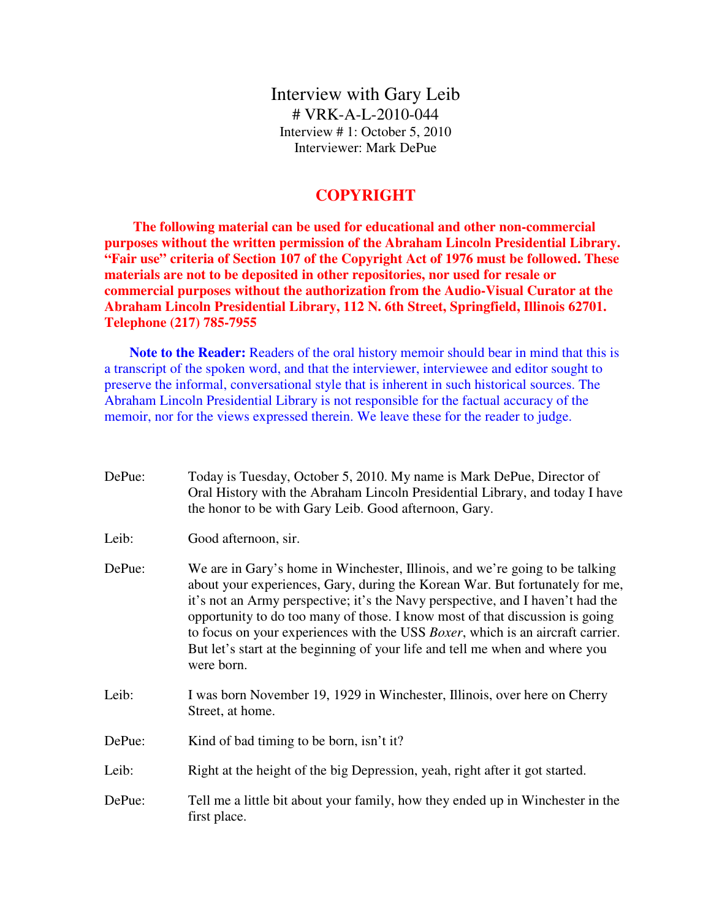# Interview with Gary Leib

**# VRK-A-L-2010-044**
Interview # 1: October 5, 2010
Interviewer: Mark DePue

## COPYRIGHT

**The following material can be used for educational and other non-commercial purposes without the written permission of the Abraham Lincoln Presidential Library. "Fair use" criteria of Section 107 of the Copyright Act of 1976 must be followed. These materials are not to be deposited in other repositories, nor used for resale or commercial purposes without the authorization from the Audio-Visual Curator at the Abraham Lincoln Presidential Library, 112 N. 6th Street, Springfield, Illinois 62701. Telephone (217) 785-7955**

**Note to the Reader:** Readers of the oral history memoir should bear in mind that this is a transcript of the spoken word, and that the interviewer, interviewee and editor sought to preserve the informal, conversational style that is inherent in such historical sources. The Abraham Lincoln Presidential Library is not responsible for the factual accuracy of the memoir, nor for the views expressed therein. We leave these for the reader to judge.

DePue: Today is Tuesday, October 5, 2010. My name is Mark DePue, Director of Oral History with the Abraham Lincoln Presidential Library, and today I have the honor to be with Gary Leib. Good afternoon, Gary.

Leib: Good afternoon, sir.

DePue: We are in Gary's home in Winchester, Illinois, and we're going to be talking about your experiences, Gary, during the Korean War. But fortunately for me, it's not an Army perspective; it's the Navy perspective, and I haven't had the opportunity to do too many of those. I know most of that discussion is going to focus on your experiences with the USS *Boxer*, which is an aircraft carrier. But let's start at the beginning of your life and tell me when and where you were born.

Leib: I was born November 19, 1929 in Winchester, Illinois, over here on Cherry Street, at home.

DePue: Kind of bad timing to be born, isn't it?

Leib: Right at the height of the big Depression, yeah, right after it got started.

DePue: Tell me a little bit about your family, how they ended up in Winchester in the first place.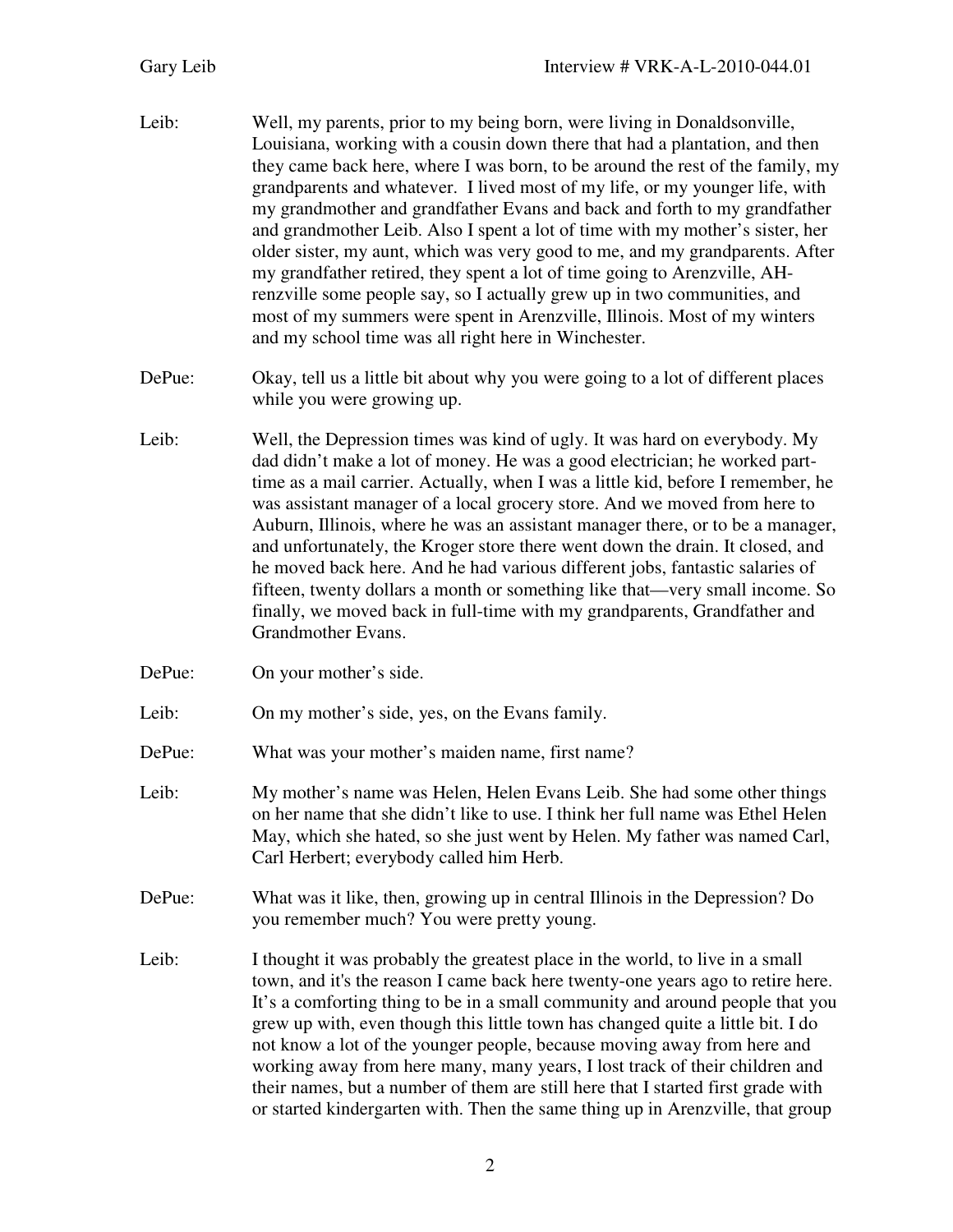Leib: Well, my parents, prior to my being born, were living in Donaldsonville, Louisiana, working with a cousin down there that had a plantation, and then they came back here, where I was born, to be around the rest of the family, my grandparents and whatever. I lived most of my life, or my younger life, with my grandmother and grandfather Evans and back and forth to my grandfather and grandmother Leib. Also I spent a lot of time with my mother's sister, her older sister, my aunt, which was very good to me, and my grandparents. After my grandfather retired, they spent a lot of time going to Arenzville, AH-renzville some people say, so I actually grew up in two communities, and most of my summers were spent in Arenzville, Illinois. Most of my winters and my school time was all right here in Winchester.

DePue: Okay, tell us a little bit about why you were going to a lot of different places while you were growing up.

Leib: Well, the Depression times was kind of ugly. It was hard on everybody. My dad didn't make a lot of money. He was a good electrician; he worked part-time as a mail carrier. Actually, when I was a little kid, before I remember, he was assistant manager of a local grocery store. And we moved from here to Auburn, Illinois, where he was an assistant manager there, or to be a manager, and unfortunately, the Kroger store there went down the drain. It closed, and he moved back here. And he had various different jobs, fantastic salaries of fifteen, twenty dollars a month or something like that—very small income. So finally, we moved back in full-time with my grandparents, Grandfather and Grandmother Evans.

DePue: On your mother's side.

Leib: On my mother's side, yes, on the Evans family.

DePue: What was your mother's maiden name, first name?

Leib: My mother's name was Helen, Helen Evans Leib. She had some other things on her name that she didn't like to use. I think her full name was Ethel Helen May, which she hated, so she just went by Helen. My father was named Carl, Carl Herbert; everybody called him Herb.

DePue: What was it like, then, growing up in central Illinois in the Depression? Do you remember much? You were pretty young.

Leib: I thought it was probably the greatest place in the world, to live in a small town, and it's the reason I came back here twenty-one years ago to retire here. It's a comforting thing to be in a small community and around people that you grew up with, even though this little town has changed quite a little bit. I do not know a lot of the younger people, because moving away from here and working away from here many, many years, I lost track of their children and their names, but a number of them are still here that I started first grade with or started kindergarten with. Then the same thing up in Arenzville, that group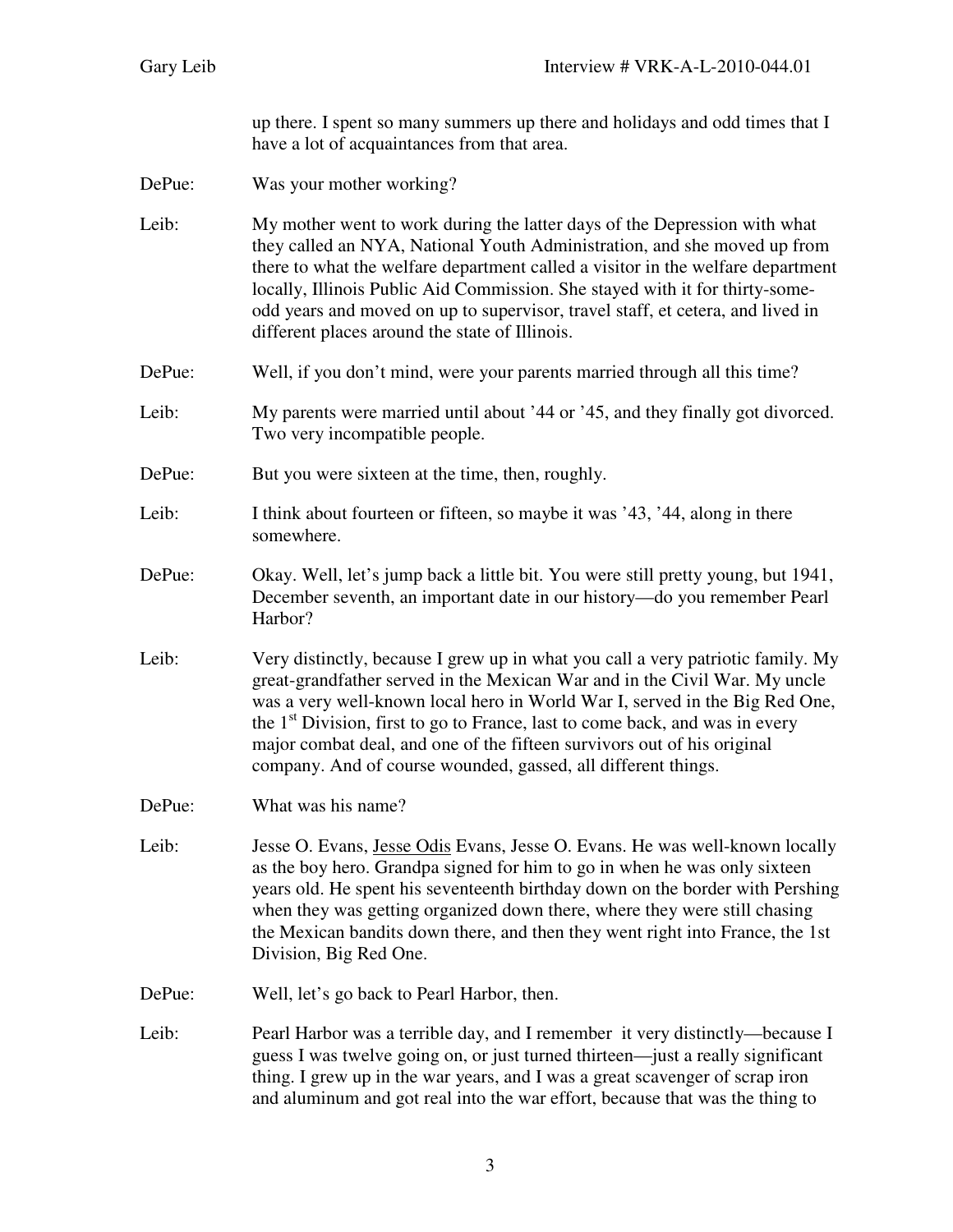up there. I spent so many summers up there and holidays and odd times that I have a lot of acquaintances from that area.

DePue: Was your mother working?

Leib: My mother went to work during the latter days of the Depression with what they called an NYA, National Youth Administration, and she moved up from there to what the welfare department called a visitor in the welfare department locally, Illinois Public Aid Commission. She stayed with it for thirty-some-odd years and moved on up to supervisor, travel staff, et cetera, and lived in different places around the state of Illinois.

DePue: Well, if you don't mind, were your parents married through all this time?

Leib: My parents were married until about '44 or '45, and they finally got divorced. Two very incompatible people.

DePue: But you were sixteen at the time, then, roughly.

Leib: I think about fourteen or fifteen, so maybe it was '43, '44, along in there somewhere.

DePue: Okay. Well, let's jump back a little bit. You were still pretty young, but 1941, December seventh, an important date in our history—do you remember Pearl Harbor?

Leib: Very distinctly, because I grew up in what you call a very patriotic family. My great-grandfather served in the Mexican War and in the Civil War. My uncle was a very well-known local hero in World War I, served in the Big Red One, the 1st Division, first to go to France, last to come back, and was in every major combat deal, and one of the fifteen survivors out of his original company. And of course wounded, gassed, all different things.

DePue: What was his name?

Leib: Jesse O. Evans, <u>Jesse Odis</u> Evans, Jesse O. Evans. He was well-known locally as the boy hero. Grandpa signed for him to go in when he was only sixteen years old. He spent his seventeenth birthday down on the border with Pershing when they was getting organized down there, where they were still chasing the Mexican bandits down there, and then they went right into France, the 1st Division, Big Red One.

DePue: Well, let's go back to Pearl Harbor, then.

Leib: Pearl Harbor was a terrible day, and I remember it very distinctly—because I guess I was twelve going on, or just turned thirteen—just a really significant thing. I grew up in the war years, and I was a great scavenger of scrap iron and aluminum and got real into the war effort, because that was the thing to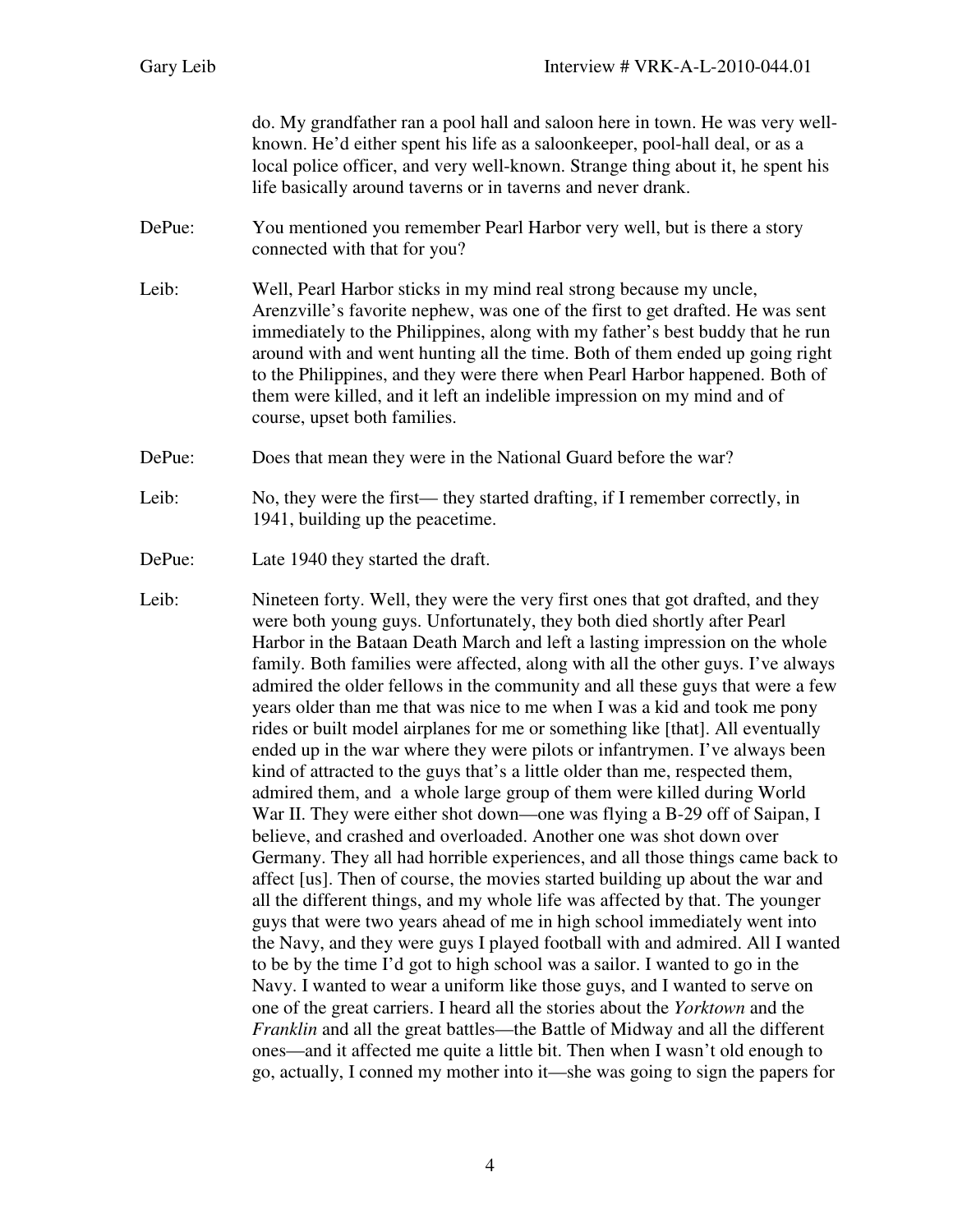do. My grandfather ran a pool hall and saloon here in town. He was very well-known. He'd either spent his life as a saloonkeeper, pool-hall deal, or as a local police officer, and very well-known. Strange thing about it, he spent his life basically around taverns or in taverns and never drank.

DePue: You mentioned you remember Pearl Harbor very well, but is there a story connected with that for you?

Leib: Well, Pearl Harbor sticks in my mind real strong because my uncle, Arenzville's favorite nephew, was one of the first to get drafted. He was sent immediately to the Philippines, along with my father's best buddy that he run around with and went hunting all the time. Both of them ended up going right to the Philippines, and they were there when Pearl Harbor happened. Both of them were killed, and it left an indelible impression on my mind and of course, upset both families.

DePue: Does that mean they were in the National Guard before the war?

Leib: No, they were the first— they started drafting, if I remember correctly, in 1941, building up the peacetime.

DePue: Late 1940 they started the draft.

Leib: Nineteen forty. Well, they were the very first ones that got drafted, and they were both young guys. Unfortunately, they both died shortly after Pearl Harbor in the Bataan Death March and left a lasting impression on the whole family. Both families were affected, along with all the other guys. I've always admired the older fellows in the community and all these guys that were a few years older than me that was nice to me when I was a kid and took me pony rides or built model airplanes for me or something like [that]. All eventually ended up in the war where they were pilots or infantrymen. I've always been kind of attracted to the guys that's a little older than me, respected them, admired them, and a whole large group of them were killed during World War II. They were either shot down—one was flying a B-29 off of Saipan, I believe, and crashed and overloaded. Another one was shot down over Germany. They all had horrible experiences, and all those things came back to affect [us]. Then of course, the movies started building up about the war and all the different things, and my whole life was affected by that. The younger guys that were two years ahead of me in high school immediately went into the Navy, and they were guys I played football with and admired. All I wanted to be by the time I'd got to high school was a sailor. I wanted to go in the Navy. I wanted to wear a uniform like those guys, and I wanted to serve on one of the great carriers. I heard all the stories about the *Yorktown* and the *Franklin* and all the great battles—the Battle of Midway and all the different ones—and it affected me quite a little bit. Then when I wasn't old enough to go, actually, I conned my mother into it—she was going to sign the papers for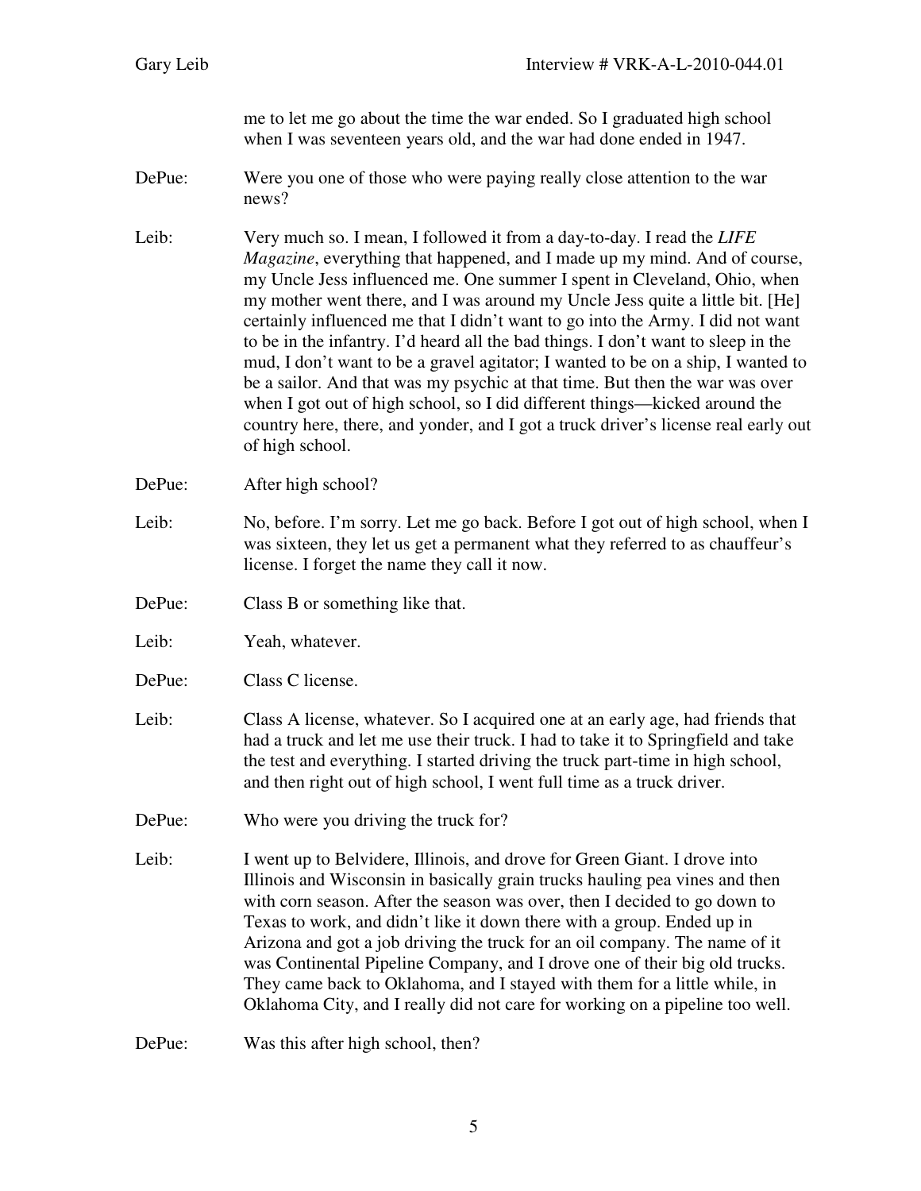me to let me go about the time the war ended. So I graduated high school when I was seventeen years old, and the war had done ended in 1947.

DePue: Were you one of those who were paying really close attention to the war news?

Leib: Very much so. I mean, I followed it from a day-to-day. I read the *LIFE Magazine*, everything that happened, and I made up my mind. And of course, my Uncle Jess influenced me. One summer I spent in Cleveland, Ohio, when my mother went there, and I was around my Uncle Jess quite a little bit. [He] certainly influenced me that I didn't want to go into the Army. I did not want to be in the infantry. I'd heard all the bad things. I don't want to sleep in the mud, I don't want to be a gravel agitator; I wanted to be on a ship, I wanted to be a sailor. And that was my psychic at that time. But then the war was over when I got out of high school, so I did different things—kicked around the country here, there, and yonder, and I got a truck driver's license real early out of high school.

DePue: After high school?

Leib: No, before. I'm sorry. Let me go back. Before I got out of high school, when I was sixteen, they let us get a permanent what they referred to as chauffeur's license. I forget the name they call it now.

DePue: Class B or something like that.

Leib: Yeah, whatever.

DePue: Class C license.

Leib: Class A license, whatever. So I acquired one at an early age, had friends that had a truck and let me use their truck. I had to take it to Springfield and take the test and everything. I started driving the truck part-time in high school, and then right out of high school, I went full time as a truck driver.

DePue: Who were you driving the truck for?

Leib: I went up to Belvidere, Illinois, and drove for Green Giant. I drove into Illinois and Wisconsin in basically grain trucks hauling pea vines and then with corn season. After the season was over, then I decided to go down to Texas to work, and didn't like it down there with a group. Ended up in Arizona and got a job driving the truck for an oil company. The name of it was Continental Pipeline Company, and I drove one of their big old trucks. They came back to Oklahoma, and I stayed with them for a little while, in Oklahoma City, and I really did not care for working on a pipeline too well.

DePue: Was this after high school, then?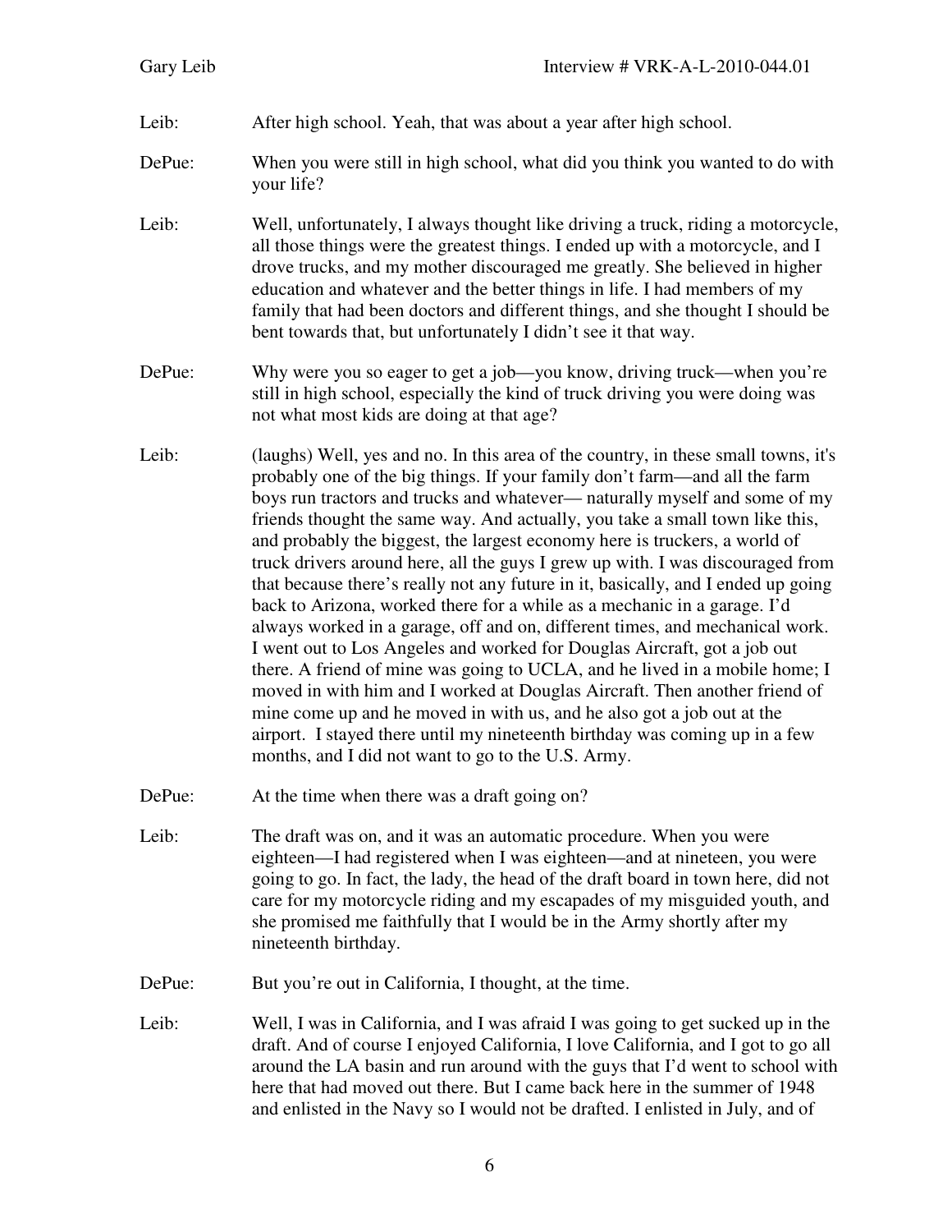Leib: After high school. Yeah, that was about a year after high school.

DePue: When you were still in high school, what did you think you wanted to do with your life?

Leib: Well, unfortunately, I always thought like driving a truck, riding a motorcycle, all those things were the greatest things. I ended up with a motorcycle, and I drove trucks, and my mother discouraged me greatly. She believed in higher education and whatever and the better things in life. I had members of my family that had been doctors and different things, and she thought I should be bent towards that, but unfortunately I didn't see it that way.

DePue: Why were you so eager to get a job—you know, driving truck—when you're still in high school, especially the kind of truck driving you were doing was not what most kids are doing at that age?

Leib: (laughs) Well, yes and no. In this area of the country, in these small towns, it's probably one of the big things. If your family don't farm—and all the farm boys run tractors and trucks and whatever— naturally myself and some of my friends thought the same way. And actually, you take a small town like this, and probably the biggest, the largest economy here is truckers, a world of truck drivers around here, all the guys I grew up with. I was discouraged from that because there's really not any future in it, basically, and I ended up going back to Arizona, worked there for a while as a mechanic in a garage. I'd always worked in a garage, off and on, different times, and mechanical work. I went out to Los Angeles and worked for Douglas Aircraft, got a job out there. A friend of mine was going to UCLA, and he lived in a mobile home; I moved in with him and I worked at Douglas Aircraft. Then another friend of mine come up and he moved in with us, and he also got a job out at the airport. I stayed there until my nineteenth birthday was coming up in a few months, and I did not want to go to the U.S. Army.

DePue: At the time when there was a draft going on?

Leib: The draft was on, and it was an automatic procedure. When you were eighteen—I had registered when I was eighteen—and at nineteen, you were going to go. In fact, the lady, the head of the draft board in town here, did not care for my motorcycle riding and my escapades of my misguided youth, and she promised me faithfully that I would be in the Army shortly after my nineteenth birthday.

DePue: But you're out in California, I thought, at the time.

Leib: Well, I was in California, and I was afraid I was going to get sucked up in the draft. And of course I enjoyed California, I love California, and I got to go all around the LA basin and run around with the guys that I'd went to school with here that had moved out there. But I came back here in the summer of 1948 and enlisted in the Navy so I would not be drafted. I enlisted in July, and of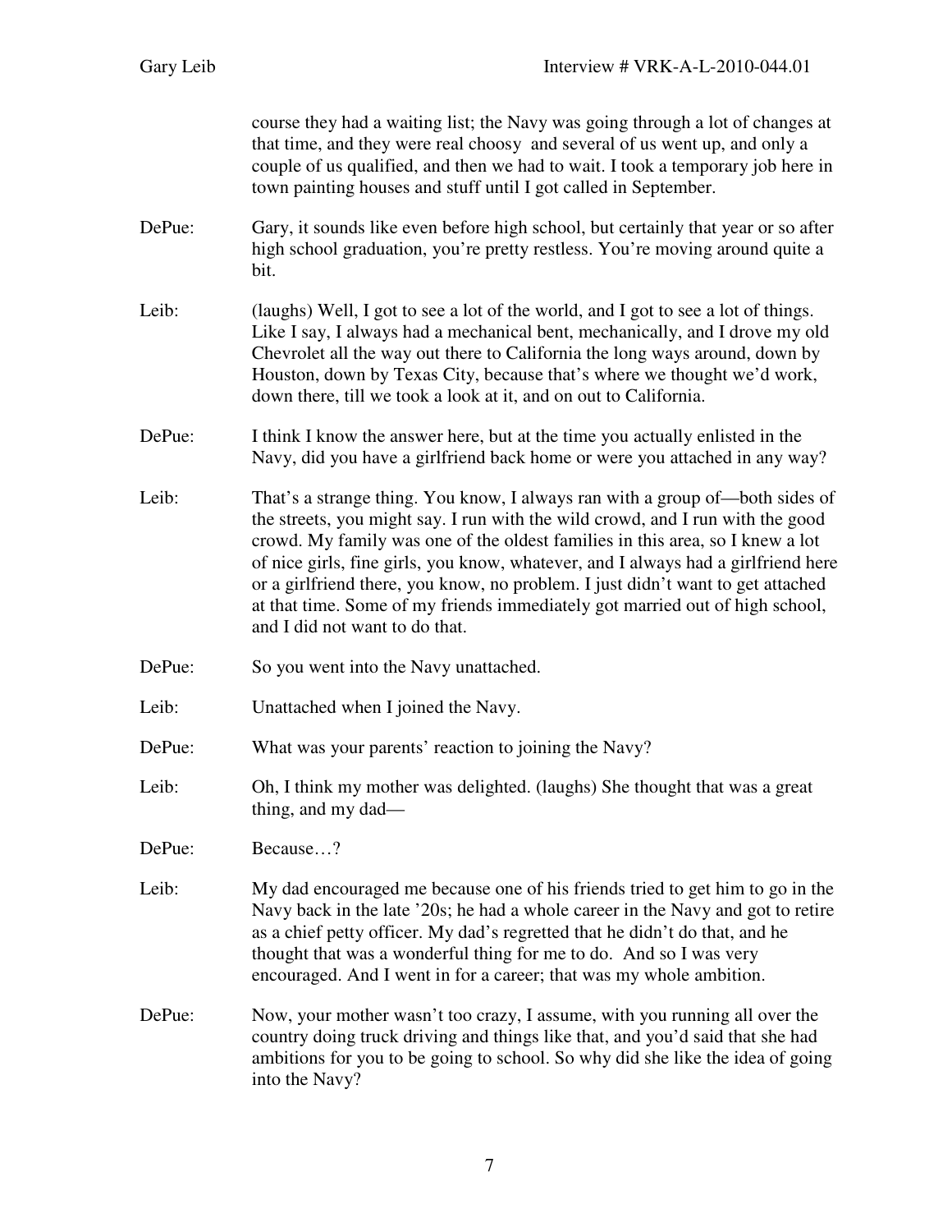course they had a waiting list; the Navy was going through a lot of changes at that time, and they were real choosy and several of us went up, and only a couple of us qualified, and then we had to wait. I took a temporary job here in town painting houses and stuff until I got called in September.

DePue: Gary, it sounds like even before high school, but certainly that year or so after high school graduation, you're pretty restless. You're moving around quite a bit.

Leib: (laughs) Well, I got to see a lot of the world, and I got to see a lot of things. Like I say, I always had a mechanical bent, mechanically, and I drove my old Chevrolet all the way out there to California the long ways around, down by Houston, down by Texas City, because that's where we thought we'd work, down there, till we took a look at it, and on out to California.

DePue: I think I know the answer here, but at the time you actually enlisted in the Navy, did you have a girlfriend back home or were you attached in any way?

Leib: That's a strange thing. You know, I always ran with a group of—both sides of the streets, you might say. I run with the wild crowd, and I run with the good crowd. My family was one of the oldest families in this area, so I knew a lot of nice girls, fine girls, you know, whatever, and I always had a girlfriend here or a girlfriend there, you know, no problem. I just didn't want to get attached at that time. Some of my friends immediately got married out of high school, and I did not want to do that.

DePue: So you went into the Navy unattached.

Leib: Unattached when I joined the Navy.

DePue: What was your parents' reaction to joining the Navy?

Leib: Oh, I think my mother was delighted. (laughs) She thought that was a great thing, and my dad—

DePue: Because…?

Leib: My dad encouraged me because one of his friends tried to get him to go in the Navy back in the late '20s; he had a whole career in the Navy and got to retire as a chief petty officer. My dad's regretted that he didn't do that, and he thought that was a wonderful thing for me to do. And so I was very encouraged. And I went in for a career; that was my whole ambition.

DePue: Now, your mother wasn't too crazy, I assume, with you running all over the country doing truck driving and things like that, and you'd said that she had ambitions for you to be going to school. So why did she like the idea of going into the Navy?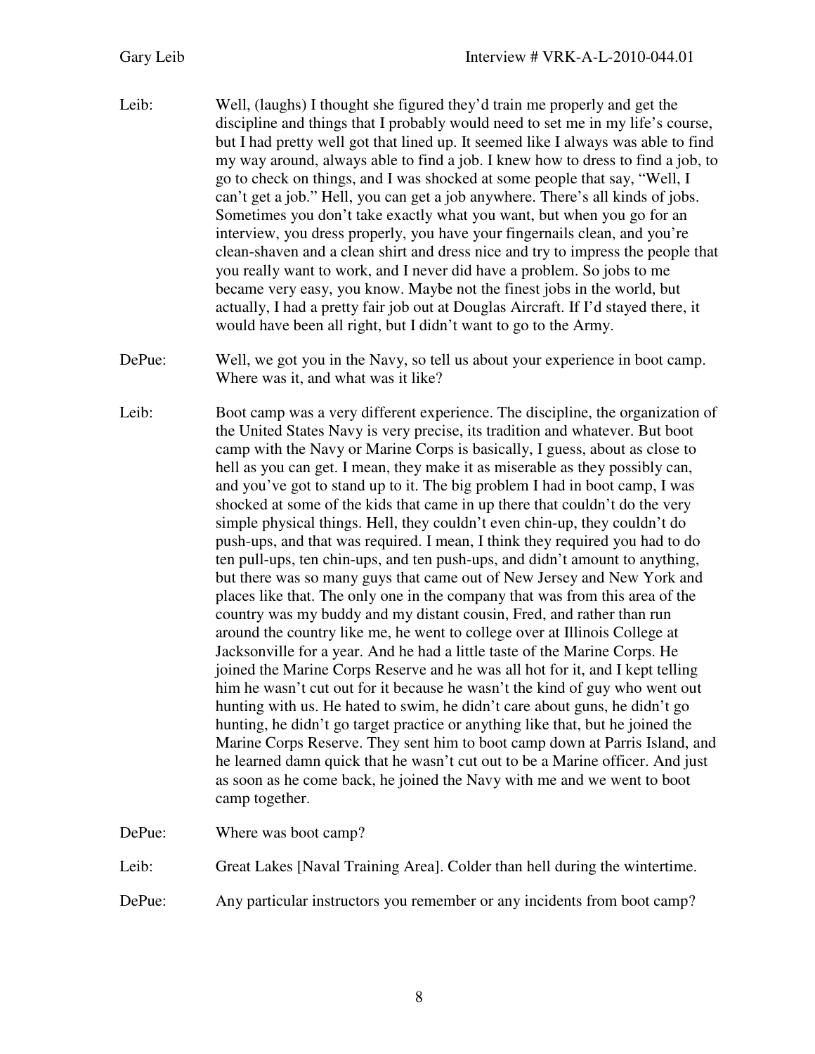Leib: Well, (laughs) I thought she figured they'd train me properly and get the discipline and things that I probably would need to set me in my life's course, but I had pretty well got that lined up. It seemed like I always was able to find my way around, always able to find a job. I knew how to dress to find a job, to go to check on things, and I was shocked at some people that say, "Well, I can't get a job." Hell, you can get a job anywhere. There's all kinds of jobs. Sometimes you don't take exactly what you want, but when you go for an interview, you dress properly, you have your fingernails clean, and you're clean-shaven and a clean shirt and dress nice and try to impress the people that you really want to work, and I never did have a problem. So jobs to me became very easy, you know. Maybe not the finest jobs in the world, but actually, I had a pretty fair job out at Douglas Aircraft. If I'd stayed there, it would have been all right, but I didn't want to go to the Army.

DePue: Well, we got you in the Navy, so tell us about your experience in boot camp. Where was it, and what was it like?

Leib: Boot camp was a very different experience. The discipline, the organization of the United States Navy is very precise, its tradition and whatever. But boot camp with the Navy or Marine Corps is basically, I guess, about as close to hell as you can get. I mean, they make it as miserable as they possibly can, and you've got to stand up to it. The big problem I had in boot camp, I was shocked at some of the kids that came in up there that couldn't do the very simple physical things. Hell, they couldn't even chin-up, they couldn't do push-ups, and that was required. I mean, I think they required you had to do ten pull-ups, ten chin-ups, and ten push-ups, and didn't amount to anything, but there was so many guys that came out of New Jersey and New York and places like that. The only one in the company that was from this area of the country was my buddy and my distant cousin, Fred, and rather than run around the country like me, he went to college over at Illinois College at Jacksonville for a year. And he had a little taste of the Marine Corps. He joined the Marine Corps Reserve and he was all hot for it, and I kept telling him he wasn't cut out for it because he wasn't the kind of guy who went out hunting with us. He hated to swim, he didn't care about guns, he didn't go hunting, he didn't go target practice or anything like that, but he joined the Marine Corps Reserve. They sent him to boot camp down at Parris Island, and he learned damn quick that he wasn't cut out to be a Marine officer. And just as soon as he come back, he joined the Navy with me and we went to boot camp together.

DePue: Where was boot camp?

Leib: Great Lakes [Naval Training Area]. Colder than hell during the wintertime.

DePue: Any particular instructors you remember or any incidents from boot camp?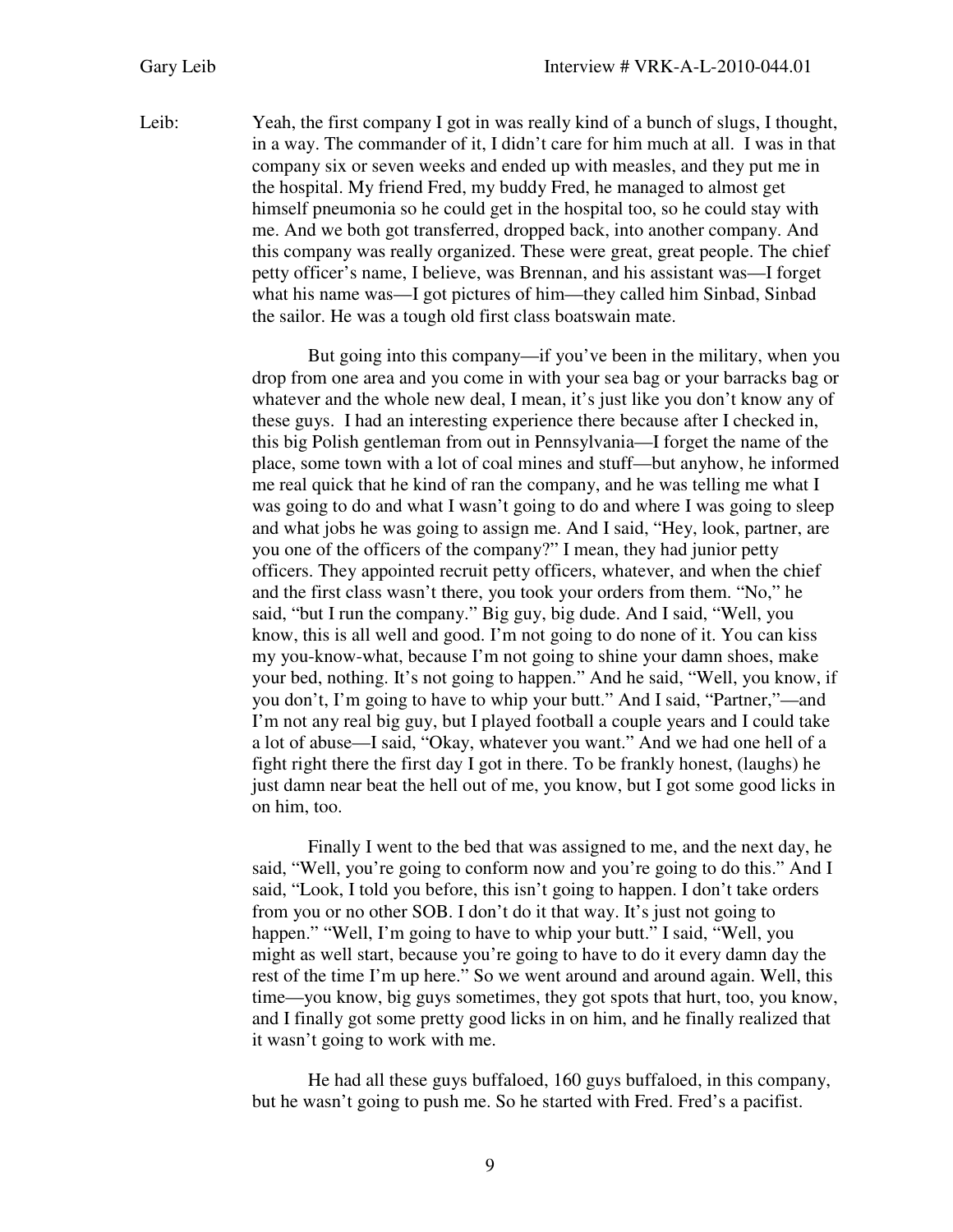Leib: Yeah, the first company I got in was really kind of a bunch of slugs, I thought, in a way. The commander of it, I didn't care for him much at all. I was in that company six or seven weeks and ended up with measles, and they put me in the hospital. My friend Fred, my buddy Fred, he managed to almost get himself pneumonia so he could get in the hospital too, so he could stay with me. And we both got transferred, dropped back, into another company. And this company was really organized. These were great, great people. The chief petty officer's name, I believe, was Brennan, and his assistant was—I forget what his name was—I got pictures of him—they called him Sinbad, Sinbad the sailor. He was a tough old first class boatswain mate.

But going into this company—if you've been in the military, when you drop from one area and you come in with your sea bag or your barracks bag or whatever and the whole new deal, I mean, it's just like you don't know any of these guys. I had an interesting experience there because after I checked in, this big Polish gentleman from out in Pennsylvania—I forget the name of the place, some town with a lot of coal mines and stuff—but anyhow, he informed me real quick that he kind of ran the company, and he was telling me what I was going to do and what I wasn't going to do and where I was going to sleep and what jobs he was going to assign me. And I said, "Hey, look, partner, are you one of the officers of the company?" I mean, they had junior petty officers. They appointed recruit petty officers, whatever, and when the chief and the first class wasn't there, you took your orders from them. "No," he said, "but I run the company." Big guy, big dude. And I said, "Well, you know, this is all well and good. I'm not going to do none of it. You can kiss my you-know-what, because I'm not going to shine your damn shoes, make your bed, nothing. It's not going to happen." And he said, "Well, you know, if you don't, I'm going to have to whip your butt." And I said, "Partner,"—and I'm not any real big guy, but I played football a couple years and I could take a lot of abuse—I said, "Okay, whatever you want." And we had one hell of a fight right there the first day I got in there. To be frankly honest, (laughs) he just damn near beat the hell out of me, you know, but I got some good licks in on him, too.

Finally I went to the bed that was assigned to me, and the next day, he said, "Well, you're going to conform now and you're going to do this." And I said, "Look, I told you before, this isn't going to happen. I don't take orders from you or no other SOB. I don't do it that way. It's just not going to happen." "Well, I'm going to have to whip your butt." I said, "Well, you might as well start, because you're going to have to do it every damn day the rest of the time I'm up here." So we went around and around again. Well, this time—you know, big guys sometimes, they got spots that hurt, too, you know, and I finally got some pretty good licks in on him, and he finally realized that it wasn't going to work with me.

He had all these guys buffaloed, 160 guys buffaloed, in this company, but he wasn't going to push me. So he started with Fred. Fred's a pacifist.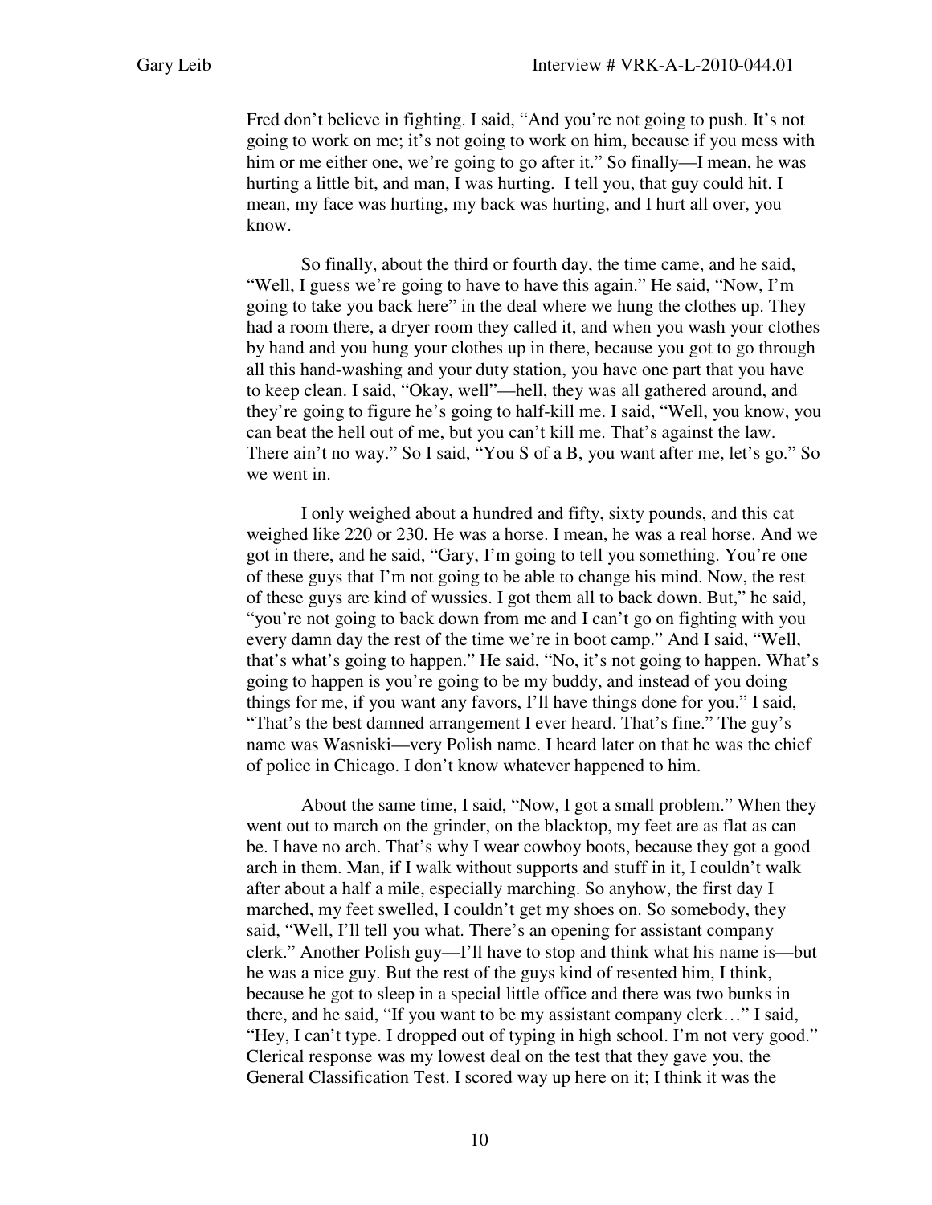Fred don't believe in fighting. I said, "And you're not going to push. It's not going to work on me; it's not going to work on him, because if you mess with him or me either one, we're going to go after it." So finally—I mean, he was hurting a little bit, and man, I was hurting. I tell you, that guy could hit. I mean, my face was hurting, my back was hurting, and I hurt all over, you know.

So finally, about the third or fourth day, the time came, and he said, "Well, I guess we're going to have to have this again." He said, "Now, I'm going to take you back here" in the deal where we hung the clothes up. They had a room there, a dryer room they called it, and when you wash your clothes by hand and you hung your clothes up in there, because you got to go through all this hand-washing and your duty station, you have one part that you have to keep clean. I said, "Okay, well"—hell, they was all gathered around, and they're going to figure he's going to half-kill me. I said, "Well, you know, you can beat the hell out of me, but you can't kill me. That's against the law. There ain't no way." So I said, "You S of a B, you want after me, let's go." So we went in.

I only weighed about a hundred and fifty, sixty pounds, and this cat weighed like 220 or 230. He was a horse. I mean, he was a real horse. And we got in there, and he said, "Gary, I'm going to tell you something. You're one of these guys that I'm not going to be able to change his mind. Now, the rest of these guys are kind of wussies. I got them all to back down. But," he said, "you're not going to back down from me and I can't go on fighting with you every damn day the rest of the time we're in boot camp." And I said, "Well, that's what's going to happen." He said, "No, it's not going to happen. What's going to happen is you're going to be my buddy, and instead of you doing things for me, if you want any favors, I'll have things done for you." I said, "That's the best damned arrangement I ever heard. That's fine." The guy's name was Wasniski—very Polish name. I heard later on that he was the chief of police in Chicago. I don't know whatever happened to him.

About the same time, I said, "Now, I got a small problem." When they went out to march on the grinder, on the blacktop, my feet are as flat as can be. I have no arch. That's why I wear cowboy boots, because they got a good arch in them. Man, if I walk without supports and stuff in it, I couldn't walk after about a half a mile, especially marching. So anyhow, the first day I marched, my feet swelled, I couldn't get my shoes on. So somebody, they said, "Well, I'll tell you what. There's an opening for assistant company clerk." Another Polish guy—I'll have to stop and think what his name is—but he was a nice guy. But the rest of the guys kind of resented him, I think, because he got to sleep in a special little office and there was two bunks in there, and he said, "If you want to be my assistant company clerk…" I said, "Hey, I can't type. I dropped out of typing in high school. I'm not very good." Clerical response was my lowest deal on the test that they gave you, the General Classification Test. I scored way up here on it; I think it was the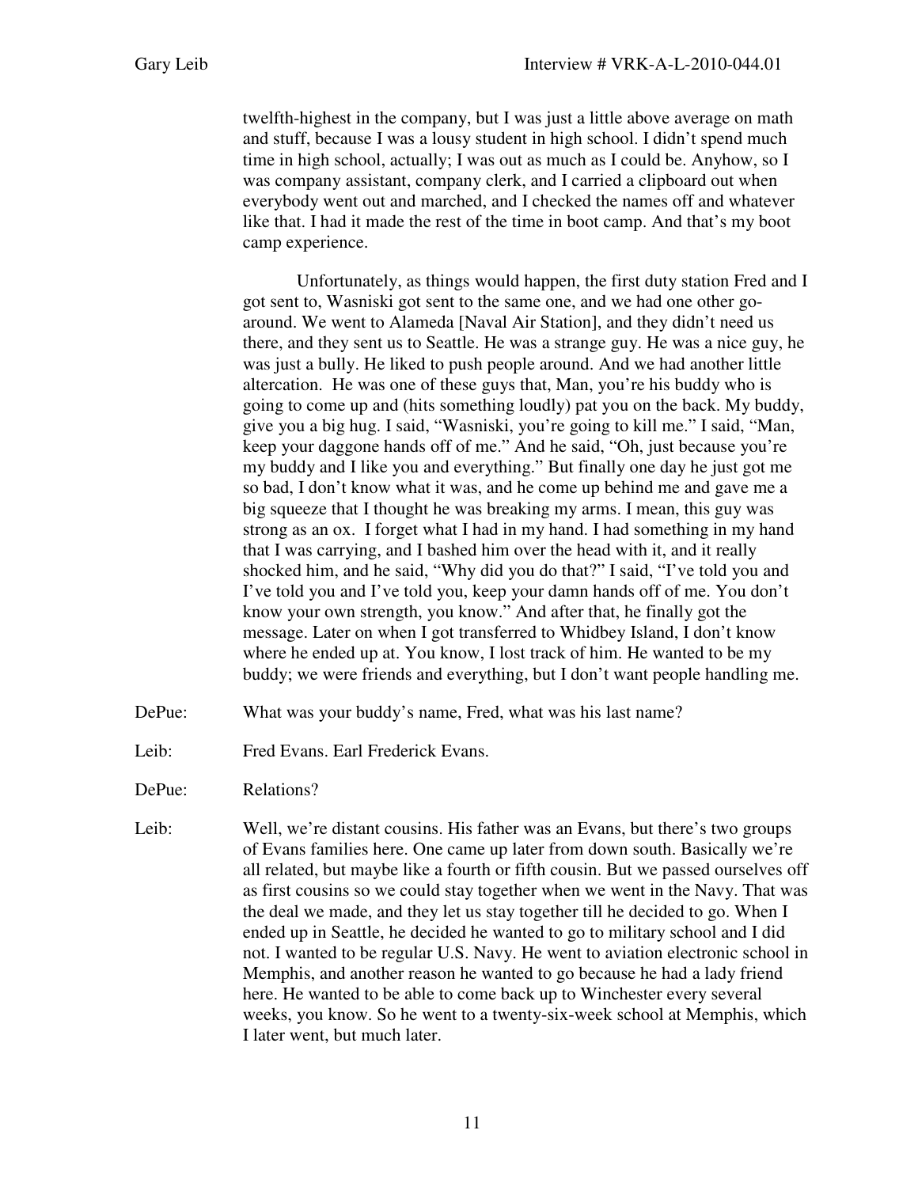twelfth-highest in the company, but I was just a little above average on math and stuff, because I was a lousy student in high school. I didn't spend much time in high school, actually; I was out as much as I could be. Anyhow, so I was company assistant, company clerk, and I carried a clipboard out when everybody went out and marched, and I checked the names off and whatever like that. I had it made the rest of the time in boot camp. And that's my boot camp experience.

Unfortunately, as things would happen, the first duty station Fred and I got sent to, Wasniski got sent to the same one, and we had one other go-around. We went to Alameda [Naval Air Station], and they didn't need us there, and they sent us to Seattle. He was a strange guy. He was a nice guy, he was just a bully. He liked to push people around. And we had another little altercation. He was one of these guys that, Man, you're his buddy who is going to come up and (hits something loudly) pat you on the back. My buddy, give you a big hug. I said, "Wasniski, you're going to kill me." I said, "Man, keep your daggone hands off of me." And he said, "Oh, just because you're my buddy and I like you and everything." But finally one day he just got me so bad, I don't know what it was, and he come up behind me and gave me a big squeeze that I thought he was breaking my arms. I mean, this guy was strong as an ox. I forget what I had in my hand. I had something in my hand that I was carrying, and I bashed him over the head with it, and it really shocked him, and he said, "Why did you do that?" I said, "I've told you and I've told you and I've told you, keep your damn hands off of me. You don't know your own strength, you know." And after that, he finally got the message. Later on when I got transferred to Whidbey Island, I don't know where he ended up at. You know, I lost track of him. He wanted to be my buddy; we were friends and everything, but I don't want people handling me.

DePue: What was your buddy's name, Fred, what was his last name?

Leib: Fred Evans. Earl Frederick Evans.

DePue: Relations?

Leib: Well, we're distant cousins. His father was an Evans, but there's two groups of Evans families here. One came up later from down south. Basically we're all related, but maybe like a fourth or fifth cousin. But we passed ourselves off as first cousins so we could stay together when we went in the Navy. That was the deal we made, and they let us stay together till he decided to go. When I ended up in Seattle, he decided he wanted to go to military school and I did not. I wanted to be regular U.S. Navy. He went to aviation electronic school in Memphis, and another reason he wanted to go because he had a lady friend here. He wanted to be able to come back up to Winchester every several weeks, you know. So he went to a twenty-six-week school at Memphis, which I later went, but much later.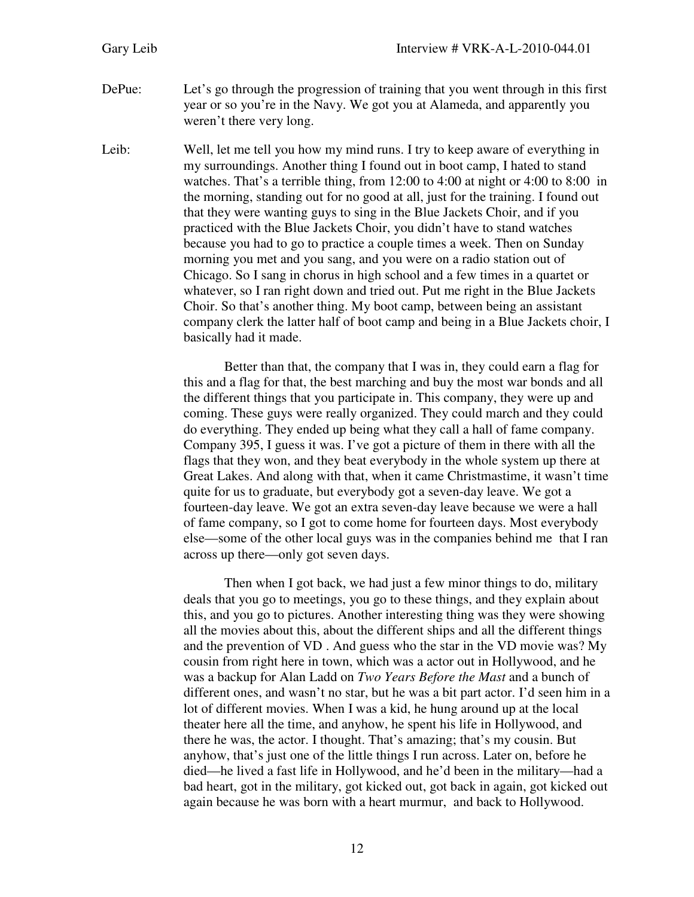DePue: Let's go through the progression of training that you went through in this first year or so you're in the Navy. We got you at Alameda, and apparently you weren't there very long.

Leib: Well, let me tell you how my mind runs. I try to keep aware of everything in my surroundings. Another thing I found out in boot camp, I hated to stand watches. That's a terrible thing, from 12:00 to 4:00 at night or 4:00 to 8:00 in the morning, standing out for no good at all, just for the training. I found out that they were wanting guys to sing in the Blue Jackets Choir, and if you practiced with the Blue Jackets Choir, you didn't have to stand watches because you had to go to practice a couple times a week. Then on Sunday morning you met and you sang, and you were on a radio station out of Chicago. So I sang in chorus in high school and a few times in a quartet or whatever, so I ran right down and tried out. Put me right in the Blue Jackets Choir. So that's another thing. My boot camp, between being an assistant company clerk the latter half of boot camp and being in a Blue Jackets choir, I basically had it made.

Better than that, the company that I was in, they could earn a flag for this and a flag for that, the best marching and buy the most war bonds and all the different things that you participate in. This company, they were up and coming. These guys were really organized. They could march and they could do everything. They ended up being what they call a hall of fame company. Company 395, I guess it was. I've got a picture of them in there with all the flags that they won, and they beat everybody in the whole system up there at Great Lakes. And along with that, when it came Christmastime, it wasn't time quite for us to graduate, but everybody got a seven-day leave. We got a fourteen-day leave. We got an extra seven-day leave because we were a hall of fame company, so I got to come home for fourteen days. Most everybody else—some of the other local guys was in the companies behind me that I ran across up there—only got seven days.

Then when I got back, we had just a few minor things to do, military deals that you go to meetings, you go to these things, and they explain about this, and you go to pictures. Another interesting thing was they were showing all the movies about this, about the different ships and all the different things and the prevention of VD . And guess who the star in the VD movie was? My cousin from right here in town, which was a actor out in Hollywood, and he was a backup for Alan Ladd on *Two Years Before the Mast* and a bunch of different ones, and wasn't no star, but he was a bit part actor. I'd seen him in a lot of different movies. When I was a kid, he hung around up at the local theater here all the time, and anyhow, he spent his life in Hollywood, and there he was, the actor. I thought. That's amazing; that's my cousin. But anyhow, that's just one of the little things I run across. Later on, before he died—he lived a fast life in Hollywood, and he'd been in the military—had a bad heart, got in the military, got kicked out, got back in again, got kicked out again because he was born with a heart murmur, and back to Hollywood.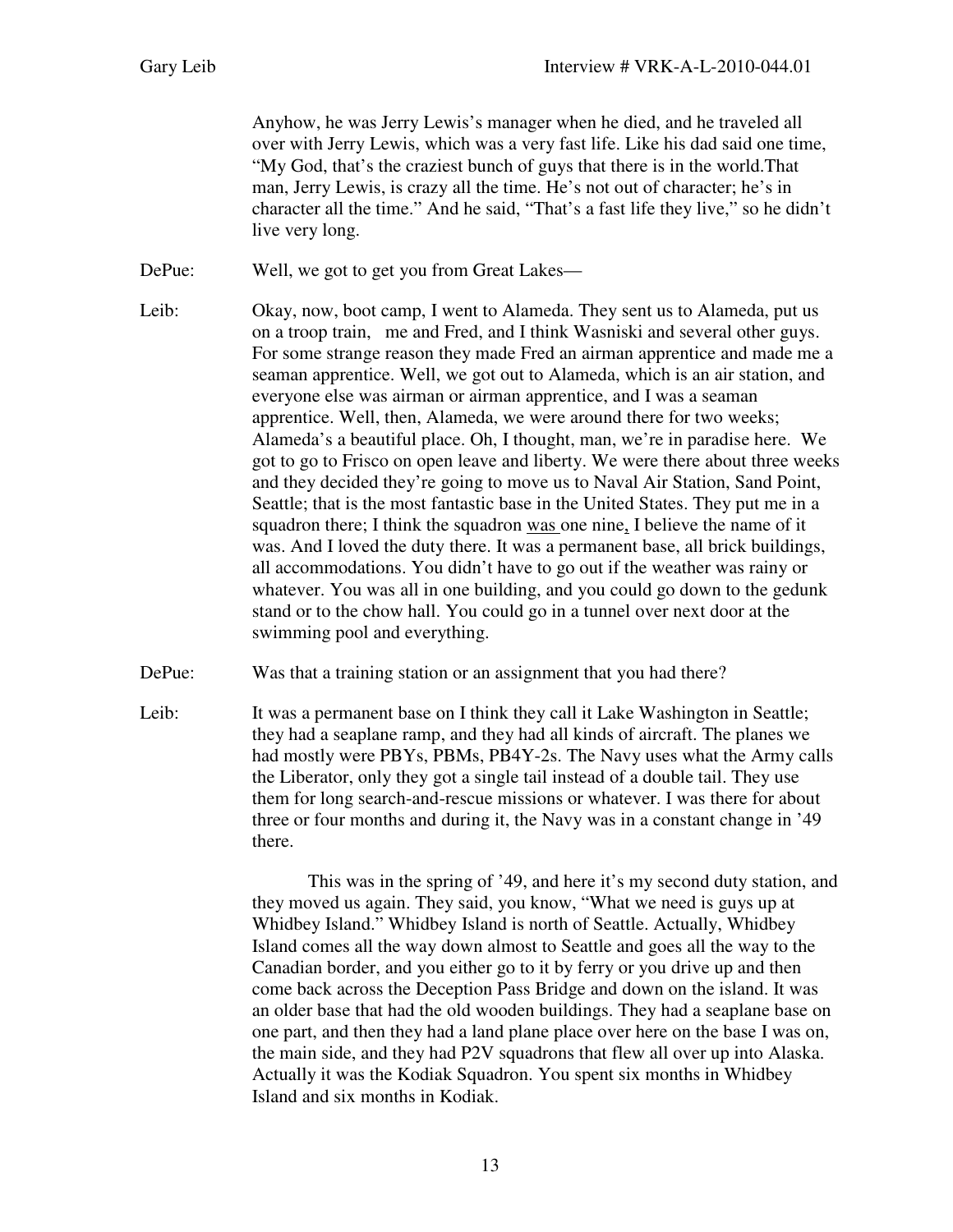Anyhow, he was Jerry Lewis's manager when he died, and he traveled all over with Jerry Lewis, which was a very fast life. Like his dad said one time, "My God, that's the craziest bunch of guys that there is in the world.That man, Jerry Lewis, is crazy all the time. He's not out of character; he's in character all the time." And he said, "That's a fast life they live," so he didn't live very long.

DePue: Well, we got to get you from Great Lakes—

Leib: Okay, now, boot camp, I went to Alameda. They sent us to Alameda, put us on a troop train, me and Fred, and I think Wasniski and several other guys. For some strange reason they made Fred an airman apprentice and made me a seaman apprentice. Well, we got out to Alameda, which is an air station, and everyone else was airman or airman apprentice, and I was a seaman apprentice. Well, then, Alameda, we were around there for two weeks; Alameda's a beautiful place. Oh, I thought, man, we're in paradise here. We got to go to Frisco on open leave and liberty. We were there about three weeks and they decided they're going to move us to Naval Air Station, Sand Point, Seattle; that is the most fantastic base in the United States. They put me in a squadron there; I think the squadron was one nine, I believe the name of it was. And I loved the duty there. It was a permanent base, all brick buildings, all accommodations. You didn't have to go out if the weather was rainy or whatever. You was all in one building, and you could go down to the gedunk stand or to the chow hall. You could go in a tunnel over next door at the swimming pool and everything.

DePue: Was that a training station or an assignment that you had there?

Leib: It was a permanent base on I think they call it Lake Washington in Seattle; they had a seaplane ramp, and they had all kinds of aircraft. The planes we had mostly were PBYs, PBMs, PB4Y-2s. The Navy uses what the Army calls the Liberator, only they got a single tail instead of a double tail. They use them for long search-and-rescue missions or whatever. I was there for about three or four months and during it, the Navy was in a constant change in '49 there.

This was in the spring of '49, and here it's my second duty station, and they moved us again. They said, you know, "What we need is guys up at Whidbey Island." Whidbey Island is north of Seattle. Actually, Whidbey Island comes all the way down almost to Seattle and goes all the way to the Canadian border, and you either go to it by ferry or you drive up and then come back across the Deception Pass Bridge and down on the island. It was an older base that had the old wooden buildings. They had a seaplane base on one part, and then they had a land plane place over here on the base I was on, the main side, and they had P2V squadrons that flew all over up into Alaska. Actually it was the Kodiak Squadron. You spent six months in Whidbey Island and six months in Kodiak.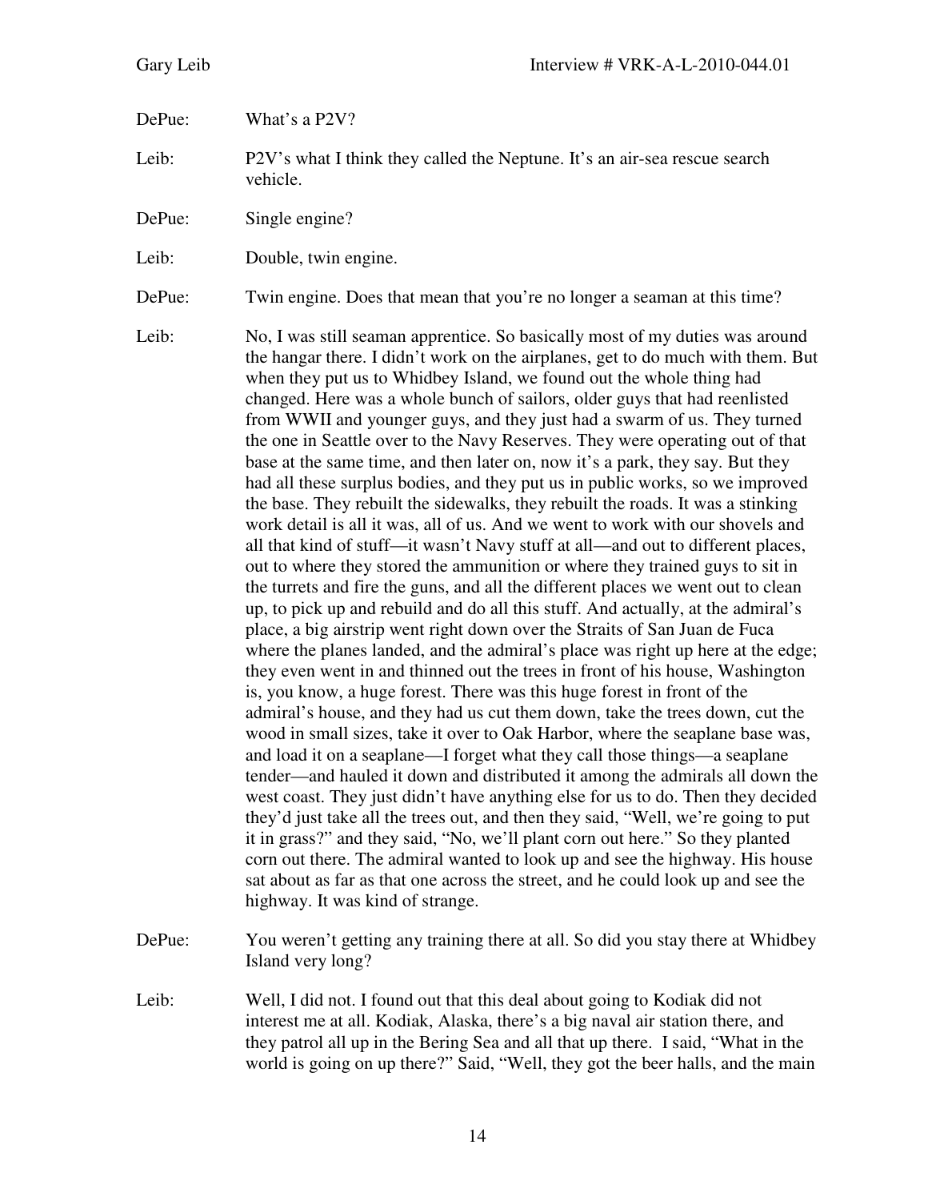DePue: What's a P2V?

Leib: P2V's what I think they called the Neptune. It's an air-sea rescue search vehicle.

DePue: Single engine?

Leib: Double, twin engine.

DePue: Twin engine. Does that mean that you're no longer a seaman at this time?

Leib: No, I was still seaman apprentice. So basically most of my duties was around the hangar there. I didn't work on the airplanes, get to do much with them. But when they put us to Whidbey Island, we found out the whole thing had changed. Here was a whole bunch of sailors, older guys that had reenlisted from WWII and younger guys, and they just had a swarm of us. They turned the one in Seattle over to the Navy Reserves. They were operating out of that base at the same time, and then later on, now it's a park, they say. But they had all these surplus bodies, and they put us in public works, so we improved the base. They rebuilt the sidewalks, they rebuilt the roads. It was a stinking work detail is all it was, all of us. And we went to work with our shovels and all that kind of stuff—it wasn't Navy stuff at all—and out to different places, out to where they stored the ammunition or where they trained guys to sit in the turrets and fire the guns, and all the different places we went out to clean up, to pick up and rebuild and do all this stuff. And actually, at the admiral's place, a big airstrip went right down over the Straits of San Juan de Fuca where the planes landed, and the admiral's place was right up here at the edge; they even went in and thinned out the trees in front of his house, Washington is, you know, a huge forest. There was this huge forest in front of the admiral's house, and they had us cut them down, take the trees down, cut the wood in small sizes, take it over to Oak Harbor, where the seaplane base was, and load it on a seaplane—I forget what they call those things—a seaplane tender—and hauled it down and distributed it among the admirals all down the west coast. They just didn't have anything else for us to do. Then they decided they'd just take all the trees out, and then they said, "Well, we're going to put it in grass?" and they said, "No, we'll plant corn out here." So they planted corn out there. The admiral wanted to look up and see the highway. His house sat about as far as that one across the street, and he could look up and see the highway. It was kind of strange.

DePue: You weren't getting any training there at all. So did you stay there at Whidbey Island very long?

Leib: Well, I did not. I found out that this deal about going to Kodiak did not interest me at all. Kodiak, Alaska, there's a big naval air station there, and they patrol all up in the Bering Sea and all that up there. I said, "What in the world is going on up there?" Said, "Well, they got the beer halls, and the main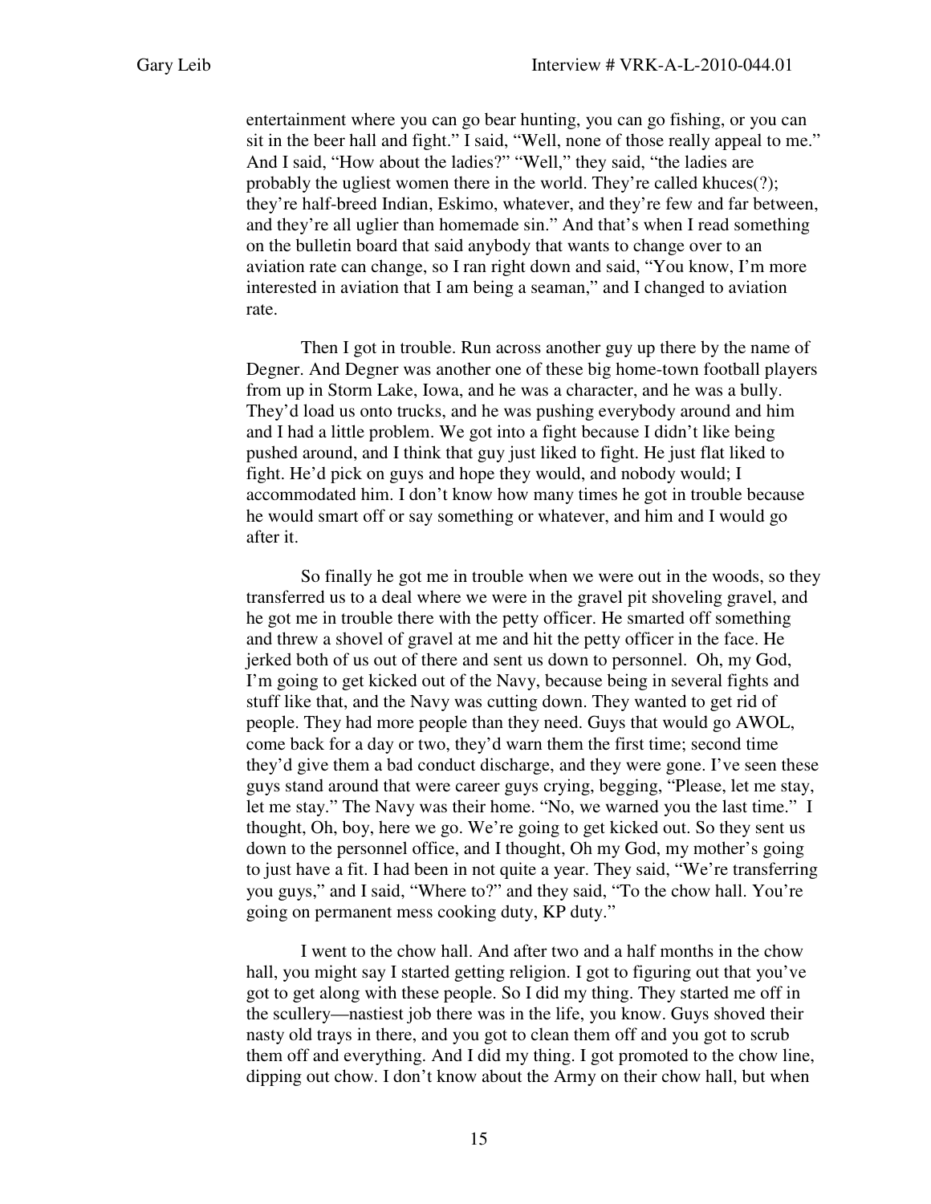entertainment where you can go bear hunting, you can go fishing, or you can sit in the beer hall and fight." I said, "Well, none of those really appeal to me." And I said, "How about the ladies?" "Well," they said, "the ladies are probably the ugliest women there in the world. They're called khuces(?); they're half-breed Indian, Eskimo, whatever, and they're few and far between, and they're all uglier than homemade sin." And that's when I read something on the bulletin board that said anybody that wants to change over to an aviation rate can change, so I ran right down and said, "You know, I'm more interested in aviation that I am being a seaman," and I changed to aviation rate.

Then I got in trouble. Run across another guy up there by the name of Degner. And Degner was another one of these big home-town football players from up in Storm Lake, Iowa, and he was a character, and he was a bully. They'd load us onto trucks, and he was pushing everybody around and him and I had a little problem. We got into a fight because I didn't like being pushed around, and I think that guy just liked to fight. He just flat liked to fight. He'd pick on guys and hope they would, and nobody would; I accommodated him. I don't know how many times he got in trouble because he would smart off or say something or whatever, and him and I would go after it.

So finally he got me in trouble when we were out in the woods, so they transferred us to a deal where we were in the gravel pit shoveling gravel, and he got me in trouble there with the petty officer. He smarted off something and threw a shovel of gravel at me and hit the petty officer in the face. He jerked both of us out of there and sent us down to personnel. Oh, my God, I'm going to get kicked out of the Navy, because being in several fights and stuff like that, and the Navy was cutting down. They wanted to get rid of people. They had more people than they need. Guys that would go AWOL, come back for a day or two, they'd warn them the first time; second time they'd give them a bad conduct discharge, and they were gone. I've seen these guys stand around that were career guys crying, begging, "Please, let me stay, let me stay." The Navy was their home. "No, we warned you the last time." I thought, Oh, boy, here we go. We're going to get kicked out. So they sent us down to the personnel office, and I thought, Oh my God, my mother's going to just have a fit. I had been in not quite a year. They said, "We're transferring you guys," and I said, "Where to?" and they said, "To the chow hall. You're going on permanent mess cooking duty, KP duty."

I went to the chow hall. And after two and a half months in the chow hall, you might say I started getting religion. I got to figuring out that you've got to get along with these people. So I did my thing. They started me off in the scullery—nastiest job there was in the life, you know. Guys shoved their nasty old trays in there, and you got to clean them off and you got to scrub them off and everything. And I did my thing. I got promoted to the chow line, dipping out chow. I don't know about the Army on their chow hall, but when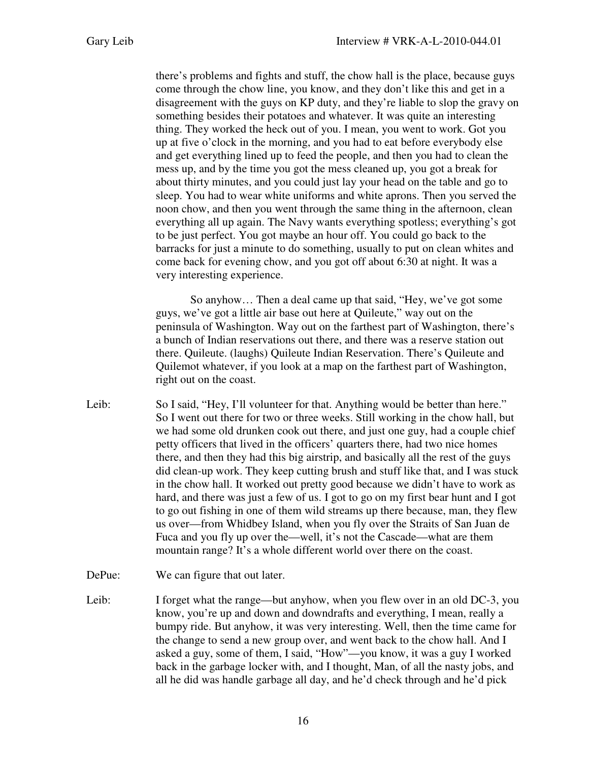there's problems and fights and stuff, the chow hall is the place, because guys come through the chow line, you know, and they don't like this and get in a disagreement with the guys on KP duty, and they're liable to slop the gravy on something besides their potatoes and whatever. It was quite an interesting thing. They worked the heck out of you. I mean, you went to work. Got you up at five o'clock in the morning, and you had to eat before everybody else and get everything lined up to feed the people, and then you had to clean the mess up, and by the time you got the mess cleaned up, you got a break for about thirty minutes, and you could just lay your head on the table and go to sleep. You had to wear white uniforms and white aprons. Then you served the noon chow, and then you went through the same thing in the afternoon, clean everything all up again. The Navy wants everything spotless; everything's got to be just perfect. You got maybe an hour off. You could go back to the barracks for just a minute to do something, usually to put on clean whites and come back for evening chow, and you got off about 6:30 at night. It was a very interesting experience.

So anyhow… Then a deal came up that said, "Hey, we've got some guys, we've got a little air base out here at Quileute," way out on the peninsula of Washington. Way out on the farthest part of Washington, there's a bunch of Indian reservations out there, and there was a reserve station out there. Quileute. (laughs) Quileute Indian Reservation. There's Quileute and Quilemot whatever, if you look at a map on the farthest part of Washington, right out on the coast.

Leib: So I said, "Hey, I'll volunteer for that. Anything would be better than here." So I went out there for two or three weeks. Still working in the chow hall, but we had some old drunken cook out there, and just one guy, had a couple chief petty officers that lived in the officers' quarters there, had two nice homes there, and then they had this big airstrip, and basically all the rest of the guys did clean-up work. They keep cutting brush and stuff like that, and I was stuck in the chow hall. It worked out pretty good because we didn't have to work as hard, and there was just a few of us. I got to go on my first bear hunt and I got to go out fishing in one of them wild streams up there because, man, they flew us over—from Whidbey Island, when you fly over the Straits of San Juan de Fuca and you fly up over the—well, it's not the Cascade—what are them mountain range? It's a whole different world over there on the coast.

DePue: We can figure that out later.

Leib: I forget what the range—but anyhow, when you flew over in an old DC-3, you know, you're up and down and downdrafts and everything, I mean, really a bumpy ride. But anyhow, it was very interesting. Well, then the time came for the change to send a new group over, and went back to the chow hall. And I asked a guy, some of them, I said, "How"—you know, it was a guy I worked back in the garbage locker with, and I thought, Man, of all the nasty jobs, and all he did was handle garbage all day, and he'd check through and he'd pick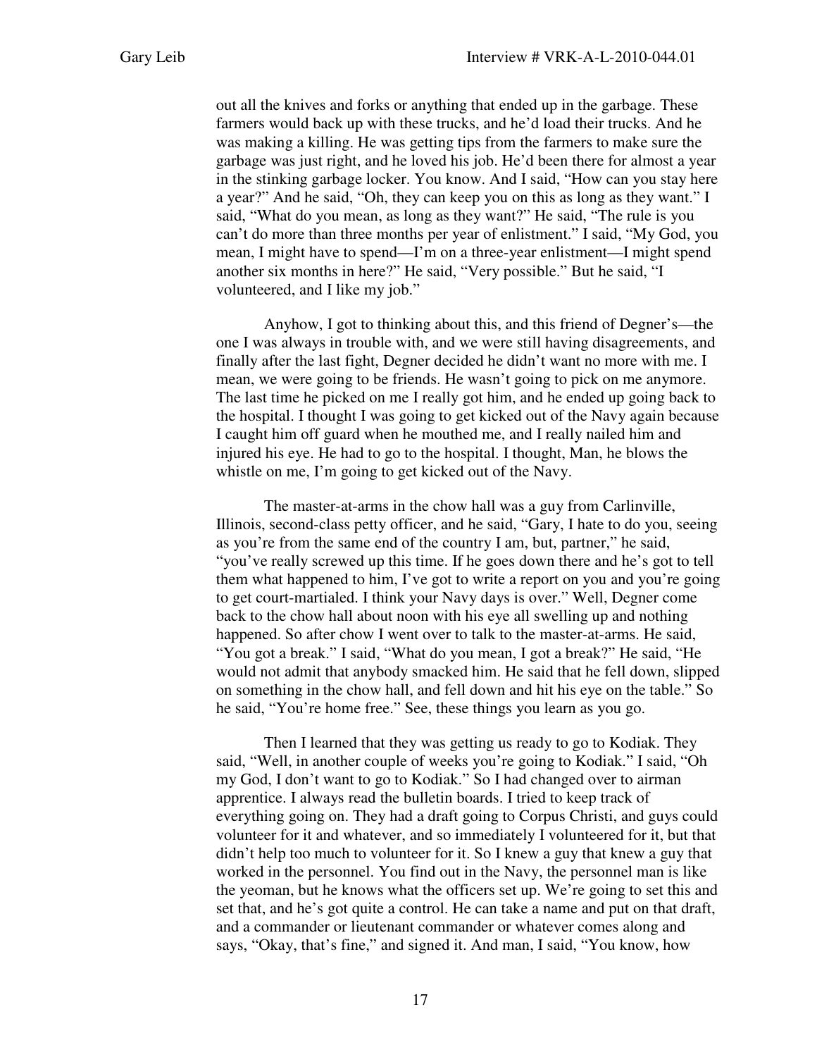out all the knives and forks or anything that ended up in the garbage. These farmers would back up with these trucks, and he'd load their trucks. And he was making a killing. He was getting tips from the farmers to make sure the garbage was just right, and he loved his job. He'd been there for almost a year in the stinking garbage locker. You know. And I said, "How can you stay here a year?" And he said, "Oh, they can keep you on this as long as they want." I said, "What do you mean, as long as they want?" He said, "The rule is you can't do more than three months per year of enlistment." I said, "My God, you mean, I might have to spend—I'm on a three-year enlistment—I might spend another six months in here?" He said, "Very possible." But he said, "I volunteered, and I like my job."

Anyhow, I got to thinking about this, and this friend of Degner's—the one I was always in trouble with, and we were still having disagreements, and finally after the last fight, Degner decided he didn't want no more with me. I mean, we were going to be friends. He wasn't going to pick on me anymore. The last time he picked on me I really got him, and he ended up going back to the hospital. I thought I was going to get kicked out of the Navy again because I caught him off guard when he mouthed me, and I really nailed him and injured his eye. He had to go to the hospital. I thought, Man, he blows the whistle on me, I'm going to get kicked out of the Navy.

The master-at-arms in the chow hall was a guy from Carlinville, Illinois, second-class petty officer, and he said, "Gary, I hate to do you, seeing as you're from the same end of the country I am, but, partner," he said, "you've really screwed up this time. If he goes down there and he's got to tell them what happened to him, I've got to write a report on you and you're going to get court-martialed. I think your Navy days is over." Well, Degner come back to the chow hall about noon with his eye all swelling up and nothing happened. So after chow I went over to talk to the master-at-arms. He said, "You got a break." I said, "What do you mean, I got a break?" He said, "He would not admit that anybody smacked him. He said that he fell down, slipped on something in the chow hall, and fell down and hit his eye on the table." So he said, "You're home free." See, these things you learn as you go.

Then I learned that they was getting us ready to go to Kodiak. They said, "Well, in another couple of weeks you're going to Kodiak." I said, "Oh my God, I don't want to go to Kodiak." So I had changed over to airman apprentice. I always read the bulletin boards. I tried to keep track of everything going on. They had a draft going to Corpus Christi, and guys could volunteer for it and whatever, and so immediately I volunteered for it, but that didn't help too much to volunteer for it. So I knew a guy that knew a guy that worked in the personnel. You find out in the Navy, the personnel man is like the yeoman, but he knows what the officers set up. We're going to set this and set that, and he's got quite a control. He can take a name and put on that draft, and a commander or lieutenant commander or whatever comes along and says, "Okay, that's fine," and signed it. And man, I said, "You know, how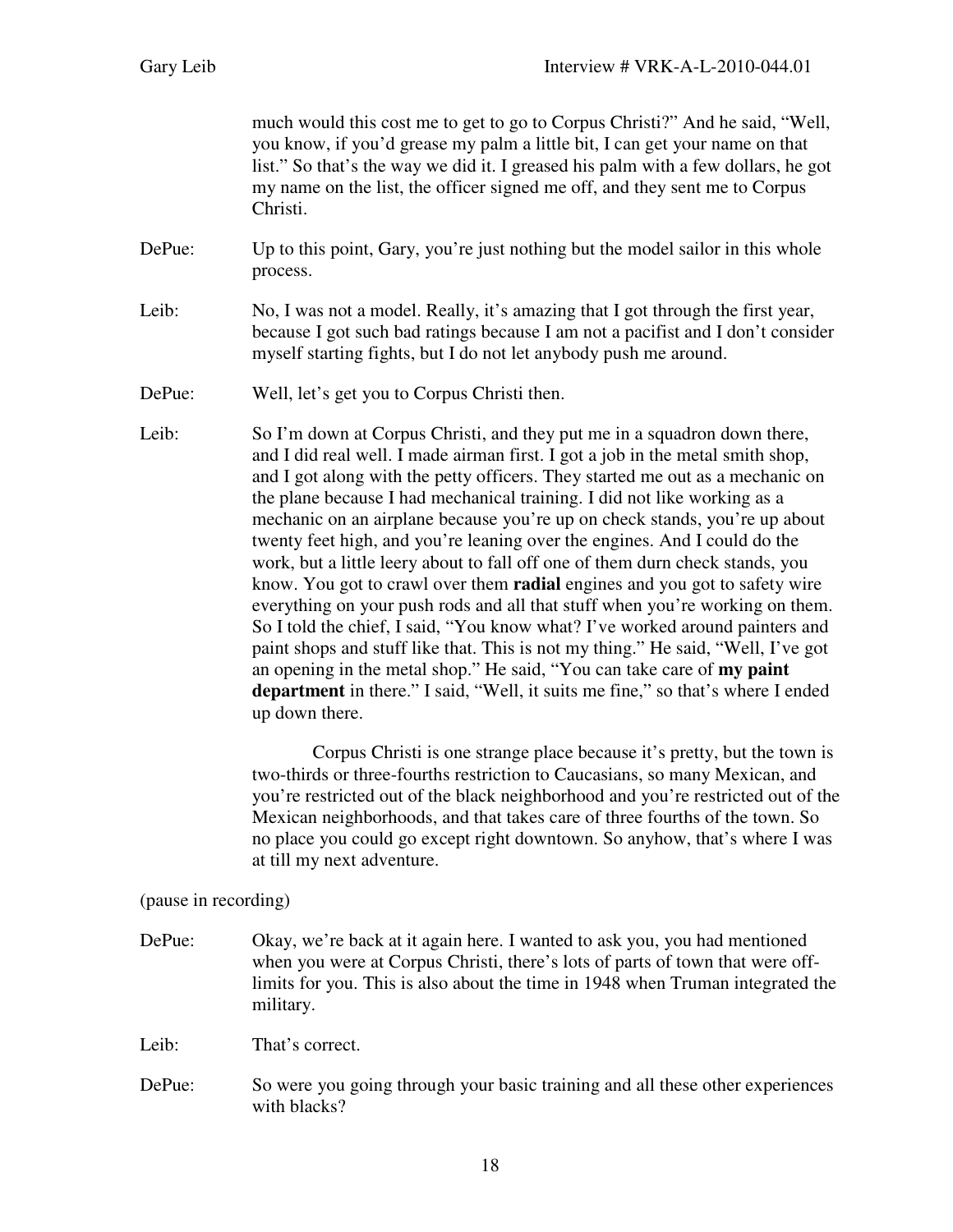much would this cost me to get to go to Corpus Christi?" And he said, "Well, you know, if you'd grease my palm a little bit, I can get your name on that list." So that's the way we did it. I greased his palm with a few dollars, he got my name on the list, the officer signed me off, and they sent me to Corpus Christi.

DePue: Up to this point, Gary, you're just nothing but the model sailor in this whole process.

Leib: No, I was not a model. Really, it's amazing that I got through the first year, because I got such bad ratings because I am not a pacifist and I don't consider myself starting fights, but I do not let anybody push me around.

DePue: Well, let's get you to Corpus Christi then.

Leib: So I'm down at Corpus Christi, and they put me in a squadron down there, and I did real well. I made airman first. I got a job in the metal smith shop, and I got along with the petty officers. They started me out as a mechanic on the plane because I had mechanical training. I did not like working as a mechanic on an airplane because you're up on check stands, you're up about twenty feet high, and you're leaning over the engines. And I could do the work, but a little leery about to fall off one of them durn check stands, you know. You got to crawl over them **radial** engines and you got to safety wire everything on your push rods and all that stuff when you're working on them. So I told the chief, I said, "You know what? I've worked around painters and paint shops and stuff like that. This is not my thing." He said, "Well, I've got an opening in the metal shop." He said, "You can take care of **my paint department** in there." I said, "Well, it suits me fine," so that's where I ended up down there.

Corpus Christi is one strange place because it's pretty, but the town is two-thirds or three-fourths restriction to Caucasians, so many Mexican, and you're restricted out of the black neighborhood and you're restricted out of the Mexican neighborhoods, and that takes care of three fourths of the town. So no place you could go except right downtown. So anyhow, that's where I was at till my next adventure.

(pause in recording)

DePue: Okay, we're back at it again here. I wanted to ask you, you had mentioned when you were at Corpus Christi, there's lots of parts of town that were off-limits for you. This is also about the time in 1948 when Truman integrated the military.

Leib: That's correct.

DePue: So were you going through your basic training and all these other experiences with blacks?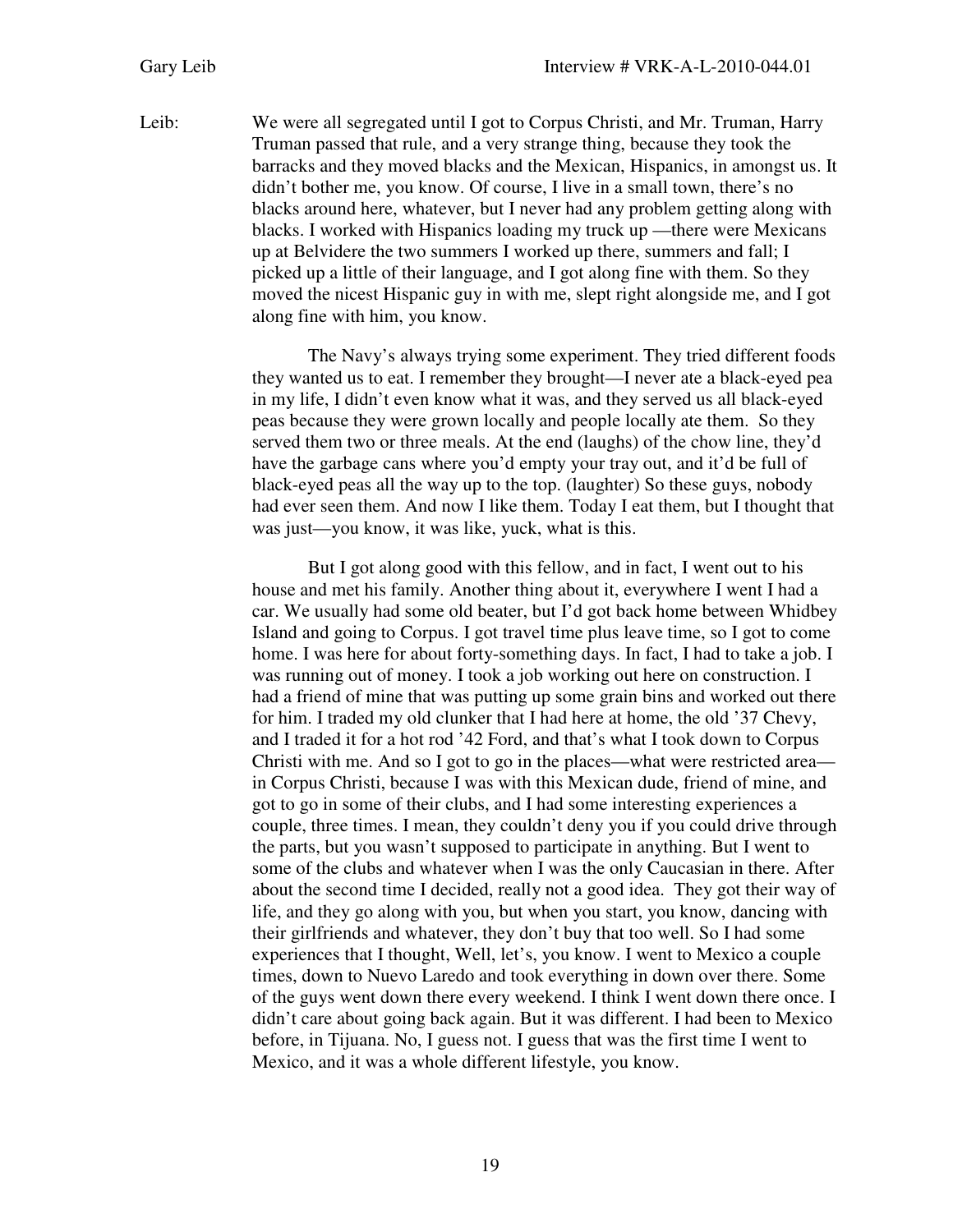Leib: We were all segregated until I got to Corpus Christi, and Mr. Truman, Harry Truman passed that rule, and a very strange thing, because they took the barracks and they moved blacks and the Mexican, Hispanics, in amongst us. It didn't bother me, you know. Of course, I live in a small town, there's no blacks around here, whatever, but I never had any problem getting along with blacks. I worked with Hispanics loading my truck up —there were Mexicans up at Belvidere the two summers I worked up there, summers and fall; I picked up a little of their language, and I got along fine with them. So they moved the nicest Hispanic guy in with me, slept right alongside me, and I got along fine with him, you know.

The Navy's always trying some experiment. They tried different foods they wanted us to eat. I remember they brought—I never ate a black-eyed pea in my life, I didn't even know what it was, and they served us all black-eyed peas because they were grown locally and people locally ate them. So they served them two or three meals. At the end (laughs) of the chow line, they'd have the garbage cans where you'd empty your tray out, and it'd be full of black-eyed peas all the way up to the top. (laughter) So these guys, nobody had ever seen them. And now I like them. Today I eat them, but I thought that was just—you know, it was like, yuck, what is this.

But I got along good with this fellow, and in fact, I went out to his house and met his family. Another thing about it, everywhere I went I had a car. We usually had some old beater, but I'd got back home between Whidbey Island and going to Corpus. I got travel time plus leave time, so I got to come home. I was here for about forty-something days. In fact, I had to take a job. I was running out of money. I took a job working out here on construction. I had a friend of mine that was putting up some grain bins and worked out there for him. I traded my old clunker that I had here at home, the old '37 Chevy, and I traded it for a hot rod '42 Ford, and that's what I took down to Corpus Christi with me. And so I got to go in the places—what were restricted area—in Corpus Christi, because I was with this Mexican dude, friend of mine, and got to go in some of their clubs, and I had some interesting experiences a couple, three times. I mean, they couldn't deny you if you could drive through the parts, but you wasn't supposed to participate in anything. But I went to some of the clubs and whatever when I was the only Caucasian in there. After about the second time I decided, really not a good idea. They got their way of life, and they go along with you, but when you start, you know, dancing with their girlfriends and whatever, they don't buy that too well. So I had some experiences that I thought, Well, let's, you know. I went to Mexico a couple times, down to Nuevo Laredo and took everything in down over there. Some of the guys went down there every weekend. I think I went down there once. I didn't care about going back again. But it was different. I had been to Mexico before, in Tijuana. No, I guess not. I guess that was the first time I went to Mexico, and it was a whole different lifestyle, you know.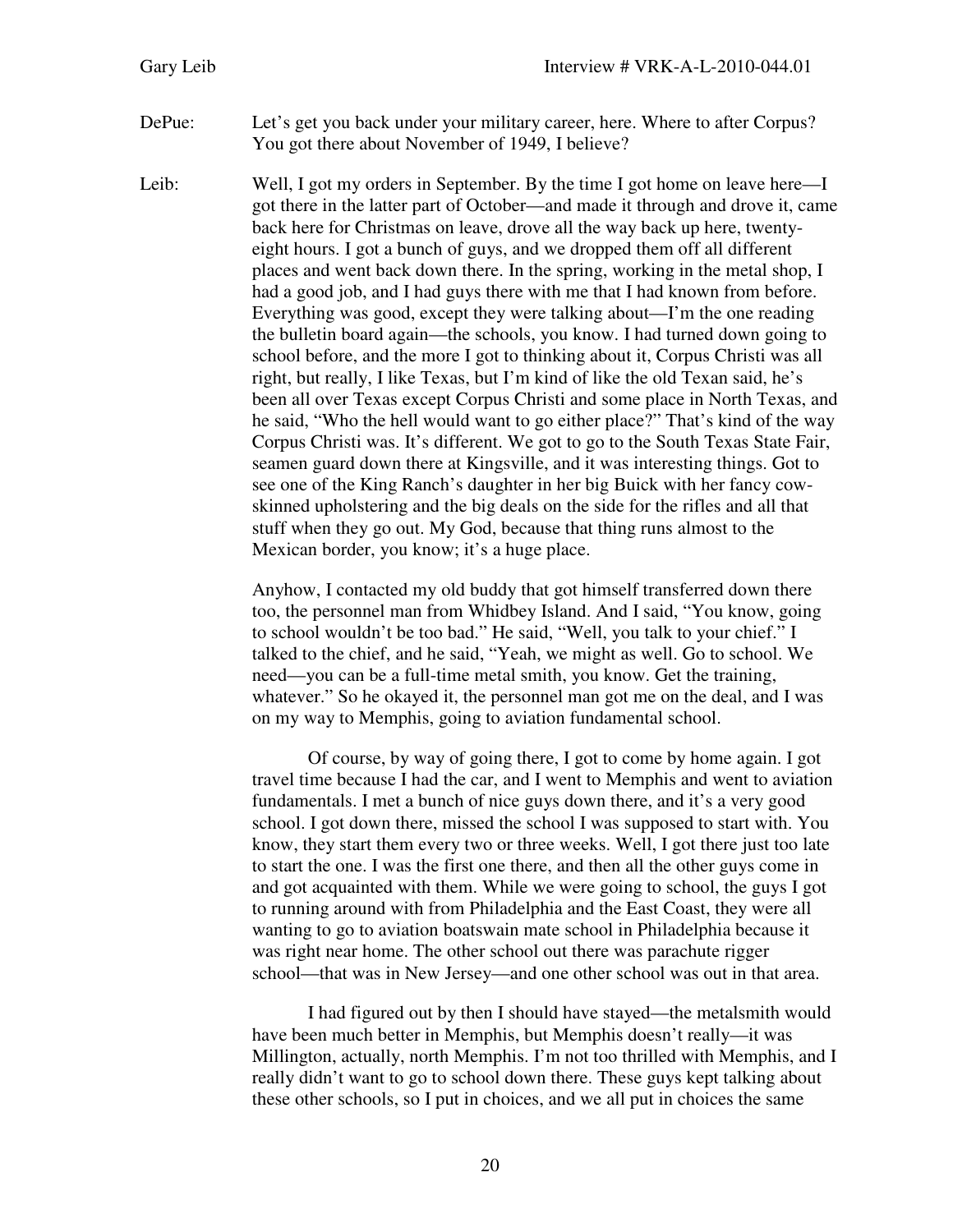DePue: Let's get you back under your military career, here. Where to after Corpus? You got there about November of 1949, I believe?

Leib: Well, I got my orders in September. By the time I got home on leave here—I got there in the latter part of October—and made it through and drove it, came back here for Christmas on leave, drove all the way back up here, twenty-eight hours. I got a bunch of guys, and we dropped them off all different places and went back down there. In the spring, working in the metal shop, I had a good job, and I had guys there with me that I had known from before. Everything was good, except they were talking about—I'm the one reading the bulletin board again—the schools, you know. I had turned down going to school before, and the more I got to thinking about it, Corpus Christi was all right, but really, I like Texas, but I'm kind of like the old Texan said, he's been all over Texas except Corpus Christi and some place in North Texas, and he said, "Who the hell would want to go either place?" That's kind of the way Corpus Christi was. It's different. We got to go to the South Texas State Fair, seamen guard down there at Kingsville, and it was interesting things. Got to see one of the King Ranch's daughter in her big Buick with her fancy cow-skinned upholstering and the big deals on the side for the rifles and all that stuff when they go out. My God, because that thing runs almost to the Mexican border, you know; it's a huge place.

Anyhow, I contacted my old buddy that got himself transferred down there too, the personnel man from Whidbey Island. And I said, "You know, going to school wouldn't be too bad." He said, "Well, you talk to your chief." I talked to the chief, and he said, "Yeah, we might as well. Go to school. We need—you can be a full-time metal smith, you know. Get the training, whatever." So he okayed it, the personnel man got me on the deal, and I was on my way to Memphis, going to aviation fundamental school.

Of course, by way of going there, I got to come by home again. I got travel time because I had the car, and I went to Memphis and went to aviation fundamentals. I met a bunch of nice guys down there, and it's a very good school. I got down there, missed the school I was supposed to start with. You know, they start them every two or three weeks. Well, I got there just too late to start the one. I was the first one there, and then all the other guys come in and got acquainted with them. While we were going to school, the guys I got to running around with from Philadelphia and the East Coast, they were all wanting to go to aviation boatswain mate school in Philadelphia because it was right near home. The other school out there was parachute rigger school—that was in New Jersey—and one other school was out in that area.

I had figured out by then I should have stayed—the metalsmith would have been much better in Memphis, but Memphis doesn't really—it was Millington, actually, north Memphis. I'm not too thrilled with Memphis, and I really didn't want to go to school down there. These guys kept talking about these other schools, so I put in choices, and we all put in choices the same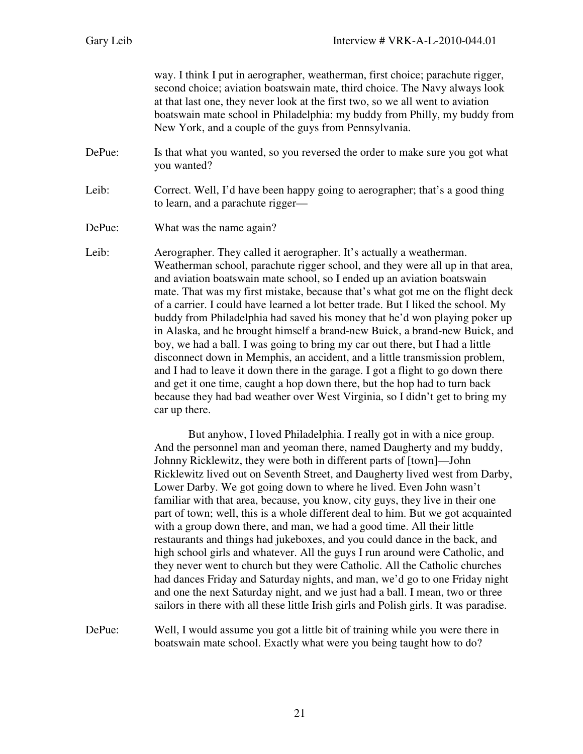way. I think I put in aerographer, weatherman, first choice; parachute rigger, second choice; aviation boatswain mate, third choice. The Navy always look at that last one, they never look at the first two, so we all went to aviation boatswain mate school in Philadelphia: my buddy from Philly, my buddy from New York, and a couple of the guys from Pennsylvania.

DePue: Is that what you wanted, so you reversed the order to make sure you got what you wanted?

Leib: Correct. Well, I'd have been happy going to aerographer; that's a good thing to learn, and a parachute rigger—

DePue: What was the name again?

Leib: Aerographer. They called it aerographer. It's actually a weatherman. Weatherman school, parachute rigger school, and they were all up in that area, and aviation boatswain mate school, so I ended up an aviation boatswain mate. That was my first mistake, because that's what got me on the flight deck of a carrier. I could have learned a lot better trade. But I liked the school. My buddy from Philadelphia had saved his money that he'd won playing poker up in Alaska, and he brought himself a brand-new Buick, a brand-new Buick, and boy, we had a ball. I was going to bring my car out there, but I had a little disconnect down in Memphis, an accident, and a little transmission problem, and I had to leave it down there in the garage. I got a flight to go down there and get it one time, caught a hop down there, but the hop had to turn back because they had bad weather over West Virginia, so I didn't get to bring my car up there.

But anyhow, I loved Philadelphia. I really got in with a nice group. And the personnel man and yeoman there, named Daugherty and my buddy, Johnny Ricklewitz, they were both in different parts of [town]—John Ricklewitz lived out on Seventh Street, and Daugherty lived west from Darby, Lower Darby. We got going down to where he lived. Even John wasn't familiar with that area, because, you know, city guys, they live in their one part of town; well, this is a whole different deal to him. But we got acquainted with a group down there, and man, we had a good time. All their little restaurants and things had jukeboxes, and you could dance in the back, and high school girls and whatever. All the guys I run around were Catholic, and they never went to church but they were Catholic. All the Catholic churches had dances Friday and Saturday nights, and man, we'd go to one Friday night and one the next Saturday night, and we just had a ball. I mean, two or three sailors in there with all these little Irish girls and Polish girls. It was paradise.

DePue: Well, I would assume you got a little bit of training while you were there in boatswain mate school. Exactly what were you being taught how to do?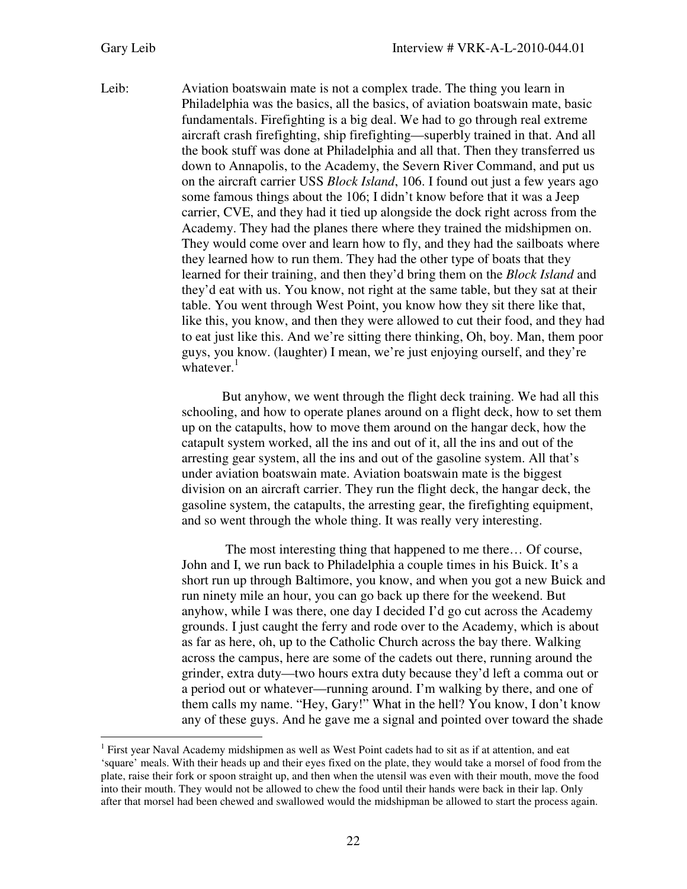Leib: Aviation boatswain mate is not a complex trade. The thing you learn in Philadelphia was the basics, all the basics, of aviation boatswain mate, basic fundamentals. Firefighting is a big deal. We had to go through real extreme aircraft crash firefighting, ship firefighting—superbly trained in that. And all the book stuff was done at Philadelphia and all that. Then they transferred us down to Annapolis, to the Academy, the Severn River Command, and put us on the aircraft carrier USS *Block Island*, 106. I found out just a few years ago some famous things about the 106; I didn't know before that it was a Jeep carrier, CVE, and they had it tied up alongside the dock right across from the Academy. They had the planes there where they trained the midshipmen on. They would come over and learn how to fly, and they had the sailboats where they learned how to run them. They had the other type of boats that they learned for their training, and then they'd bring them on the *Block Island* and they'd eat with us. You know, not right at the same table, but they sat at their table. You went through West Point, you know how they sit there like that, like this, you know, and then they were allowed to cut their food, and they had to eat just like this. And we're sitting there thinking, Oh, boy. Man, them poor guys, you know. (laughter) I mean, we're just enjoying ourself, and they're whatever.[1]

But anyhow, we went through the flight deck training. We had all this schooling, and how to operate planes around on a flight deck, how to set them up on the catapults, how to move them around on the hangar deck, how the catapult system worked, all the ins and out of it, all the ins and out of the arresting gear system, all the ins and out of the gasoline system. All that's under aviation boatswain mate. Aviation boatswain mate is the biggest division on an aircraft carrier. They run the flight deck, the hangar deck, the gasoline system, the catapults, the arresting gear, the firefighting equipment, and so went through the whole thing. It was really very interesting.

The most interesting thing that happened to me there… Of course, John and I, we run back to Philadelphia a couple times in his Buick. It's a short run up through Baltimore, you know, and when you got a new Buick and run ninety mile an hour, you can go back up there for the weekend. But anyhow, while I was there, one day I decided I'd go cut across the Academy grounds. I just caught the ferry and rode over to the Academy, which is about as far as here, oh, up to the Catholic Church across the bay there. Walking across the campus, here are some of the cadets out there, running around the grinder, extra duty—two hours extra duty because they'd left a comma out or a period out or whatever—running around. I'm walking by there, and one of them calls my name. "Hey, Gary!" What in the hell? You know, I don't know any of these guys. And he gave me a signal and pointed over toward the shade

---

[1] First year Naval Academy midshipmen as well as West Point cadets had to sit as if at attention, and eat 'square' meals. With their heads up and their eyes fixed on the plate, they would take a morsel of food from the plate, raise their fork or spoon straight up, and then when the utensil was even with their mouth, move the food into their mouth. They would not be allowed to chew the food until their hands were back in their lap. Only after that morsel had been chewed and swallowed would the midshipman be allowed to start the process again.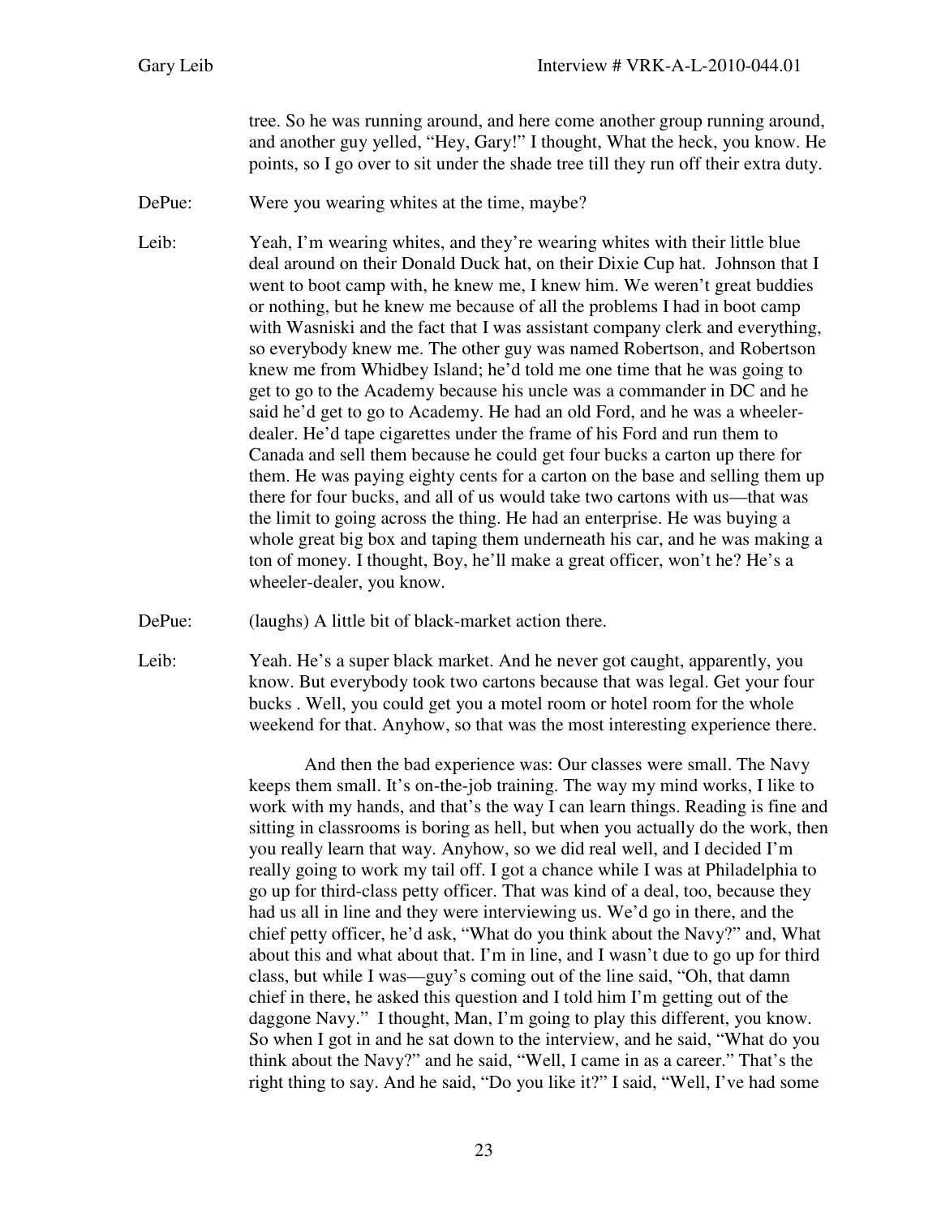tree. So he was running around, and here come another group running around, and another guy yelled, "Hey, Gary!" I thought, What the heck, you know. He points, so I go over to sit under the shade tree till they run off their extra duty.

DePue: Were you wearing whites at the time, maybe?

Leib: Yeah, I'm wearing whites, and they're wearing whites with their little blue deal around on their Donald Duck hat, on their Dixie Cup hat. Johnson that I went to boot camp with, he knew me, I knew him. We weren't great buddies or nothing, but he knew me because of all the problems I had in boot camp with Wasniski and the fact that I was assistant company clerk and everything, so everybody knew me. The other guy was named Robertson, and Robertson knew me from Whidbey Island; he'd told me one time that he was going to get to go to the Academy because his uncle was a commander in DC and he said he'd get to go to Academy. He had an old Ford, and he was a wheeler-dealer. He'd tape cigarettes under the frame of his Ford and run them to Canada and sell them because he could get four bucks a carton up there for them. He was paying eighty cents for a carton on the base and selling them up there for four bucks, and all of us would take two cartons with us—that was the limit to going across the thing. He had an enterprise. He was buying a whole great big box and taping them underneath his car, and he was making a ton of money. I thought, Boy, he'll make a great officer, won't he? He's a wheeler-dealer, you know.

DePue: (laughs) A little bit of black-market action there.

Leib: Yeah. He's a super black market. And he never got caught, apparently, you know. But everybody took two cartons because that was legal. Get your four bucks . Well, you could get you a motel room or hotel room for the whole weekend for that. Anyhow, so that was the most interesting experience there.

And then the bad experience was: Our classes were small. The Navy keeps them small. It's on-the-job training. The way my mind works, I like to work with my hands, and that's the way I can learn things. Reading is fine and sitting in classrooms is boring as hell, but when you actually do the work, then you really learn that way. Anyhow, so we did real well, and I decided I'm really going to work my tail off. I got a chance while I was at Philadelphia to go up for third-class petty officer. That was kind of a deal, too, because they had us all in line and they were interviewing us. We'd go in there, and the chief petty officer, he'd ask, "What do you think about the Navy?" and, What about this and what about that. I'm in line, and I wasn't due to go up for third class, but while I was—guy's coming out of the line said, "Oh, that damn chief in there, he asked this question and I told him I'm getting out of the daggone Navy." I thought, Man, I'm going to play this different, you know. So when I got in and he sat down to the interview, and he said, "What do you think about the Navy?" and he said, "Well, I came in as a career." That's the right thing to say. And he said, "Do you like it?" I said, "Well, I've had some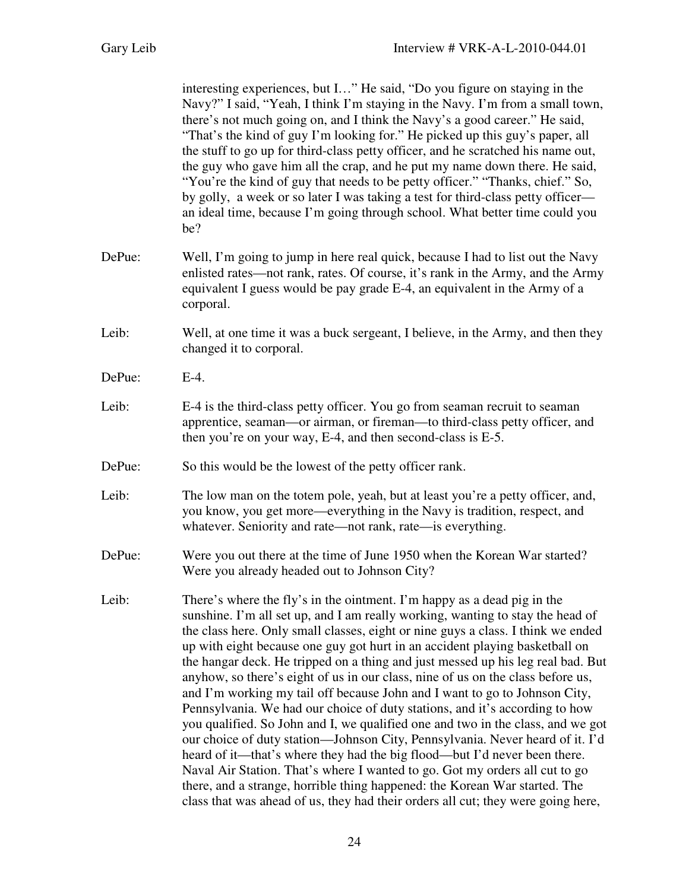interesting experiences, but I…" He said, "Do you figure on staying in the Navy?" I said, "Yeah, I think I'm staying in the Navy. I'm from a small town, there's not much going on, and I think the Navy's a good career." He said, "That's the kind of guy I'm looking for." He picked up this guy's paper, all the stuff to go up for third-class petty officer, and he scratched his name out, the guy who gave him all the crap, and he put my name down there. He said, "You're the kind of guy that needs to be petty officer." "Thanks, chief." So, by golly, a week or so later I was taking a test for third-class petty officer—an ideal time, because I'm going through school. What better time could you be?

DePue: Well, I'm going to jump in here real quick, because I had to list out the Navy enlisted rates—not rank, rates. Of course, it's rank in the Army, and the Army equivalent I guess would be pay grade E-4, an equivalent in the Army of a corporal.

Leib: Well, at one time it was a buck sergeant, I believe, in the Army, and then they changed it to corporal.

DePue: E-4.

Leib: E-4 is the third-class petty officer. You go from seaman recruit to seaman apprentice, seaman—or airman, or fireman—to third-class petty officer, and then you're on your way, E-4, and then second-class is E-5.

DePue: So this would be the lowest of the petty officer rank.

Leib: The low man on the totem pole, yeah, but at least you're a petty officer, and, you know, you get more—everything in the Navy is tradition, respect, and whatever. Seniority and rate—not rank, rate—is everything.

DePue: Were you out there at the time of June 1950 when the Korean War started? Were you already headed out to Johnson City?

Leib: There's where the fly's in the ointment. I'm happy as a dead pig in the sunshine. I'm all set up, and I am really working, wanting to stay the head of the class here. Only small classes, eight or nine guys a class. I think we ended up with eight because one guy got hurt in an accident playing basketball on the hangar deck. He tripped on a thing and just messed up his leg real bad. But anyhow, so there's eight of us in our class, nine of us on the class before us, and I'm working my tail off because John and I want to go to Johnson City, Pennsylvania. We had our choice of duty stations, and it's according to how you qualified. So John and I, we qualified one and two in the class, and we got our choice of duty station—Johnson City, Pennsylvania. Never heard of it. I'd heard of it—that's where they had the big flood—but I'd never been there. Naval Air Station. That's where I wanted to go. Got my orders all cut to go there, and a strange, horrible thing happened: the Korean War started. The class that was ahead of us, they had their orders all cut; they were going here,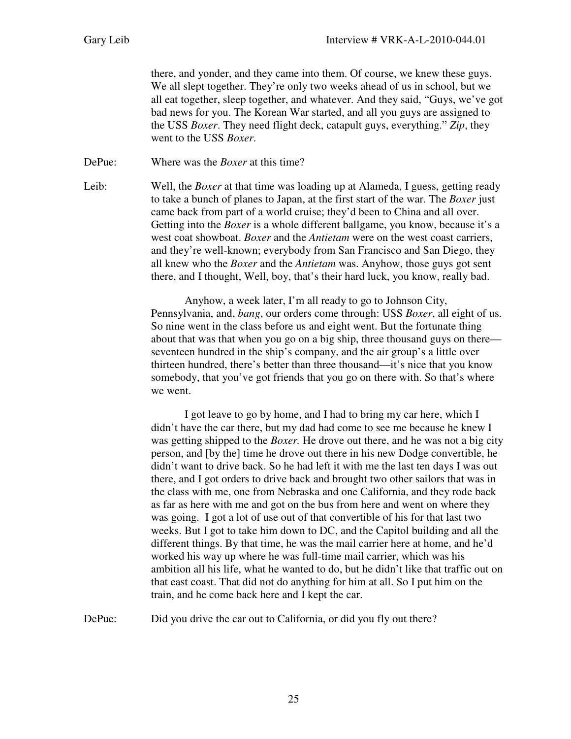there, and yonder, and they came into them. Of course, we knew these guys. We all slept together. They're only two weeks ahead of us in school, but we all eat together, sleep together, and whatever. And they said, "Guys, we've got bad news for you. The Korean War started, and all you guys are assigned to the USS *Boxer*. They need flight deck, catapult guys, everything." *Zip*, they went to the USS *Boxer*.

DePue: Where was the *Boxer* at this time?

Leib: Well, the *Boxer* at that time was loading up at Alameda, I guess, getting ready to take a bunch of planes to Japan, at the first start of the war. The *Boxer* just came back from part of a world cruise; they'd been to China and all over. Getting into the *Boxer* is a whole different ballgame, you know, because it's a west coat showboat. *Boxer* and the *Antietam* were on the west coast carriers, and they're well-known; everybody from San Francisco and San Diego, they all knew who the *Boxer* and the *Antietam* was. Anyhow, those guys got sent there, and I thought, Well, boy, that's their hard luck, you know, really bad.

Anyhow, a week later, I'm all ready to go to Johnson City, Pennsylvania, and, *bang*, our orders come through: USS *Boxer*, all eight of us. So nine went in the class before us and eight went. But the fortunate thing about that was that when you go on a big ship, three thousand guys on there—seventeen hundred in the ship's company, and the air group's a little over thirteen hundred, there's better than three thousand—it's nice that you know somebody, that you've got friends that you go on there with. So that's where we went.

I got leave to go by home, and I had to bring my car here, which I didn't have the car there, but my dad had come to see me because he knew I was getting shipped to the *Boxer.* He drove out there, and he was not a big city person, and [by the] time he drove out there in his new Dodge convertible, he didn't want to drive back. So he had left it with me the last ten days I was out there, and I got orders to drive back and brought two other sailors that was in the class with me, one from Nebraska and one California, and they rode back as far as here with me and got on the bus from here and went on where they was going. I got a lot of use out of that convertible of his for that last two weeks. But I got to take him down to DC, and the Capitol building and all the different things. By that time, he was the mail carrier here at home, and he'd worked his way up where he was full-time mail carrier, which was his ambition all his life, what he wanted to do, but he didn't like that traffic out on that east coast. That did not do anything for him at all. So I put him on the train, and he come back here and I kept the car.

DePue: Did you drive the car out to California, or did you fly out there?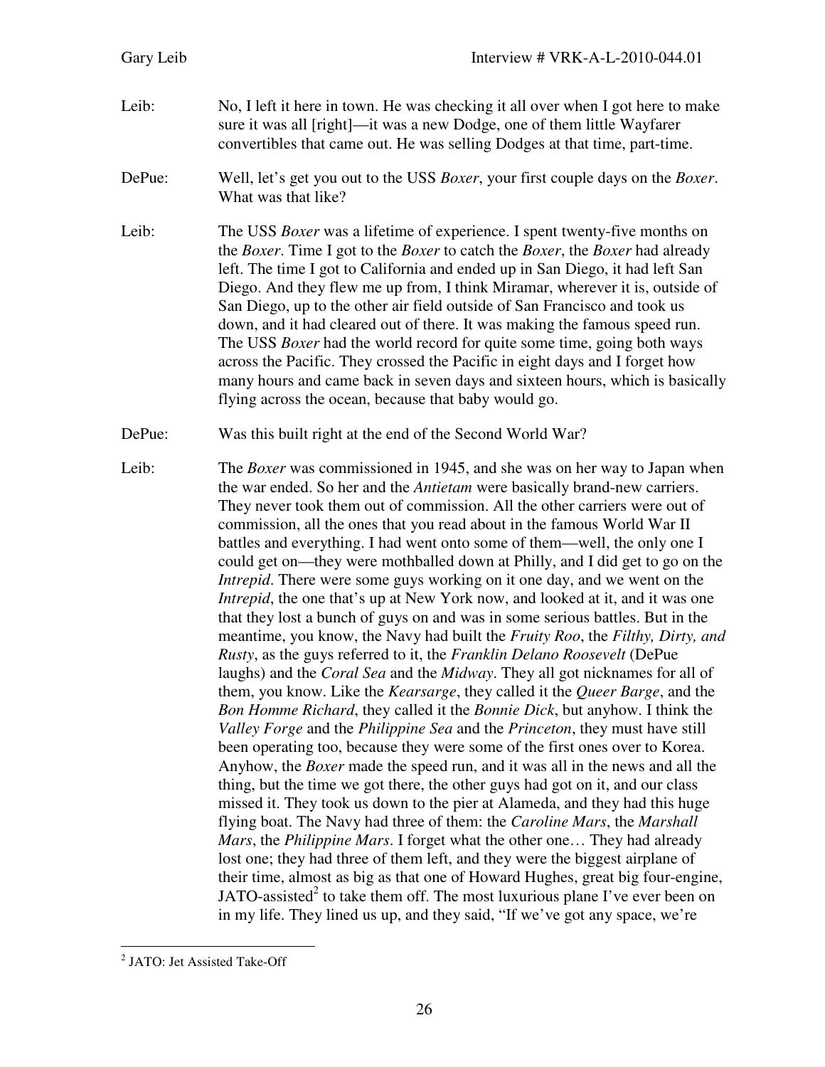Leib: No, I left it here in town. He was checking it all over when I got here to make sure it was all [right]—it was a new Dodge, one of them little Wayfarer convertibles that came out. He was selling Dodges at that time, part-time.

DePue: Well, let's get you out to the USS *Boxer*, your first couple days on the *Boxer*. What was that like?

Leib: The USS *Boxer* was a lifetime of experience. I spent twenty-five months on the *Boxer*. Time I got to the *Boxer* to catch the *Boxer*, the *Boxer* had already left. The time I got to California and ended up in San Diego, it had left San Diego. And they flew me up from, I think Miramar, wherever it is, outside of San Diego, up to the other air field outside of San Francisco and took us down, and it had cleared out of there. It was making the famous speed run. The USS *Boxer* had the world record for quite some time, going both ways across the Pacific. They crossed the Pacific in eight days and I forget how many hours and came back in seven days and sixteen hours, which is basically flying across the ocean, because that baby would go.

DePue: Was this built right at the end of the Second World War?

Leib: The *Boxer* was commissioned in 1945, and she was on her way to Japan when the war ended. So her and the *Antietam* were basically brand-new carriers. They never took them out of commission. All the other carriers were out of commission, all the ones that you read about in the famous World War II battles and everything. I had went onto some of them—well, the only one I could get on—they were mothballed down at Philly, and I did get to go on the *Intrepid*. There were some guys working on it one day, and we went on the *Intrepid*, the one that's up at New York now, and looked at it, and it was one that they lost a bunch of guys on and was in some serious battles. But in the meantime, you know, the Navy had built the *Fruity Roo*, the *Filthy, Dirty, and Rusty*, as the guys referred to it, the *Franklin Delano Roosevelt* (DePue laughs) and the *Coral Sea* and the *Midway*. They all got nicknames for all of them, you know. Like the *Kearsarge*, they called it the *Queer Barge*, and the *Bon Homme Richard*, they called it the *Bonnie Dick*, but anyhow. I think the *Valley Forge* and the *Philippine Sea* and the *Princeton*, they must have still been operating too, because they were some of the first ones over to Korea. Anyhow, the *Boxer* made the speed run, and it was all in the news and all the thing, but the time we got there, the other guys had got on it, and our class missed it. They took us down to the pier at Alameda, and they had this huge flying boat. The Navy had three of them: the *Caroline Mars*, the *Marshall Mars*, the *Philippine Mars*. I forget what the other one… They had already lost one; they had three of them left, and they were the biggest airplane of their time, almost as big as that one of Howard Hughes, great big four-engine, JATO-assisted[2] to take them off. The most luxurious plane I've ever been on in my life. They lined us up, and they said, "If we've got any space, we're

[2] JATO: Jet Assisted Take-Off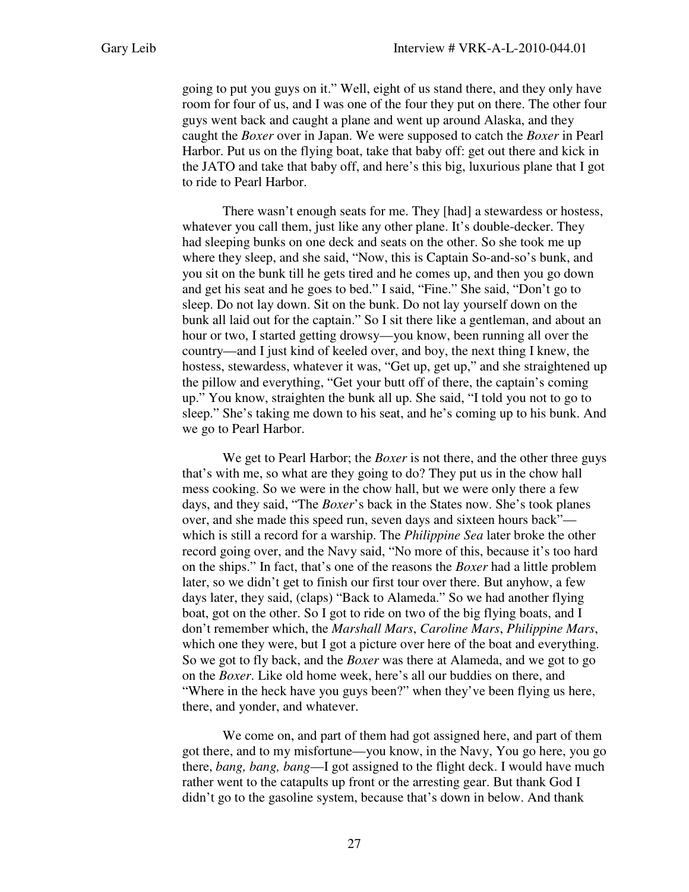going to put you guys on it." Well, eight of us stand there, and they only have room for four of us, and I was one of the four they put on there. The other four guys went back and caught a plane and went up around Alaska, and they caught the *Boxer* over in Japan. We were supposed to catch the *Boxer* in Pearl Harbor. Put us on the flying boat, take that baby off: get out there and kick in the JATO and take that baby off, and here's this big, luxurious plane that I got to ride to Pearl Harbor.

There wasn't enough seats for me. They [had] a stewardess or hostess, whatever you call them, just like any other plane. It's double-decker. They had sleeping bunks on one deck and seats on the other. So she took me up where they sleep, and she said, "Now, this is Captain So-and-so's bunk, and you sit on the bunk till he gets tired and he comes up, and then you go down and get his seat and he goes to bed." I said, "Fine." She said, "Don't go to sleep. Do not lay down. Sit on the bunk. Do not lay yourself down on the bunk all laid out for the captain." So I sit there like a gentleman, and about an hour or two, I started getting drowsy—you know, been running all over the country—and I just kind of keeled over, and boy, the next thing I knew, the hostess, stewardess, whatever it was, "Get up, get up," and she straightened up the pillow and everything, "Get your butt off of there, the captain's coming up." You know, straighten the bunk all up. She said, "I told you not to go to sleep." She's taking me down to his seat, and he's coming up to his bunk. And we go to Pearl Harbor.

We get to Pearl Harbor; the *Boxer* is not there, and the other three guys that's with me, so what are they going to do? They put us in the chow hall mess cooking. So we were in the chow hall, but we were only there a few days, and they said, "The *Boxer*'s back in the States now. She's took planes over, and she made this speed run, seven days and sixteen hours back"—which is still a record for a warship. The *Philippine Sea* later broke the other record going over, and the Navy said, "No more of this, because it's too hard on the ships." In fact, that's one of the reasons the *Boxer* had a little problem later, so we didn't get to finish our first tour over there. But anyhow, a few days later, they said, (claps) "Back to Alameda." So we had another flying boat, got on the other. So I got to ride on two of the big flying boats, and I don't remember which, the *Marshall Mars*, *Caroline Mars*, *Philippine Mars*, which one they were, but I got a picture over here of the boat and everything. So we got to fly back, and the *Boxer* was there at Alameda, and we got to go on the *Boxer*. Like old home week, here's all our buddies on there, and "Where in the heck have you guys been?" when they've been flying us here, there, and yonder, and whatever.

We come on, and part of them had got assigned here, and part of them got there, and to my misfortune—you know, in the Navy, You go here, you go there, *bang, bang, bang*—I got assigned to the flight deck. I would have much rather went to the catapults up front or the arresting gear. But thank God I didn't go to the gasoline system, because that's down in below. And thank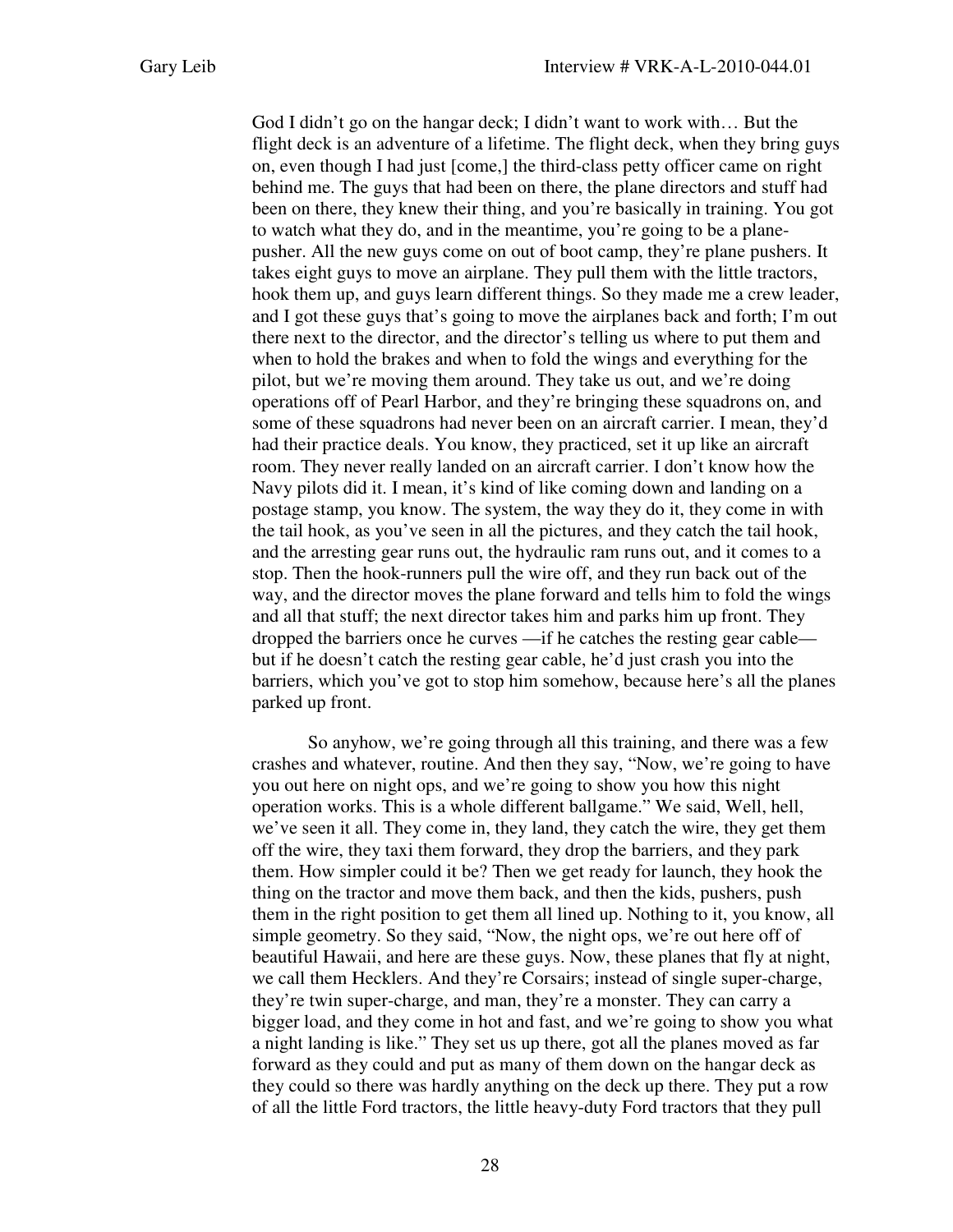God I didn't go on the hangar deck; I didn't want to work with… But the flight deck is an adventure of a lifetime. The flight deck, when they bring guys on, even though I had just [come,] the third-class petty officer came on right behind me. The guys that had been on there, the plane directors and stuff had been on there, they knew their thing, and you're basically in training. You got to watch what they do, and in the meantime, you're going to be a plane-pusher. All the new guys come on out of boot camp, they're plane pushers. It takes eight guys to move an airplane. They pull them with the little tractors, hook them up, and guys learn different things. So they made me a crew leader, and I got these guys that's going to move the airplanes back and forth; I'm out there next to the director, and the director's telling us where to put them and when to hold the brakes and when to fold the wings and everything for the pilot, but we're moving them around. They take us out, and we're doing operations off of Pearl Harbor, and they're bringing these squadrons on, and some of these squadrons had never been on an aircraft carrier. I mean, they'd had their practice deals. You know, they practiced, set it up like an aircraft room. They never really landed on an aircraft carrier. I don't know how the Navy pilots did it. I mean, it's kind of like coming down and landing on a postage stamp, you know. The system, the way they do it, they come in with the tail hook, as you've seen in all the pictures, and they catch the tail hook, and the arresting gear runs out, the hydraulic ram runs out, and it comes to a stop. Then the hook-runners pull the wire off, and they run back out of the way, and the director moves the plane forward and tells him to fold the wings and all that stuff; the next director takes him and parks him up front. They dropped the barriers once he curves —if he catches the resting gear cable— but if he doesn't catch the resting gear cable, he'd just crash you into the barriers, which you've got to stop him somehow, because here's all the planes parked up front.

So anyhow, we're going through all this training, and there was a few crashes and whatever, routine. And then they say, "Now, we're going to have you out here on night ops, and we're going to show you how this night operation works. This is a whole different ballgame." We said, Well, hell, we've seen it all. They come in, they land, they catch the wire, they get them off the wire, they taxi them forward, they drop the barriers, and they park them. How simpler could it be? Then we get ready for launch, they hook the thing on the tractor and move them back, and then the kids, pushers, push them in the right position to get them all lined up. Nothing to it, you know, all simple geometry. So they said, "Now, the night ops, we're out here off of beautiful Hawaii, and here are these guys. Now, these planes that fly at night, we call them Hecklers. And they're Corsairs; instead of single super-charge, they're twin super-charge, and man, they're a monster. They can carry a bigger load, and they come in hot and fast, and we're going to show you what a night landing is like." They set us up there, got all the planes moved as far forward as they could and put as many of them down on the hangar deck as they could so there was hardly anything on the deck up there. They put a row of all the little Ford tractors, the little heavy-duty Ford tractors that they pull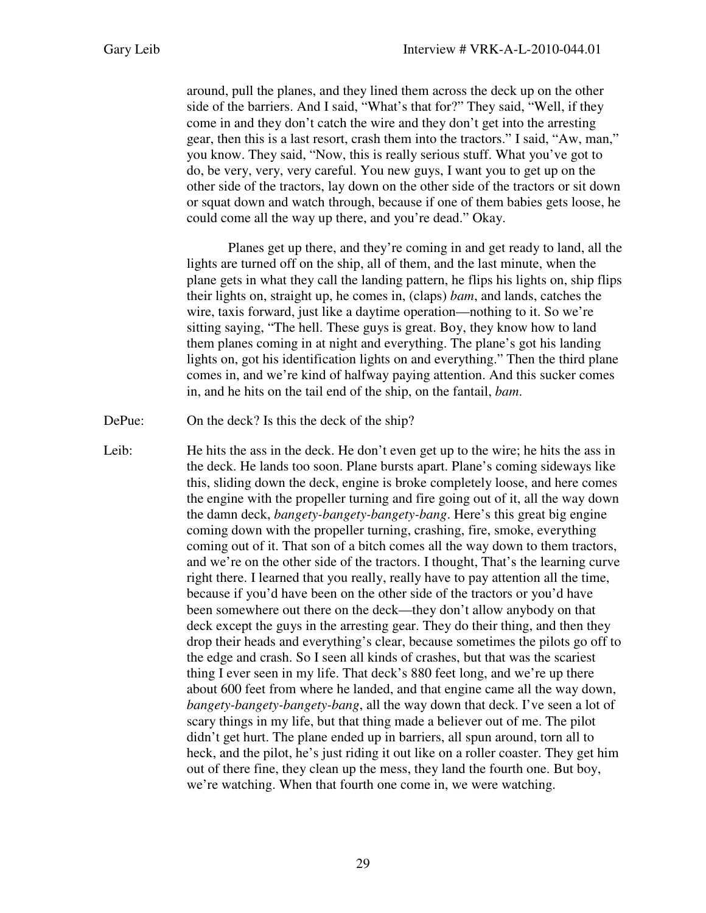around, pull the planes, and they lined them across the deck up on the other side of the barriers. And I said, "What's that for?" They said, "Well, if they come in and they don't catch the wire and they don't get into the arresting gear, then this is a last resort, crash them into the tractors." I said, "Aw, man," you know. They said, "Now, this is really serious stuff. What you've got to do, be very, very, very careful. You new guys, I want you to get up on the other side of the tractors, lay down on the other side of the tractors or sit down or squat down and watch through, because if one of them babies gets loose, he could come all the way up there, and you're dead." Okay.

Planes get up there, and they're coming in and get ready to land, all the lights are turned off on the ship, all of them, and the last minute, when the plane gets in what they call the landing pattern, he flips his lights on, ship flips their lights on, straight up, he comes in, (claps) *bam*, and lands, catches the wire, taxis forward, just like a daytime operation—nothing to it. So we're sitting saying, "The hell. These guys is great. Boy, they know how to land them planes coming in at night and everything. The plane's got his landing lights on, got his identification lights on and everything." Then the third plane comes in, and we're kind of halfway paying attention. And this sucker comes in, and he hits on the tail end of the ship, on the fantail, *bam*.

DePue: On the deck? Is this the deck of the ship?

Leib: He hits the ass in the deck. He don't even get up to the wire; he hits the ass in the deck. He lands too soon. Plane bursts apart. Plane's coming sideways like this, sliding down the deck, engine is broke completely loose, and here comes the engine with the propeller turning and fire going out of it, all the way down the damn deck, *bangety-bangety-bangety-bang*. Here's this great big engine coming down with the propeller turning, crashing, fire, smoke, everything coming out of it. That son of a bitch comes all the way down to them tractors, and we're on the other side of the tractors. I thought, That's the learning curve right there. I learned that you really, really have to pay attention all the time, because if you'd have been on the other side of the tractors or you'd have been somewhere out there on the deck—they don't allow anybody on that deck except the guys in the arresting gear. They do their thing, and then they drop their heads and everything's clear, because sometimes the pilots go off to the edge and crash. So I seen all kinds of crashes, but that was the scariest thing I ever seen in my life. That deck's 880 feet long, and we're up there about 600 feet from where he landed, and that engine came all the way down, *bangety-bangety-bangety-bang*, all the way down that deck. I've seen a lot of scary things in my life, but that thing made a believer out of me. The pilot didn't get hurt. The plane ended up in barriers, all spun around, torn all to heck, and the pilot, he's just riding it out like on a roller coaster. They get him out of there fine, they clean up the mess, they land the fourth one. But boy, we're watching. When that fourth one come in, we were watching.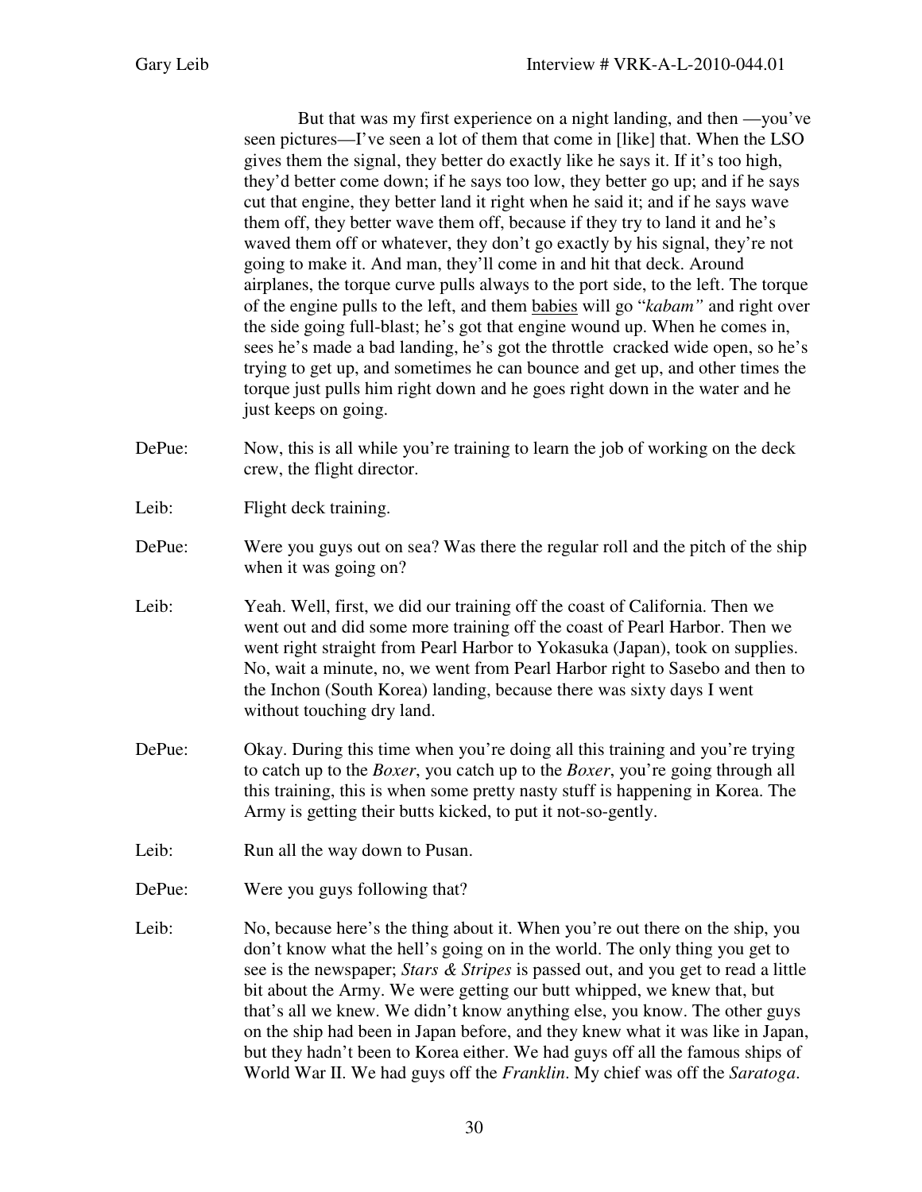But that was my first experience on a night landing, and then —you've seen pictures—I've seen a lot of them that come in [like] that. When the LSO gives them the signal, they better do exactly like he says it. If it's too high, they'd better come down; if he says too low, they better go up; and if he says cut that engine, they better land it right when he said it; and if he says wave them off, they better wave them off, because if they try to land it and he's waved them off or whatever, they don't go exactly by his signal, they're not going to make it. And man, they'll come in and hit that deck. Around airplanes, the torque curve pulls always to the port side, to the left. The torque of the engine pulls to the left, and them <u>babies</u> will go "*kabam"* and right over the side going full-blast; he's got that engine wound up. When he comes in, sees he's made a bad landing, he's got the throttle cracked wide open, so he's trying to get up, and sometimes he can bounce and get up, and other times the torque just pulls him right down and he goes right down in the water and he just keeps on going.

DePue: Now, this is all while you're training to learn the job of working on the deck crew, the flight director.

Leib: Flight deck training.

DePue: Were you guys out on sea? Was there the regular roll and the pitch of the ship when it was going on?

Leib: Yeah. Well, first, we did our training off the coast of California. Then we went out and did some more training off the coast of Pearl Harbor. Then we went right straight from Pearl Harbor to Yokasuka (Japan), took on supplies. No, wait a minute, no, we went from Pearl Harbor right to Sasebo and then to the Inchon (South Korea) landing, because there was sixty days I went without touching dry land.

DePue: Okay. During this time when you're doing all this training and you're trying to catch up to the *Boxer*, you catch up to the *Boxer*, you're going through all this training, this is when some pretty nasty stuff is happening in Korea. The Army is getting their butts kicked, to put it not-so-gently.

Leib: Run all the way down to Pusan.

DePue: Were you guys following that?

Leib: No, because here's the thing about it. When you're out there on the ship, you don't know what the hell's going on in the world. The only thing you get to see is the newspaper; *Stars & Stripes* is passed out, and you get to read a little bit about the Army. We were getting our butt whipped, we knew that, but that's all we knew. We didn't know anything else, you know. The other guys on the ship had been in Japan before, and they knew what it was like in Japan, but they hadn't been to Korea either. We had guys off all the famous ships of World War II. We had guys off the *Franklin*. My chief was off the *Saratoga*.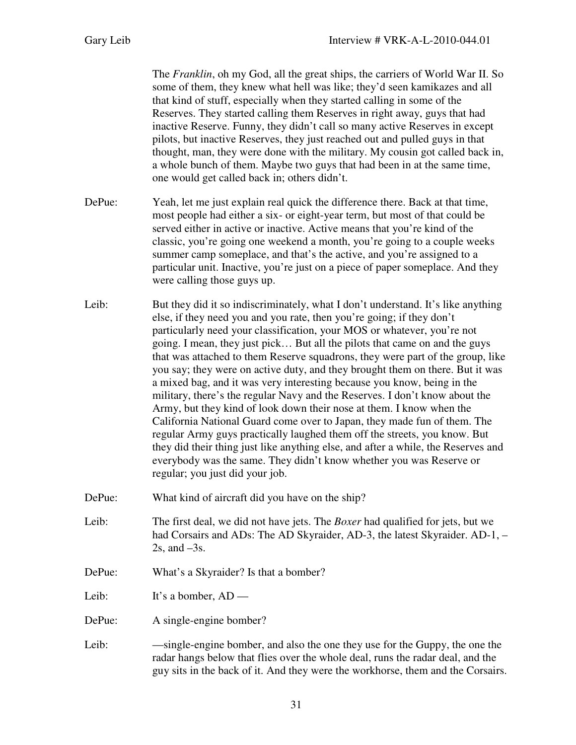The *Franklin*, oh my God, all the great ships, the carriers of World War II. So some of them, they knew what hell was like; they'd seen kamikazes and all that kind of stuff, especially when they started calling in some of the Reserves. They started calling them Reserves in right away, guys that had inactive Reserve. Funny, they didn't call so many active Reserves in except pilots, but inactive Reserves, they just reached out and pulled guys in that thought, man, they were done with the military. My cousin got called back in, a whole bunch of them. Maybe two guys that had been in at the same time, one would get called back in; others didn't.

DePue: Yeah, let me just explain real quick the difference there. Back at that time, most people had either a six- or eight-year term, but most of that could be served either in active or inactive. Active means that you're kind of the classic, you're going one weekend a month, you're going to a couple weeks summer camp someplace, and that's the active, and you're assigned to a particular unit. Inactive, you're just on a piece of paper someplace. And they were calling those guys up.

Leib: But they did it so indiscriminately, what I don't understand. It's like anything else, if they need you and you rate, then you're going; if they don't particularly need your classification, your MOS or whatever, you're not going. I mean, they just pick… But all the pilots that came on and the guys that was attached to them Reserve squadrons, they were part of the group, like you say; they were on active duty, and they brought them on there. But it was a mixed bag, and it was very interesting because you know, being in the military, there's the regular Navy and the Reserves. I don't know about the Army, but they kind of look down their nose at them. I know when the California National Guard come over to Japan, they made fun of them. The regular Army guys practically laughed them off the streets, you know. But they did their thing just like anything else, and after a while, the Reserves and everybody was the same. They didn't know whether you was Reserve or regular; you just did your job.

DePue: What kind of aircraft did you have on the ship?

Leib: The first deal, we did not have jets. The *Boxer* had qualified for jets, but we had Corsairs and ADs: The AD Skyraider, AD-3, the latest Skyraider. AD-1, –2s, and –3s.

DePue: What's a Skyraider? Is that a bomber?

Leib: It's a bomber, AD —

DePue: A single-engine bomber?

Leib: —single-engine bomber, and also the one they use for the Guppy, the one the radar hangs below that flies over the whole deal, runs the radar deal, and the guy sits in the back of it. And they were the workhorse, them and the Corsairs.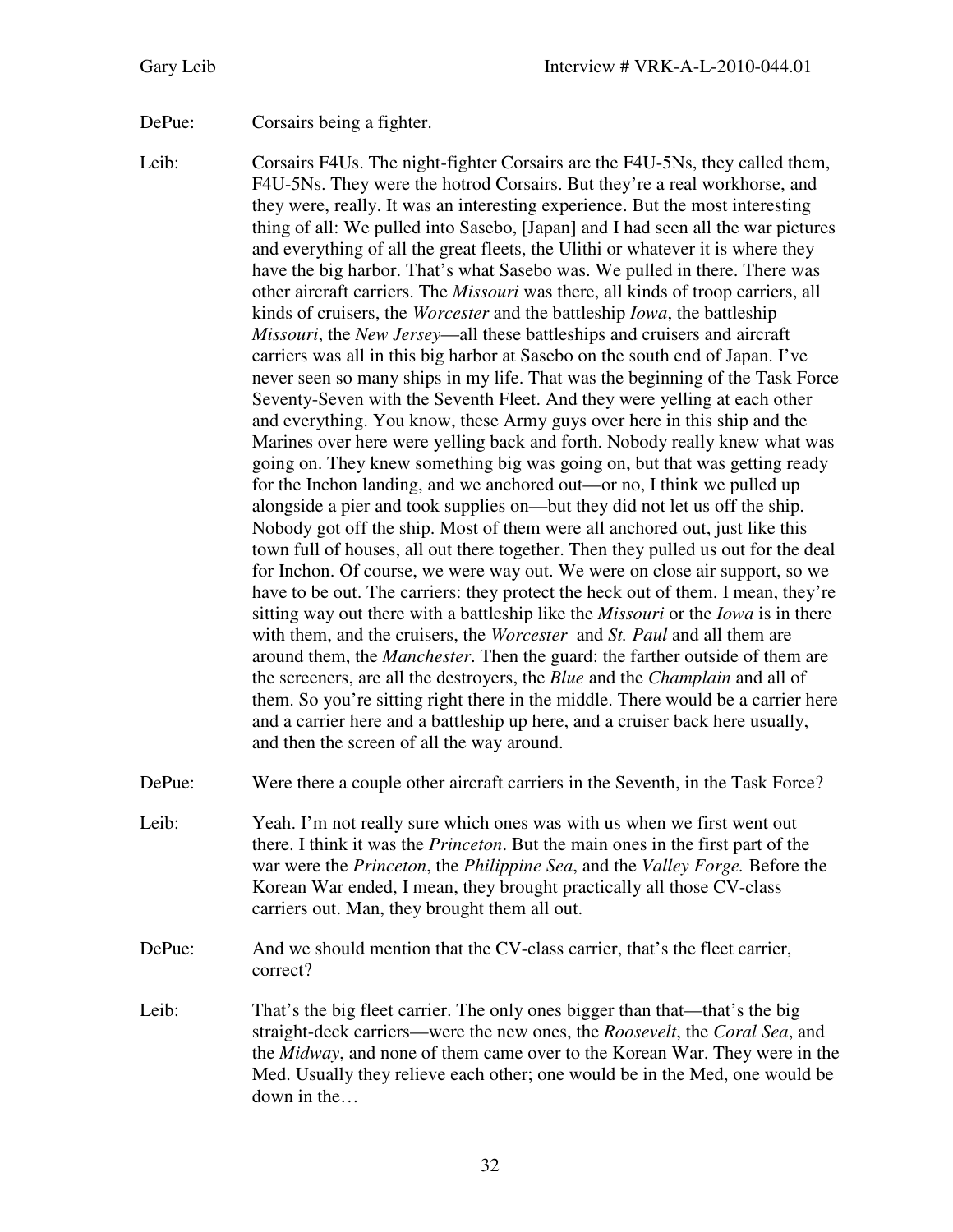DePue: Corsairs being a fighter.

Leib: Corsairs F4Us. The night-fighter Corsairs are the F4U-5Ns, they called them, F4U-5Ns. They were the hotrod Corsairs. But they're a real workhorse, and they were, really. It was an interesting experience. But the most interesting thing of all: We pulled into Sasebo, [Japan] and I had seen all the war pictures and everything of all the great fleets, the Ulithi or whatever it is where they have the big harbor. That's what Sasebo was. We pulled in there. There was other aircraft carriers. The *Missouri* was there, all kinds of troop carriers, all kinds of cruisers, the *Worcester* and the battleship *Iowa*, the battleship *Missouri*, the *New Jersey*—all these battleships and cruisers and aircraft carriers was all in this big harbor at Sasebo on the south end of Japan. I've never seen so many ships in my life. That was the beginning of the Task Force Seventy-Seven with the Seventh Fleet. And they were yelling at each other and everything. You know, these Army guys over here in this ship and the Marines over here were yelling back and forth. Nobody really knew what was going on. They knew something big was going on, but that was getting ready for the Inchon landing, and we anchored out—or no, I think we pulled up alongside a pier and took supplies on—but they did not let us off the ship. Nobody got off the ship. Most of them were all anchored out, just like this town full of houses, all out there together. Then they pulled us out for the deal for Inchon. Of course, we were way out. We were on close air support, so we have to be out. The carriers: they protect the heck out of them. I mean, they're sitting way out there with a battleship like the *Missouri* or the *Iowa* is in there with them, and the cruisers, the *Worcester* and *St. Paul* and all them are around them, the *Manchester*. Then the guard: the farther outside of them are the screeners, are all the destroyers, the *Blue* and the *Champlain* and all of them. So you're sitting right there in the middle. There would be a carrier here and a carrier here and a battleship up here, and a cruiser back here usually, and then the screen of all the way around.

DePue: Were there a couple other aircraft carriers in the Seventh, in the Task Force?

Leib: Yeah. I'm not really sure which ones was with us when we first went out there. I think it was the *Princeton*. But the main ones in the first part of the war were the *Princeton*, the *Philippine Sea*, and the *Valley Forge.* Before the Korean War ended, I mean, they brought practically all those CV-class carriers out. Man, they brought them all out.

DePue: And we should mention that the CV-class carrier, that's the fleet carrier, correct?

Leib: That's the big fleet carrier. The only ones bigger than that—that's the big straight-deck carriers—were the new ones, the *Roosevelt*, the *Coral Sea*, and the *Midway*, and none of them came over to the Korean War. They were in the Med. Usually they relieve each other; one would be in the Med, one would be down in the…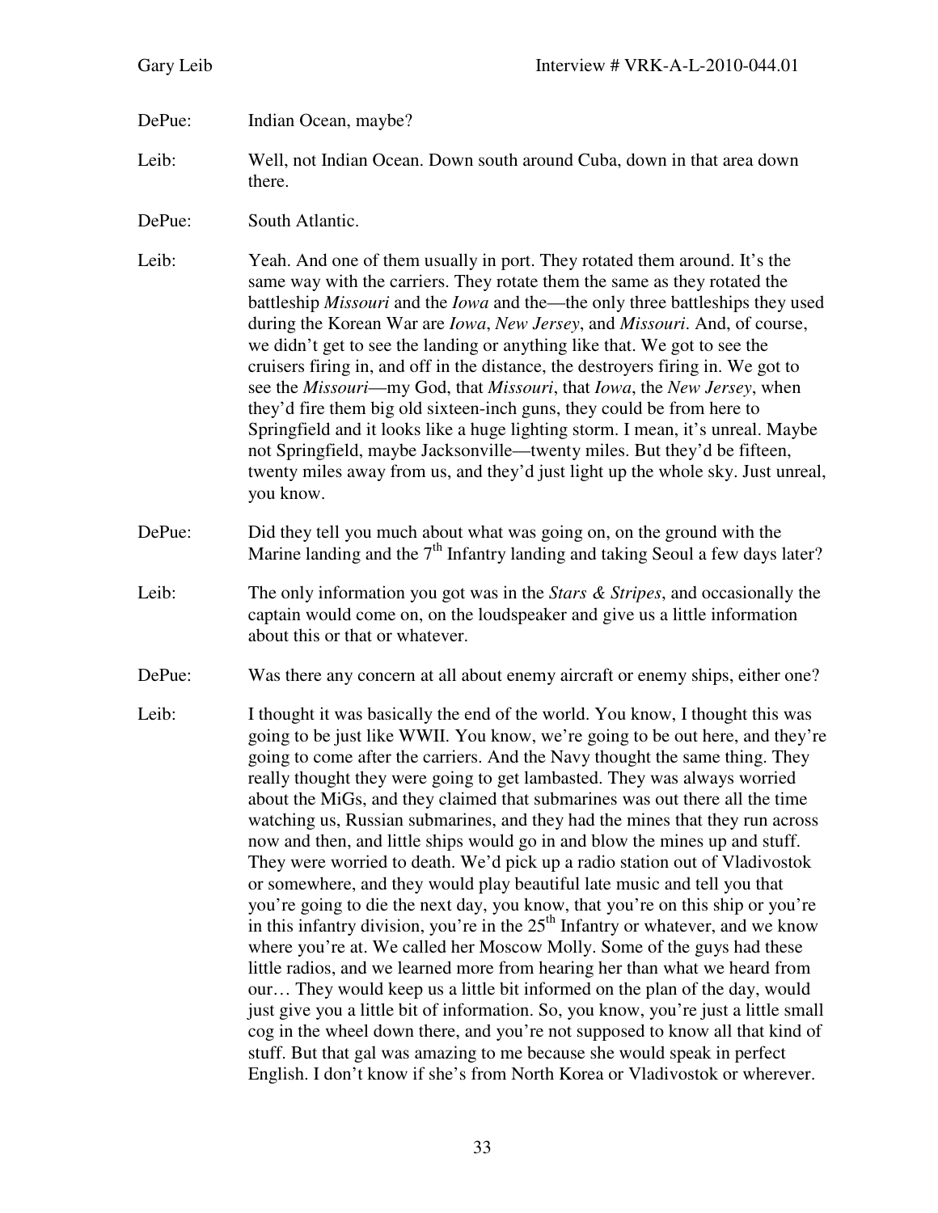DePue: Indian Ocean, maybe?

Leib: Well, not Indian Ocean. Down south around Cuba, down in that area down there.

DePue: South Atlantic.

Leib: Yeah. And one of them usually in port. They rotated them around. It's the same way with the carriers. They rotate them the same as they rotated the battleship *Missouri* and the *Iowa* and the—the only three battleships they used during the Korean War are *Iowa*, *New Jersey*, and *Missouri*. And, of course, we didn't get to see the landing or anything like that. We got to see the cruisers firing in, and off in the distance, the destroyers firing in. We got to see the *Missouri*—my God, that *Missouri*, that *Iowa*, the *New Jersey*, when they'd fire them big old sixteen-inch guns, they could be from here to Springfield and it looks like a huge lighting storm. I mean, it's unreal. Maybe not Springfield, maybe Jacksonville—twenty miles. But they'd be fifteen, twenty miles away from us, and they'd just light up the whole sky. Just unreal, you know.

DePue: Did they tell you much about what was going on, on the ground with the Marine landing and the 7th Infantry landing and taking Seoul a few days later?

Leib: The only information you got was in the *Stars & Stripes*, and occasionally the captain would come on, on the loudspeaker and give us a little information about this or that or whatever.

DePue: Was there any concern at all about enemy aircraft or enemy ships, either one?

Leib: I thought it was basically the end of the world. You know, I thought this was going to be just like WWII. You know, we're going to be out here, and they're going to come after the carriers. And the Navy thought the same thing. They really thought they were going to get lambasted. They was always worried about the MiGs, and they claimed that submarines was out there all the time watching us, Russian submarines, and they had the mines that they run across now and then, and little ships would go in and blow the mines up and stuff. They were worried to death. We'd pick up a radio station out of Vladivostok or somewhere, and they would play beautiful late music and tell you that you're going to die the next day, you know, that you're on this ship or you're in this infantry division, you're in the 25th Infantry or whatever, and we know where you're at. We called her Moscow Molly. Some of the guys had these little radios, and we learned more from hearing her than what we heard from our… They would keep us a little bit informed on the plan of the day, would just give you a little bit of information. So, you know, you're just a little small cog in the wheel down there, and you're not supposed to know all that kind of stuff. But that gal was amazing to me because she would speak in perfect English. I don't know if she's from North Korea or Vladivostok or wherever.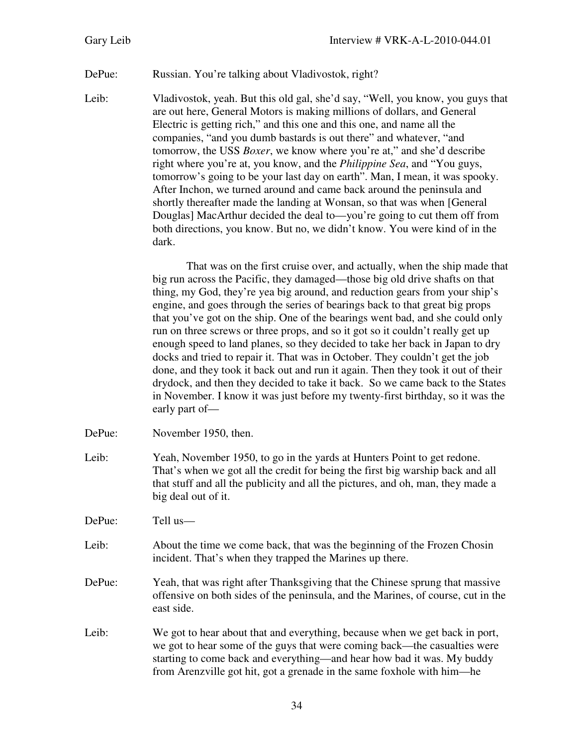DePue: Russian. You're talking about Vladivostok, right?

Leib: Vladivostok, yeah. But this old gal, she'd say, "Well, you know, you guys that are out here, General Motors is making millions of dollars, and General Electric is getting rich," and this one and this one, and name all the companies, "and you dumb bastards is out there" and whatever, "and tomorrow, the USS *Boxer*, we know where you're at," and she'd describe right where you're at, you know, and the *Philippine Sea*, and "You guys, tomorrow's going to be your last day on earth". Man, I mean, it was spooky. After Inchon, we turned around and came back around the peninsula and shortly thereafter made the landing at Wonsan, so that was when [General Douglas] MacArthur decided the deal to—you're going to cut them off from both directions, you know. But no, we didn't know. You were kind of in the dark.

That was on the first cruise over, and actually, when the ship made that big run across the Pacific, they damaged—those big old drive shafts on that thing, my God, they're yea big around, and reduction gears from your ship's engine, and goes through the series of bearings back to that great big props that you've got on the ship. One of the bearings went bad, and she could only run on three screws or three props, and so it got so it couldn't really get up enough speed to land planes, so they decided to take her back in Japan to dry docks and tried to repair it. That was in October. They couldn't get the job done, and they took it back out and run it again. Then they took it out of their drydock, and then they decided to take it back. So we came back to the States in November. I know it was just before my twenty-first birthday, so it was the early part of—

DePue: November 1950, then.

Leib: Yeah, November 1950, to go in the yards at Hunters Point to get redone. That's when we got all the credit for being the first big warship back and all that stuff and all the publicity and all the pictures, and oh, man, they made a big deal out of it.

DePue: Tell us—

Leib: About the time we come back, that was the beginning of the Frozen Chosin incident. That's when they trapped the Marines up there.

DePue: Yeah, that was right after Thanksgiving that the Chinese sprung that massive offensive on both sides of the peninsula, and the Marines, of course, cut in the east side.

Leib: We got to hear about that and everything, because when we get back in port, we got to hear some of the guys that were coming back—the casualties were starting to come back and everything—and hear how bad it was. My buddy from Arenzville got hit, got a grenade in the same foxhole with him—he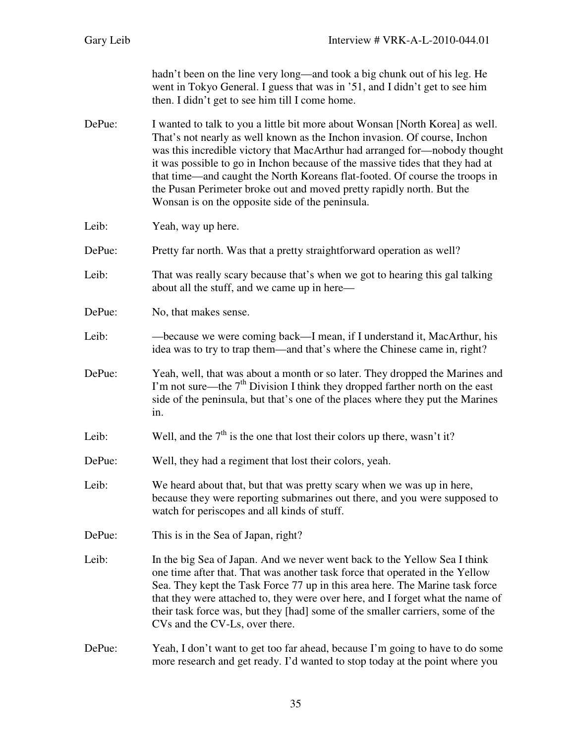hadn't been on the line very long—and took a big chunk out of his leg. He went in Tokyo General. I guess that was in '51, and I didn't get to see him then. I didn't get to see him till I come home.

DePue: I wanted to talk to you a little bit more about Wonsan [North Korea] as well. That's not nearly as well known as the Inchon invasion. Of course, Inchon was this incredible victory that MacArthur had arranged for—nobody thought it was possible to go in Inchon because of the massive tides that they had at that time—and caught the North Koreans flat-footed. Of course the troops in the Pusan Perimeter broke out and moved pretty rapidly north. But the Wonsan is on the opposite side of the peninsula.

Leib: Yeah, way up here.

DePue: Pretty far north. Was that a pretty straightforward operation as well?

Leib: That was really scary because that's when we got to hearing this gal talking about all the stuff, and we came up in here—

DePue: No, that makes sense.

Leib: —because we were coming back—I mean, if I understand it, MacArthur, his idea was to try to trap them—and that's where the Chinese came in, right?

DePue: Yeah, well, that was about a month or so later. They dropped the Marines and I'm not sure—the 7th Division I think they dropped farther north on the east side of the peninsula, but that's one of the places where they put the Marines in.

Leib: Well, and the 7th is the one that lost their colors up there, wasn't it?

DePue: Well, they had a regiment that lost their colors, yeah.

Leib: We heard about that, but that was pretty scary when we was up in here, because they were reporting submarines out there, and you were supposed to watch for periscopes and all kinds of stuff.

DePue: This is in the Sea of Japan, right?

Leib: In the big Sea of Japan. And we never went back to the Yellow Sea I think one time after that. That was another task force that operated in the Yellow Sea. They kept the Task Force 77 up in this area here. The Marine task force that they were attached to, they were over here, and I forget what the name of their task force was, but they [had] some of the smaller carriers, some of the CVs and the CV-Ls, over there.

DePue: Yeah, I don't want to get too far ahead, because I'm going to have to do some more research and get ready. I'd wanted to stop today at the point where you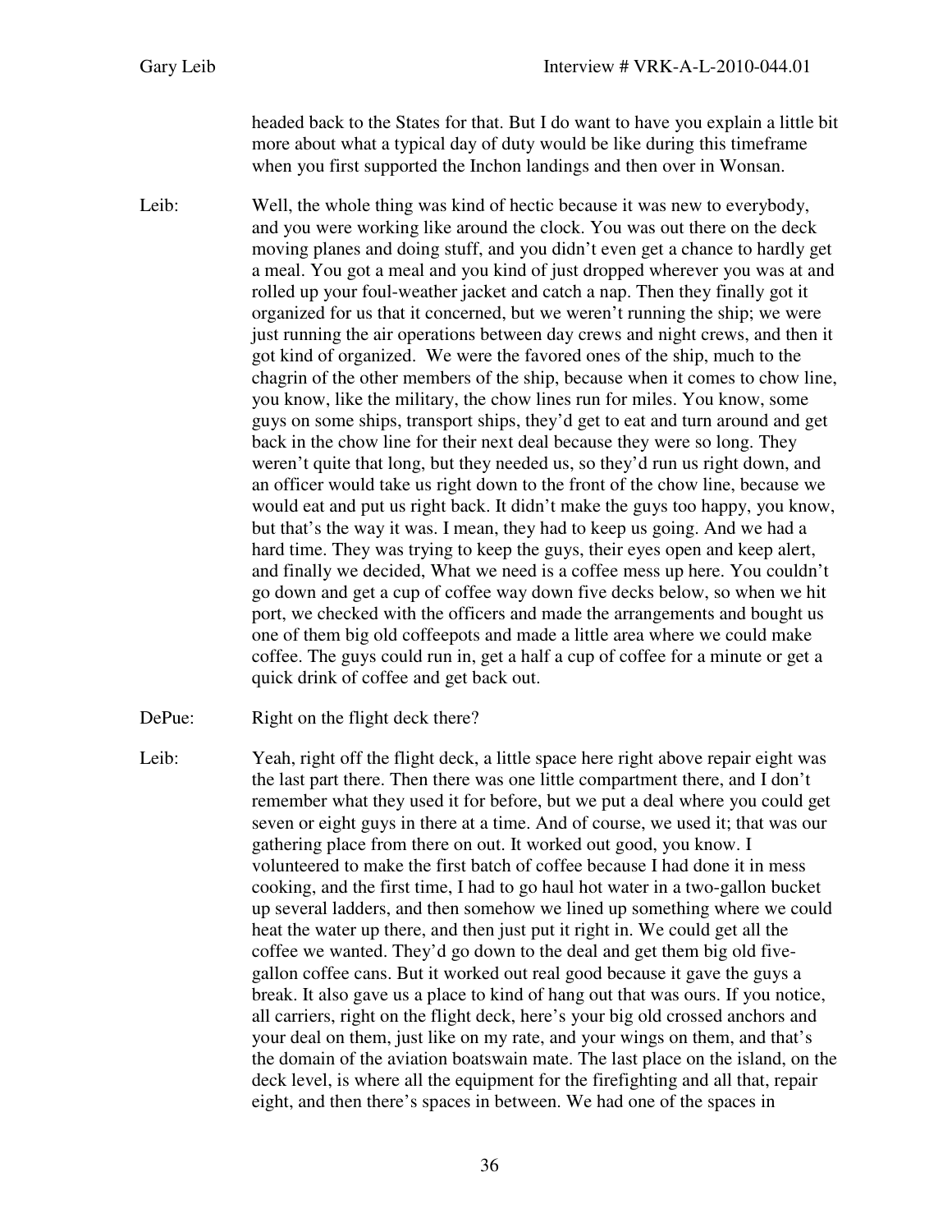headed back to the States for that. But I do want to have you explain a little bit more about what a typical day of duty would be like during this timeframe when you first supported the Inchon landings and then over in Wonsan.

Leib: Well, the whole thing was kind of hectic because it was new to everybody, and you were working like around the clock. You was out there on the deck moving planes and doing stuff, and you didn't even get a chance to hardly get a meal. You got a meal and you kind of just dropped wherever you was at and rolled up your foul-weather jacket and catch a nap. Then they finally got it organized for us that it concerned, but we weren't running the ship; we were just running the air operations between day crews and night crews, and then it got kind of organized. We were the favored ones of the ship, much to the chagrin of the other members of the ship, because when it comes to chow line, you know, like the military, the chow lines run for miles. You know, some guys on some ships, transport ships, they'd get to eat and turn around and get back in the chow line for their next deal because they were so long. They weren't quite that long, but they needed us, so they'd run us right down, and an officer would take us right down to the front of the chow line, because we would eat and put us right back. It didn't make the guys too happy, you know, but that's the way it was. I mean, they had to keep us going. And we had a hard time. They was trying to keep the guys, their eyes open and keep alert, and finally we decided, What we need is a coffee mess up here. You couldn't go down and get a cup of coffee way down five decks below, so when we hit port, we checked with the officers and made the arrangements and bought us one of them big old coffeepots and made a little area where we could make coffee. The guys could run in, get a half a cup of coffee for a minute or get a quick drink of coffee and get back out.

DePue: Right on the flight deck there?

Leib: Yeah, right off the flight deck, a little space here right above repair eight was the last part there. Then there was one little compartment there, and I don't remember what they used it for before, but we put a deal where you could get seven or eight guys in there at a time. And of course, we used it; that was our gathering place from there on out. It worked out good, you know. I volunteered to make the first batch of coffee because I had done it in mess cooking, and the first time, I had to go haul hot water in a two-gallon bucket up several ladders, and then somehow we lined up something where we could heat the water up there, and then just put it right in. We could get all the coffee we wanted. They'd go down to the deal and get them big old five-gallon coffee cans. But it worked out real good because it gave the guys a break. It also gave us a place to kind of hang out that was ours. If you notice, all carriers, right on the flight deck, here's your big old crossed anchors and your deal on them, just like on my rate, and your wings on them, and that's the domain of the aviation boatswain mate. The last place on the island, on the deck level, is where all the equipment for the firefighting and all that, repair eight, and then there's spaces in between. We had one of the spaces in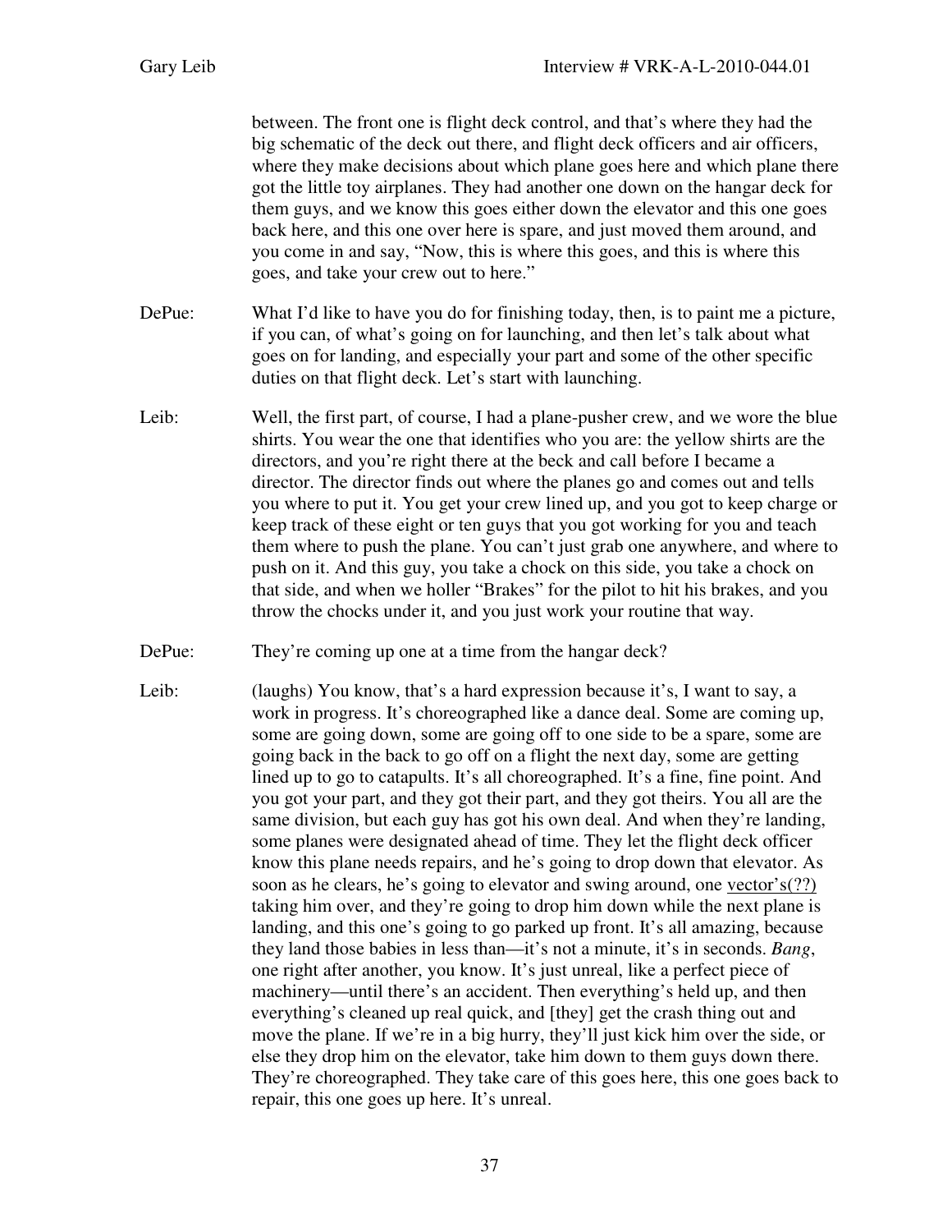between. The front one is flight deck control, and that's where they had the big schematic of the deck out there, and flight deck officers and air officers, where they make decisions about which plane goes here and which plane there got the little toy airplanes. They had another one down on the hangar deck for them guys, and we know this goes either down the elevator and this one goes back here, and this one over here is spare, and just moved them around, and you come in and say, "Now, this is where this goes, and this is where this goes, and take your crew out to here."

DePue: What I'd like to have you do for finishing today, then, is to paint me a picture, if you can, of what's going on for launching, and then let's talk about what goes on for landing, and especially your part and some of the other specific duties on that flight deck. Let's start with launching.

Leib: Well, the first part, of course, I had a plane-pusher crew, and we wore the blue shirts. You wear the one that identifies who you are: the yellow shirts are the directors, and you're right there at the beck and call before I became a director. The director finds out where the planes go and comes out and tells you where to put it. You get your crew lined up, and you got to keep charge or keep track of these eight or ten guys that you got working for you and teach them where to push the plane. You can't just grab one anywhere, and where to push on it. And this guy, you take a chock on this side, you take a chock on that side, and when we holler "Brakes" for the pilot to hit his brakes, and you throw the chocks under it, and you just work your routine that way.

DePue: They're coming up one at a time from the hangar deck?

Leib: (laughs) You know, that's a hard expression because it's, I want to say, a work in progress. It's choreographed like a dance deal. Some are coming up, some are going down, some are going off to one side to be a spare, some are going back in the back to go off on a flight the next day, some are getting lined up to go to catapults. It's all choreographed. It's a fine, fine point. And you got your part, and they got their part, and they got theirs. You all are the same division, but each guy has got his own deal. And when they're landing, some planes were designated ahead of time. They let the flight deck officer know this plane needs repairs, and he's going to drop down that elevator. As soon as he clears, he's going to elevator and swing around, one <u>vector's(??)</u> taking him over, and they're going to drop him down while the next plane is landing, and this one's going to go parked up front. It's all amazing, because they land those babies in less than—it's not a minute, it's in seconds. *Bang*, one right after another, you know. It's just unreal, like a perfect piece of machinery—until there's an accident. Then everything's held up, and then everything's cleaned up real quick, and [they] get the crash thing out and move the plane. If we're in a big hurry, they'll just kick him over the side, or else they drop him on the elevator, take him down to them guys down there. They're choreographed. They take care of this goes here, this one goes back to repair, this one goes up here. It's unreal.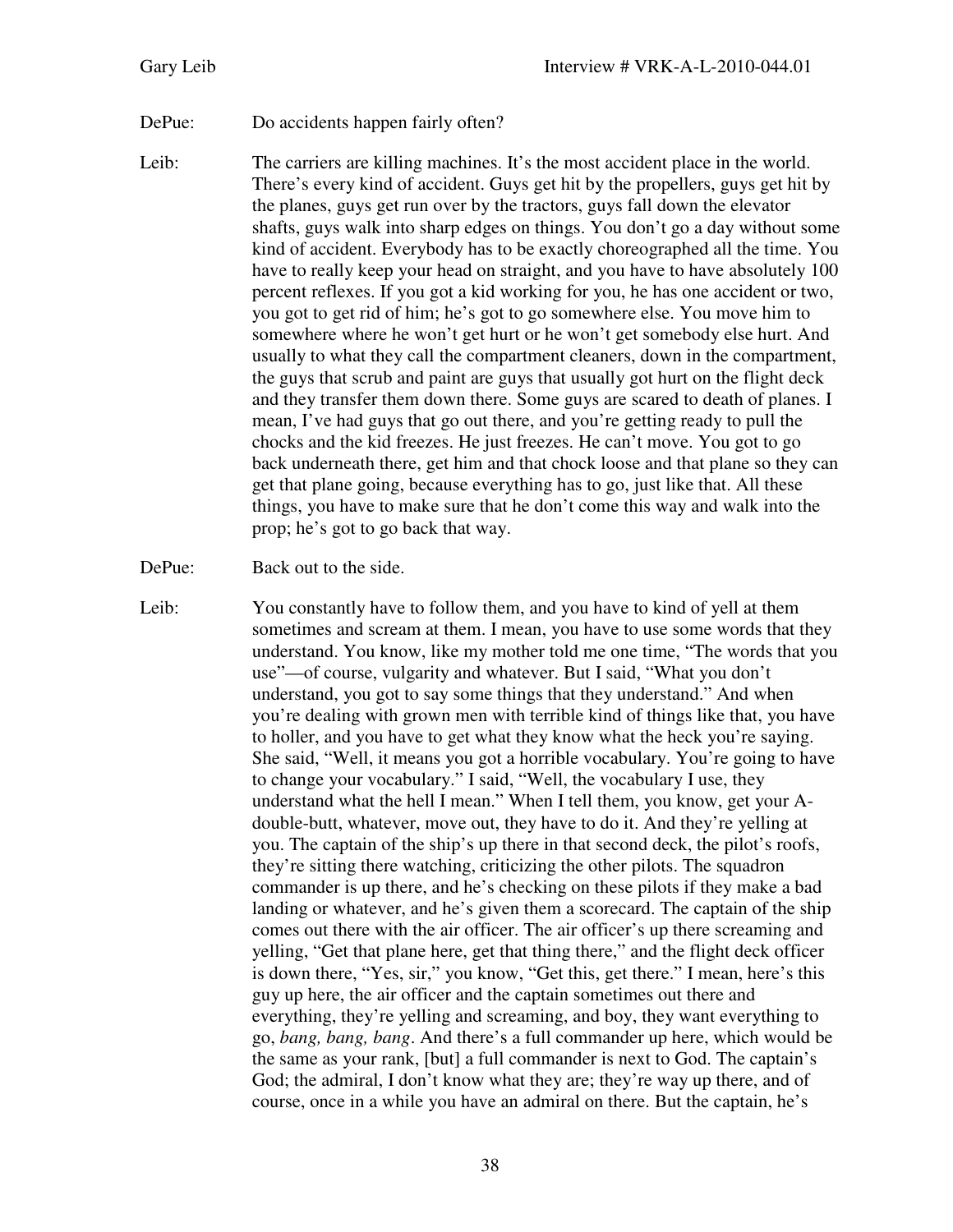DePue: Do accidents happen fairly often?

Leib: The carriers are killing machines. It's the most accident place in the world. There's every kind of accident. Guys get hit by the propellers, guys get hit by the planes, guys get run over by the tractors, guys fall down the elevator shafts, guys walk into sharp edges on things. You don't go a day without some kind of accident. Everybody has to be exactly choreographed all the time. You have to really keep your head on straight, and you have to have absolutely 100 percent reflexes. If you got a kid working for you, he has one accident or two, you got to get rid of him; he's got to go somewhere else. You move him to somewhere where he won't get hurt or he won't get somebody else hurt. And usually to what they call the compartment cleaners, down in the compartment, the guys that scrub and paint are guys that usually got hurt on the flight deck and they transfer them down there. Some guys are scared to death of planes. I mean, I've had guys that go out there, and you're getting ready to pull the chocks and the kid freezes. He just freezes. He can't move. You got to go back underneath there, get him and that chock loose and that plane so they can get that plane going, because everything has to go, just like that. All these things, you have to make sure that he don't come this way and walk into the prop; he's got to go back that way.

DePue: Back out to the side.

Leib: You constantly have to follow them, and you have to kind of yell at them sometimes and scream at them. I mean, you have to use some words that they understand. You know, like my mother told me one time, "The words that you use"—of course, vulgarity and whatever. But I said, "What you don't understand, you got to say some things that they understand." And when you're dealing with grown men with terrible kind of things like that, you have to holler, and you have to get what they know what the heck you're saying. She said, "Well, it means you got a horrible vocabulary. You're going to have to change your vocabulary." I said, "Well, the vocabulary I use, they understand what the hell I mean." When I tell them, you know, get your A-double-butt, whatever, move out, they have to do it. And they're yelling at you. The captain of the ship's up there in that second deck, the pilot's roofs, they're sitting there watching, criticizing the other pilots. The squadron commander is up there, and he's checking on these pilots if they make a bad landing or whatever, and he's given them a scorecard. The captain of the ship comes out there with the air officer. The air officer's up there screaming and yelling, "Get that plane here, get that thing there," and the flight deck officer is down there, "Yes, sir," you know, "Get this, get there." I mean, here's this guy up here, the air officer and the captain sometimes out there and everything, they're yelling and screaming, and boy, they want everything to go, *bang, bang, bang*. And there's a full commander up here, which would be the same as your rank, [but] a full commander is next to God. The captain's God; the admiral, I don't know what they are; they're way up there, and of course, once in a while you have an admiral on there. But the captain, he's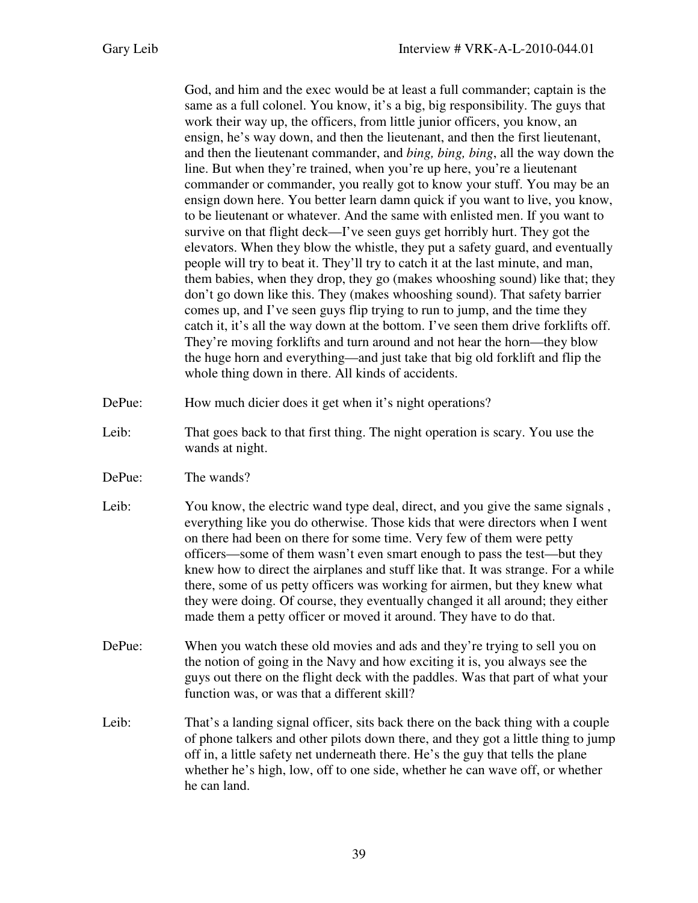God, and him and the exec would be at least a full commander; captain is the same as a full colonel. You know, it's a big, big responsibility. The guys that work their way up, the officers, from little junior officers, you know, an ensign, he's way down, and then the lieutenant, and then the first lieutenant, and then the lieutenant commander, and *bing, bing, bing*, all the way down the line. But when they're trained, when you're up here, you're a lieutenant commander or commander, you really got to know your stuff. You may be an ensign down here. You better learn damn quick if you want to live, you know, to be lieutenant or whatever. And the same with enlisted men. If you want to survive on that flight deck—I've seen guys get horribly hurt. They got the elevators. When they blow the whistle, they put a safety guard, and eventually people will try to beat it. They'll try to catch it at the last minute, and man, them babies, when they drop, they go (makes whooshing sound) like that; they don't go down like this. They (makes whooshing sound). That safety barrier comes up, and I've seen guys flip trying to run to jump, and the time they catch it, it's all the way down at the bottom. I've seen them drive forklifts off. They're moving forklifts and turn around and not hear the horn—they blow the huge horn and everything—and just take that big old forklift and flip the whole thing down in there. All kinds of accidents.

DePue: How much dicier does it get when it's night operations?

Leib: That goes back to that first thing. The night operation is scary. You use the wands at night.

DePue: The wands?

Leib: You know, the electric wand type deal, direct, and you give the same signals , everything like you do otherwise. Those kids that were directors when I went on there had been on there for some time. Very few of them were petty officers—some of them wasn't even smart enough to pass the test—but they knew how to direct the airplanes and stuff like that. It was strange. For a while there, some of us petty officers was working for airmen, but they knew what they were doing. Of course, they eventually changed it all around; they either made them a petty officer or moved it around. They have to do that.

DePue: When you watch these old movies and ads and they're trying to sell you on the notion of going in the Navy and how exciting it is, you always see the guys out there on the flight deck with the paddles. Was that part of what your function was, or was that a different skill?

Leib: That's a landing signal officer, sits back there on the back thing with a couple of phone talkers and other pilots down there, and they got a little thing to jump off in, a little safety net underneath there. He's the guy that tells the plane whether he's high, low, off to one side, whether he can wave off, or whether he can land.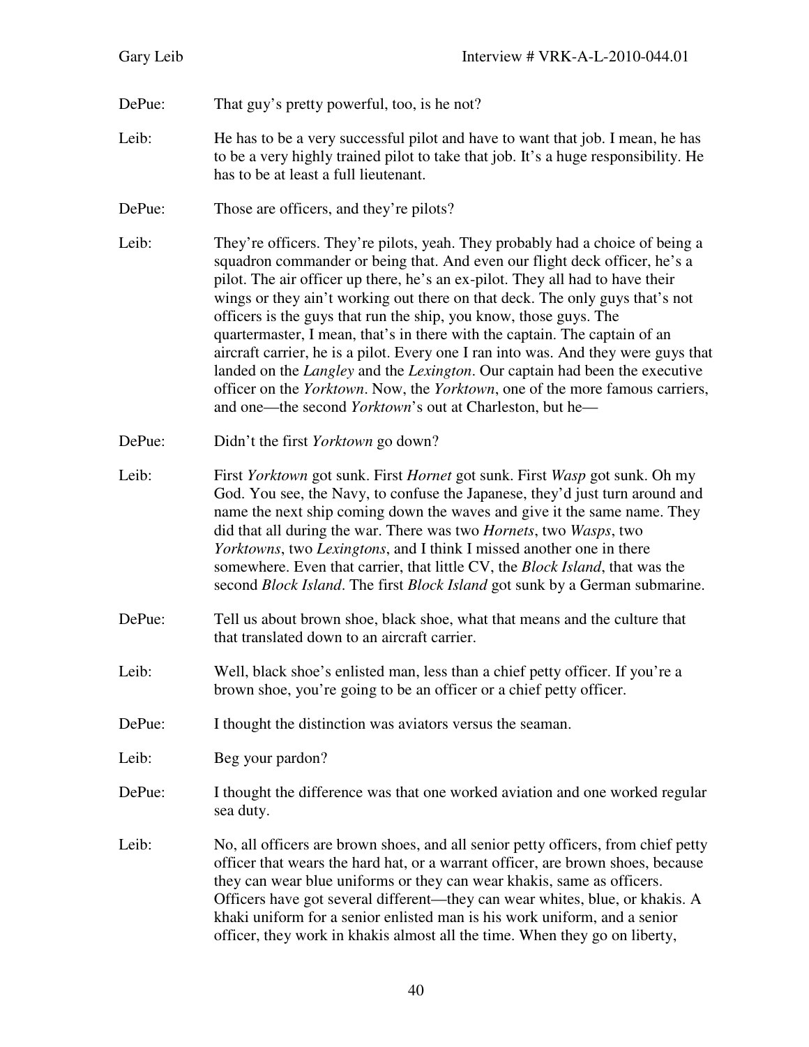DePue: That guy's pretty powerful, too, is he not?

Leib: He has to be a very successful pilot and have to want that job. I mean, he has to be a very highly trained pilot to take that job. It's a huge responsibility. He has to be at least a full lieutenant.

DePue: Those are officers, and they're pilots?

Leib: They're officers. They're pilots, yeah. They probably had a choice of being a squadron commander or being that. And even our flight deck officer, he's a pilot. The air officer up there, he's an ex-pilot. They all had to have their wings or they ain't working out there on that deck. The only guys that's not officers is the guys that run the ship, you know, those guys. The quartermaster, I mean, that's in there with the captain. The captain of an aircraft carrier, he is a pilot. Every one I ran into was. And they were guys that landed on the *Langley* and the *Lexington*. Our captain had been the executive officer on the *Yorktown*. Now, the *Yorktown*, one of the more famous carriers, and one—the second *Yorktown*'s out at Charleston, but he—

DePue: Didn't the first *Yorktown* go down?

Leib: First *Yorktown* got sunk. First *Hornet* got sunk. First *Wasp* got sunk. Oh my God. You see, the Navy, to confuse the Japanese, they'd just turn around and name the next ship coming down the waves and give it the same name. They did that all during the war. There was two *Hornets*, two *Wasps*, two *Yorktowns*, two *Lexingtons*, and I think I missed another one in there somewhere. Even that carrier, that little CV, the *Block Island*, that was the second *Block Island*. The first *Block Island* got sunk by a German submarine.

DePue: Tell us about brown shoe, black shoe, what that means and the culture that that translated down to an aircraft carrier.

Leib: Well, black shoe's enlisted man, less than a chief petty officer. If you're a brown shoe, you're going to be an officer or a chief petty officer.

DePue: I thought the distinction was aviators versus the seaman.

Leib: Beg your pardon?

DePue: I thought the difference was that one worked aviation and one worked regular sea duty.

Leib: No, all officers are brown shoes, and all senior petty officers, from chief petty officer that wears the hard hat, or a warrant officer, are brown shoes, because they can wear blue uniforms or they can wear khakis, same as officers. Officers have got several different—they can wear whites, blue, or khakis. A khaki uniform for a senior enlisted man is his work uniform, and a senior officer, they work in khakis almost all the time. When they go on liberty,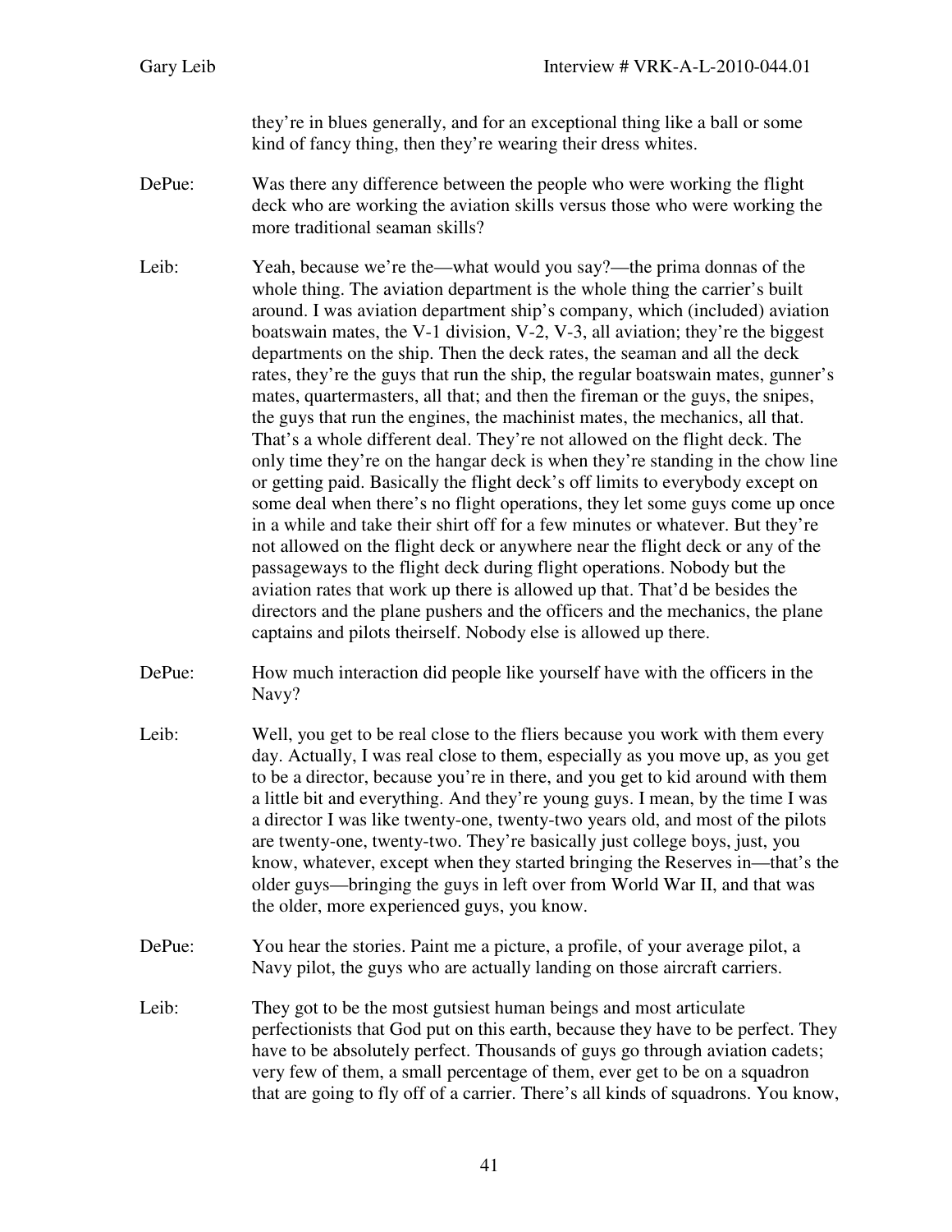they're in blues generally, and for an exceptional thing like a ball or some kind of fancy thing, then they're wearing their dress whites.

DePue: Was there any difference between the people who were working the flight deck who are working the aviation skills versus those who were working the more traditional seaman skills?

Leib: Yeah, because we're the—what would you say?—the prima donnas of the whole thing. The aviation department is the whole thing the carrier's built around. I was aviation department ship's company, which (included) aviation boatswain mates, the V-1 division, V-2, V-3, all aviation; they're the biggest departments on the ship. Then the deck rates, the seaman and all the deck rates, they're the guys that run the ship, the regular boatswain mates, gunner's mates, quartermasters, all that; and then the fireman or the guys, the snipes, the guys that run the engines, the machinist mates, the mechanics, all that. That's a whole different deal. They're not allowed on the flight deck. The only time they're on the hangar deck is when they're standing in the chow line or getting paid. Basically the flight deck's off limits to everybody except on some deal when there's no flight operations, they let some guys come up once in a while and take their shirt off for a few minutes or whatever. But they're not allowed on the flight deck or anywhere near the flight deck or any of the passageways to the flight deck during flight operations. Nobody but the aviation rates that work up there is allowed up that. That'd be besides the directors and the plane pushers and the officers and the mechanics, the plane captains and pilots theirself. Nobody else is allowed up there.

DePue: How much interaction did people like yourself have with the officers in the Navy?

Leib: Well, you get to be real close to the fliers because you work with them every day. Actually, I was real close to them, especially as you move up, as you get to be a director, because you're in there, and you get to kid around with them a little bit and everything. And they're young guys. I mean, by the time I was a director I was like twenty-one, twenty-two years old, and most of the pilots are twenty-one, twenty-two. They're basically just college boys, just, you know, whatever, except when they started bringing the Reserves in—that's the older guys—bringing the guys in left over from World War II, and that was the older, more experienced guys, you know.

DePue: You hear the stories. Paint me a picture, a profile, of your average pilot, a Navy pilot, the guys who are actually landing on those aircraft carriers.

Leib: They got to be the most gutsiest human beings and most articulate perfectionists that God put on this earth, because they have to be perfect. They have to be absolutely perfect. Thousands of guys go through aviation cadets; very few of them, a small percentage of them, ever get to be on a squadron that are going to fly off of a carrier. There's all kinds of squadrons. You know,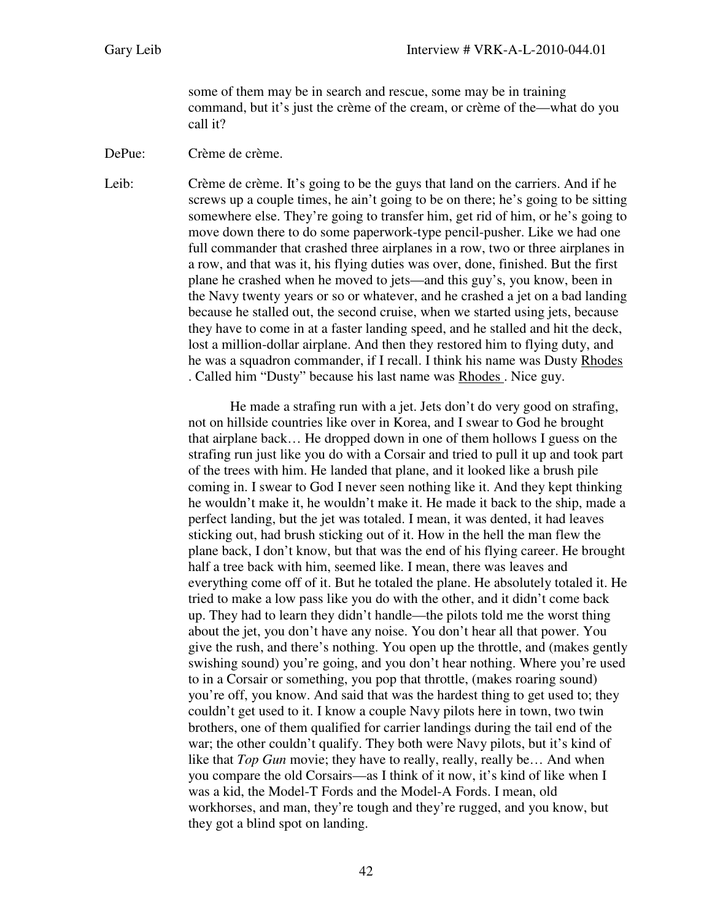some of them may be in search and rescue, some may be in training command, but it's just the crème of the cream, or crème of the—what do you call it?

DePue: Crème de crème.

Leib: Crème de crème. It's going to be the guys that land on the carriers. And if he screws up a couple times, he ain't going to be on there; he's going to be sitting somewhere else. They're going to transfer him, get rid of him, or he's going to move down there to do some paperwork-type pencil-pusher. Like we had one full commander that crashed three airplanes in a row, two or three airplanes in a row, and that was it, his flying duties was over, done, finished. But the first plane he crashed when he moved to jets—and this guy's, you know, been in the Navy twenty years or so or whatever, and he crashed a jet on a bad landing because he stalled out, the second cruise, when we started using jets, because they have to come in at a faster landing speed, and he stalled and hit the deck, lost a million-dollar airplane. And then they restored him to flying duty, and he was a squadron commander, if I recall. I think his name was Dusty Rhodes. Called him "Dusty" because his last name was Rhodes. Nice guy.

He made a strafing run with a jet. Jets don't do very good on strafing, not on hillside countries like over in Korea, and I swear to God he brought that airplane back… He dropped down in one of them hollows I guess on the strafing run just like you do with a Corsair and tried to pull it up and took part of the trees with him. He landed that plane, and it looked like a brush pile coming in. I swear to God I never seen nothing like it. And they kept thinking he wouldn't make it, he wouldn't make it. He made it back to the ship, made a perfect landing, but the jet was totaled. I mean, it was dented, it had leaves sticking out, had brush sticking out of it. How in the hell the man flew the plane back, I don't know, but that was the end of his flying career. He brought half a tree back with him, seemed like. I mean, there was leaves and everything come off of it. But he totaled the plane. He absolutely totaled it. He tried to make a low pass like you do with the other, and it didn't come back up. They had to learn they didn't handle—the pilots told me the worst thing about the jet, you don't have any noise. You don't hear all that power. You give the rush, and there's nothing. You open up the throttle, and (makes gently swishing sound) you're going, and you don't hear nothing. Where you're used to in a Corsair or something, you pop that throttle, (makes roaring sound) you're off, you know. And said that was the hardest thing to get used to; they couldn't get used to it. I know a couple Navy pilots here in town, two twin brothers, one of them qualified for carrier landings during the tail end of the war; the other couldn't qualify. They both were Navy pilots, but it's kind of like that *Top Gun* movie; they have to really, really, really be… And when you compare the old Corsairs—as I think of it now, it's kind of like when I was a kid, the Model-T Fords and the Model-A Fords. I mean, old workhorses, and man, they're tough and they're rugged, and you know, but they got a blind spot on landing.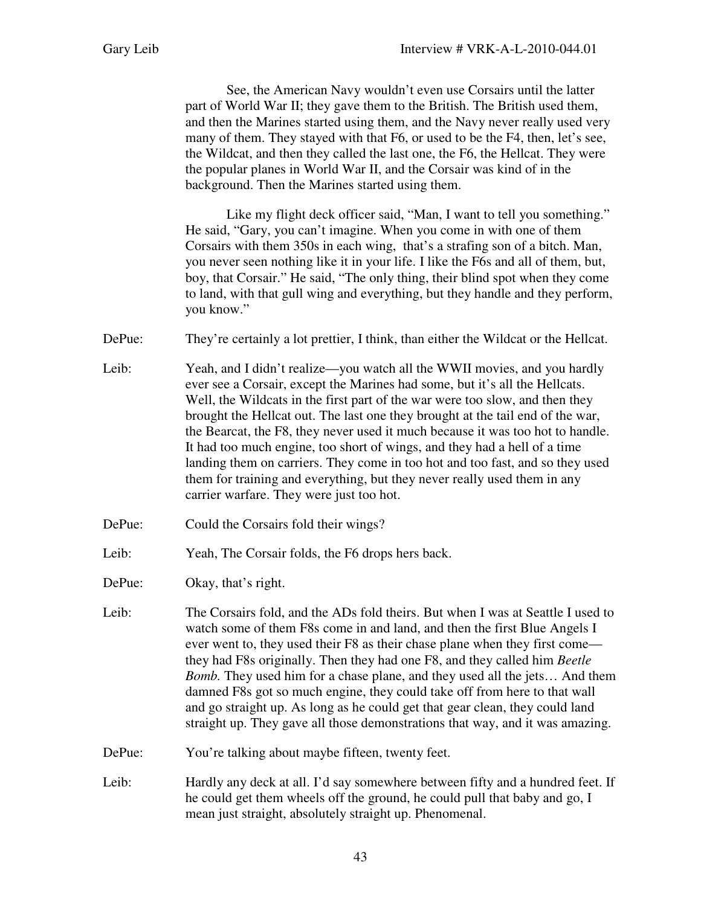See, the American Navy wouldn't even use Corsairs until the latter part of World War II; they gave them to the British. The British used them, and then the Marines started using them, and the Navy never really used very many of them. They stayed with that F6, or used to be the F4, then, let's see, the Wildcat, and then they called the last one, the F6, the Hellcat. They were the popular planes in World War II, and the Corsair was kind of in the background. Then the Marines started using them.

Like my flight deck officer said, "Man, I want to tell you something." He said, "Gary, you can't imagine. When you come in with one of them Corsairs with them 350s in each wing, that's a strafing son of a bitch. Man, you never seen nothing like it in your life. I like the F6s and all of them, but, boy, that Corsair." He said, "The only thing, their blind spot when they come to land, with that gull wing and everything, but they handle and they perform, you know."

DePue: They're certainly a lot prettier, I think, than either the Wildcat or the Hellcat.

Leib: Yeah, and I didn't realize—you watch all the WWII movies, and you hardly ever see a Corsair, except the Marines had some, but it's all the Hellcats. Well, the Wildcats in the first part of the war were too slow, and then they brought the Hellcat out. The last one they brought at the tail end of the war, the Bearcat, the F8, they never used it much because it was too hot to handle. It had too much engine, too short of wings, and they had a hell of a time landing them on carriers. They come in too hot and too fast, and so they used them for training and everything, but they never really used them in any carrier warfare. They were just too hot.

DePue: Could the Corsairs fold their wings?

Leib: Yeah, The Corsair folds, the F6 drops hers back.

DePue: Okay, that's right.

Leib: The Corsairs fold, and the ADs fold theirs. But when I was at Seattle I used to watch some of them F8s come in and land, and then the first Blue Angels I ever went to, they used their F8 as their chase plane when they first come—they had F8s originally. Then they had one F8, and they called him *Beetle Bomb.* They used him for a chase plane, and they used all the jets… And them damned F8s got so much engine, they could take off from here to that wall and go straight up. As long as he could get that gear clean, they could land straight up. They gave all those demonstrations that way, and it was amazing.

DePue: You're talking about maybe fifteen, twenty feet.

Leib: Hardly any deck at all. I'd say somewhere between fifty and a hundred feet. If he could get them wheels off the ground, he could pull that baby and go, I mean just straight, absolutely straight up. Phenomenal.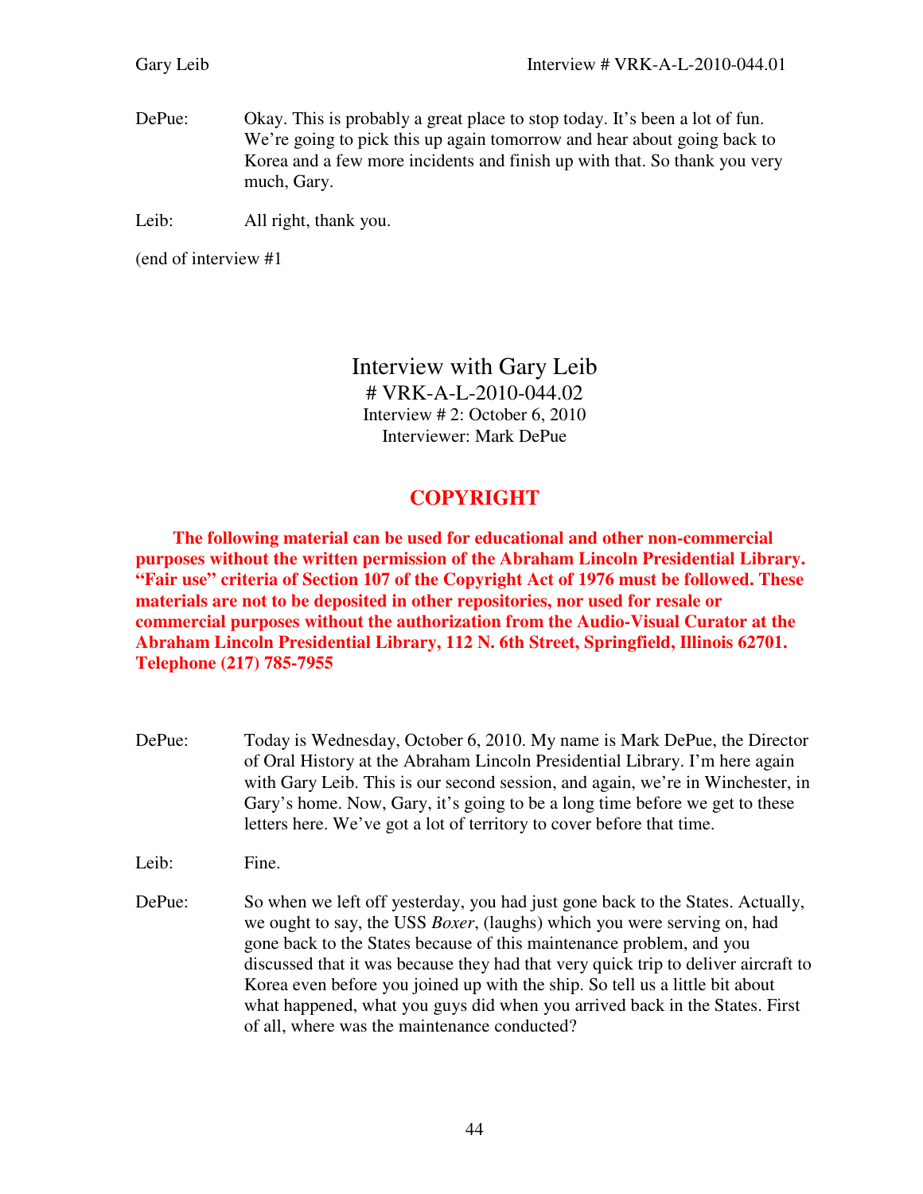DePue: Okay. This is probably a great place to stop today. It's been a lot of fun. We're going to pick this up again tomorrow and hear about going back to Korea and a few more incidents and finish up with that. So thank you very much, Gary.

Leib: All right, thank you.

(end of interview #1

# Interview with Gary Leib

# VRK-A-L-2010-044.02

Interview # 2: October 6, 2010

Interviewer: Mark DePue

## COPYRIGHT

**The following material can be used for educational and other non-commercial purposes without the written permission of the Abraham Lincoln Presidential Library. "Fair use" criteria of Section 107 of the Copyright Act of 1976 must be followed. These materials are not to be deposited in other repositories, nor used for resale or commercial purposes without the authorization from the Audio-Visual Curator at the Abraham Lincoln Presidential Library, 112 N. 6th Street, Springfield, Illinois 62701. Telephone (217) 785-7955**

DePue: Today is Wednesday, October 6, 2010. My name is Mark DePue, the Director of Oral History at the Abraham Lincoln Presidential Library. I'm here again with Gary Leib. This is our second session, and again, we're in Winchester, in Gary's home. Now, Gary, it's going to be a long time before we get to these letters here. We've got a lot of territory to cover before that time.

Leib: Fine.

DePue: So when we left off yesterday, you had just gone back to the States. Actually, we ought to say, the USS *Boxer*, (laughs) which you were serving on, had gone back to the States because of this maintenance problem, and you discussed that it was because they had that very quick trip to deliver aircraft to Korea even before you joined up with the ship. So tell us a little bit about what happened, what you guys did when you arrived back in the States. First of all, where was the maintenance conducted?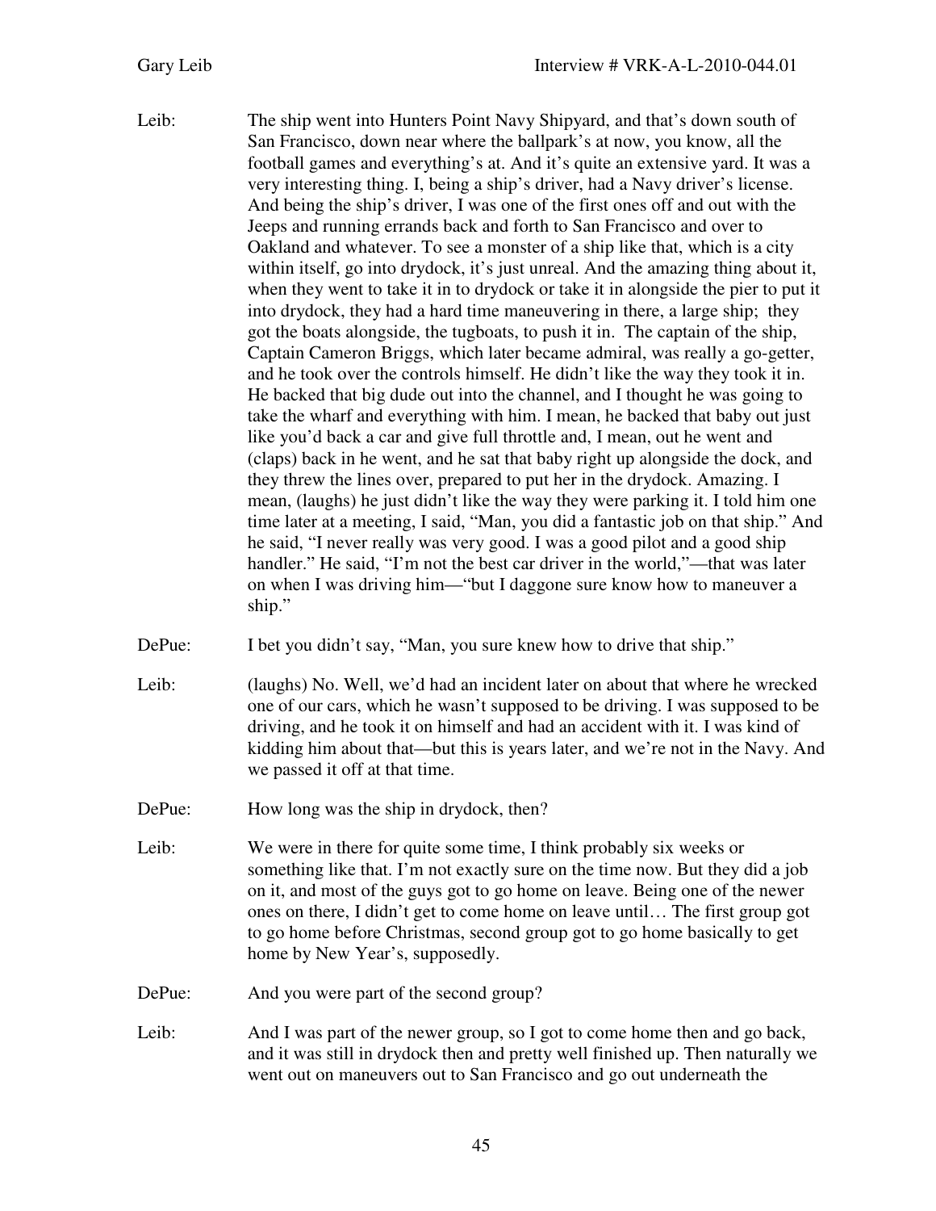Leib: The ship went into Hunters Point Navy Shipyard, and that's down south of San Francisco, down near where the ballpark's at now, you know, all the football games and everything's at. And it's quite an extensive yard. It was a very interesting thing. I, being a ship's driver, had a Navy driver's license. And being the ship's driver, I was one of the first ones off and out with the Jeeps and running errands back and forth to San Francisco and over to Oakland and whatever. To see a monster of a ship like that, which is a city within itself, go into drydock, it's just unreal. And the amazing thing about it, when they went to take it in to drydock or take it in alongside the pier to put it into drydock, they had a hard time maneuvering in there, a large ship; they got the boats alongside, the tugboats, to push it in. The captain of the ship, Captain Cameron Briggs, which later became admiral, was really a go-getter, and he took over the controls himself. He didn't like the way they took it in. He backed that big dude out into the channel, and I thought he was going to take the wharf and everything with him. I mean, he backed that baby out just like you'd back a car and give full throttle and, I mean, out he went and (claps) back in he went, and he sat that baby right up alongside the dock, and they threw the lines over, prepared to put her in the drydock. Amazing. I mean, (laughs) he just didn't like the way they were parking it. I told him one time later at a meeting, I said, "Man, you did a fantastic job on that ship." And he said, "I never really was very good. I was a good pilot and a good ship handler." He said, "I'm not the best car driver in the world,"—that was later on when I was driving him—"but I daggone sure know how to maneuver a ship."

DePue: I bet you didn't say, "Man, you sure knew how to drive that ship."

Leib: (laughs) No. Well, we'd had an incident later on about that where he wrecked one of our cars, which he wasn't supposed to be driving. I was supposed to be driving, and he took it on himself and had an accident with it. I was kind of kidding him about that—but this is years later, and we're not in the Navy. And we passed it off at that time.

DePue: How long was the ship in drydock, then?

Leib: We were in there for quite some time, I think probably six weeks or something like that. I'm not exactly sure on the time now. But they did a job on it, and most of the guys got to go home on leave. Being one of the newer ones on there, I didn't get to come home on leave until… The first group got to go home before Christmas, second group got to go home basically to get home by New Year's, supposedly.

DePue: And you were part of the second group?

Leib: And I was part of the newer group, so I got to come home then and go back, and it was still in drydock then and pretty well finished up. Then naturally we went out on maneuvers out to San Francisco and go out underneath the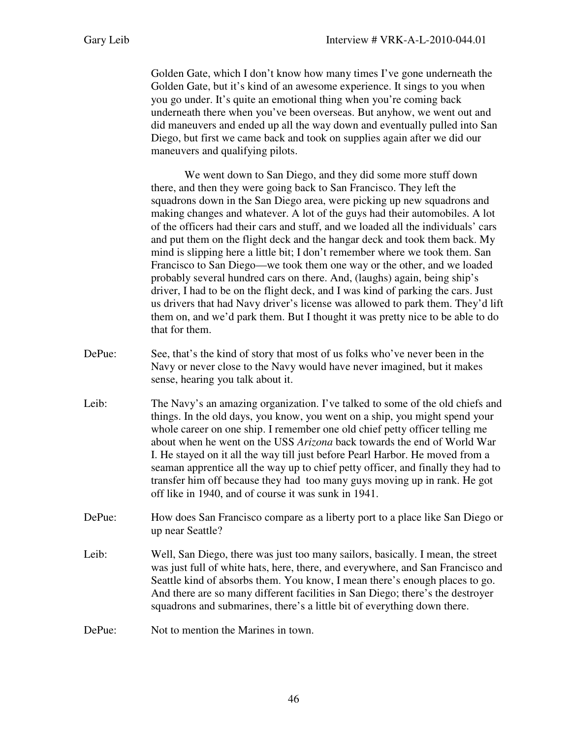Golden Gate, which I don't know how many times I've gone underneath the Golden Gate, but it's kind of an awesome experience. It sings to you when you go under. It's quite an emotional thing when you're coming back underneath there when you've been overseas. But anyhow, we went out and did maneuvers and ended up all the way down and eventually pulled into San Diego, but first we came back and took on supplies again after we did our maneuvers and qualifying pilots.

We went down to San Diego, and they did some more stuff down there, and then they were going back to San Francisco. They left the squadrons down in the San Diego area, were picking up new squadrons and making changes and whatever. A lot of the guys had their automobiles. A lot of the officers had their cars and stuff, and we loaded all the individuals' cars and put them on the flight deck and the hangar deck and took them back. My mind is slipping here a little bit; I don't remember where we took them. San Francisco to San Diego—we took them one way or the other, and we loaded probably several hundred cars on there. And, (laughs) again, being ship's driver, I had to be on the flight deck, and I was kind of parking the cars. Just us drivers that had Navy driver's license was allowed to park them. They'd lift them on, and we'd park them. But I thought it was pretty nice to be able to do that for them.

DePue: See, that's the kind of story that most of us folks who've never been in the Navy or never close to the Navy would have never imagined, but it makes sense, hearing you talk about it.

Leib: The Navy's an amazing organization. I've talked to some of the old chiefs and things. In the old days, you know, you went on a ship, you might spend your whole career on one ship. I remember one old chief petty officer telling me about when he went on the USS *Arizona* back towards the end of World War I. He stayed on it all the way till just before Pearl Harbor. He moved from a seaman apprentice all the way up to chief petty officer, and finally they had to transfer him off because they had too many guys moving up in rank. He got off like in 1940, and of course it was sunk in 1941.

DePue: How does San Francisco compare as a liberty port to a place like San Diego or up near Seattle?

Leib: Well, San Diego, there was just too many sailors, basically. I mean, the street was just full of white hats, here, there, and everywhere, and San Francisco and Seattle kind of absorbs them. You know, I mean there's enough places to go. And there are so many different facilities in San Diego; there's the destroyer squadrons and submarines, there's a little bit of everything down there.

DePue: Not to mention the Marines in town.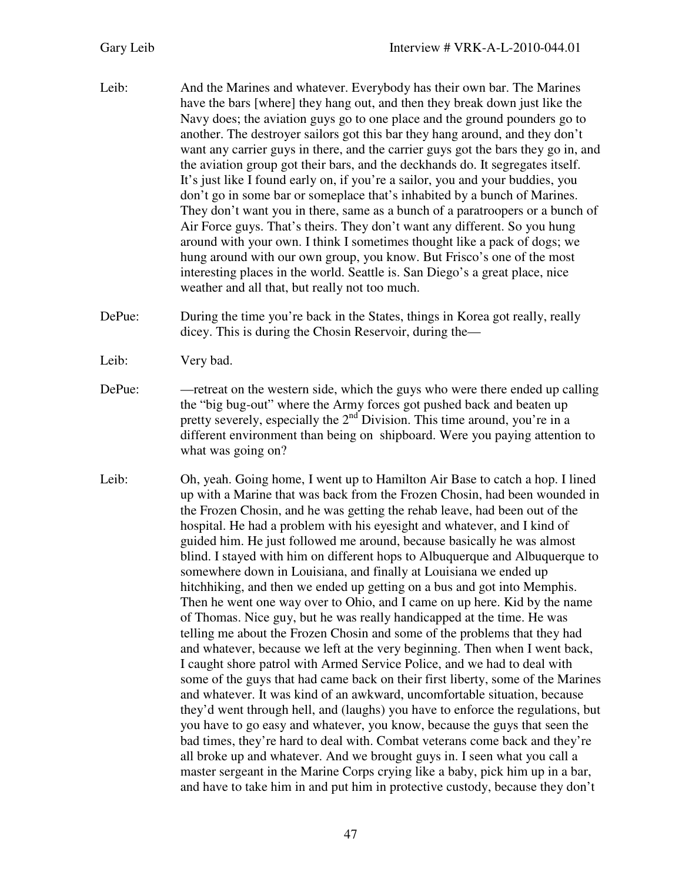Leib: And the Marines and whatever. Everybody has their own bar. The Marines have the bars [where] they hang out, and then they break down just like the Navy does; the aviation guys go to one place and the ground pounders go to another. The destroyer sailors got this bar they hang around, and they don't want any carrier guys in there, and the carrier guys got the bars they go in, and the aviation group got their bars, and the deckhands do. It segregates itself. It's just like I found early on, if you're a sailor, you and your buddies, you don't go in some bar or someplace that's inhabited by a bunch of Marines. They don't want you in there, same as a bunch of a paratroopers or a bunch of Air Force guys. That's theirs. They don't want any different. So you hung around with your own. I think I sometimes thought like a pack of dogs; we hung around with our own group, you know. But Frisco's one of the most interesting places in the world. Seattle is. San Diego's a great place, nice weather and all that, but really not too much.

DePue: During the time you're back in the States, things in Korea got really, really dicey. This is during the Chosin Reservoir, during the—

Leib: Very bad.

DePue: —retreat on the western side, which the guys who were there ended up calling the "big bug-out" where the Army forces got pushed back and beaten up pretty severely, especially the 2nd Division. This time around, you're in a different environment than being on shipboard. Were you paying attention to what was going on?

Leib: Oh, yeah. Going home, I went up to Hamilton Air Base to catch a hop. I lined up with a Marine that was back from the Frozen Chosin, had been wounded in the Frozen Chosin, and he was getting the rehab leave, had been out of the hospital. He had a problem with his eyesight and whatever, and I kind of guided him. He just followed me around, because basically he was almost blind. I stayed with him on different hops to Albuquerque and Albuquerque to somewhere down in Louisiana, and finally at Louisiana we ended up hitchhiking, and then we ended up getting on a bus and got into Memphis. Then he went one way over to Ohio, and I came on up here. Kid by the name of Thomas. Nice guy, but he was really handicapped at the time. He was telling me about the Frozen Chosin and some of the problems that they had and whatever, because we left at the very beginning. Then when I went back, I caught shore patrol with Armed Service Police, and we had to deal with some of the guys that had came back on their first liberty, some of the Marines and whatever. It was kind of an awkward, uncomfortable situation, because they'd went through hell, and (laughs) you have to enforce the regulations, but you have to go easy and whatever, you know, because the guys that seen the bad times, they're hard to deal with. Combat veterans come back and they're all broke up and whatever. And we brought guys in. I seen what you call a master sergeant in the Marine Corps crying like a baby, pick him up in a bar, and have to take him in and put him in protective custody, because they don't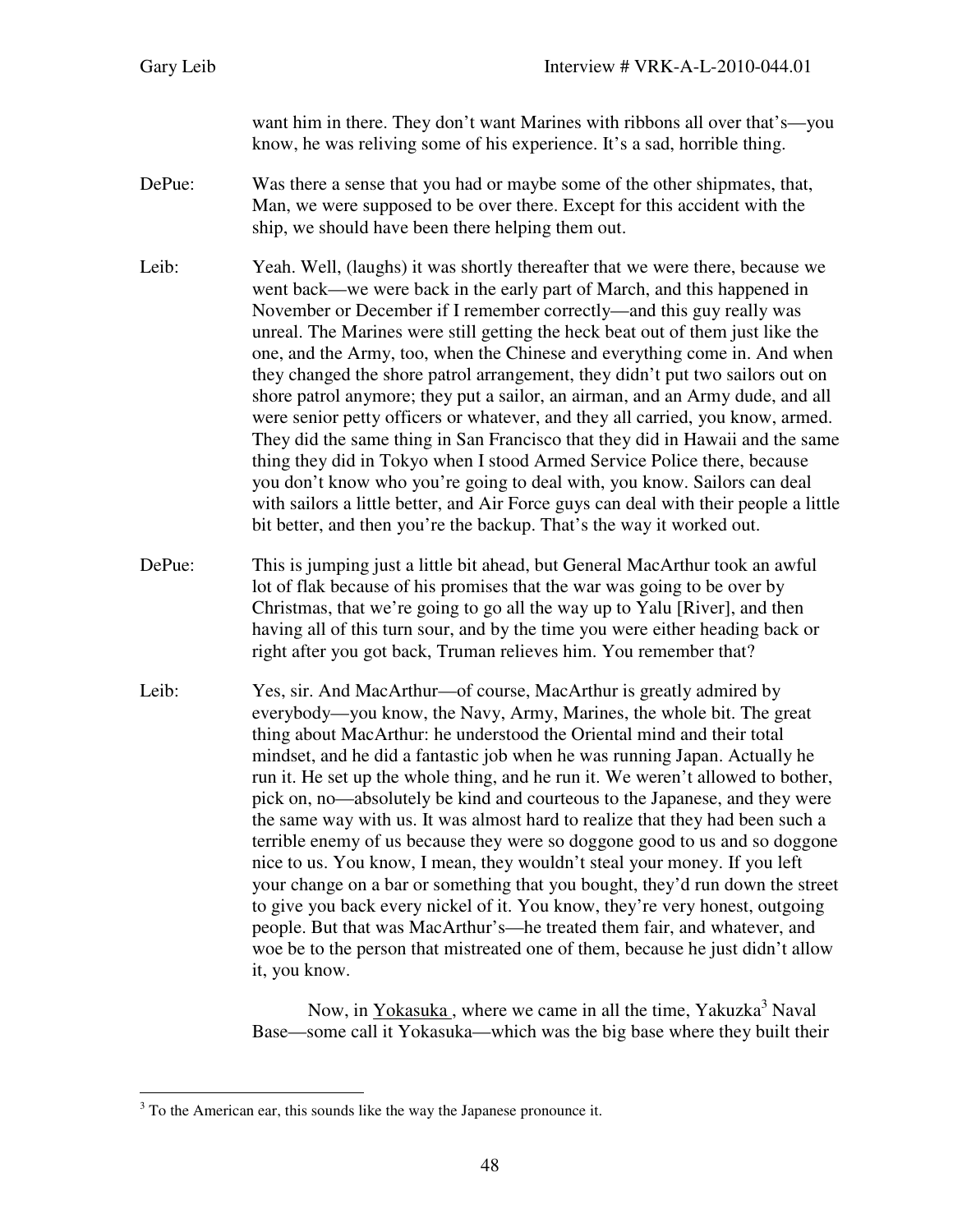want him in there. They don't want Marines with ribbons all over that's—you know, he was reliving some of his experience. It's a sad, horrible thing.

DePue: Was there a sense that you had or maybe some of the other shipmates, that, Man, we were supposed to be over there. Except for this accident with the ship, we should have been there helping them out.

Leib: Yeah. Well, (laughs) it was shortly thereafter that we were there, because we went back—we were back in the early part of March, and this happened in November or December if I remember correctly—and this guy really was unreal. The Marines were still getting the heck beat out of them just like the one, and the Army, too, when the Chinese and everything come in. And when they changed the shore patrol arrangement, they didn't put two sailors out on shore patrol anymore; they put a sailor, an airman, and an Army dude, and all were senior petty officers or whatever, and they all carried, you know, armed. They did the same thing in San Francisco that they did in Hawaii and the same thing they did in Tokyo when I stood Armed Service Police there, because you don't know who you're going to deal with, you know. Sailors can deal with sailors a little better, and Air Force guys can deal with their people a little bit better, and then you're the backup. That's the way it worked out.

DePue: This is jumping just a little bit ahead, but General MacArthur took an awful lot of flak because of his promises that the war was going to be over by Christmas, that we're going to go all the way up to Yalu [River], and then having all of this turn sour, and by the time you were either heading back or right after you got back, Truman relieves him. You remember that?

Leib: Yes, sir. And MacArthur—of course, MacArthur is greatly admired by everybody—you know, the Navy, Army, Marines, the whole bit. The great thing about MacArthur: he understood the Oriental mind and their total mindset, and he did a fantastic job when he was running Japan. Actually he run it. He set up the whole thing, and he run it. We weren't allowed to bother, pick on, no—absolutely be kind and courteous to the Japanese, and they were the same way with us. It was almost hard to realize that they had been such a terrible enemy of us because they were so doggone good to us and so doggone nice to us. You know, I mean, they wouldn't steal your money. If you left your change on a bar or something that you bought, they'd run down the street to give you back every nickel of it. You know, they're very honest, outgoing people. But that was MacArthur's—he treated them fair, and whatever, and woe be to the person that mistreated one of them, because he just didn't allow it, you know.

Now, in Yokasuka , where we came in all the time, Yakuzka[3] Naval Base—some call it Yokasuka—which was the big base where they built their

---

[3] To the American ear, this sounds like the way the Japanese pronounce it.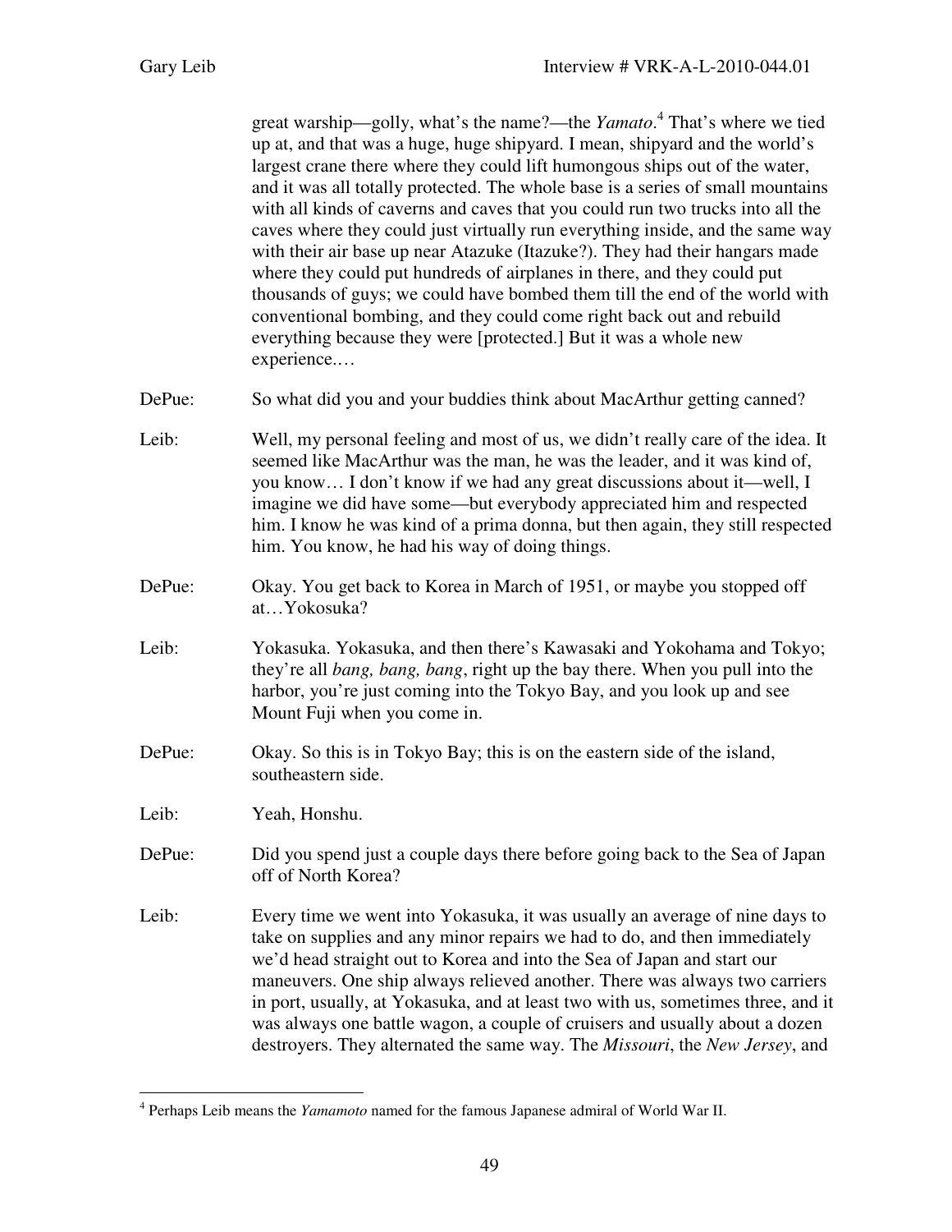great warship—golly, what's the name?—the *Yamato*.[4] That's where we tied up at, and that was a huge, huge shipyard. I mean, shipyard and the world's largest crane there where they could lift humongous ships out of the water, and it was all totally protected. The whole base is a series of small mountains with all kinds of caverns and caves that you could run two trucks into all the caves where they could just virtually run everything inside, and the same way with their air base up near Atazuke (Itazuke?). They had their hangars made where they could put hundreds of airplanes in there, and they could put thousands of guys; we could have bombed them till the end of the world with conventional bombing, and they could come right back out and rebuild everything because they were [protected.] But it was a whole new experience.…

DePue: So what did you and your buddies think about MacArthur getting canned?

Leib: Well, my personal feeling and most of us, we didn't really care of the idea. It seemed like MacArthur was the man, he was the leader, and it was kind of, you know… I don't know if we had any great discussions about it—well, I imagine we did have some—but everybody appreciated him and respected him. I know he was kind of a prima donna, but then again, they still respected him. You know, he had his way of doing things.

DePue: Okay. You get back to Korea in March of 1951, or maybe you stopped off at…Yokosuka?

Leib: Yokasuka. Yokasuka, and then there's Kawasaki and Yokohama and Tokyo; they're all *bang, bang, bang*, right up the bay there. When you pull into the harbor, you're just coming into the Tokyo Bay, and you look up and see Mount Fuji when you come in.

DePue: Okay. So this is in Tokyo Bay; this is on the eastern side of the island, southeastern side.

Leib: Yeah, Honshu.

DePue: Did you spend just a couple days there before going back to the Sea of Japan off of North Korea?

Leib: Every time we went into Yokasuka, it was usually an average of nine days to take on supplies and any minor repairs we had to do, and then immediately we'd head straight out to Korea and into the Sea of Japan and start our maneuvers. One ship always relieved another. There was always two carriers in port, usually, at Yokasuka, and at least two with us, sometimes three, and it was always one battle wagon, a couple of cruisers and usually about a dozen destroyers. They alternated the same way. The *Missouri*, the *New Jersey*, and

[4] Perhaps Leib means the *Yamamoto* named for the famous Japanese admiral of World War II.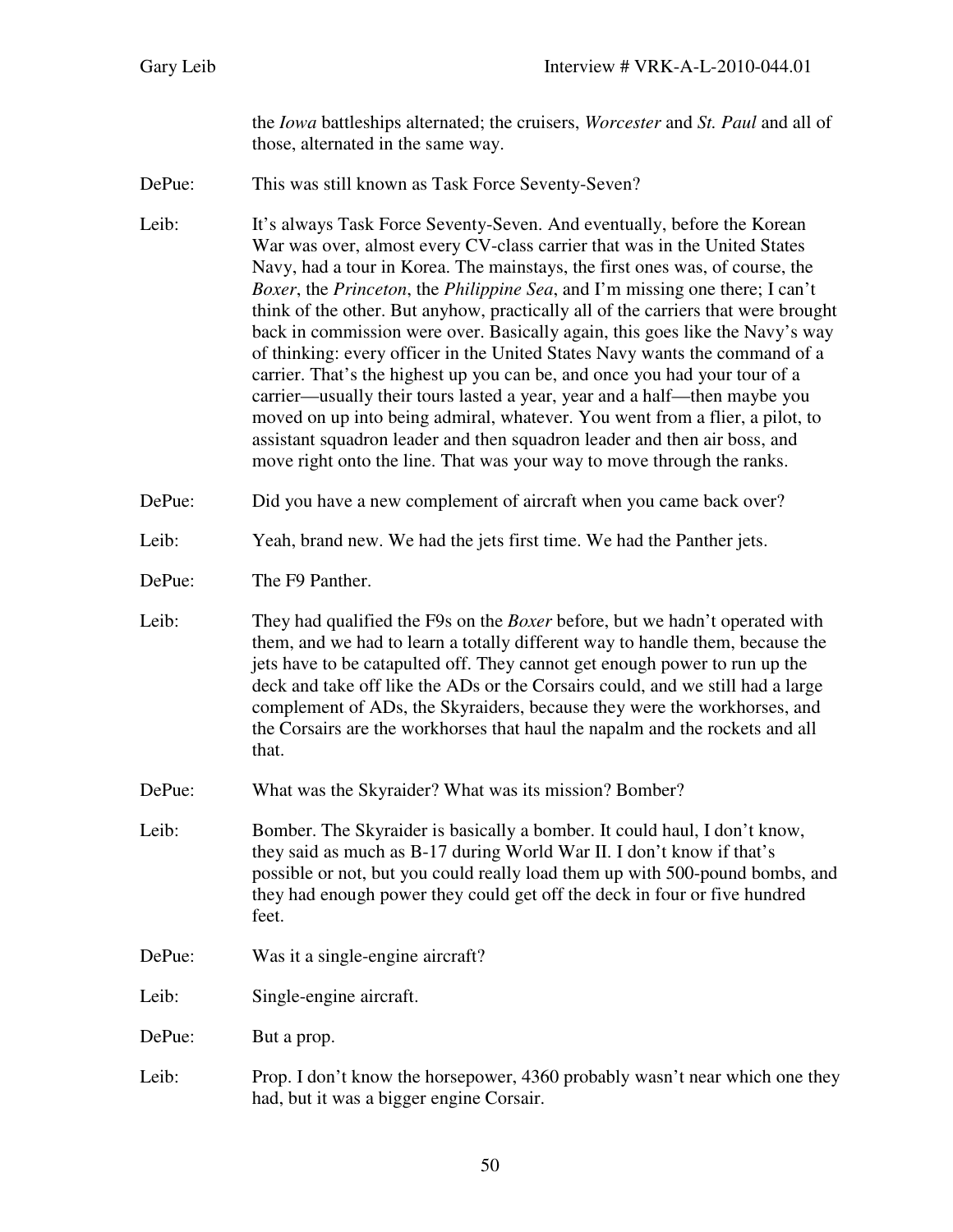the *Iowa* battleships alternated; the cruisers, *Worcester* and *St. Paul* and all of those, alternated in the same way.

DePue: This was still known as Task Force Seventy-Seven?

Leib: It's always Task Force Seventy-Seven. And eventually, before the Korean War was over, almost every CV-class carrier that was in the United States Navy, had a tour in Korea. The mainstays, the first ones was, of course, the *Boxer*, the *Princeton*, the *Philippine Sea*, and I'm missing one there; I can't think of the other. But anyhow, practically all of the carriers that were brought back in commission were over. Basically again, this goes like the Navy's way of thinking: every officer in the United States Navy wants the command of a carrier. That's the highest up you can be, and once you had your tour of a carrier—usually their tours lasted a year, year and a half—then maybe you moved on up into being admiral, whatever. You went from a flier, a pilot, to assistant squadron leader and then squadron leader and then air boss, and move right onto the line. That was your way to move through the ranks.

DePue: Did you have a new complement of aircraft when you came back over?

Leib: Yeah, brand new. We had the jets first time. We had the Panther jets.

DePue: The F9 Panther.

Leib: They had qualified the F9s on the *Boxer* before, but we hadn't operated with them, and we had to learn a totally different way to handle them, because the jets have to be catapulted off. They cannot get enough power to run up the deck and take off like the ADs or the Corsairs could, and we still had a large complement of ADs, the Skyraiders, because they were the workhorses, and the Corsairs are the workhorses that haul the napalm and the rockets and all that.

DePue: What was the Skyraider? What was its mission? Bomber?

Leib: Bomber. The Skyraider is basically a bomber. It could haul, I don't know, they said as much as B-17 during World War II. I don't know if that's possible or not, but you could really load them up with 500-pound bombs, and they had enough power they could get off the deck in four or five hundred feet.

DePue: Was it a single-engine aircraft?

Leib: Single-engine aircraft.

DePue: But a prop.

Leib: Prop. I don't know the horsepower, 4360 probably wasn't near which one they had, but it was a bigger engine Corsair.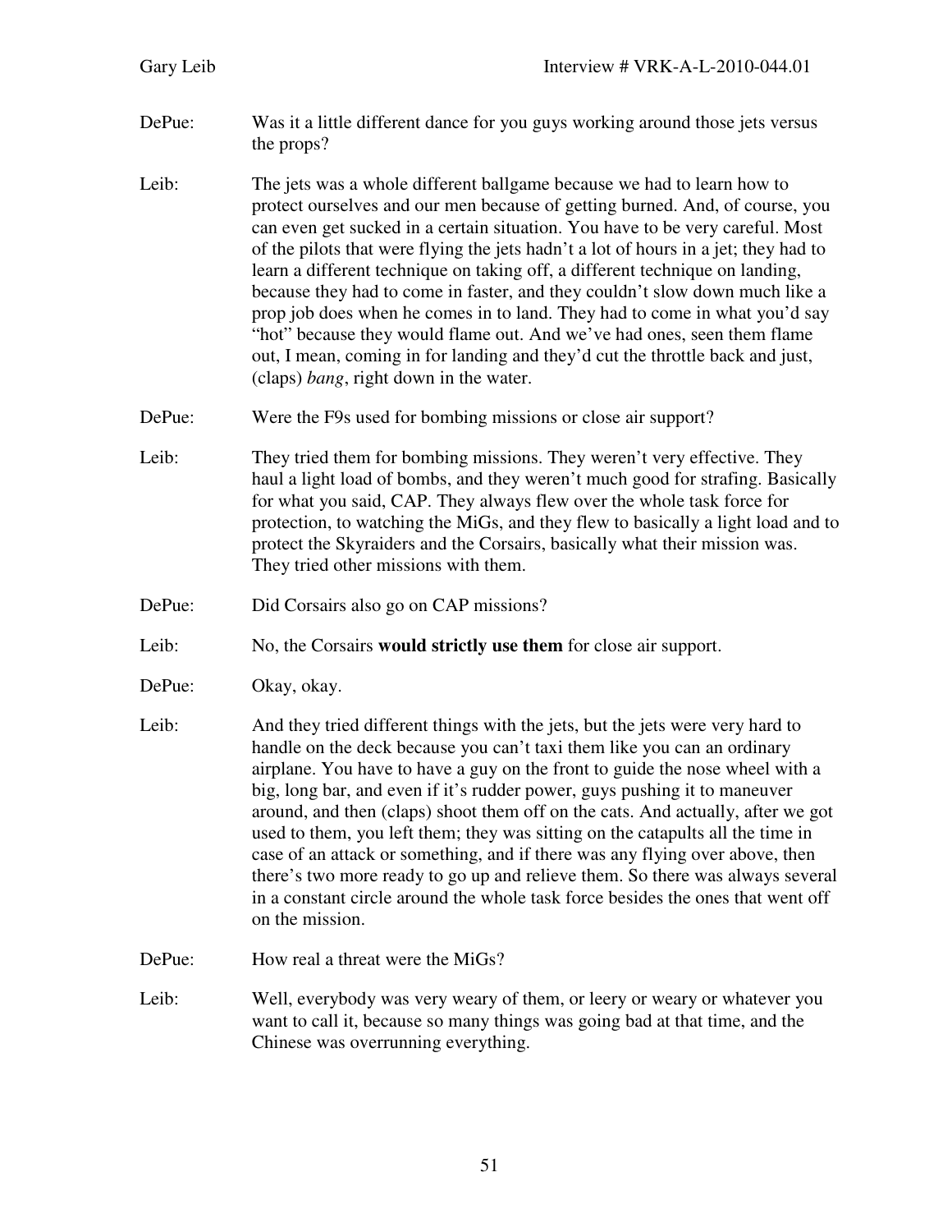DePue: Was it a little different dance for you guys working around those jets versus the props?

Leib: The jets was a whole different ballgame because we had to learn how to protect ourselves and our men because of getting burned. And, of course, you can even get sucked in a certain situation. You have to be very careful. Most of the pilots that were flying the jets hadn't a lot of hours in a jet; they had to learn a different technique on taking off, a different technique on landing, because they had to come in faster, and they couldn't slow down much like a prop job does when he comes in to land. They had to come in what you'd say "hot" because they would flame out. And we've had ones, seen them flame out, I mean, coming in for landing and they'd cut the throttle back and just, (claps) *bang*, right down in the water.

DePue: Were the F9s used for bombing missions or close air support?

Leib: They tried them for bombing missions. They weren't very effective. They haul a light load of bombs, and they weren't much good for strafing. Basically for what you said, CAP. They always flew over the whole task force for protection, to watching the MiGs, and they flew to basically a light load and to protect the Skyraiders and the Corsairs, basically what their mission was. They tried other missions with them.

DePue: Did Corsairs also go on CAP missions?

Leib: No, the Corsairs **would strictly use them** for close air support.

DePue: Okay, okay.

Leib: And they tried different things with the jets, but the jets were very hard to handle on the deck because you can't taxi them like you can an ordinary airplane. You have to have a guy on the front to guide the nose wheel with a big, long bar, and even if it's rudder power, guys pushing it to maneuver around, and then (claps) shoot them off on the cats. And actually, after we got used to them, you left them; they was sitting on the catapults all the time in case of an attack or something, and if there was any flying over above, then there's two more ready to go up and relieve them. So there was always several in a constant circle around the whole task force besides the ones that went off on the mission.

DePue: How real a threat were the MiGs?

Leib: Well, everybody was very weary of them, or leery or weary or whatever you want to call it, because so many things was going bad at that time, and the Chinese was overrunning everything.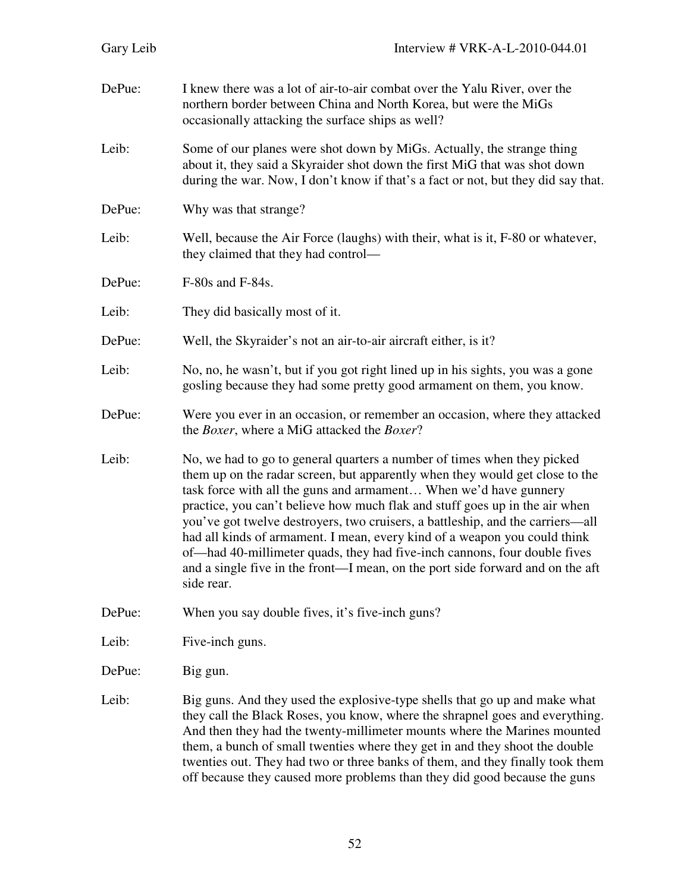DePue: I knew there was a lot of air-to-air combat over the Yalu River, over the northern border between China and North Korea, but were the MiGs occasionally attacking the surface ships as well?

Leib: Some of our planes were shot down by MiGs. Actually, the strange thing about it, they said a Skyraider shot down the first MiG that was shot down during the war. Now, I don't know if that's a fact or not, but they did say that.

DePue: Why was that strange?

Leib: Well, because the Air Force (laughs) with their, what is it, F-80 or whatever, they claimed that they had control—

DePue: F-80s and F-84s.

Leib: They did basically most of it.

DePue: Well, the Skyraider's not an air-to-air aircraft either, is it?

Leib: No, no, he wasn't, but if you got right lined up in his sights, you was a gone gosling because they had some pretty good armament on them, you know.

DePue: Were you ever in an occasion, or remember an occasion, where they attacked the *Boxer*, where a MiG attacked the *Boxer*?

Leib: No, we had to go to general quarters a number of times when they picked them up on the radar screen, but apparently when they would get close to the task force with all the guns and armament… When we'd have gunnery practice, you can't believe how much flak and stuff goes up in the air when you've got twelve destroyers, two cruisers, a battleship, and the carriers—all had all kinds of armament. I mean, every kind of a weapon you could think of—had 40-millimeter quads, they had five-inch cannons, four double fives and a single five in the front—I mean, on the port side forward and on the aft side rear.

DePue: When you say double fives, it's five-inch guns?

Leib: Five-inch guns.

DePue: Big gun.

Leib: Big guns. And they used the explosive-type shells that go up and make what they call the Black Roses, you know, where the shrapnel goes and everything. And then they had the twenty-millimeter mounts where the Marines mounted them, a bunch of small twenties where they get in and they shoot the double twenties out. They had two or three banks of them, and they finally took them off because they caused more problems than they did good because the guns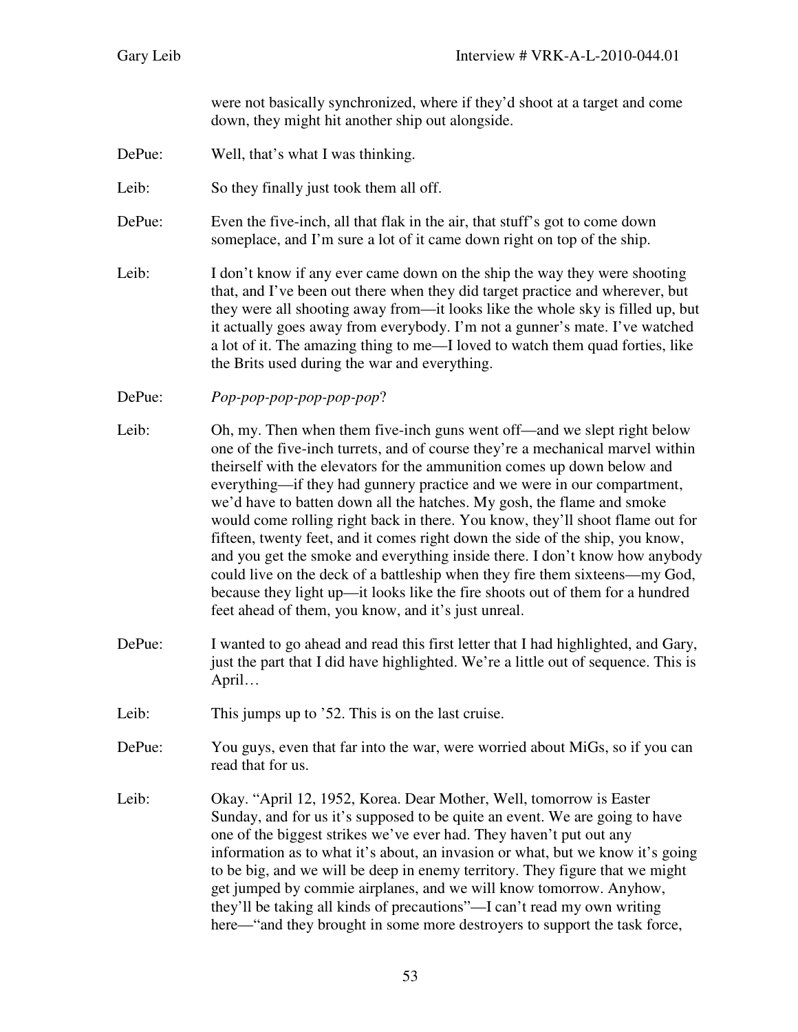were not basically synchronized, where if they'd shoot at a target and come down, they might hit another ship out alongside.

DePue: Well, that's what I was thinking.

Leib: So they finally just took them all off.

DePue: Even the five-inch, all that flak in the air, that stuff's got to come down someplace, and I'm sure a lot of it came down right on top of the ship.

Leib: I don't know if any ever came down on the ship the way they were shooting that, and I've been out there when they did target practice and wherever, but they were all shooting away from—it looks like the whole sky is filled up, but it actually goes away from everybody. I'm not a gunner's mate. I've watched a lot of it. The amazing thing to me—I loved to watch them quad forties, like the Brits used during the war and everything.

DePue: *Pop-pop-pop-pop-pop-pop*?

Leib: Oh, my. Then when them five-inch guns went off—and we slept right below one of the five-inch turrets, and of course they're a mechanical marvel within theirself with the elevators for the ammunition comes up down below and everything—if they had gunnery practice and we were in our compartment, we'd have to batten down all the hatches. My gosh, the flame and smoke would come rolling right back in there. You know, they'll shoot flame out for fifteen, twenty feet, and it comes right down the side of the ship, you know, and you get the smoke and everything inside there. I don't know how anybody could live on the deck of a battleship when they fire them sixteens—my God, because they light up—it looks like the fire shoots out of them for a hundred feet ahead of them, you know, and it's just unreal.

DePue: I wanted to go ahead and read this first letter that I had highlighted, and Gary, just the part that I did have highlighted. We're a little out of sequence. This is April…

Leib: This jumps up to '52. This is on the last cruise.

DePue: You guys, even that far into the war, were worried about MiGs, so if you can read that for us.

Leib: Okay. "April 12, 1952, Korea. Dear Mother, Well, tomorrow is Easter Sunday, and for us it's supposed to be quite an event. We are going to have one of the biggest strikes we've ever had. They haven't put out any information as to what it's about, an invasion or what, but we know it's going to be big, and we will be deep in enemy territory. They figure that we might get jumped by commie airplanes, and we will know tomorrow. Anyhow, they'll be taking all kinds of precautions"—I can't read my own writing here—"and they brought in some more destroyers to support the task force,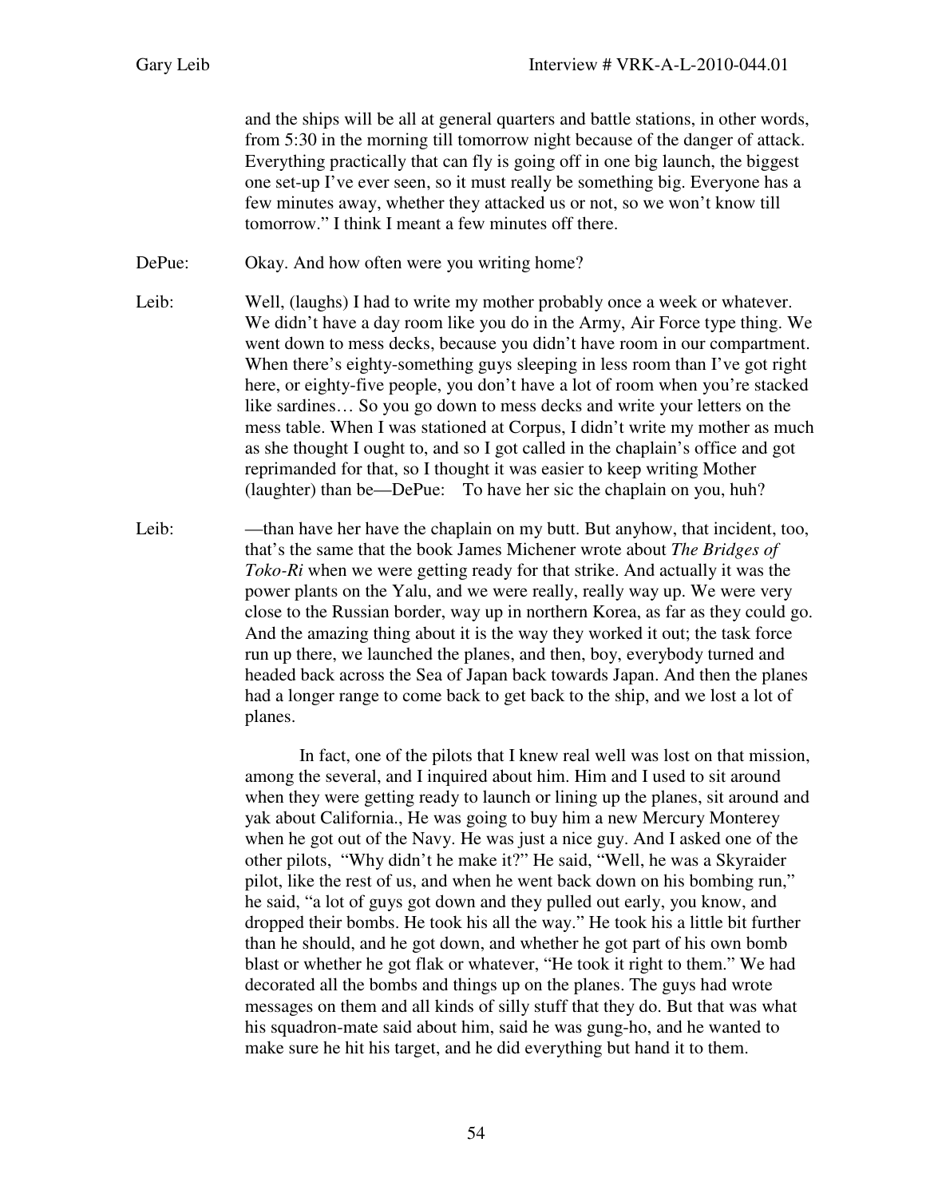and the ships will be all at general quarters and battle stations, in other words, from 5:30 in the morning till tomorrow night because of the danger of attack. Everything practically that can fly is going off in one big launch, the biggest one set-up I've ever seen, so it must really be something big. Everyone has a few minutes away, whether they attacked us or not, so we won't know till tomorrow." I think I meant a few minutes off there.

DePue: Okay. And how often were you writing home?

Leib: Well, (laughs) I had to write my mother probably once a week or whatever. We didn't have a day room like you do in the Army, Air Force type thing. We went down to mess decks, because you didn't have room in our compartment. When there's eighty-something guys sleeping in less room than I've got right here, or eighty-five people, you don't have a lot of room when you're stacked like sardines… So you go down to mess decks and write your letters on the mess table. When I was stationed at Corpus, I didn't write my mother as much as she thought I ought to, and so I got called in the chaplain's office and got reprimanded for that, so I thought it was easier to keep writing Mother (laughter) than be—DePue: To have her sic the chaplain on you, huh?

Leib: —than have her have the chaplain on my butt. But anyhow, that incident, too, that's the same that the book James Michener wrote about *The Bridges of Toko-Ri* when we were getting ready for that strike. And actually it was the power plants on the Yalu, and we were really, really way up. We were very close to the Russian border, way up in northern Korea, as far as they could go. And the amazing thing about it is the way they worked it out; the task force run up there, we launched the planes, and then, boy, everybody turned and headed back across the Sea of Japan back towards Japan. And then the planes had a longer range to come back to get back to the ship, and we lost a lot of planes.

In fact, one of the pilots that I knew real well was lost on that mission, among the several, and I inquired about him. Him and I used to sit around when they were getting ready to launch or lining up the planes, sit around and yak about California., He was going to buy him a new Mercury Monterey when he got out of the Navy. He was just a nice guy. And I asked one of the other pilots, "Why didn't he make it?" He said, "Well, he was a Skyraider pilot, like the rest of us, and when he went back down on his bombing run," he said, "a lot of guys got down and they pulled out early, you know, and dropped their bombs. He took his all the way." He took his a little bit further than he should, and he got down, and whether he got part of his own bomb blast or whether he got flak or whatever, "He took it right to them." We had decorated all the bombs and things up on the planes. The guys had wrote messages on them and all kinds of silly stuff that they do. But that was what his squadron-mate said about him, said he was gung-ho, and he wanted to make sure he hit his target, and he did everything but hand it to them.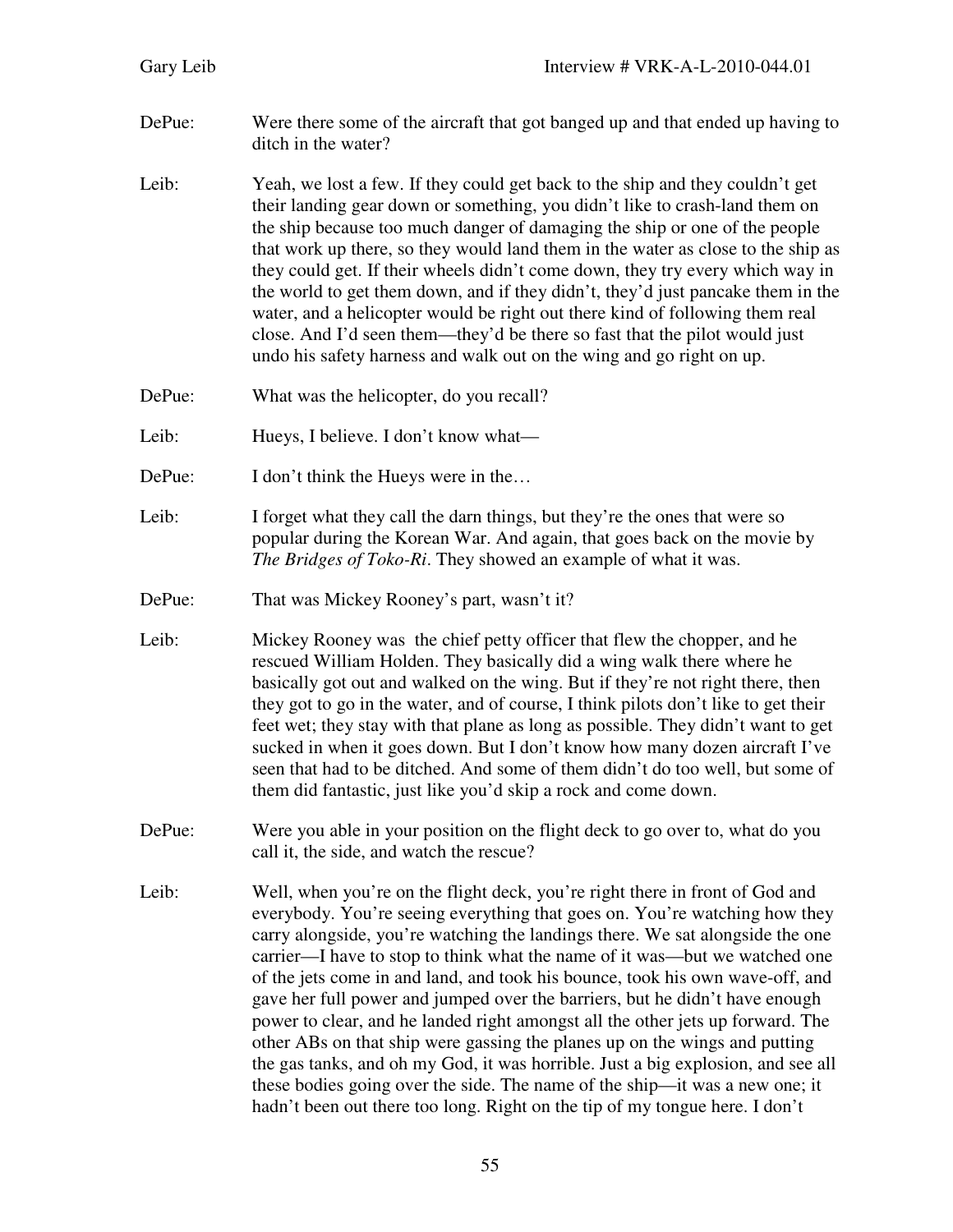DePue: Were there some of the aircraft that got banged up and that ended up having to ditch in the water?

Leib: Yeah, we lost a few. If they could get back to the ship and they couldn't get their landing gear down or something, you didn't like to crash-land them on the ship because too much danger of damaging the ship or one of the people that work up there, so they would land them in the water as close to the ship as they could get. If their wheels didn't come down, they try every which way in the world to get them down, and if they didn't, they'd just pancake them in the water, and a helicopter would be right out there kind of following them real close. And I'd seen them—they'd be there so fast that the pilot would just undo his safety harness and walk out on the wing and go right on up.

DePue: What was the helicopter, do you recall?

Leib: Hueys, I believe. I don't know what—

DePue: I don't think the Hueys were in the…

Leib: I forget what they call the darn things, but they're the ones that were so popular during the Korean War. And again, that goes back on the movie by *The Bridges of Toko-Ri*. They showed an example of what it was.

DePue: That was Mickey Rooney's part, wasn't it?

Leib: Mickey Rooney was the chief petty officer that flew the chopper, and he rescued William Holden. They basically did a wing walk there where he basically got out and walked on the wing. But if they're not right there, then they got to go in the water, and of course, I think pilots don't like to get their feet wet; they stay with that plane as long as possible. They didn't want to get sucked in when it goes down. But I don't know how many dozen aircraft I've seen that had to be ditched. And some of them didn't do too well, but some of them did fantastic, just like you'd skip a rock and come down.

DePue: Were you able in your position on the flight deck to go over to, what do you call it, the side, and watch the rescue?

Leib: Well, when you're on the flight deck, you're right there in front of God and everybody. You're seeing everything that goes on. You're watching how they carry alongside, you're watching the landings there. We sat alongside the one carrier—I have to stop to think what the name of it was—but we watched one of the jets come in and land, and took his bounce, took his own wave-off, and gave her full power and jumped over the barriers, but he didn't have enough power to clear, and he landed right amongst all the other jets up forward. The other ABs on that ship were gassing the planes up on the wings and putting the gas tanks, and oh my God, it was horrible. Just a big explosion, and see all these bodies going over the side. The name of the ship—it was a new one; it hadn't been out there too long. Right on the tip of my tongue here. I don't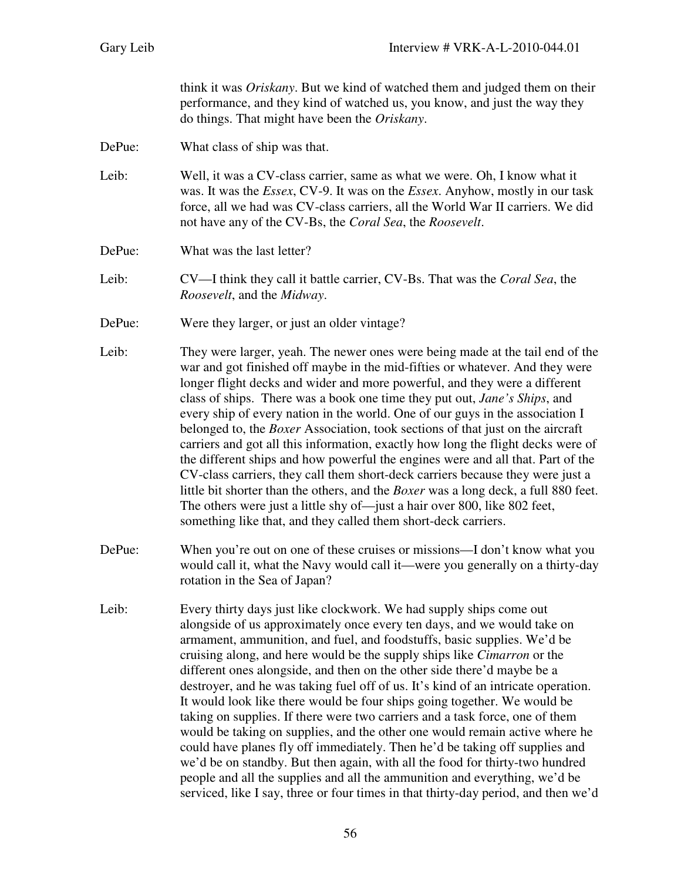think it was *Oriskany*. But we kind of watched them and judged them on their performance, and they kind of watched us, you know, and just the way they do things. That might have been the *Oriskany*.

DePue: What class of ship was that.

Leib: Well, it was a CV-class carrier, same as what we were. Oh, I know what it was. It was the *Essex*, CV-9. It was on the *Essex*. Anyhow, mostly in our task force, all we had was CV-class carriers, all the World War II carriers. We did not have any of the CV-Bs, the *Coral Sea*, the *Roosevelt*.

DePue: What was the last letter?

Leib: CV—I think they call it battle carrier, CV-Bs. That was the *Coral Sea*, the *Roosevelt*, and the *Midway*.

DePue: Were they larger, or just an older vintage?

Leib: They were larger, yeah. The newer ones were being made at the tail end of the war and got finished off maybe in the mid-fifties or whatever. And they were longer flight decks and wider and more powerful, and they were a different class of ships. There was a book one time they put out, *Jane's Ships*, and every ship of every nation in the world. One of our guys in the association I belonged to, the *Boxer* Association, took sections of that just on the aircraft carriers and got all this information, exactly how long the flight decks were of the different ships and how powerful the engines were and all that. Part of the CV-class carriers, they call them short-deck carriers because they were just a little bit shorter than the others, and the *Boxer* was a long deck, a full 880 feet. The others were just a little shy of—just a hair over 800, like 802 feet, something like that, and they called them short-deck carriers.

DePue: When you're out on one of these cruises or missions—I don't know what you would call it, what the Navy would call it—were you generally on a thirty-day rotation in the Sea of Japan?

Leib: Every thirty days just like clockwork. We had supply ships come out alongside of us approximately once every ten days, and we would take on armament, ammunition, and fuel, and foodstuffs, basic supplies. We'd be cruising along, and here would be the supply ships like *Cimarron* or the different ones alongside, and then on the other side there'd maybe be a destroyer, and he was taking fuel off of us. It's kind of an intricate operation. It would look like there would be four ships going together. We would be taking on supplies. If there were two carriers and a task force, one of them would be taking on supplies, and the other one would remain active where he could have planes fly off immediately. Then he'd be taking off supplies and we'd be on standby. But then again, with all the food for thirty-two hundred people and all the supplies and all the ammunition and everything, we'd be serviced, like I say, three or four times in that thirty-day period, and then we'd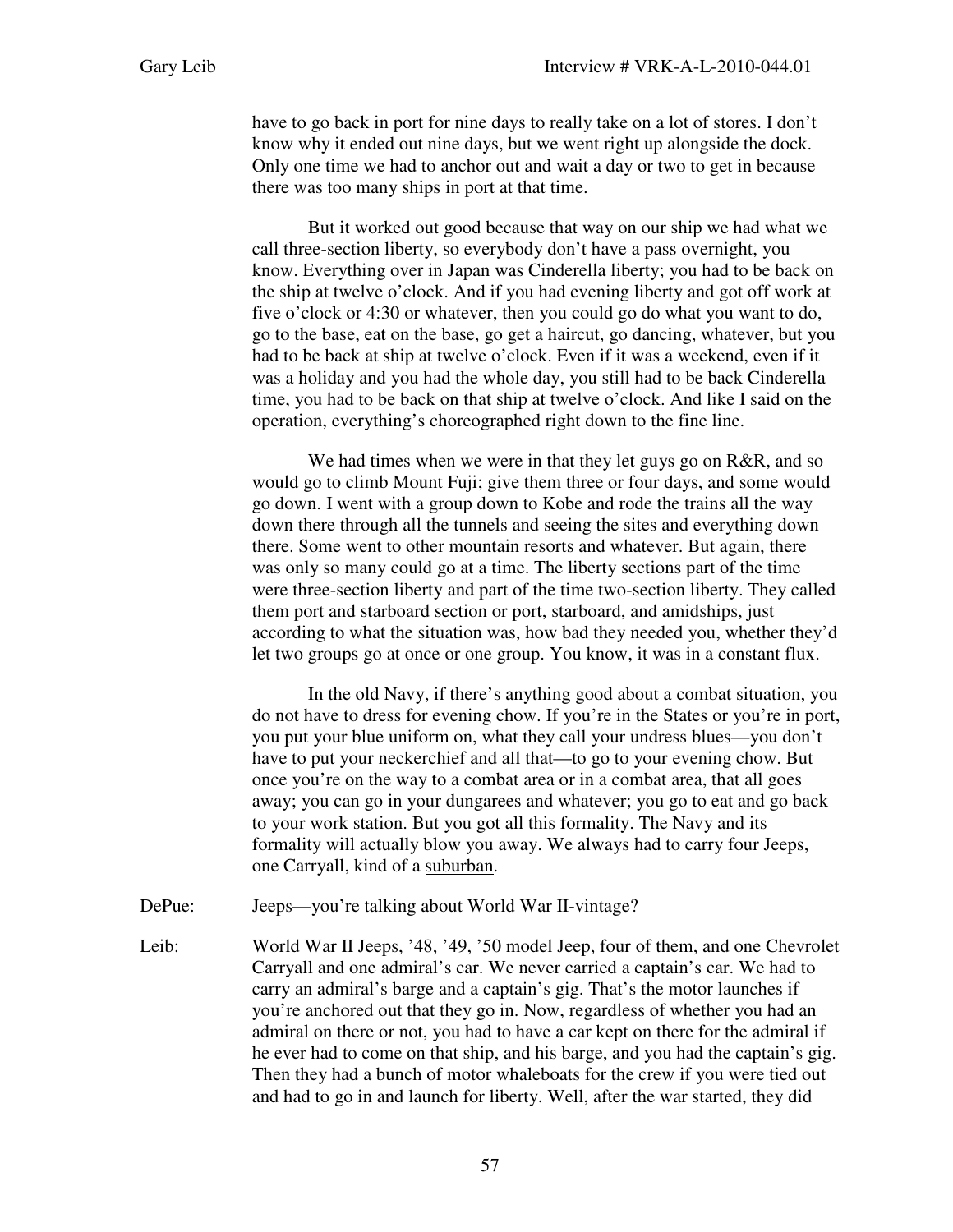have to go back in port for nine days to really take on a lot of stores. I don't know why it ended out nine days, but we went right up alongside the dock. Only one time we had to anchor out and wait a day or two to get in because there was too many ships in port at that time.

But it worked out good because that way on our ship we had what we call three-section liberty, so everybody don't have a pass overnight, you know. Everything over in Japan was Cinderella liberty; you had to be back on the ship at twelve o'clock. And if you had evening liberty and got off work at five o'clock or 4:30 or whatever, then you could go do what you want to do, go to the base, eat on the base, go get a haircut, go dancing, whatever, but you had to be back at ship at twelve o'clock. Even if it was a weekend, even if it was a holiday and you had the whole day, you still had to be back Cinderella time, you had to be back on that ship at twelve o'clock. And like I said on the operation, everything's choreographed right down to the fine line.

We had times when we were in that they let guys go on R&R, and so would go to climb Mount Fuji; give them three or four days, and some would go down. I went with a group down to Kobe and rode the trains all the way down there through all the tunnels and seeing the sites and everything down there. Some went to other mountain resorts and whatever. But again, there was only so many could go at a time. The liberty sections part of the time were three-section liberty and part of the time two-section liberty. They called them port and starboard section or port, starboard, and amidships, just according to what the situation was, how bad they needed you, whether they'd let two groups go at once or one group. You know, it was in a constant flux.

In the old Navy, if there's anything good about a combat situation, you do not have to dress for evening chow. If you're in the States or you're in port, you put your blue uniform on, what they call your undress blues—you don't have to put your neckerchief and all that—to go to your evening chow. But once you're on the way to a combat area or in a combat area, that all goes away; you can go in your dungarees and whatever; you go to eat and go back to your work station. But you got all this formality. The Navy and its formality will actually blow you away. We always had to carry four Jeeps, one Carryall, kind of a <u>suburban</u>.

DePue: Jeeps—you're talking about World War II-vintage?

Leib: World War II Jeeps, '48, '49, '50 model Jeep, four of them, and one Chevrolet Carryall and one admiral's car. We never carried a captain's car. We had to carry an admiral's barge and a captain's gig. That's the motor launches if you're anchored out that they go in. Now, regardless of whether you had an admiral on there or not, you had to have a car kept on there for the admiral if he ever had to come on that ship, and his barge, and you had the captain's gig. Then they had a bunch of motor whaleboats for the crew if you were tied out and had to go in and launch for liberty. Well, after the war started, they did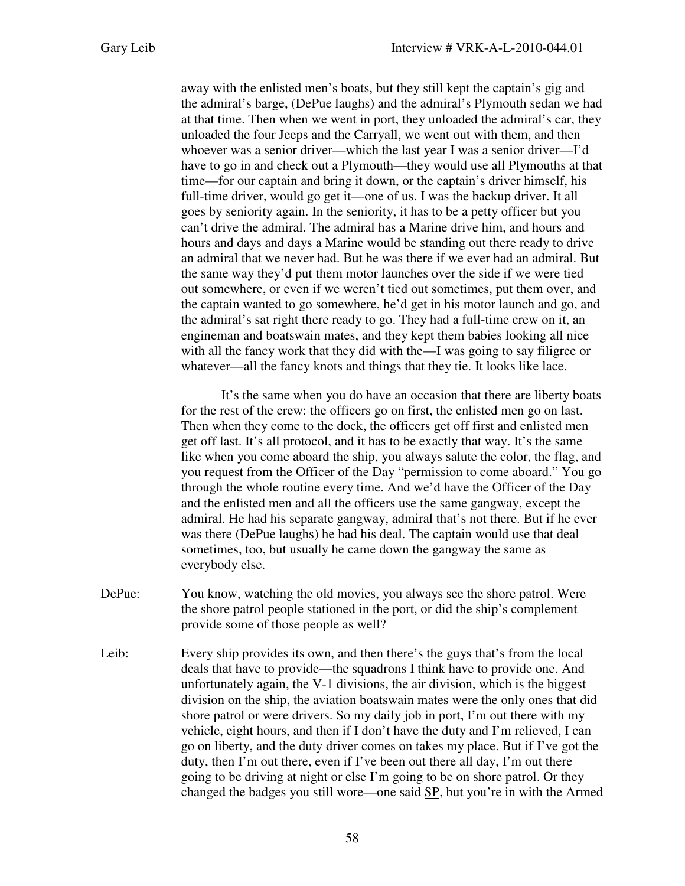away with the enlisted men's boats, but they still kept the captain's gig and the admiral's barge, (DePue laughs) and the admiral's Plymouth sedan we had at that time. Then when we went in port, they unloaded the admiral's car, they unloaded the four Jeeps and the Carryall, we went out with them, and then whoever was a senior driver—which the last year I was a senior driver—I'd have to go in and check out a Plymouth—they would use all Plymouths at that time—for our captain and bring it down, or the captain's driver himself, his full-time driver, would go get it—one of us. I was the backup driver. It all goes by seniority again. In the seniority, it has to be a petty officer but you can't drive the admiral. The admiral has a Marine drive him, and hours and hours and days and days a Marine would be standing out there ready to drive an admiral that we never had. But he was there if we ever had an admiral. But the same way they'd put them motor launches over the side if we were tied out somewhere, or even if we weren't tied out sometimes, put them over, and the captain wanted to go somewhere, he'd get in his motor launch and go, and the admiral's sat right there ready to go. They had a full-time crew on it, an engineman and boatswain mates, and they kept them babies looking all nice with all the fancy work that they did with the—I was going to say filigree or whatever—all the fancy knots and things that they tie. It looks like lace.

It's the same when you do have an occasion that there are liberty boats for the rest of the crew: the officers go on first, the enlisted men go on last. Then when they come to the dock, the officers get off first and enlisted men get off last. It's all protocol, and it has to be exactly that way. It's the same like when you come aboard the ship, you always salute the color, the flag, and you request from the Officer of the Day "permission to come aboard." You go through the whole routine every time. And we'd have the Officer of the Day and the enlisted men and all the officers use the same gangway, except the admiral. He had his separate gangway, admiral that's not there. But if he ever was there (DePue laughs) he had his deal. The captain would use that deal sometimes, too, but usually he came down the gangway the same as everybody else.

DePue: You know, watching the old movies, you always see the shore patrol. Were the shore patrol people stationed in the port, or did the ship's complement provide some of those people as well?

Leib: Every ship provides its own, and then there's the guys that's from the local deals that have to provide—the squadrons I think have to provide one. And unfortunately again, the V-1 divisions, the air division, which is the biggest division on the ship, the aviation boatswain mates were the only ones that did shore patrol or were drivers. So my daily job in port, I'm out there with my vehicle, eight hours, and then if I don't have the duty and I'm relieved, I can go on liberty, and the duty driver comes on takes my place. But if I've got the duty, then I'm out there, even if I've been out there all day, I'm out there going to be driving at night or else I'm going to be on shore patrol. Or they changed the badges you still wore—one said SP, but you're in with the Armed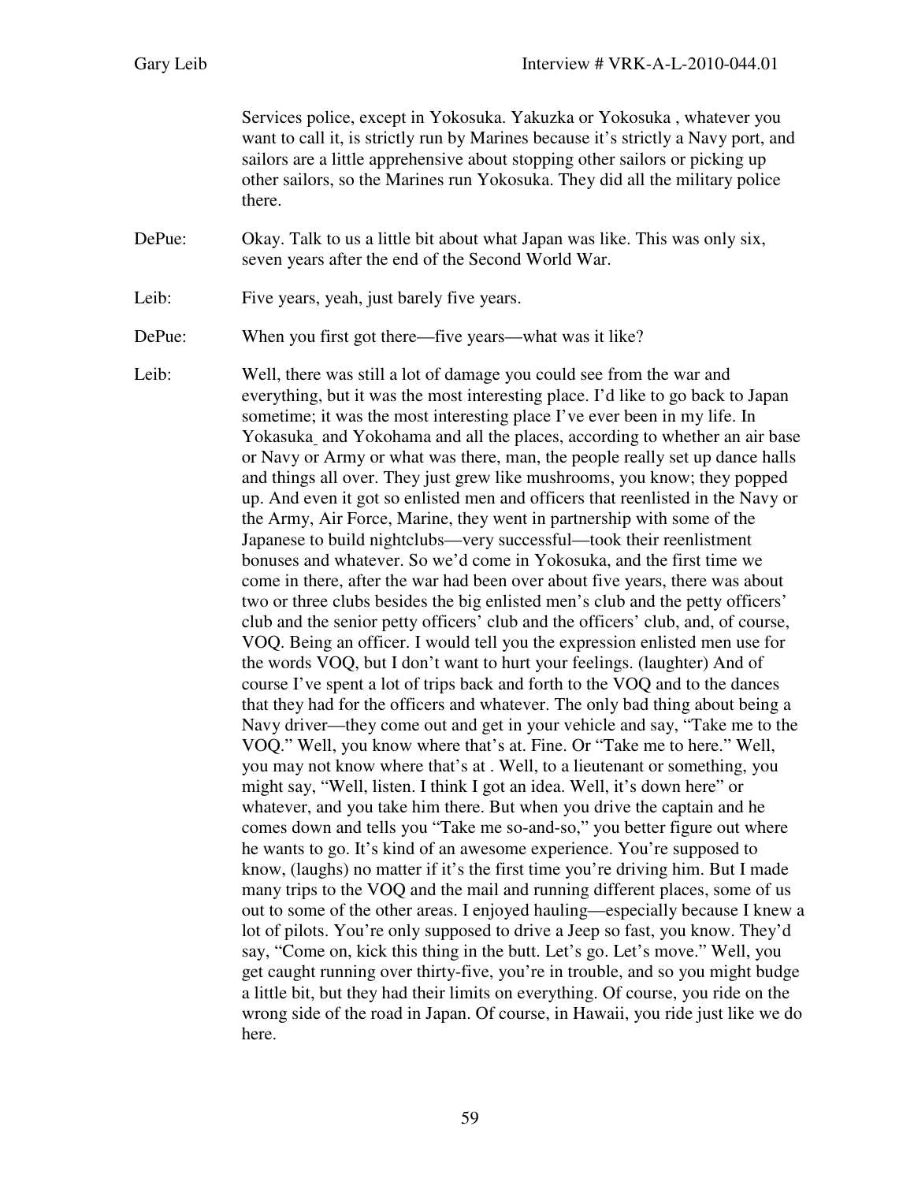Services police, except in Yokosuka. Yakuzka or Yokosuka , whatever you want to call it, is strictly run by Marines because it's strictly a Navy port, and sailors are a little apprehensive about stopping other sailors or picking up other sailors, so the Marines run Yokosuka. They did all the military police there.

DePue: Okay. Talk to us a little bit about what Japan was like. This was only six, seven years after the end of the Second World War.

Leib: Five years, yeah, just barely five years.

DePue: When you first got there—five years—what was it like?

Leib: Well, there was still a lot of damage you could see from the war and everything, but it was the most interesting place. I'd like to go back to Japan sometime; it was the most interesting place I've ever been in my life. In Yokasuka and Yokohama and all the places, according to whether an air base or Navy or Army or what was there, man, the people really set up dance halls and things all over. They just grew like mushrooms, you know; they popped up. And even it got so enlisted men and officers that reenlisted in the Navy or the Army, Air Force, Marine, they went in partnership with some of the Japanese to build nightclubs—very successful—took their reenlistment bonuses and whatever. So we'd come in Yokosuka, and the first time we come in there, after the war had been over about five years, there was about two or three clubs besides the big enlisted men's club and the petty officers' club and the senior petty officers' club and the officers' club, and, of course, VOQ. Being an officer. I would tell you the expression enlisted men use for the words VOQ, but I don't want to hurt your feelings. (laughter) And of course I've spent a lot of trips back and forth to the VOQ and to the dances that they had for the officers and whatever. The only bad thing about being a Navy driver—they come out and get in your vehicle and say, "Take me to the VOQ." Well, you know where that's at. Fine. Or "Take me to here." Well, you may not know where that's at . Well, to a lieutenant or something, you might say, "Well, listen. I think I got an idea. Well, it's down here" or whatever, and you take him there. But when you drive the captain and he comes down and tells you "Take me so-and-so," you better figure out where he wants to go. It's kind of an awesome experience. You're supposed to know, (laughs) no matter if it's the first time you're driving him. But I made many trips to the VOQ and the mail and running different places, some of us out to some of the other areas. I enjoyed hauling—especially because I knew a lot of pilots. You're only supposed to drive a Jeep so fast, you know. They'd say, "Come on, kick this thing in the butt. Let's go. Let's move." Well, you get caught running over thirty-five, you're in trouble, and so you might budge a little bit, but they had their limits on everything. Of course, you ride on the wrong side of the road in Japan. Of course, in Hawaii, you ride just like we do here.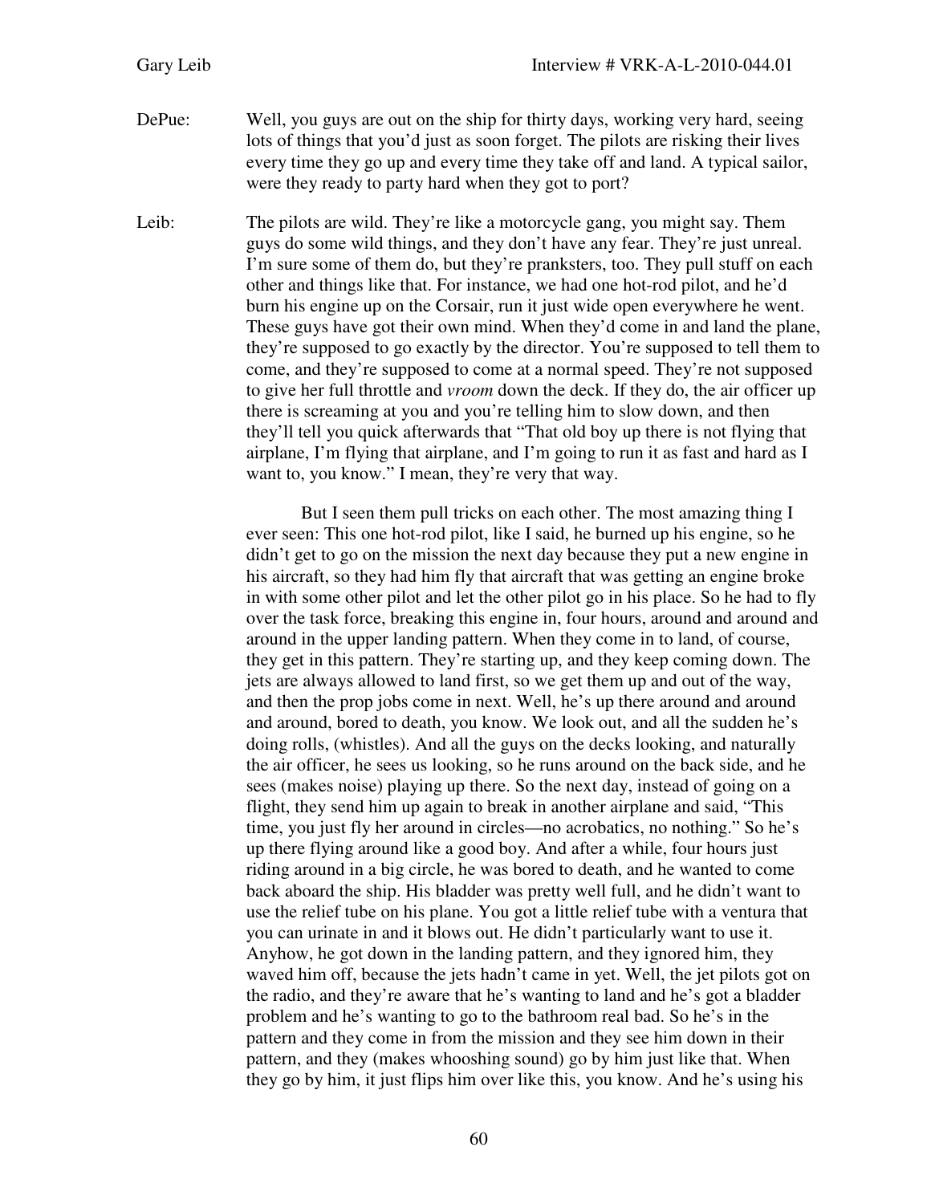DePue: Well, you guys are out on the ship for thirty days, working very hard, seeing lots of things that you'd just as soon forget. The pilots are risking their lives every time they go up and every time they take off and land. A typical sailor, were they ready to party hard when they got to port?

Leib: The pilots are wild. They're like a motorcycle gang, you might say. Them guys do some wild things, and they don't have any fear. They're just unreal. I'm sure some of them do, but they're pranksters, too. They pull stuff on each other and things like that. For instance, we had one hot-rod pilot, and he'd burn his engine up on the Corsair, run it just wide open everywhere he went. These guys have got their own mind. When they'd come in and land the plane, they're supposed to go exactly by the director. You're supposed to tell them to come, and they're supposed to come at a normal speed. They're not supposed to give her full throttle and *vroom* down the deck. If they do, the air officer up there is screaming at you and you're telling him to slow down, and then they'll tell you quick afterwards that "That old boy up there is not flying that airplane, I'm flying that airplane, and I'm going to run it as fast and hard as I want to, you know." I mean, they're very that way.

But I seen them pull tricks on each other. The most amazing thing I ever seen: This one hot-rod pilot, like I said, he burned up his engine, so he didn't get to go on the mission the next day because they put a new engine in his aircraft, so they had him fly that aircraft that was getting an engine broke in with some other pilot and let the other pilot go in his place. So he had to fly over the task force, breaking this engine in, four hours, around and around and around in the upper landing pattern. When they come in to land, of course, they get in this pattern. They're starting up, and they keep coming down. The jets are always allowed to land first, so we get them up and out of the way, and then the prop jobs come in next. Well, he's up there around and around and around, bored to death, you know. We look out, and all the sudden he's doing rolls, (whistles). And all the guys on the decks looking, and naturally the air officer, he sees us looking, so he runs around on the back side, and he sees (makes noise) playing up there. So the next day, instead of going on a flight, they send him up again to break in another airplane and said, "This time, you just fly her around in circles—no acrobatics, no nothing." So he's up there flying around like a good boy. And after a while, four hours just riding around in a big circle, he was bored to death, and he wanted to come back aboard the ship. His bladder was pretty well full, and he didn't want to use the relief tube on his plane. You got a little relief tube with a ventura that you can urinate in and it blows out. He didn't particularly want to use it. Anyhow, he got down in the landing pattern, and they ignored him, they waved him off, because the jets hadn't came in yet. Well, the jet pilots got on the radio, and they're aware that he's wanting to land and he's got a bladder problem and he's wanting to go to the bathroom real bad. So he's in the pattern and they come in from the mission and they see him down in their pattern, and they (makes whooshing sound) go by him just like that. When they go by him, it just flips him over like this, you know. And he's using his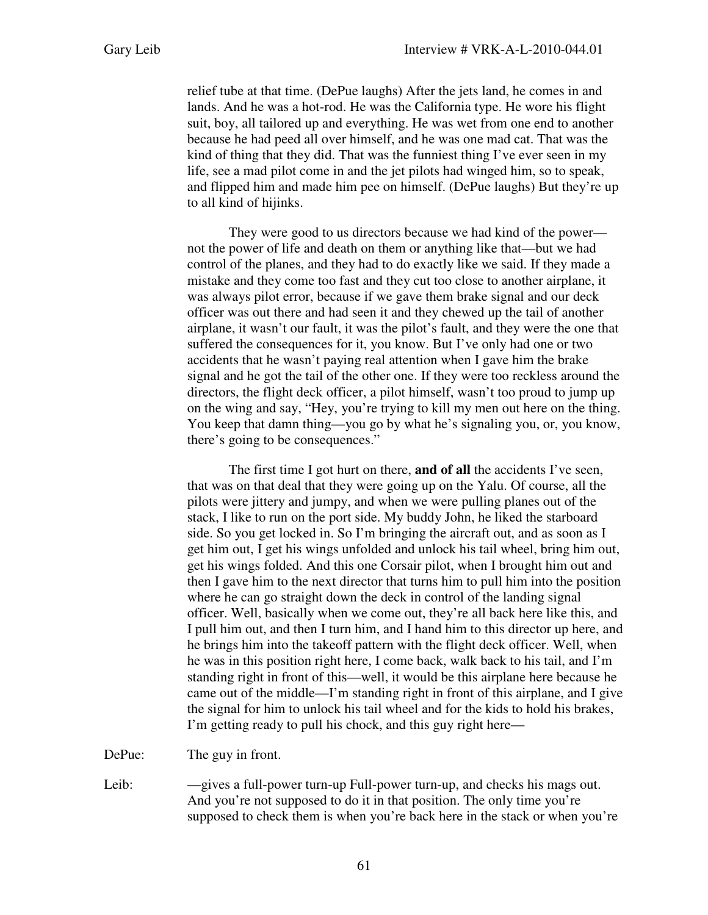relief tube at that time. (DePue laughs) After the jets land, he comes in and lands. And he was a hot-rod. He was the California type. He wore his flight suit, boy, all tailored up and everything. He was wet from one end to another because he had peed all over himself, and he was one mad cat. That was the kind of thing that they did. That was the funniest thing I've ever seen in my life, see a mad pilot come in and the jet pilots had winged him, so to speak, and flipped him and made him pee on himself. (DePue laughs) But they're up to all kind of hijinks.

They were good to us directors because we had kind of the power—not the power of life and death on them or anything like that—but we had control of the planes, and they had to do exactly like we said. If they made a mistake and they come too fast and they cut too close to another airplane, it was always pilot error, because if we gave them brake signal and our deck officer was out there and had seen it and they chewed up the tail of another airplane, it wasn't our fault, it was the pilot's fault, and they were the one that suffered the consequences for it, you know. But I've only had one or two accidents that he wasn't paying real attention when I gave him the brake signal and he got the tail of the other one. If they were too reckless around the directors, the flight deck officer, a pilot himself, wasn't too proud to jump up on the wing and say, "Hey, you're trying to kill my men out here on the thing. You keep that damn thing—you go by what he's signaling you, or, you know, there's going to be consequences."

The first time I got hurt on there, **and of all** the accidents I've seen, that was on that deal that they were going up on the Yalu. Of course, all the pilots were jittery and jumpy, and when we were pulling planes out of the stack, I like to run on the port side. My buddy John, he liked the starboard side. So you get locked in. So I'm bringing the aircraft out, and as soon as I get him out, I get his wings unfolded and unlock his tail wheel, bring him out, get his wings folded. And this one Corsair pilot, when I brought him out and then I gave him to the next director that turns him to pull him into the position where he can go straight down the deck in control of the landing signal officer. Well, basically when we come out, they're all back here like this, and I pull him out, and then I turn him, and I hand him to this director up here, and he brings him into the takeoff pattern with the flight deck officer. Well, when he was in this position right here, I come back, walk back to his tail, and I'm standing right in front of this—well, it would be this airplane here because he came out of the middle—I'm standing right in front of this airplane, and I give the signal for him to unlock his tail wheel and for the kids to hold his brakes, I'm getting ready to pull his chock, and this guy right here—

DePue: The guy in front.

Leib: —gives a full-power turn-up Full-power turn-up, and checks his mags out. And you're not supposed to do it in that position. The only time you're supposed to check them is when you're back here in the stack or when you're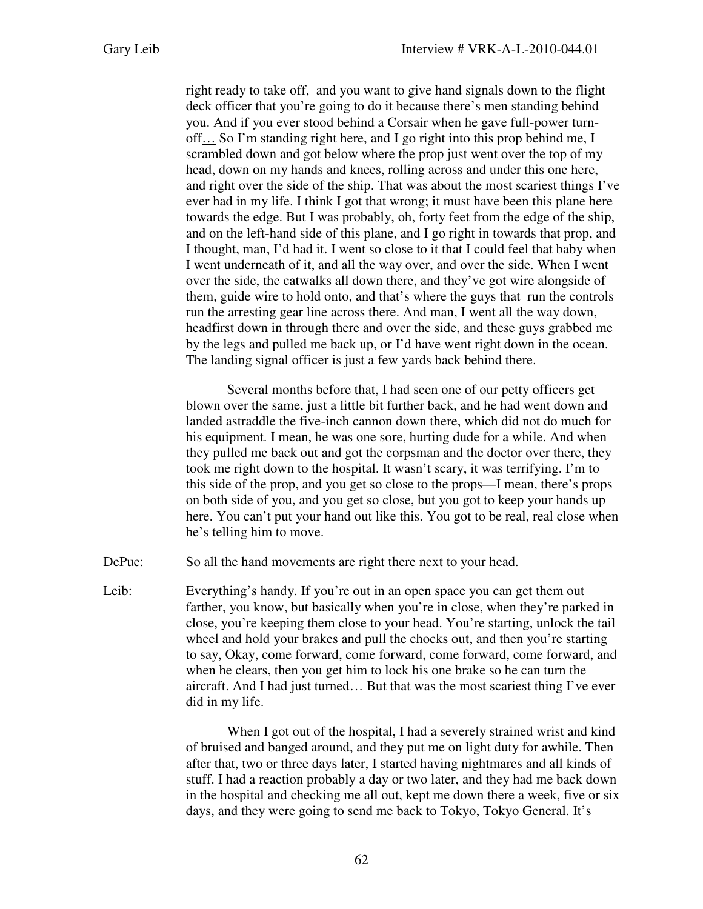right ready to take off, and you want to give hand signals down to the flight deck officer that you're going to do it because there's men standing behind you. And if you ever stood behind a Corsair when he gave full-power turn-off… So I'm standing right here, and I go right into this prop behind me, I scrambled down and got below where the prop just went over the top of my head, down on my hands and knees, rolling across and under this one here, and right over the side of the ship. That was about the most scariest things I've ever had in my life. I think I got that wrong; it must have been this plane here towards the edge. But I was probably, oh, forty feet from the edge of the ship, and on the left-hand side of this plane, and I go right in towards that prop, and I thought, man, I'd had it. I went so close to it that I could feel that baby when I went underneath of it, and all the way over, and over the side. When I went over the side, the catwalks all down there, and they've got wire alongside of them, guide wire to hold onto, and that's where the guys that run the controls run the arresting gear line across there. And man, I went all the way down, headfirst down in through there and over the side, and these guys grabbed me by the legs and pulled me back up, or I'd have went right down in the ocean. The landing signal officer is just a few yards back behind there.

Several months before that, I had seen one of our petty officers get blown over the same, just a little bit further back, and he had went down and landed astraddle the five-inch cannon down there, which did not do much for his equipment. I mean, he was one sore, hurting dude for a while. And when they pulled me back out and got the corpsman and the doctor over there, they took me right down to the hospital. It wasn't scary, it was terrifying. I'm to this side of the prop, and you get so close to the props—I mean, there's props on both side of you, and you get so close, but you got to keep your hands up here. You can't put your hand out like this. You got to be real, real close when he's telling him to move.

DePue: So all the hand movements are right there next to your head.

Leib: Everything's handy. If you're out in an open space you can get them out farther, you know, but basically when you're in close, when they're parked in close, you're keeping them close to your head. You're starting, unlock the tail wheel and hold your brakes and pull the chocks out, and then you're starting to say, Okay, come forward, come forward, come forward, come forward, and when he clears, then you get him to lock his one brake so he can turn the aircraft. And I had just turned… But that was the most scariest thing I've ever did in my life.

When I got out of the hospital, I had a severely strained wrist and kind of bruised and banged around, and they put me on light duty for awhile. Then after that, two or three days later, I started having nightmares and all kinds of stuff. I had a reaction probably a day or two later, and they had me back down in the hospital and checking me all out, kept me down there a week, five or six days, and they were going to send me back to Tokyo, Tokyo General. It's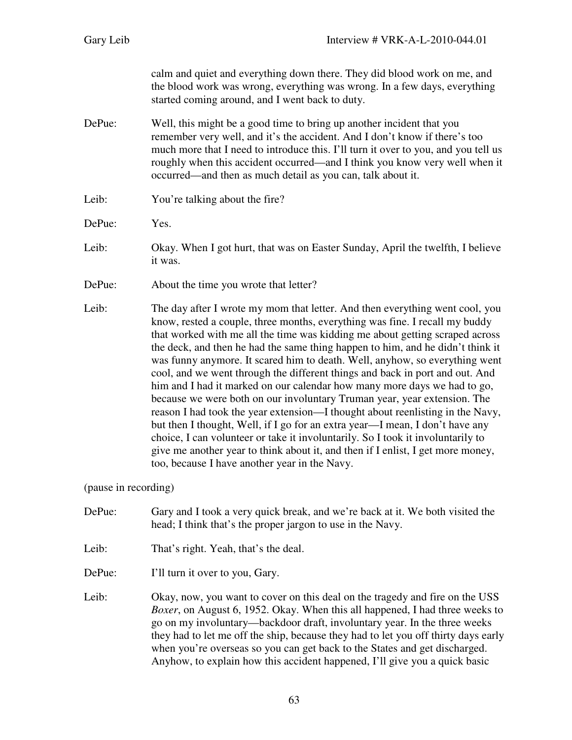calm and quiet and everything down there. They did blood work on me, and the blood work was wrong, everything was wrong. In a few days, everything started coming around, and I went back to duty.

DePue: Well, this might be a good time to bring up another incident that you remember very well, and it's the accident. And I don't know if there's too much more that I need to introduce this. I'll turn it over to you, and you tell us roughly when this accident occurred—and I think you know very well when it occurred—and then as much detail as you can, talk about it.

Leib: You're talking about the fire?

DePue: Yes.

Leib: Okay. When I got hurt, that was on Easter Sunday, April the twelfth, I believe it was.

DePue: About the time you wrote that letter?

Leib: The day after I wrote my mom that letter. And then everything went cool, you know, rested a couple, three months, everything was fine. I recall my buddy that worked with me all the time was kidding me about getting scraped across the deck, and then he had the same thing happen to him, and he didn't think it was funny anymore. It scared him to death. Well, anyhow, so everything went cool, and we went through the different things and back in port and out. And him and I had it marked on our calendar how many more days we had to go, because we were both on our involuntary Truman year, year extension. The reason I had took the year extension—I thought about reenlisting in the Navy, but then I thought, Well, if I go for an extra year—I mean, I don't have any choice, I can volunteer or take it involuntarily. So I took it involuntarily to give me another year to think about it, and then if I enlist, I get more money, too, because I have another year in the Navy.

(pause in recording)

DePue: Gary and I took a very quick break, and we're back at it. We both visited the head; I think that's the proper jargon to use in the Navy.

Leib: That's right. Yeah, that's the deal.

DePue: I'll turn it over to you, Gary.

Leib: Okay, now, you want to cover on this deal on the tragedy and fire on the USS *Boxer*, on August 6, 1952. Okay. When this all happened, I had three weeks to go on my involuntary—backdoor draft, involuntary year. In the three weeks they had to let me off the ship, because they had to let you off thirty days early when you're overseas so you can get back to the States and get discharged. Anyhow, to explain how this accident happened, I'll give you a quick basic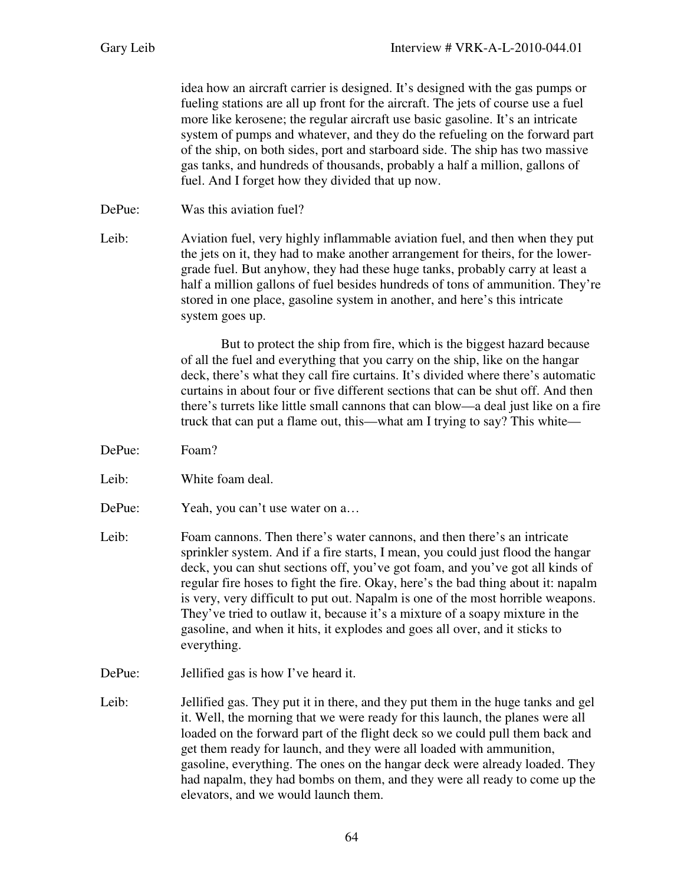idea how an aircraft carrier is designed. It's designed with the gas pumps or fueling stations are all up front for the aircraft. The jets of course use a fuel more like kerosene; the regular aircraft use basic gasoline. It's an intricate system of pumps and whatever, and they do the refueling on the forward part of the ship, on both sides, port and starboard side. The ship has two massive gas tanks, and hundreds of thousands, probably a half a million, gallons of fuel. And I forget how they divided that up now.

DePue: Was this aviation fuel?

Leib: Aviation fuel, very highly inflammable aviation fuel, and then when they put the jets on it, they had to make another arrangement for theirs, for the lower-grade fuel. But anyhow, they had these huge tanks, probably carry at least a half a million gallons of fuel besides hundreds of tons of ammunition. They're stored in one place, gasoline system in another, and here's this intricate system goes up.

But to protect the ship from fire, which is the biggest hazard because of all the fuel and everything that you carry on the ship, like on the hangar deck, there's what they call fire curtains. It's divided where there's automatic curtains in about four or five different sections that can be shut off. And then there's turrets like little small cannons that can blow—a deal just like on a fire truck that can put a flame out, this—what am I trying to say? This white—

DePue: Foam?

Leib: White foam deal.

DePue: Yeah, you can't use water on a…

Leib: Foam cannons. Then there's water cannons, and then there's an intricate sprinkler system. And if a fire starts, I mean, you could just flood the hangar deck, you can shut sections off, you've got foam, and you've got all kinds of regular fire hoses to fight the fire. Okay, here's the bad thing about it: napalm is very, very difficult to put out. Napalm is one of the most horrible weapons. They've tried to outlaw it, because it's a mixture of a soapy mixture in the gasoline, and when it hits, it explodes and goes all over, and it sticks to everything.

DePue: Jellified gas is how I've heard it.

Leib: Jellified gas. They put it in there, and they put them in the huge tanks and gel it. Well, the morning that we were ready for this launch, the planes were all loaded on the forward part of the flight deck so we could pull them back and get them ready for launch, and they were all loaded with ammunition, gasoline, everything. The ones on the hangar deck were already loaded. They had napalm, they had bombs on them, and they were all ready to come up the elevators, and we would launch them.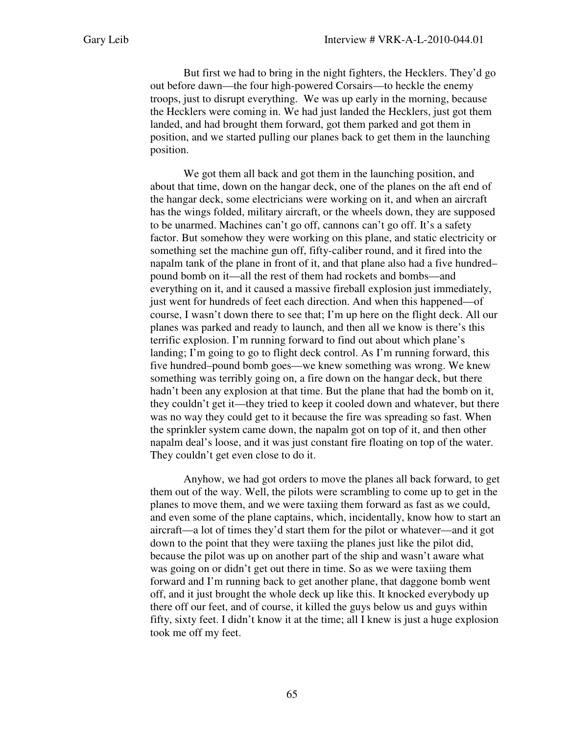But first we had to bring in the night fighters, the Hecklers. They'd go out before dawn—the four high-powered Corsairs—to heckle the enemy troops, just to disrupt everything. We was up early in the morning, because the Hecklers were coming in. We had just landed the Hecklers, just got them landed, and had brought them forward, got them parked and got them in position, and we started pulling our planes back to get them in the launching position.

We got them all back and got them in the launching position, and about that time, down on the hangar deck, one of the planes on the aft end of the hangar deck, some electricians were working on it, and when an aircraft has the wings folded, military aircraft, or the wheels down, they are supposed to be unarmed. Machines can't go off, cannons can't go off. It's a safety factor. But somehow they were working on this plane, and static electricity or something set the machine gun off, fifty-caliber round, and it fired into the napalm tank of the plane in front of it, and that plane also had a five hundred–pound bomb on it—all the rest of them had rockets and bombs—and everything on it, and it caused a massive fireball explosion just immediately, just went for hundreds of feet each direction. And when this happened—of course, I wasn't down there to see that; I'm up here on the flight deck. All our planes was parked and ready to launch, and then all we know is there's this terrific explosion. I'm running forward to find out about which plane's landing; I'm going to go to flight deck control. As I'm running forward, this five hundred–pound bomb goes—we knew something was wrong. We knew something was terribly going on, a fire down on the hangar deck, but there hadn't been any explosion at that time. But the plane that had the bomb on it, they couldn't get it—they tried to keep it cooled down and whatever, but there was no way they could get to it because the fire was spreading so fast. When the sprinkler system came down, the napalm got on top of it, and then other napalm deal's loose, and it was just constant fire floating on top of the water. They couldn't get even close to do it.

Anyhow, we had got orders to move the planes all back forward, to get them out of the way. Well, the pilots were scrambling to come up to get in the planes to move them, and we were taxiing them forward as fast as we could, and even some of the plane captains, which, incidentally, know how to start an aircraft—a lot of times they'd start them for the pilot or whatever—and it got down to the point that they were taxiing the planes just like the pilot did, because the pilot was up on another part of the ship and wasn't aware what was going on or didn't get out there in time. So as we were taxiing them forward and I'm running back to get another plane, that daggone bomb went off, and it just brought the whole deck up like this. It knocked everybody up there off our feet, and of course, it killed the guys below us and guys within fifty, sixty feet. I didn't know it at the time; all I knew is just a huge explosion took me off my feet.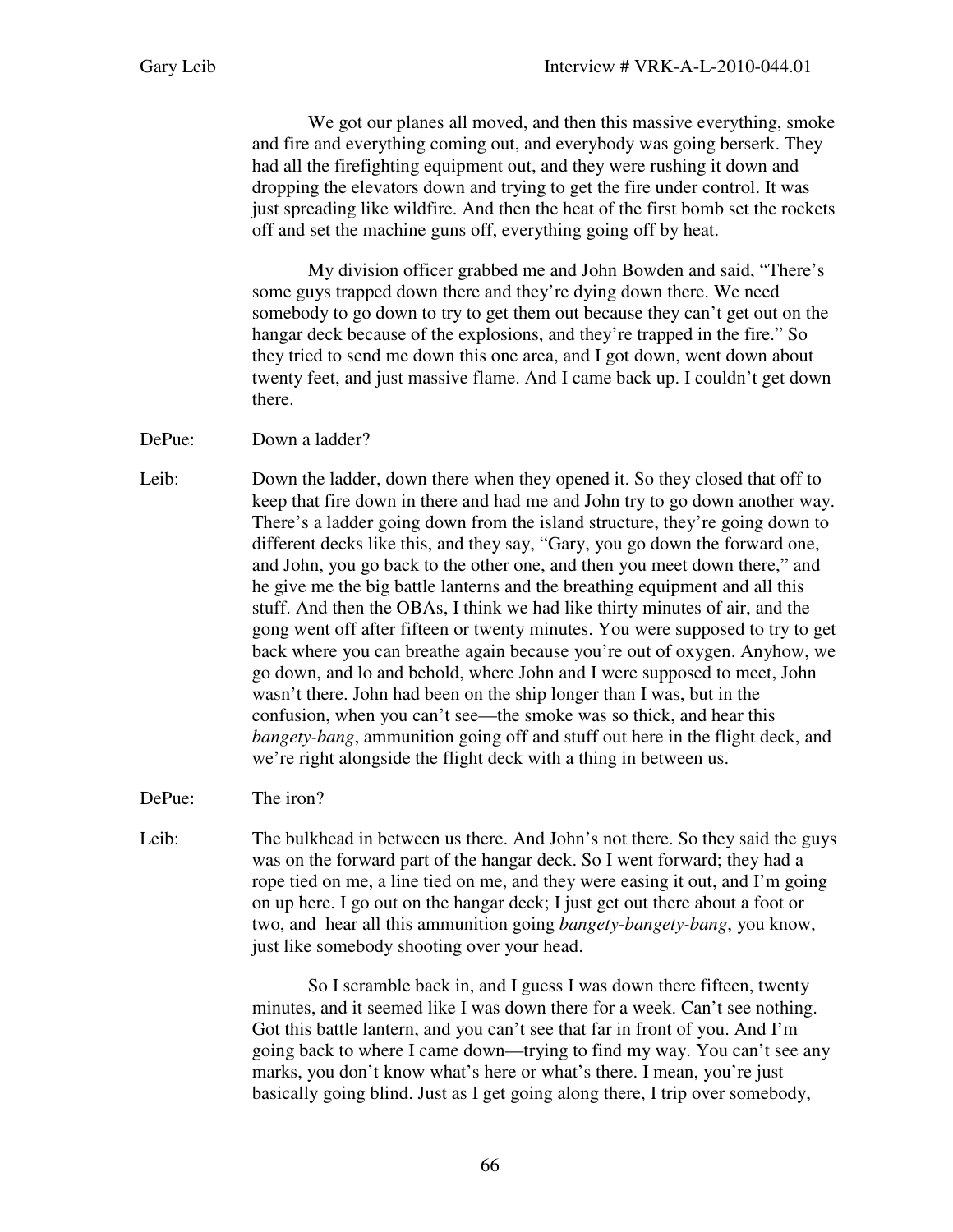We got our planes all moved, and then this massive everything, smoke and fire and everything coming out, and everybody was going berserk. They had all the firefighting equipment out, and they were rushing it down and dropping the elevators down and trying to get the fire under control. It was just spreading like wildfire. And then the heat of the first bomb set the rockets off and set the machine guns off, everything going off by heat.

My division officer grabbed me and John Bowden and said, "There's some guys trapped down there and they're dying down there. We need somebody to go down to try to get them out because they can't get out on the hangar deck because of the explosions, and they're trapped in the fire." So they tried to send me down this one area, and I got down, went down about twenty feet, and just massive flame. And I came back up. I couldn't get down there.

DePue: Down a ladder?

Leib: Down the ladder, down there when they opened it. So they closed that off to keep that fire down in there and had me and John try to go down another way. There's a ladder going down from the island structure, they're going down to different decks like this, and they say, "Gary, you go down the forward one, and John, you go back to the other one, and then you meet down there," and he give me the big battle lanterns and the breathing equipment and all this stuff. And then the OBAs, I think we had like thirty minutes of air, and the gong went off after fifteen or twenty minutes. You were supposed to try to get back where you can breathe again because you're out of oxygen. Anyhow, we go down, and lo and behold, where John and I were supposed to meet, John wasn't there. John had been on the ship longer than I was, but in the confusion, when you can't see—the smoke was so thick, and hear this *bangety-bang*, ammunition going off and stuff out here in the flight deck, and we're right alongside the flight deck with a thing in between us.

DePue: The iron?

Leib: The bulkhead in between us there. And John's not there. So they said the guys was on the forward part of the hangar deck. So I went forward; they had a rope tied on me, a line tied on me, and they were easing it out, and I'm going on up here. I go out on the hangar deck; I just get out there about a foot or two, and hear all this ammunition going *bangety-bangety-bang*, you know, just like somebody shooting over your head.

So I scramble back in, and I guess I was down there fifteen, twenty minutes, and it seemed like I was down there for a week. Can't see nothing. Got this battle lantern, and you can't see that far in front of you. And I'm going back to where I came down—trying to find my way. You can't see any marks, you don't know what's here or what's there. I mean, you're just basically going blind. Just as I get going along there, I trip over somebody,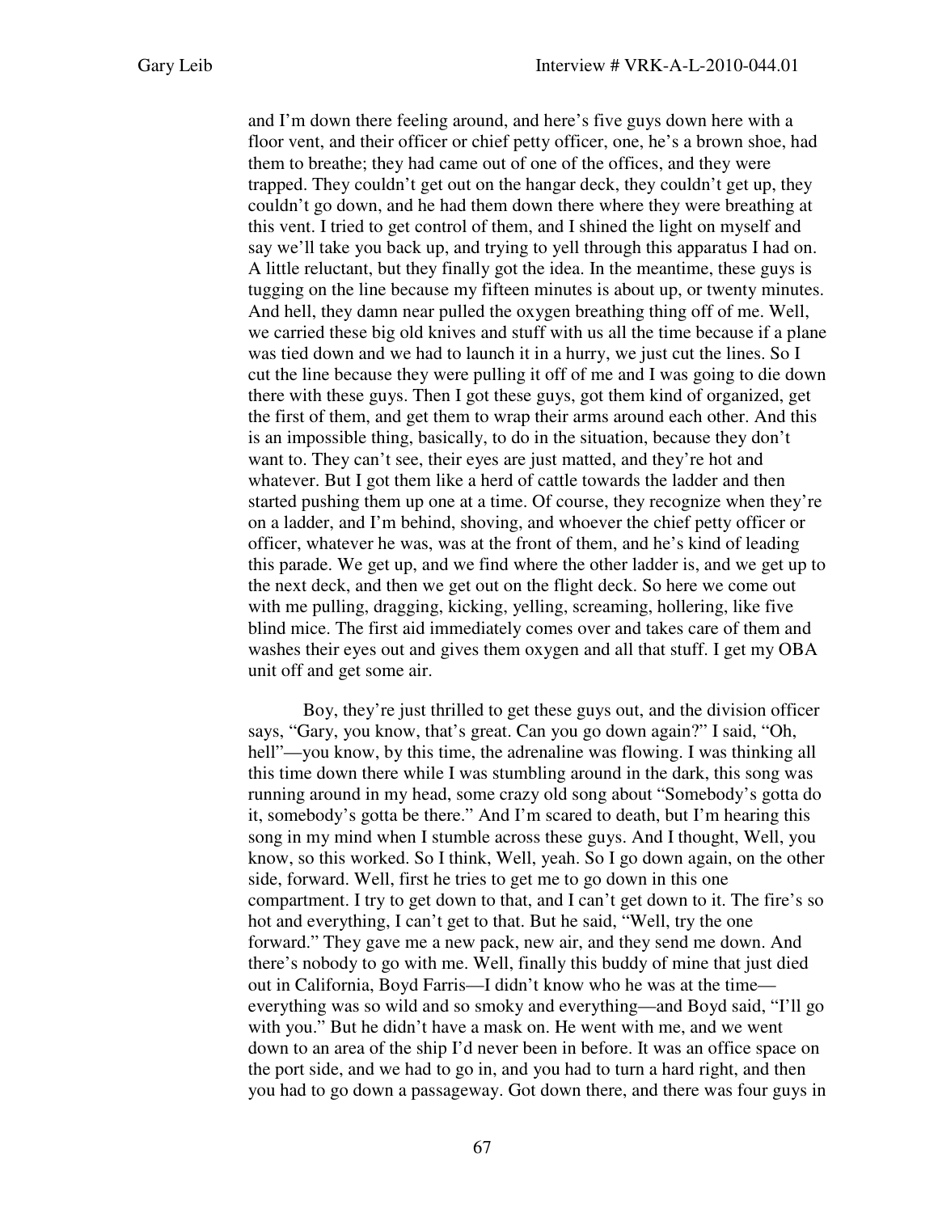and I'm down there feeling around, and here's five guys down here with a floor vent, and their officer or chief petty officer, one, he's a brown shoe, had them to breathe; they had came out of one of the offices, and they were trapped. They couldn't get out on the hangar deck, they couldn't get up, they couldn't go down, and he had them down there where they were breathing at this vent. I tried to get control of them, and I shined the light on myself and say we'll take you back up, and trying to yell through this apparatus I had on. A little reluctant, but they finally got the idea. In the meantime, these guys is tugging on the line because my fifteen minutes is about up, or twenty minutes. And hell, they damn near pulled the oxygen breathing thing off of me. Well, we carried these big old knives and stuff with us all the time because if a plane was tied down and we had to launch it in a hurry, we just cut the lines. So I cut the line because they were pulling it off of me and I was going to die down there with these guys. Then I got these guys, got them kind of organized, get the first of them, and get them to wrap their arms around each other. And this is an impossible thing, basically, to do in the situation, because they don't want to. They can't see, their eyes are just matted, and they're hot and whatever. But I got them like a herd of cattle towards the ladder and then started pushing them up one at a time. Of course, they recognize when they're on a ladder, and I'm behind, shoving, and whoever the chief petty officer or officer, whatever he was, was at the front of them, and he's kind of leading this parade. We get up, and we find where the other ladder is, and we get up to the next deck, and then we get out on the flight deck. So here we come out with me pulling, dragging, kicking, yelling, screaming, hollering, like five blind mice. The first aid immediately comes over and takes care of them and washes their eyes out and gives them oxygen and all that stuff. I get my OBA unit off and get some air.

Boy, they're just thrilled to get these guys out, and the division officer says, "Gary, you know, that's great. Can you go down again?" I said, "Oh, hell"—you know, by this time, the adrenaline was flowing. I was thinking all this time down there while I was stumbling around in the dark, this song was running around in my head, some crazy old song about "Somebody's gotta do it, somebody's gotta be there." And I'm scared to death, but I'm hearing this song in my mind when I stumble across these guys. And I thought, Well, you know, so this worked. So I think, Well, yeah. So I go down again, on the other side, forward. Well, first he tries to get me to go down in this one compartment. I try to get down to that, and I can't get down to it. The fire's so hot and everything, I can't get to that. But he said, "Well, try the one forward." They gave me a new pack, new air, and they send me down. And there's nobody to go with me. Well, finally this buddy of mine that just died out in California, Boyd Farris—I didn't know who he was at the time—everything was so wild and so smoky and everything—and Boyd said, "I'll go with you." But he didn't have a mask on. He went with me, and we went down to an area of the ship I'd never been in before. It was an office space on the port side, and we had to go in, and you had to turn a hard right, and then you had to go down a passageway. Got down there, and there was four guys in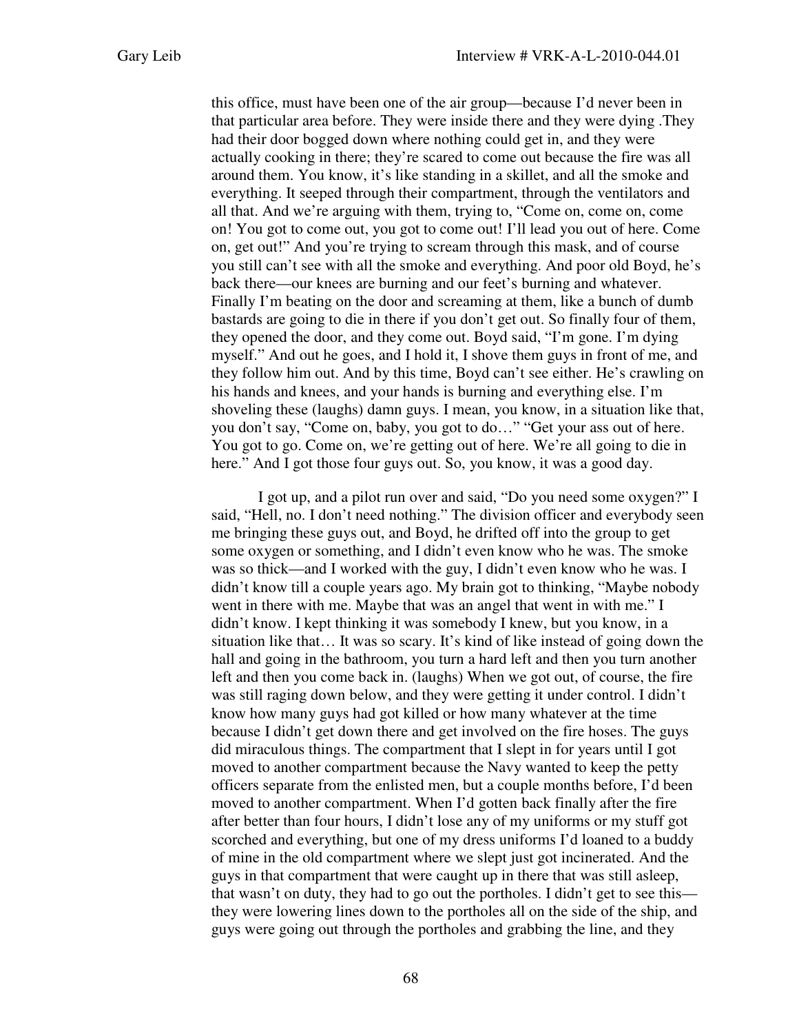this office, must have been one of the air group—because I'd never been in that particular area before. They were inside there and they were dying .They had their door bogged down where nothing could get in, and they were actually cooking in there; they're scared to come out because the fire was all around them. You know, it's like standing in a skillet, and all the smoke and everything. It seeped through their compartment, through the ventilators and all that. And we're arguing with them, trying to, "Come on, come on, come on! You got to come out, you got to come out! I'll lead you out of here. Come on, get out!" And you're trying to scream through this mask, and of course you still can't see with all the smoke and everything. And poor old Boyd, he's back there—our knees are burning and our feet's burning and whatever. Finally I'm beating on the door and screaming at them, like a bunch of dumb bastards are going to die in there if you don't get out. So finally four of them, they opened the door, and they come out. Boyd said, "I'm gone. I'm dying myself." And out he goes, and I hold it, I shove them guys in front of me, and they follow him out. And by this time, Boyd can't see either. He's crawling on his hands and knees, and your hands is burning and everything else. I'm shoveling these (laughs) damn guys. I mean, you know, in a situation like that, you don't say, "Come on, baby, you got to do…" "Get your ass out of here. You got to go. Come on, we're getting out of here. We're all going to die in here." And I got those four guys out. So, you know, it was a good day.

I got up, and a pilot run over and said, "Do you need some oxygen?" I said, "Hell, no. I don't need nothing." The division officer and everybody seen me bringing these guys out, and Boyd, he drifted off into the group to get some oxygen or something, and I didn't even know who he was. The smoke was so thick—and I worked with the guy, I didn't even know who he was. I didn't know till a couple years ago. My brain got to thinking, "Maybe nobody went in there with me. Maybe that was an angel that went in with me." I didn't know. I kept thinking it was somebody I knew, but you know, in a situation like that… It was so scary. It's kind of like instead of going down the hall and going in the bathroom, you turn a hard left and then you turn another left and then you come back in. (laughs) When we got out, of course, the fire was still raging down below, and they were getting it under control. I didn't know how many guys had got killed or how many whatever at the time because I didn't get down there and get involved on the fire hoses. The guys did miraculous things. The compartment that I slept in for years until I got moved to another compartment because the Navy wanted to keep the petty officers separate from the enlisted men, but a couple months before, I'd been moved to another compartment. When I'd gotten back finally after the fire after better than four hours, I didn't lose any of my uniforms or my stuff got scorched and everything, but one of my dress uniforms I'd loaned to a buddy of mine in the old compartment where we slept just got incinerated. And the guys in that compartment that were caught up in there that was still asleep, that wasn't on duty, they had to go out the portholes. I didn't get to see this—they were lowering lines down to the portholes all on the side of the ship, and guys were going out through the portholes and grabbing the line, and they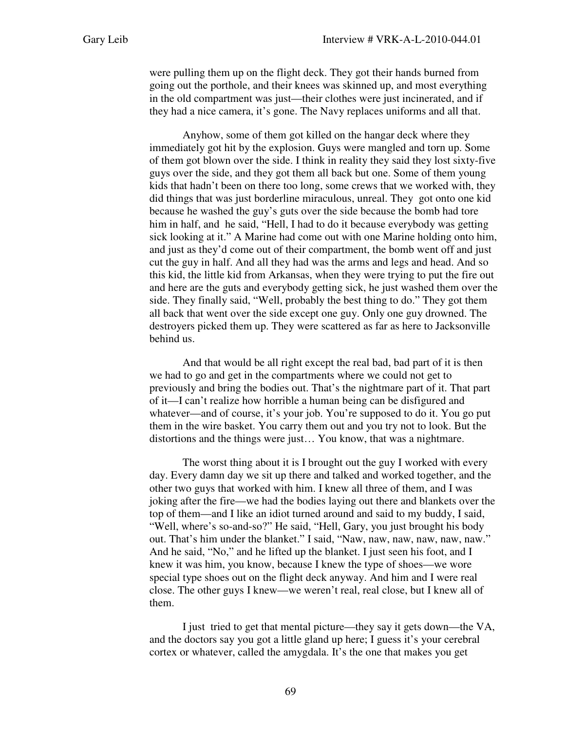were pulling them up on the flight deck. They got their hands burned from going out the porthole, and their knees was skinned up, and most everything in the old compartment was just—their clothes were just incinerated, and if they had a nice camera, it's gone. The Navy replaces uniforms and all that.

Anyhow, some of them got killed on the hangar deck where they immediately got hit by the explosion. Guys were mangled and torn up. Some of them got blown over the side. I think in reality they said they lost sixty-five guys over the side, and they got them all back but one. Some of them young kids that hadn't been on there too long, some crews that we worked with, they did things that was just borderline miraculous, unreal. They got onto one kid because he washed the guy's guts over the side because the bomb had tore him in half, and he said, "Hell, I had to do it because everybody was getting sick looking at it." A Marine had come out with one Marine holding onto him, and just as they'd come out of their compartment, the bomb went off and just cut the guy in half. And all they had was the arms and legs and head. And so this kid, the little kid from Arkansas, when they were trying to put the fire out and here are the guts and everybody getting sick, he just washed them over the side. They finally said, "Well, probably the best thing to do." They got them all back that went over the side except one guy. Only one guy drowned. The destroyers picked them up. They were scattered as far as here to Jacksonville behind us.

And that would be all right except the real bad, bad part of it is then we had to go and get in the compartments where we could not get to previously and bring the bodies out. That's the nightmare part of it. That part of it—I can't realize how horrible a human being can be disfigured and whatever—and of course, it's your job. You're supposed to do it. You go put them in the wire basket. You carry them out and you try not to look. But the distortions and the things were just… You know, that was a nightmare.

The worst thing about it is I brought out the guy I worked with every day. Every damn day we sit up there and talked and worked together, and the other two guys that worked with him. I knew all three of them, and I was joking after the fire—we had the bodies laying out there and blankets over the top of them—and I like an idiot turned around and said to my buddy, I said, "Well, where's so-and-so?" He said, "Hell, Gary, you just brought his body out. That's him under the blanket." I said, "Naw, naw, naw, naw, naw, naw." And he said, "No," and he lifted up the blanket. I just seen his foot, and I knew it was him, you know, because I knew the type of shoes—we wore special type shoes out on the flight deck anyway. And him and I were real close. The other guys I knew—we weren't real, real close, but I knew all of them.

I just tried to get that mental picture—they say it gets down—the VA, and the doctors say you got a little gland up here; I guess it's your cerebral cortex or whatever, called the amygdala. It's the one that makes you get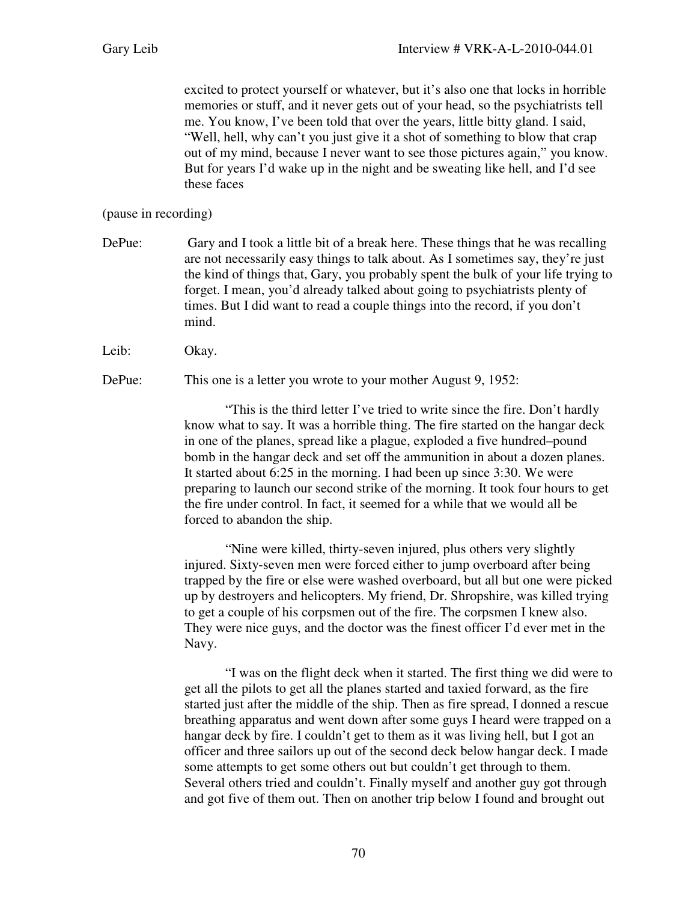excited to protect yourself or whatever, but it's also one that locks in horrible memories or stuff, and it never gets out of your head, so the psychiatrists tell me. You know, I've been told that over the years, little bitty gland. I said, "Well, hell, why can't you just give it a shot of something to blow that crap out of my mind, because I never want to see those pictures again," you know. But for years I'd wake up in the night and be sweating like hell, and I'd see these faces

(pause in recording)

DePue: Gary and I took a little bit of a break here. These things that he was recalling are not necessarily easy things to talk about. As I sometimes say, they're just the kind of things that, Gary, you probably spent the bulk of your life trying to forget. I mean, you'd already talked about going to psychiatrists plenty of times. But I did want to read a couple things into the record, if you don't mind.

Leib: Okay.

DePue: This one is a letter you wrote to your mother August 9, 1952:

> "This is the third letter I've tried to write since the fire. Don't hardly know what to say. It was a horrible thing. The fire started on the hangar deck in one of the planes, spread like a plague, exploded a five hundred–pound bomb in the hangar deck and set off the ammunition in about a dozen planes. It started about 6:25 in the morning. I had been up since 3:30. We were preparing to launch our second strike of the morning. It took four hours to get the fire under control. In fact, it seemed for a while that we would all be forced to abandon the ship.
>
> "Nine were killed, thirty-seven injured, plus others very slightly injured. Sixty-seven men were forced either to jump overboard after being trapped by the fire or else were washed overboard, but all but one were picked up by destroyers and helicopters. My friend, Dr. Shropshire, was killed trying to get a couple of his corpsmen out of the fire. The corpsmen I knew also. They were nice guys, and the doctor was the finest officer I'd ever met in the Navy.
>
> "I was on the flight deck when it started. The first thing we did were to get all the pilots to get all the planes started and taxied forward, as the fire started just after the middle of the ship. Then as fire spread, I donned a rescue breathing apparatus and went down after some guys I heard were trapped on a hangar deck by fire. I couldn't get to them as it was living hell, but I got an officer and three sailors up out of the second deck below hangar deck. I made some attempts to get some others out but couldn't get through to them. Several others tried and couldn't. Finally myself and another guy got through and got five of them out. Then on another trip below I found and brought out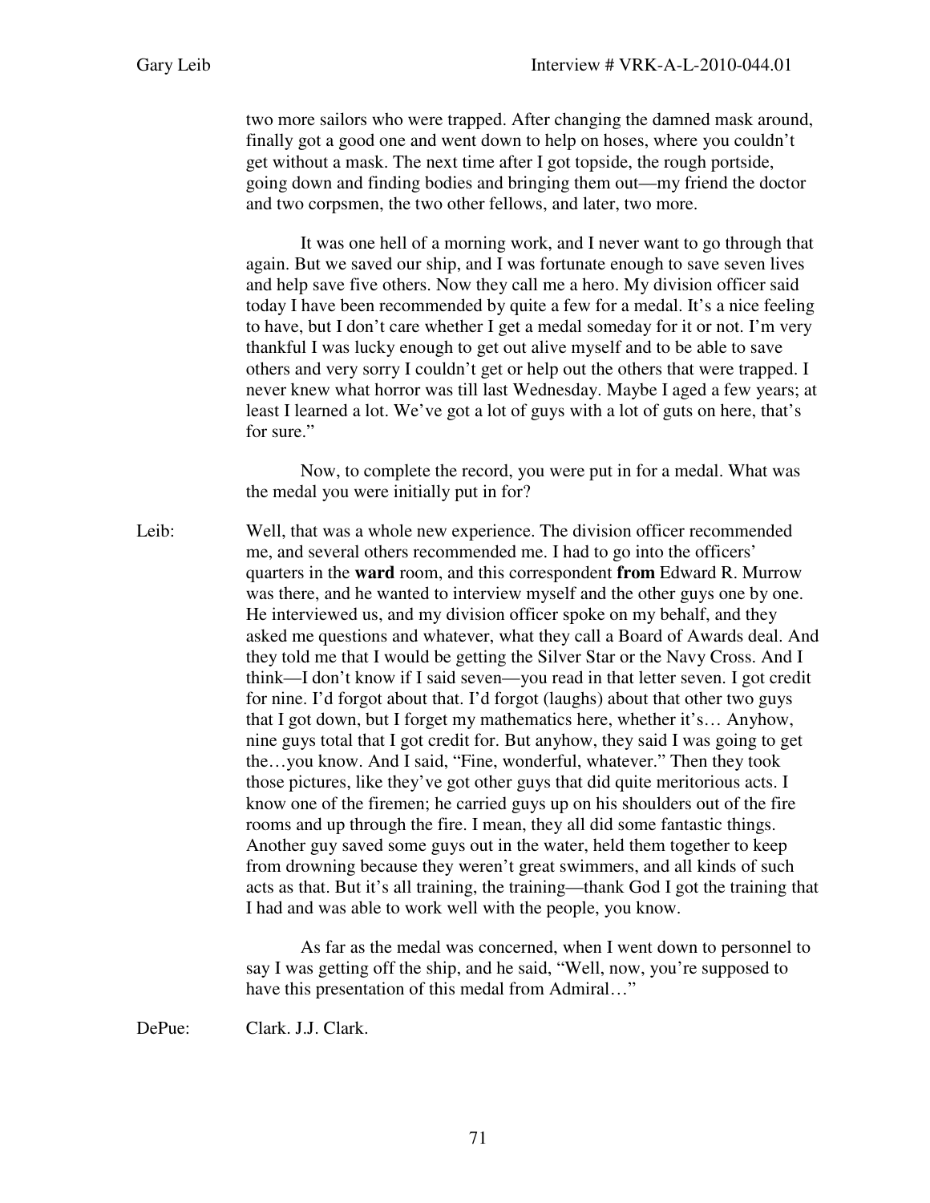two more sailors who were trapped. After changing the damned mask around, finally got a good one and went down to help on hoses, where you couldn't get without a mask. The next time after I got topside, the rough portside, going down and finding bodies and bringing them out—my friend the doctor and two corpsmen, the two other fellows, and later, two more.

It was one hell of a morning work, and I never want to go through that again. But we saved our ship, and I was fortunate enough to save seven lives and help save five others. Now they call me a hero. My division officer said today I have been recommended by quite a few for a medal. It's a nice feeling to have, but I don't care whether I get a medal someday for it or not. I'm very thankful I was lucky enough to get out alive myself and to be able to save others and very sorry I couldn't get or help out the others that were trapped. I never knew what horror was till last Wednesday. Maybe I aged a few years; at least I learned a lot. We've got a lot of guys with a lot of guts on here, that's for sure."

Now, to complete the record, you were put in for a medal. What was the medal you were initially put in for?

Leib: Well, that was a whole new experience. The division officer recommended me, and several others recommended me. I had to go into the officers' quarters in the **ward** room, and this correspondent **from** Edward R. Murrow was there, and he wanted to interview myself and the other guys one by one. He interviewed us, and my division officer spoke on my behalf, and they asked me questions and whatever, what they call a Board of Awards deal. And they told me that I would be getting the Silver Star or the Navy Cross. And I think—I don't know if I said seven—you read in that letter seven. I got credit for nine. I'd forgot about that. I'd forgot (laughs) about that other two guys that I got down, but I forget my mathematics here, whether it's… Anyhow, nine guys total that I got credit for. But anyhow, they said I was going to get the…you know. And I said, "Fine, wonderful, whatever." Then they took those pictures, like they've got other guys that did quite meritorious acts. I know one of the firemen; he carried guys up on his shoulders out of the fire rooms and up through the fire. I mean, they all did some fantastic things. Another guy saved some guys out in the water, held them together to keep from drowning because they weren't great swimmers, and all kinds of such acts as that. But it's all training, the training—thank God I got the training that I had and was able to work well with the people, you know.

As far as the medal was concerned, when I went down to personnel to say I was getting off the ship, and he said, "Well, now, you're supposed to have this presentation of this medal from Admiral…"

DePue: Clark. J.J. Clark.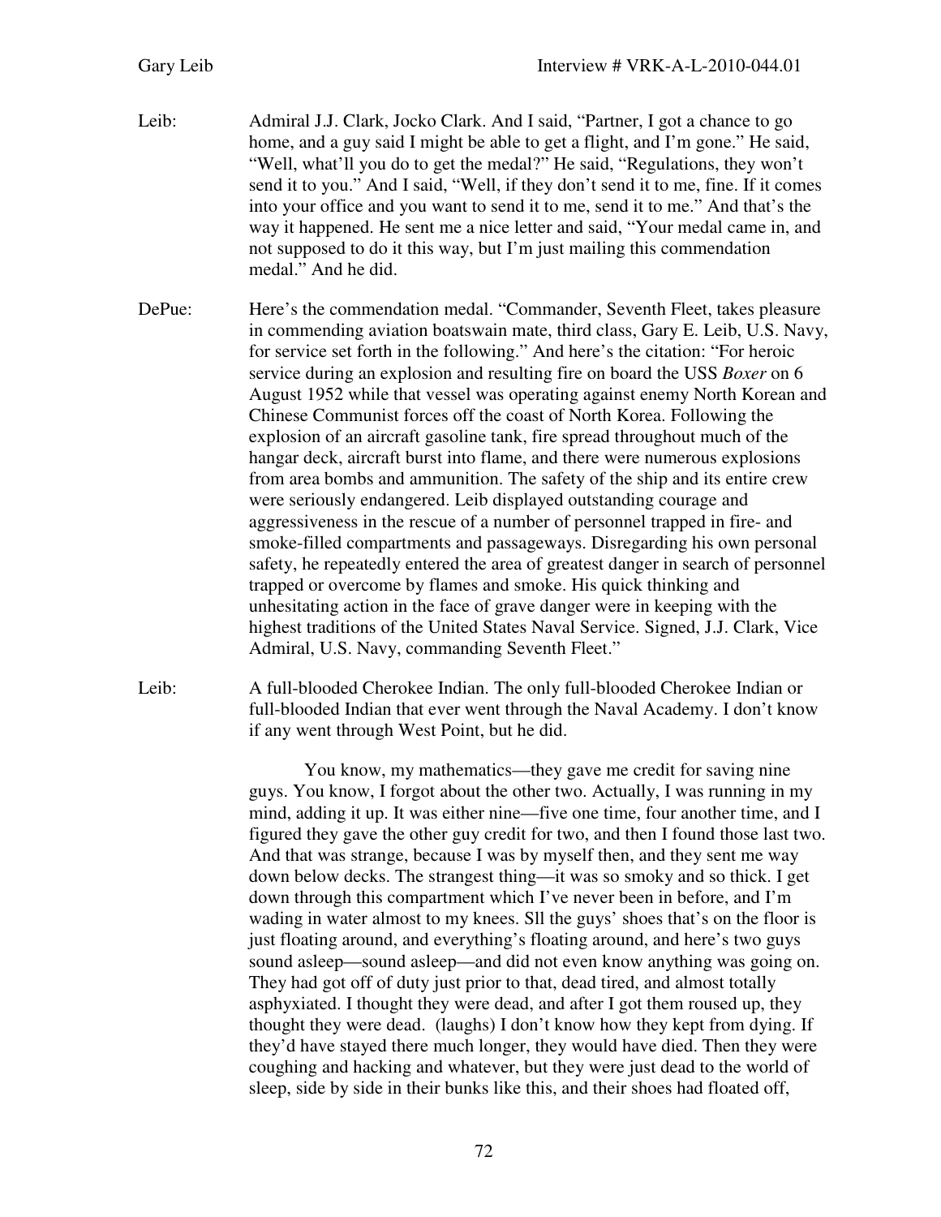Leib: Admiral J.J. Clark, Jocko Clark. And I said, "Partner, I got a chance to go home, and a guy said I might be able to get a flight, and I'm gone." He said, "Well, what'll you do to get the medal?" He said, "Regulations, they won't send it to you." And I said, "Well, if they don't send it to me, fine. If it comes into your office and you want to send it to me, send it to me." And that's the way it happened. He sent me a nice letter and said, "Your medal came in, and not supposed to do it this way, but I'm just mailing this commendation medal." And he did.

DePue: Here's the commendation medal. "Commander, Seventh Fleet, takes pleasure in commending aviation boatswain mate, third class, Gary E. Leib, U.S. Navy, for service set forth in the following." And here's the citation: "For heroic service during an explosion and resulting fire on board the USS *Boxer* on 6 August 1952 while that vessel was operating against enemy North Korean and Chinese Communist forces off the coast of North Korea. Following the explosion of an aircraft gasoline tank, fire spread throughout much of the hangar deck, aircraft burst into flame, and there were numerous explosions from area bombs and ammunition. The safety of the ship and its entire crew were seriously endangered. Leib displayed outstanding courage and aggressiveness in the rescue of a number of personnel trapped in fire- and smoke-filled compartments and passageways. Disregarding his own personal safety, he repeatedly entered the area of greatest danger in search of personnel trapped or overcome by flames and smoke. His quick thinking and unhesitating action in the face of grave danger were in keeping with the highest traditions of the United States Naval Service. Signed, J.J. Clark, Vice Admiral, U.S. Navy, commanding Seventh Fleet."

Leib: A full-blooded Cherokee Indian. The only full-blooded Cherokee Indian or full-blooded Indian that ever went through the Naval Academy. I don't know if any went through West Point, but he did.

You know, my mathematics—they gave me credit for saving nine guys. You know, I forgot about the other two. Actually, I was running in my mind, adding it up. It was either nine—five one time, four another time, and I figured they gave the other guy credit for two, and then I found those last two. And that was strange, because I was by myself then, and they sent me way down below decks. The strangest thing—it was so smoky and so thick. I get down through this compartment which I've never been in before, and I'm wading in water almost to my knees. Sll the guys' shoes that's on the floor is just floating around, and everything's floating around, and here's two guys sound asleep—sound asleep—and did not even know anything was going on. They had got off of duty just prior to that, dead tired, and almost totally asphyxiated. I thought they were dead, and after I got them roused up, they thought they were dead. (laughs) I don't know how they kept from dying. If they'd have stayed there much longer, they would have died. Then they were coughing and hacking and whatever, but they were just dead to the world of sleep, side by side in their bunks like this, and their shoes had floated off,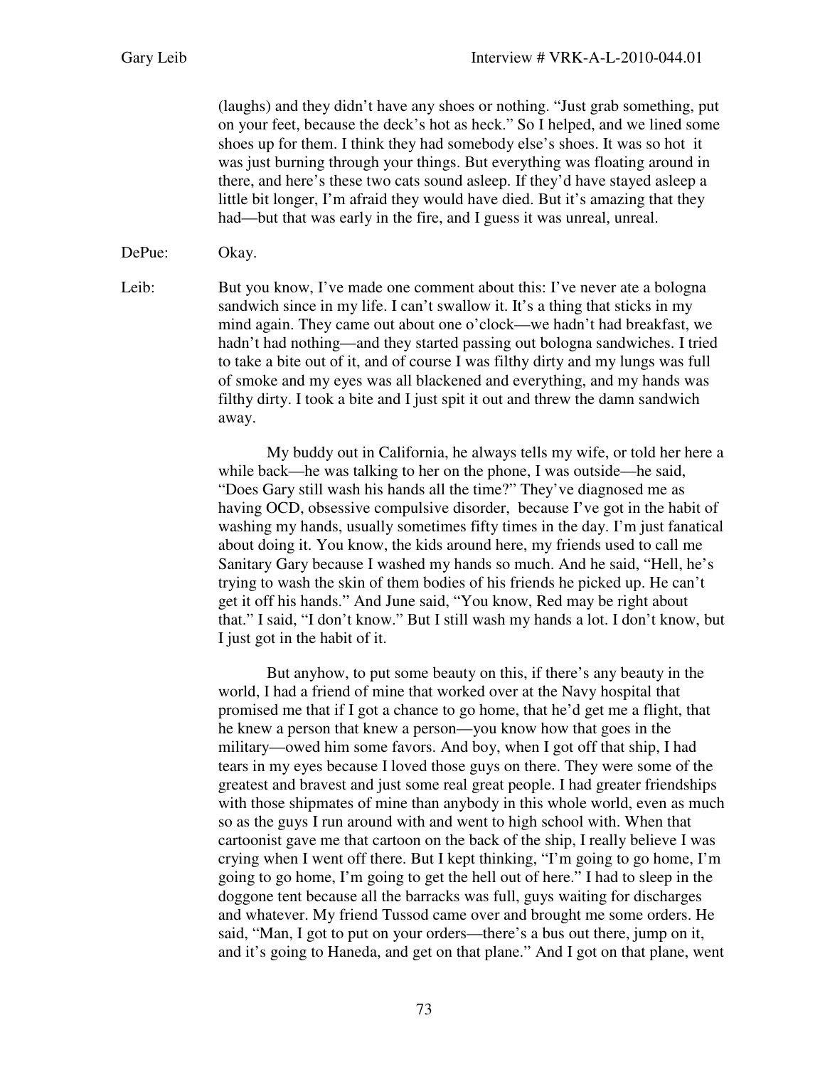(laughs) and they didn't have any shoes or nothing. "Just grab something, put on your feet, because the deck's hot as heck." So I helped, and we lined some shoes up for them. I think they had somebody else's shoes. It was so hot it was just burning through your things. But everything was floating around in there, and here's these two cats sound asleep. If they'd have stayed asleep a little bit longer, I'm afraid they would have died. But it's amazing that they had—but that was early in the fire, and I guess it was unreal, unreal.

DePue: Okay.

Leib: But you know, I've made one comment about this: I've never ate a bologna sandwich since in my life. I can't swallow it. It's a thing that sticks in my mind again. They came out about one o'clock—we hadn't had breakfast, we hadn't had nothing—and they started passing out bologna sandwiches. I tried to take a bite out of it, and of course I was filthy dirty and my lungs was full of smoke and my eyes was all blackened and everything, and my hands was filthy dirty. I took a bite and I just spit it out and threw the damn sandwich away.

My buddy out in California, he always tells my wife, or told her here a while back—he was talking to her on the phone, I was outside—he said, "Does Gary still wash his hands all the time?" They've diagnosed me as having OCD, obsessive compulsive disorder, because I've got in the habit of washing my hands, usually sometimes fifty times in the day. I'm just fanatical about doing it. You know, the kids around here, my friends used to call me Sanitary Gary because I washed my hands so much. And he said, "Hell, he's trying to wash the skin of them bodies of his friends he picked up. He can't get it off his hands." And June said, "You know, Red may be right about that." I said, "I don't know." But I still wash my hands a lot. I don't know, but I just got in the habit of it.

But anyhow, to put some beauty on this, if there's any beauty in the world, I had a friend of mine that worked over at the Navy hospital that promised me that if I got a chance to go home, that he'd get me a flight, that he knew a person that knew a person—you know how that goes in the military—owed him some favors. And boy, when I got off that ship, I had tears in my eyes because I loved those guys on there. They were some of the greatest and bravest and just some real great people. I had greater friendships with those shipmates of mine than anybody in this whole world, even as much so as the guys I run around with and went to high school with. When that cartoonist gave me that cartoon on the back of the ship, I really believe I was crying when I went off there. But I kept thinking, "I'm going to go home, I'm going to go home, I'm going to get the hell out of here." I had to sleep in the doggone tent because all the barracks was full, guys waiting for discharges and whatever. My friend Tussod came over and brought me some orders. He said, "Man, I got to put on your orders—there's a bus out there, jump on it, and it's going to Haneda, and get on that plane." And I got on that plane, went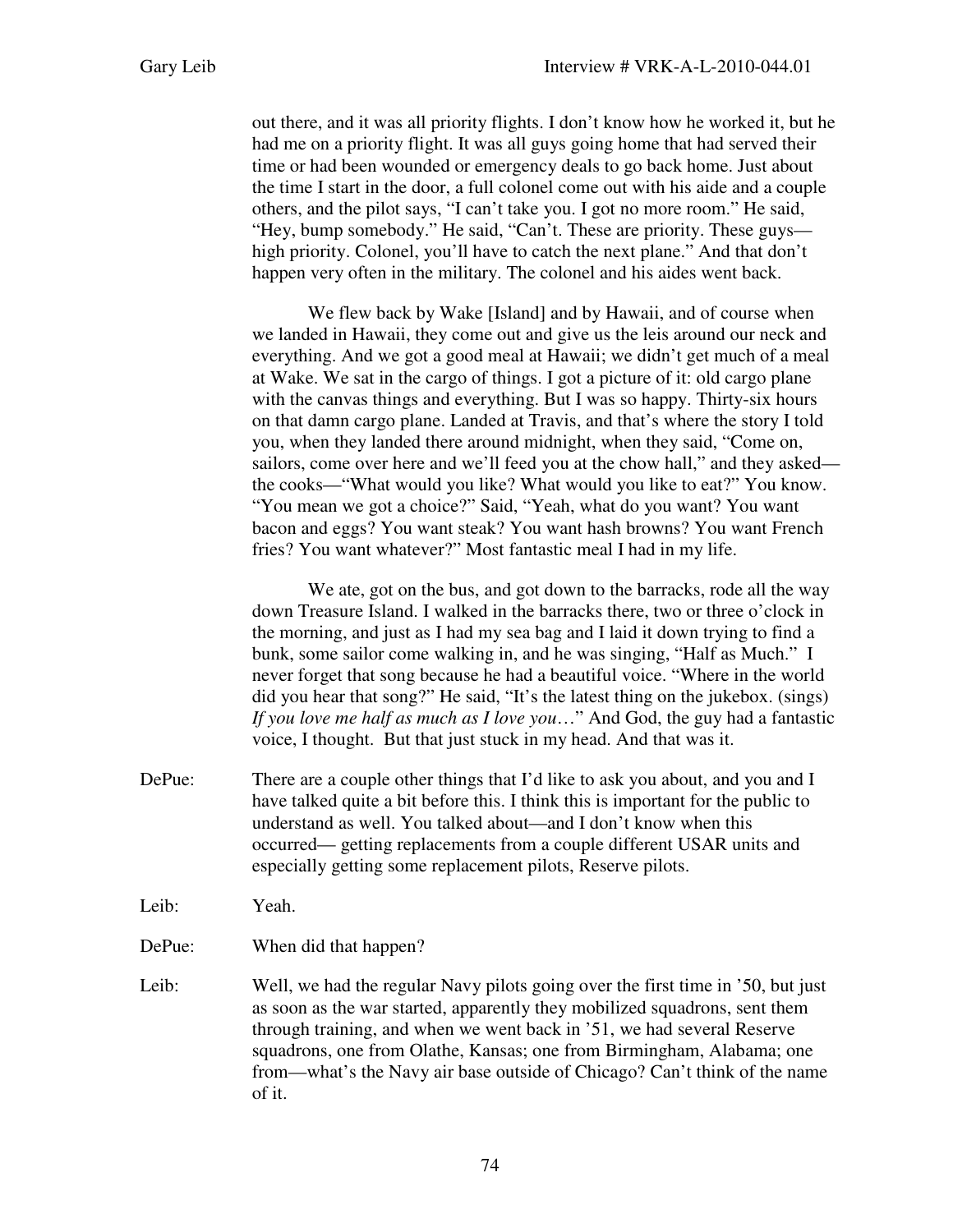out there, and it was all priority flights. I don't know how he worked it, but he had me on a priority flight. It was all guys going home that had served their time or had been wounded or emergency deals to go back home. Just about the time I start in the door, a full colonel come out with his aide and a couple others, and the pilot says, "I can't take you. I got no more room." He said, "Hey, bump somebody." He said, "Can't. These are priority. These guys—high priority. Colonel, you'll have to catch the next plane." And that don't happen very often in the military. The colonel and his aides went back.

We flew back by Wake [Island] and by Hawaii, and of course when we landed in Hawaii, they come out and give us the leis around our neck and everything. And we got a good meal at Hawaii; we didn't get much of a meal at Wake. We sat in the cargo of things. I got a picture of it: old cargo plane with the canvas things and everything. But I was so happy. Thirty-six hours on that damn cargo plane. Landed at Travis, and that's where the story I told you, when they landed there around midnight, when they said, "Come on, sailors, come over here and we'll feed you at the chow hall," and they asked—the cooks—"What would you like? What would you like to eat?" You know. "You mean we got a choice?" Said, "Yeah, what do you want? You want bacon and eggs? You want steak? You want hash browns? You want French fries? You want whatever?" Most fantastic meal I had in my life.

We ate, got on the bus, and got down to the barracks, rode all the way down Treasure Island. I walked in the barracks there, two or three o'clock in the morning, and just as I had my sea bag and I laid it down trying to find a bunk, some sailor come walking in, and he was singing, "Half as Much." I never forget that song because he had a beautiful voice. "Where in the world did you hear that song?" He said, "It's the latest thing on the jukebox. (sings) *If you love me half as much as I love you*…" And God, the guy had a fantastic voice, I thought. But that just stuck in my head. And that was it.

DePue: There are a couple other things that I'd like to ask you about, and you and I have talked quite a bit before this. I think this is important for the public to understand as well. You talked about—and I don't know when this occurred— getting replacements from a couple different USAR units and especially getting some replacement pilots, Reserve pilots.

Leib: Yeah.

DePue: When did that happen?

Leib: Well, we had the regular Navy pilots going over the first time in '50, but just as soon as the war started, apparently they mobilized squadrons, sent them through training, and when we went back in '51, we had several Reserve squadrons, one from Olathe, Kansas; one from Birmingham, Alabama; one from—what's the Navy air base outside of Chicago? Can't think of the name of it.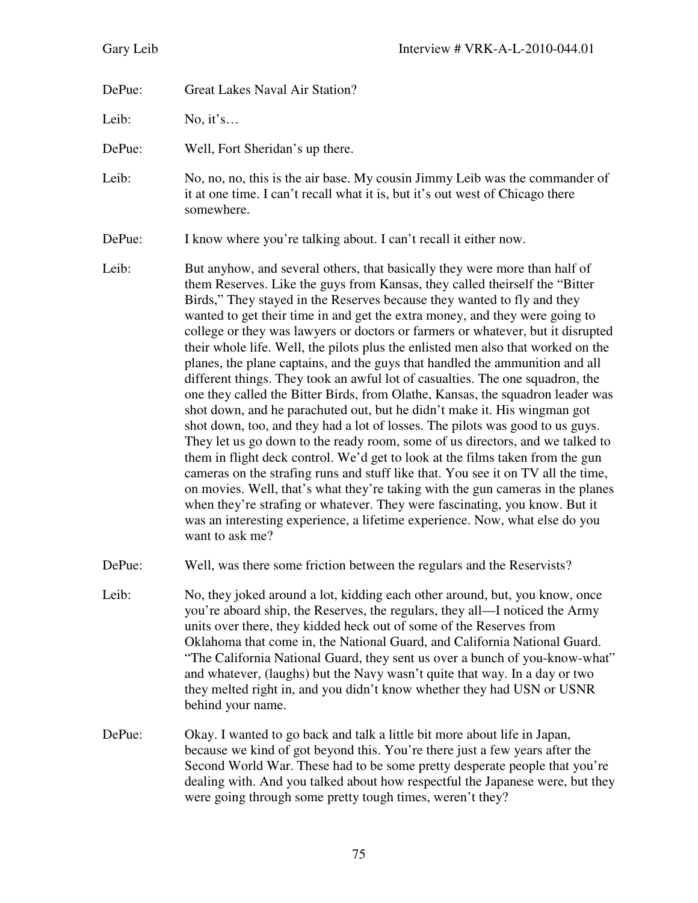DePue: Great Lakes Naval Air Station?

Leib: No, it's…

DePue: Well, Fort Sheridan's up there.

Leib: No, no, no, this is the air base. My cousin Jimmy Leib was the commander of it at one time. I can't recall what it is, but it's out west of Chicago there somewhere.

DePue: I know where you're talking about. I can't recall it either now.

Leib: But anyhow, and several others, that basically they were more than half of them Reserves. Like the guys from Kansas, they called theirself the "Bitter Birds," They stayed in the Reserves because they wanted to fly and they wanted to get their time in and get the extra money, and they were going to college or they was lawyers or doctors or farmers or whatever, but it disrupted their whole life. Well, the pilots plus the enlisted men also that worked on the planes, the plane captains, and the guys that handled the ammunition and all different things. They took an awful lot of casualties. The one squadron, the one they called the Bitter Birds, from Olathe, Kansas, the squadron leader was shot down, and he parachuted out, but he didn't make it. His wingman got shot down, too, and they had a lot of losses. The pilots was good to us guys. They let us go down to the ready room, some of us directors, and we talked to them in flight deck control. We'd get to look at the films taken from the gun cameras on the strafing runs and stuff like that. You see it on TV all the time, on movies. Well, that's what they're taking with the gun cameras in the planes when they're strafing or whatever. They were fascinating, you know. But it was an interesting experience, a lifetime experience. Now, what else do you want to ask me?

DePue: Well, was there some friction between the regulars and the Reservists?

Leib: No, they joked around a lot, kidding each other around, but, you know, once you're aboard ship, the Reserves, the regulars, they all—I noticed the Army units over there, they kidded heck out of some of the Reserves from Oklahoma that come in, the National Guard, and California National Guard. "The California National Guard, they sent us over a bunch of you-know-what" and whatever, (laughs) but the Navy wasn't quite that way. In a day or two they melted right in, and you didn't know whether they had USN or USNR behind your name.

DePue: Okay. I wanted to go back and talk a little bit more about life in Japan, because we kind of got beyond this. You're there just a few years after the Second World War. These had to be some pretty desperate people that you're dealing with. And you talked about how respectful the Japanese were, but they were going through some pretty tough times, weren't they?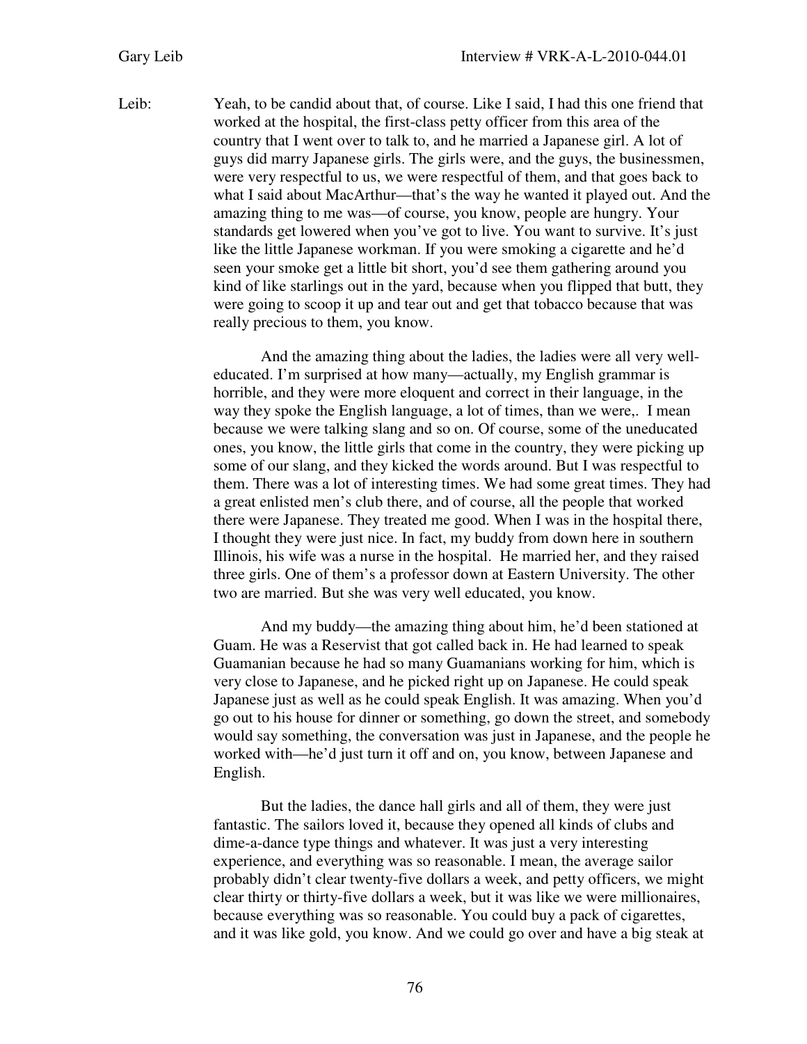Leib: Yeah, to be candid about that, of course. Like I said, I had this one friend that worked at the hospital, the first-class petty officer from this area of the country that I went over to talk to, and he married a Japanese girl. A lot of guys did marry Japanese girls. The girls were, and the guys, the businessmen, were very respectful to us, we were respectful of them, and that goes back to what I said about MacArthur—that's the way he wanted it played out. And the amazing thing to me was—of course, you know, people are hungry. Your standards get lowered when you've got to live. You want to survive. It's just like the little Japanese workman. If you were smoking a cigarette and he'd seen your smoke get a little bit short, you'd see them gathering around you kind of like starlings out in the yard, because when you flipped that butt, they were going to scoop it up and tear out and get that tobacco because that was really precious to them, you know.

And the amazing thing about the ladies, the ladies were all very well-educated. I'm surprised at how many—actually, my English grammar is horrible, and they were more eloquent and correct in their language, in the way they spoke the English language, a lot of times, than we were,. I mean because we were talking slang and so on. Of course, some of the uneducated ones, you know, the little girls that come in the country, they were picking up some of our slang, and they kicked the words around. But I was respectful to them. There was a lot of interesting times. We had some great times. They had a great enlisted men's club there, and of course, all the people that worked there were Japanese. They treated me good. When I was in the hospital there, I thought they were just nice. In fact, my buddy from down here in southern Illinois, his wife was a nurse in the hospital. He married her, and they raised three girls. One of them's a professor down at Eastern University. The other two are married. But she was very well educated, you know.

And my buddy—the amazing thing about him, he'd been stationed at Guam. He was a Reservist that got called back in. He had learned to speak Guamanian because he had so many Guamanians working for him, which is very close to Japanese, and he picked right up on Japanese. He could speak Japanese just as well as he could speak English. It was amazing. When you'd go out to his house for dinner or something, go down the street, and somebody would say something, the conversation was just in Japanese, and the people he worked with—he'd just turn it off and on, you know, between Japanese and English.

But the ladies, the dance hall girls and all of them, they were just fantastic. The sailors loved it, because they opened all kinds of clubs and dime-a-dance type things and whatever. It was just a very interesting experience, and everything was so reasonable. I mean, the average sailor probably didn't clear twenty-five dollars a week, and petty officers, we might clear thirty or thirty-five dollars a week, but it was like we were millionaires, because everything was so reasonable. You could buy a pack of cigarettes, and it was like gold, you know. And we could go over and have a big steak at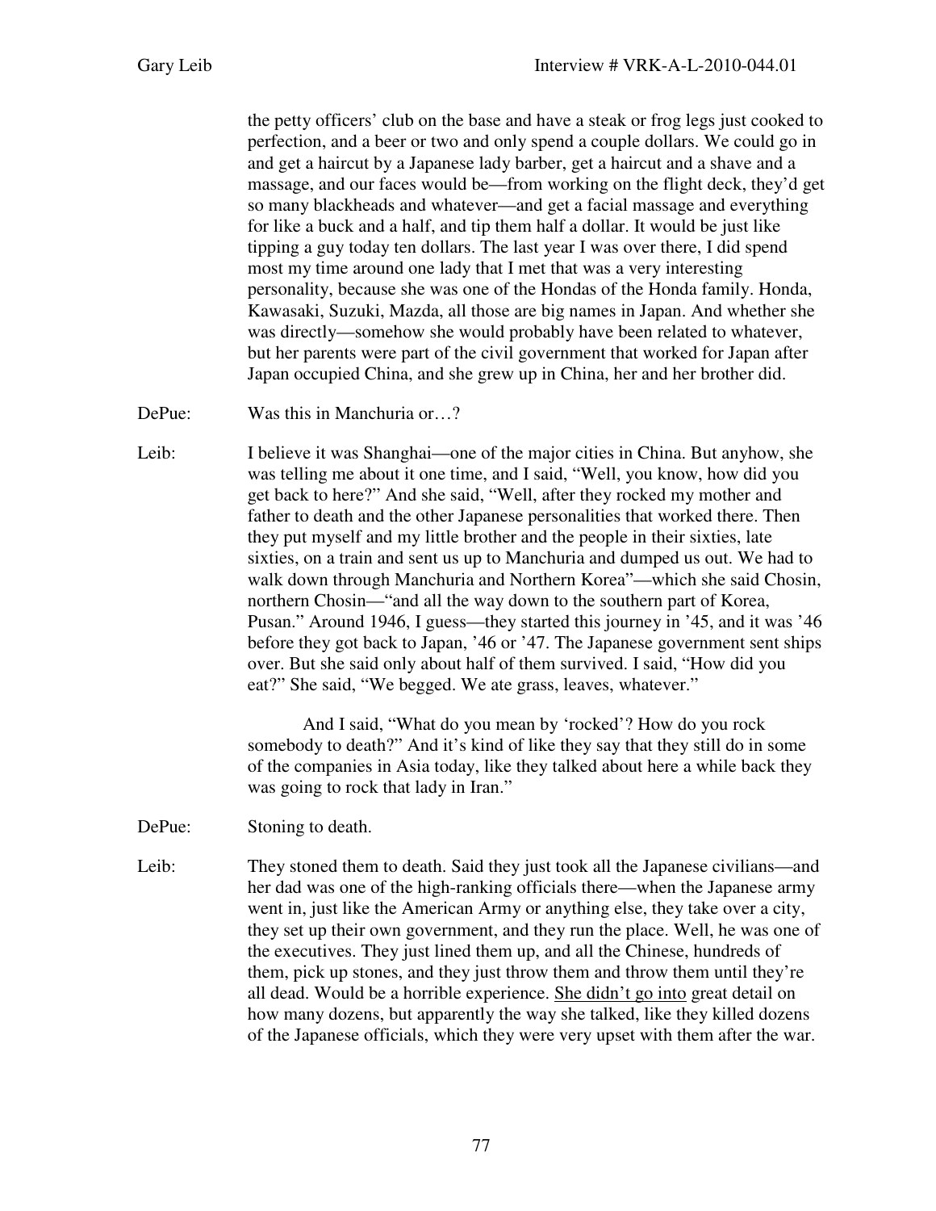the petty officers' club on the base and have a steak or frog legs just cooked to perfection, and a beer or two and only spend a couple dollars. We could go in and get a haircut by a Japanese lady barber, get a haircut and a shave and a massage, and our faces would be—from working on the flight deck, they'd get so many blackheads and whatever—and get a facial massage and everything for like a buck and a half, and tip them half a dollar. It would be just like tipping a guy today ten dollars. The last year I was over there, I did spend most my time around one lady that I met that was a very interesting personality, because she was one of the Hondas of the Honda family. Honda, Kawasaki, Suzuki, Mazda, all those are big names in Japan. And whether she was directly—somehow she would probably have been related to whatever, but her parents were part of the civil government that worked for Japan after Japan occupied China, and she grew up in China, her and her brother did.

DePue: Was this in Manchuria or…?

Leib: I believe it was Shanghai—one of the major cities in China. But anyhow, she was telling me about it one time, and I said, "Well, you know, how did you get back to here?" And she said, "Well, after they rocked my mother and father to death and the other Japanese personalities that worked there. Then they put myself and my little brother and the people in their sixties, late sixties, on a train and sent us up to Manchuria and dumped us out. We had to walk down through Manchuria and Northern Korea"—which she said Chosin, northern Chosin—"and all the way down to the southern part of Korea, Pusan." Around 1946, I guess—they started this journey in '45, and it was '46 before they got back to Japan, '46 or '47. The Japanese government sent ships over. But she said only about half of them survived. I said, "How did you eat?" She said, "We begged. We ate grass, leaves, whatever."

And I said, "What do you mean by 'rocked'? How do you rock somebody to death?" And it's kind of like they say that they still do in some of the companies in Asia today, like they talked about here a while back they was going to rock that lady in Iran."

DePue: Stoning to death.

Leib: They stoned them to death. Said they just took all the Japanese civilians—and her dad was one of the high-ranking officials there—when the Japanese army went in, just like the American Army or anything else, they take over a city, they set up their own government, and they run the place. Well, he was one of the executives. They just lined them up, and all the Chinese, hundreds of them, pick up stones, and they just throw them and throw them until they're all dead. Would be a horrible experience. She didn't go into great detail on how many dozens, but apparently the way she talked, like they killed dozens of the Japanese officials, which they were very upset with them after the war.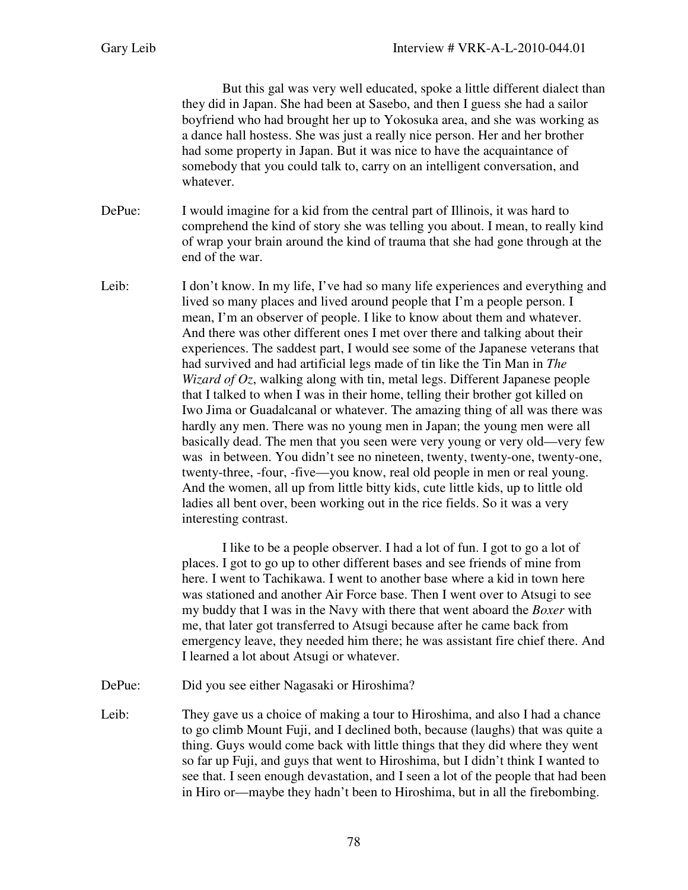But this gal was very well educated, spoke a little different dialect than they did in Japan. She had been at Sasebo, and then I guess she had a sailor boyfriend who had brought her up to Yokosuka area, and she was working as a dance hall hostess. She was just a really nice person. Her and her brother had some property in Japan. But it was nice to have the acquaintance of somebody that you could talk to, carry on an intelligent conversation, and whatever.

DePue: I would imagine for a kid from the central part of Illinois, it was hard to comprehend the kind of story she was telling you about. I mean, to really kind of wrap your brain around the kind of trauma that she had gone through at the end of the war.

Leib: I don't know. In my life, I've had so many life experiences and everything and lived so many places and lived around people that I'm a people person. I mean, I'm an observer of people. I like to know about them and whatever. And there was other different ones I met over there and talking about their experiences. The saddest part, I would see some of the Japanese veterans that had survived and had artificial legs made of tin like the Tin Man in *The Wizard of Oz*, walking along with tin, metal legs. Different Japanese people that I talked to when I was in their home, telling their brother got killed on Iwo Jima or Guadalcanal or whatever. The amazing thing of all was there was hardly any men. There was no young men in Japan; the young men were all basically dead. The men that you seen were very young or very old—very few was in between. You didn't see no nineteen, twenty, twenty-one, twenty-one, twenty-three, -four, -five—you know, real old people in men or real young. And the women, all up from little bitty kids, cute little kids, up to little old ladies all bent over, been working out in the rice fields. So it was a very interesting contrast.

I like to be a people observer. I had a lot of fun. I got to go a lot of places. I got to go up to other different bases and see friends of mine from here. I went to Tachikawa. I went to another base where a kid in town here was stationed and another Air Force base. Then I went over to Atsugi to see my buddy that I was in the Navy with there that went aboard the *Boxer* with me, that later got transferred to Atsugi because after he came back from emergency leave, they needed him there; he was assistant fire chief there. And I learned a lot about Atsugi or whatever.

DePue: Did you see either Nagasaki or Hiroshima?

Leib: They gave us a choice of making a tour to Hiroshima, and also I had a chance to go climb Mount Fuji, and I declined both, because (laughs) that was quite a thing. Guys would come back with little things that they did where they went so far up Fuji, and guys that went to Hiroshima, but I didn't think I wanted to see that. I seen enough devastation, and I seen a lot of the people that had been in Hiro or—maybe they hadn't been to Hiroshima, but in all the firebombing.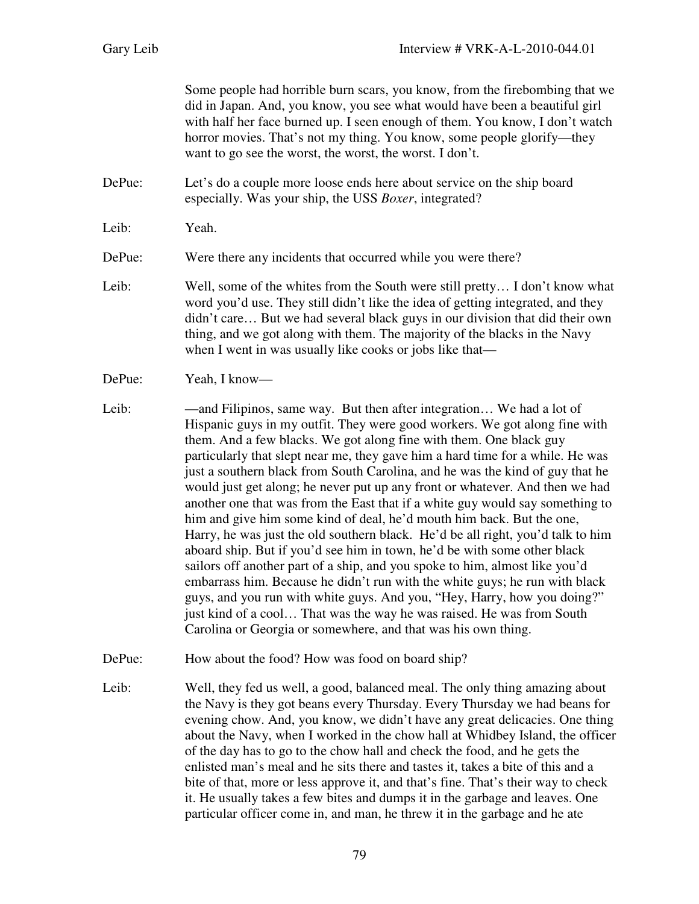Some people had horrible burn scars, you know, from the firebombing that we did in Japan. And, you know, you see what would have been a beautiful girl with half her face burned up. I seen enough of them. You know, I don't watch horror movies. That's not my thing. You know, some people glorify—they want to go see the worst, the worst, the worst. I don't.

DePue: Let's do a couple more loose ends here about service on the ship board especially. Was your ship, the USS *Boxer*, integrated?

Leib: Yeah.

DePue: Were there any incidents that occurred while you were there?

Leib: Well, some of the whites from the South were still pretty… I don't know what word you'd use. They still didn't like the idea of getting integrated, and they didn't care… But we had several black guys in our division that did their own thing, and we got along with them. The majority of the blacks in the Navy when I went in was usually like cooks or jobs like that—

DePue: Yeah, I know—

Leib: —and Filipinos, same way. But then after integration… We had a lot of Hispanic guys in my outfit. They were good workers. We got along fine with them. And a few blacks. We got along fine with them. One black guy particularly that slept near me, they gave him a hard time for a while. He was just a southern black from South Carolina, and he was the kind of guy that he would just get along; he never put up any front or whatever. And then we had another one that was from the East that if a white guy would say something to him and give him some kind of deal, he'd mouth him back. But the one, Harry, he was just the old southern black. He'd be all right, you'd talk to him aboard ship. But if you'd see him in town, he'd be with some other black sailors off another part of a ship, and you spoke to him, almost like you'd embarrass him. Because he didn't run with the white guys; he run with black guys, and you run with white guys. And you, "Hey, Harry, how you doing?" just kind of a cool… That was the way he was raised. He was from South Carolina or Georgia or somewhere, and that was his own thing.

DePue: How about the food? How was food on board ship?

Leib: Well, they fed us well, a good, balanced meal. The only thing amazing about the Navy is they got beans every Thursday. Every Thursday we had beans for evening chow. And, you know, we didn't have any great delicacies. One thing about the Navy, when I worked in the chow hall at Whidbey Island, the officer of the day has to go to the chow hall and check the food, and he gets the enlisted man's meal and he sits there and tastes it, takes a bite of this and a bite of that, more or less approve it, and that's fine. That's their way to check it. He usually takes a few bites and dumps it in the garbage and leaves. One particular officer come in, and man, he threw it in the garbage and he ate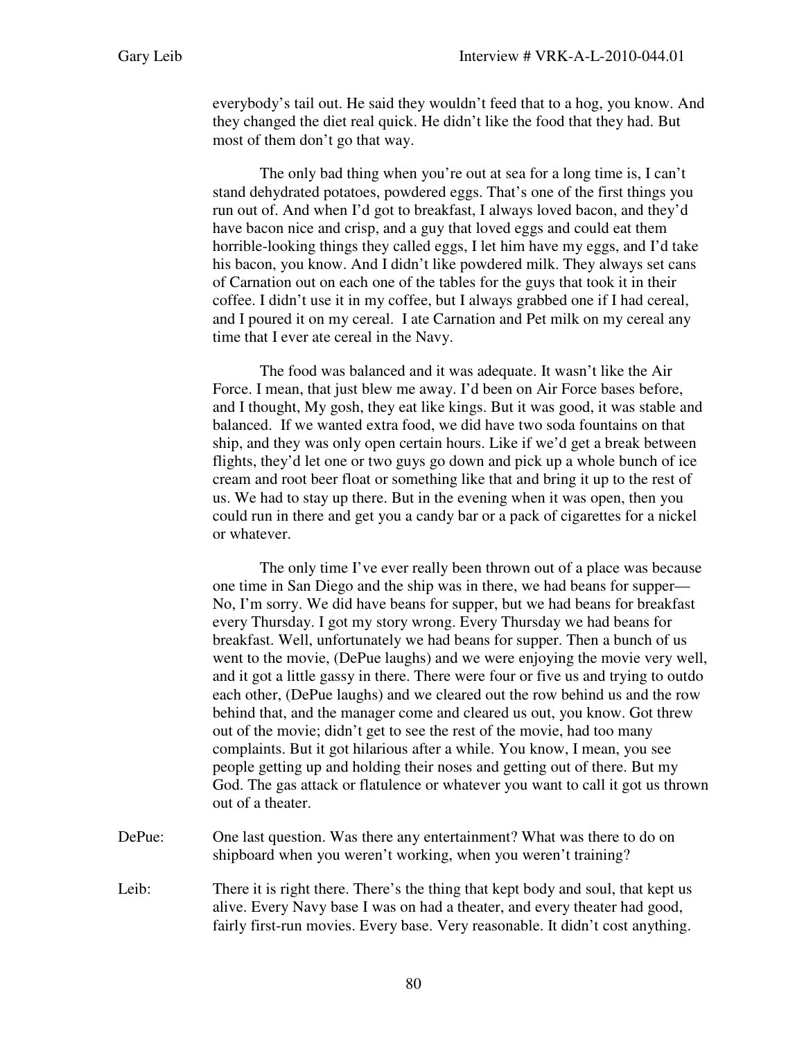everybody's tail out. He said they wouldn't feed that to a hog, you know. And they changed the diet real quick. He didn't like the food that they had. But most of them don't go that way.

The only bad thing when you're out at sea for a long time is, I can't stand dehydrated potatoes, powdered eggs. That's one of the first things you run out of. And when I'd got to breakfast, I always loved bacon, and they'd have bacon nice and crisp, and a guy that loved eggs and could eat them horrible-looking things they called eggs, I let him have my eggs, and I'd take his bacon, you know. And I didn't like powdered milk. They always set cans of Carnation out on each one of the tables for the guys that took it in their coffee. I didn't use it in my coffee, but I always grabbed one if I had cereal, and I poured it on my cereal. I ate Carnation and Pet milk on my cereal any time that I ever ate cereal in the Navy.

The food was balanced and it was adequate. It wasn't like the Air Force. I mean, that just blew me away. I'd been on Air Force bases before, and I thought, My gosh, they eat like kings. But it was good, it was stable and balanced. If we wanted extra food, we did have two soda fountains on that ship, and they was only open certain hours. Like if we'd get a break between flights, they'd let one or two guys go down and pick up a whole bunch of ice cream and root beer float or something like that and bring it up to the rest of us. We had to stay up there. But in the evening when it was open, then you could run in there and get you a candy bar or a pack of cigarettes for a nickel or whatever.

The only time I've ever really been thrown out of a place was because one time in San Diego and the ship was in there, we had beans for supper— No, I'm sorry. We did have beans for supper, but we had beans for breakfast every Thursday. I got my story wrong. Every Thursday we had beans for breakfast. Well, unfortunately we had beans for supper. Then a bunch of us went to the movie, (DePue laughs) and we were enjoying the movie very well, and it got a little gassy in there. There were four or five us and trying to outdo each other, (DePue laughs) and we cleared out the row behind us and the row behind that, and the manager come and cleared us out, you know. Got threw out of the movie; didn't get to see the rest of the movie, had too many complaints. But it got hilarious after a while. You know, I mean, you see people getting up and holding their noses and getting out of there. But my God. The gas attack or flatulence or whatever you want to call it got us thrown out of a theater.

DePue: One last question. Was there any entertainment? What was there to do on shipboard when you weren't working, when you weren't training?

Leib: There it is right there. There's the thing that kept body and soul, that kept us alive. Every Navy base I was on had a theater, and every theater had good, fairly first-run movies. Every base. Very reasonable. It didn't cost anything.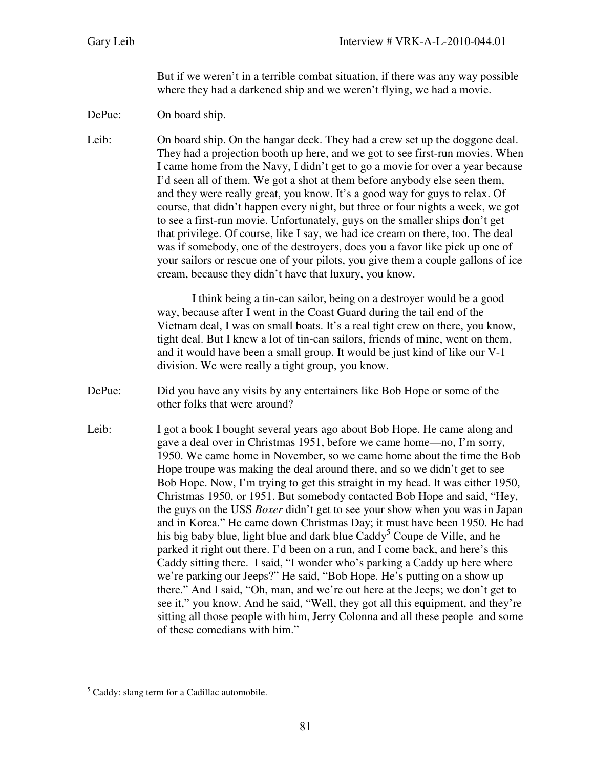But if we weren't in a terrible combat situation, if there was any way possible where they had a darkened ship and we weren't flying, we had a movie.

DePue: On board ship.

Leib: On board ship. On the hangar deck. They had a crew set up the doggone deal. They had a projection booth up here, and we got to see first-run movies. When I came home from the Navy, I didn't get to go a movie for over a year because I'd seen all of them. We got a shot at them before anybody else seen them, and they were really great, you know. It's a good way for guys to relax. Of course, that didn't happen every night, but three or four nights a week, we got to see a first-run movie. Unfortunately, guys on the smaller ships don't get that privilege. Of course, like I say, we had ice cream on there, too. The deal was if somebody, one of the destroyers, does you a favor like pick up one of your sailors or rescue one of your pilots, you give them a couple gallons of ice cream, because they didn't have that luxury, you know.

I think being a tin-can sailor, being on a destroyer would be a good way, because after I went in the Coast Guard during the tail end of the Vietnam deal, I was on small boats. It's a real tight crew on there, you know, tight deal. But I knew a lot of tin-can sailors, friends of mine, went on them, and it would have been a small group. It would be just kind of like our V-1 division. We were really a tight group, you know.

DePue: Did you have any visits by any entertainers like Bob Hope or some of the other folks that were around?

Leib: I got a book I bought several years ago about Bob Hope. He came along and gave a deal over in Christmas 1951, before we came home—no, I'm sorry, 1950. We came home in November, so we came home about the time the Bob Hope troupe was making the deal around there, and so we didn't get to see Bob Hope. Now, I'm trying to get this straight in my head. It was either 1950, Christmas 1950, or 1951. But somebody contacted Bob Hope and said, "Hey, the guys on the USS *Boxer* didn't get to see your show when you was in Japan and in Korea." He came down Christmas Day; it must have been 1950. He had his big baby blue, light blue and dark blue Caddy[5] Coupe de Ville, and he parked it right out there. I'd been on a run, and I come back, and here's this Caddy sitting there. I said, "I wonder who's parking a Caddy up here where we're parking our Jeeps?" He said, "Bob Hope. He's putting on a show up there." And I said, "Oh, man, and we're out here at the Jeeps; we don't get to see it," you know. And he said, "Well, they got all this equipment, and they're sitting all those people with him, Jerry Colonna and all these people and some of these comedians with him."

---

[5] Caddy: slang term for a Cadillac automobile.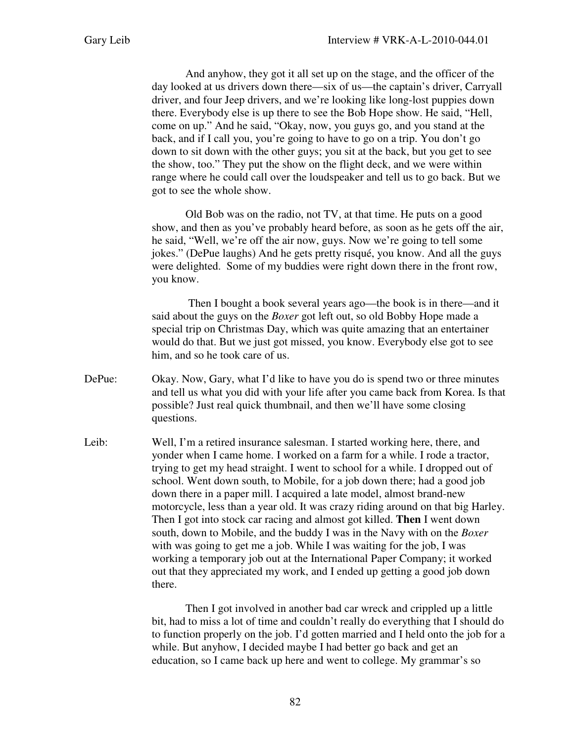And anyhow, they got it all set up on the stage, and the officer of the day looked at us drivers down there—six of us—the captain's driver, Carryall driver, and four Jeep drivers, and we're looking like long-lost puppies down there. Everybody else is up there to see the Bob Hope show. He said, "Hell, come on up." And he said, "Okay, now, you guys go, and you stand at the back, and if I call you, you're going to have to go on a trip. You don't go down to sit down with the other guys; you sit at the back, but you get to see the show, too." They put the show on the flight deck, and we were within range where he could call over the loudspeaker and tell us to go back. But we got to see the whole show.

Old Bob was on the radio, not TV, at that time. He puts on a good show, and then as you've probably heard before, as soon as he gets off the air, he said, "Well, we're off the air now, guys. Now we're going to tell some jokes." (DePue laughs) And he gets pretty risqué, you know. And all the guys were delighted. Some of my buddies were right down there in the front row, you know.

Then I bought a book several years ago—the book is in there—and it said about the guys on the *Boxer* got left out, so old Bobby Hope made a special trip on Christmas Day, which was quite amazing that an entertainer would do that. But we just got missed, you know. Everybody else got to see him, and so he took care of us.

DePue: Okay. Now, Gary, what I'd like to have you do is spend two or three minutes and tell us what you did with your life after you came back from Korea. Is that possible? Just real quick thumbnail, and then we'll have some closing questions.

Leib: Well, I'm a retired insurance salesman. I started working here, there, and yonder when I came home. I worked on a farm for a while. I rode a tractor, trying to get my head straight. I went to school for a while. I dropped out of school. Went down south, to Mobile, for a job down there; had a good job down there in a paper mill. I acquired a late model, almost brand-new motorcycle, less than a year old. It was crazy riding around on that big Harley. Then I got into stock car racing and almost got killed. **Then** I went down south, down to Mobile, and the buddy I was in the Navy with on the *Boxer* with was going to get me a job. While I was waiting for the job, I was working a temporary job out at the International Paper Company; it worked out that they appreciated my work, and I ended up getting a good job down there.

Then I got involved in another bad car wreck and crippled up a little bit, had to miss a lot of time and couldn't really do everything that I should do to function properly on the job. I'd gotten married and I held onto the job for a while. But anyhow, I decided maybe I had better go back and get an education, so I came back up here and went to college. My grammar's so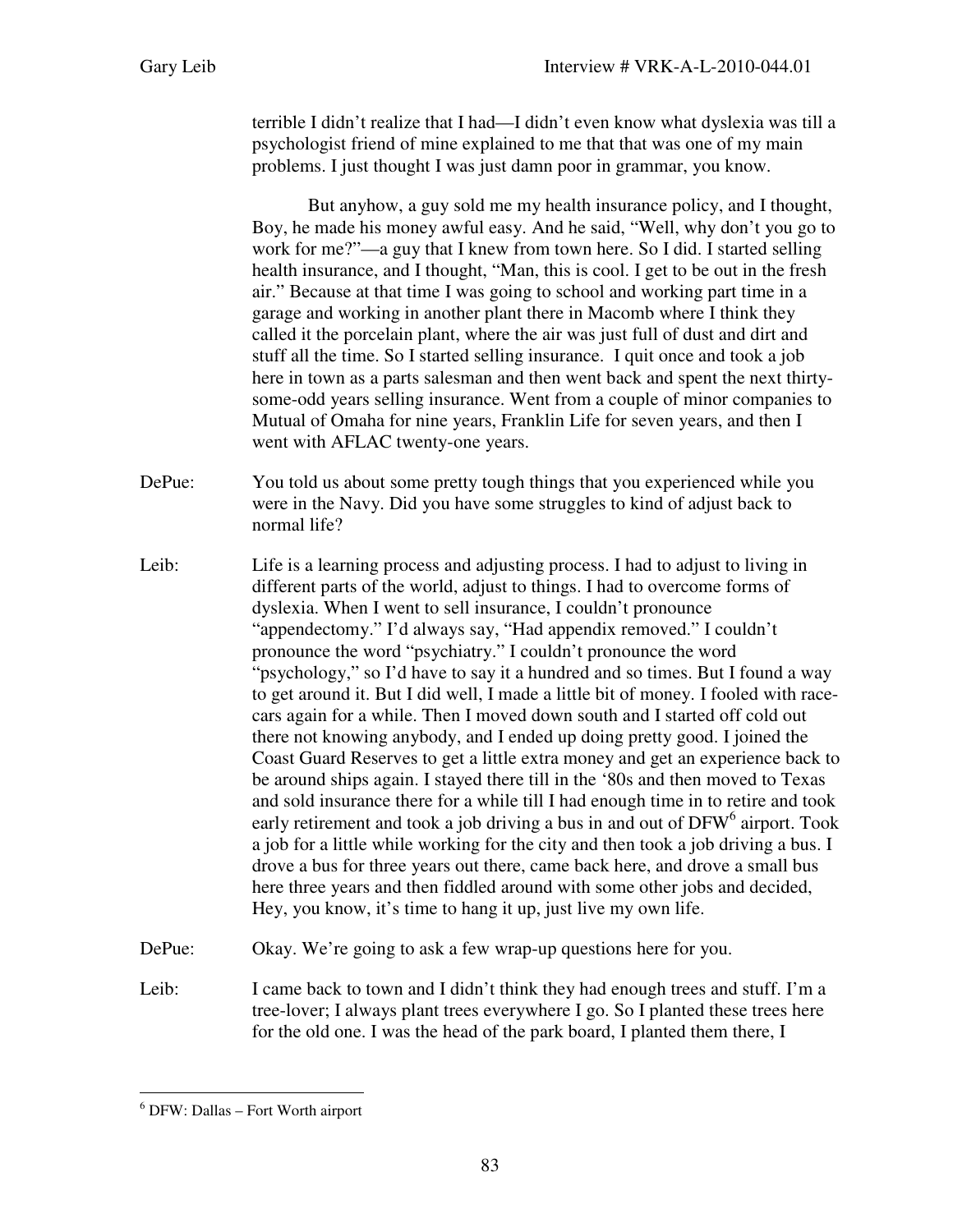terrible I didn't realize that I had—I didn't even know what dyslexia was till a psychologist friend of mine explained to me that that was one of my main problems. I just thought I was just damn poor in grammar, you know.

But anyhow, a guy sold me my health insurance policy, and I thought, Boy, he made his money awful easy. And he said, "Well, why don't you go to work for me?"—a guy that I knew from town here. So I did. I started selling health insurance, and I thought, "Man, this is cool. I get to be out in the fresh air." Because at that time I was going to school and working part time in a garage and working in another plant there in Macomb where I think they called it the porcelain plant, where the air was just full of dust and dirt and stuff all the time. So I started selling insurance. I quit once and took a job here in town as a parts salesman and then went back and spent the next thirty-some-odd years selling insurance. Went from a couple of minor companies to Mutual of Omaha for nine years, Franklin Life for seven years, and then I went with AFLAC twenty-one years.

DePue: You told us about some pretty tough things that you experienced while you were in the Navy. Did you have some struggles to kind of adjust back to normal life?

Leib: Life is a learning process and adjusting process. I had to adjust to living in different parts of the world, adjust to things. I had to overcome forms of dyslexia. When I went to sell insurance, I couldn't pronounce "appendectomy." I'd always say, "Had appendix removed." I couldn't pronounce the word "psychiatry." I couldn't pronounce the word "psychology," so I'd have to say it a hundred and so times. But I found a way to get around it. But I did well, I made a little bit of money. I fooled with race-cars again for a while. Then I moved down south and I started off cold out there not knowing anybody, and I ended up doing pretty good. I joined the Coast Guard Reserves to get a little extra money and get an experience back to be around ships again. I stayed there till in the '80s and then moved to Texas and sold insurance there for a while till I had enough time in to retire and took early retirement and took a job driving a bus in and out of DFW[6] airport. Took a job for a little while working for the city and then took a job driving a bus. I drove a bus for three years out there, came back here, and drove a small bus here three years and then fiddled around with some other jobs and decided, Hey, you know, it's time to hang it up, just live my own life.

DePue: Okay. We're going to ask a few wrap-up questions here for you.

Leib: I came back to town and I didn't think they had enough trees and stuff. I'm a tree-lover; I always plant trees everywhere I go. So I planted these trees here for the old one. I was the head of the park board, I planted them there, I

---

[6] DFW: Dallas – Fort Worth airport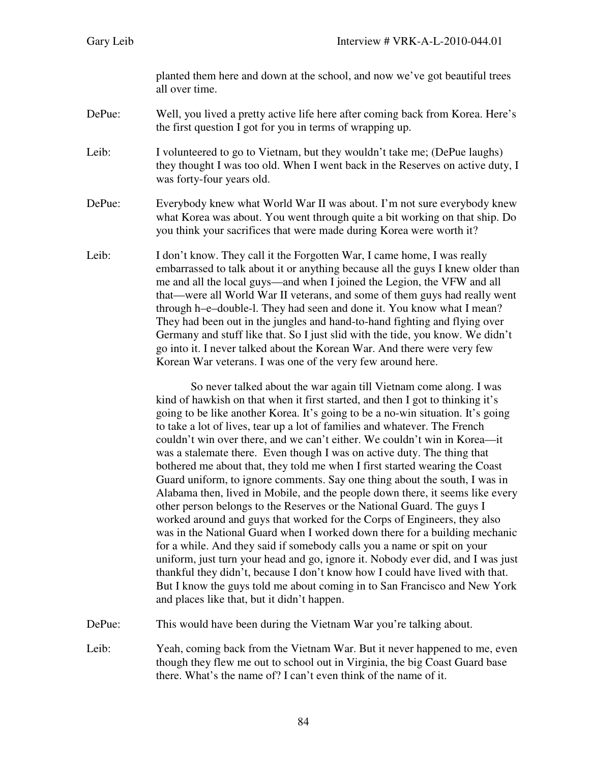planted them here and down at the school, and now we've got beautiful trees all over time.

DePue: Well, you lived a pretty active life here after coming back from Korea. Here's the first question I got for you in terms of wrapping up.

Leib: I volunteered to go to Vietnam, but they wouldn't take me; (DePue laughs) they thought I was too old. When I went back in the Reserves on active duty, I was forty-four years old.

DePue: Everybody knew what World War II was about. I'm not sure everybody knew what Korea was about. You went through quite a bit working on that ship. Do you think your sacrifices that were made during Korea were worth it?

Leib: I don't know. They call it the Forgotten War, I came home, I was really embarrassed to talk about it or anything because all the guys I knew older than me and all the local guys—and when I joined the Legion, the VFW and all that—were all World War II veterans, and some of them guys had really went through h–e–double-l. They had seen and done it. You know what I mean? They had been out in the jungles and hand-to-hand fighting and flying over Germany and stuff like that. So I just slid with the tide, you know. We didn't go into it. I never talked about the Korean War. And there were very few Korean War veterans. I was one of the very few around here.

So never talked about the war again till Vietnam come along. I was kind of hawkish on that when it first started, and then I got to thinking it's going to be like another Korea. It's going to be a no-win situation. It's going to take a lot of lives, tear up a lot of families and whatever. The French couldn't win over there, and we can't either. We couldn't win in Korea—it was a stalemate there. Even though I was on active duty. The thing that bothered me about that, they told me when I first started wearing the Coast Guard uniform, to ignore comments. Say one thing about the south, I was in Alabama then, lived in Mobile, and the people down there, it seems like every other person belongs to the Reserves or the National Guard. The guys I worked around and guys that worked for the Corps of Engineers, they also was in the National Guard when I worked down there for a building mechanic for a while. And they said if somebody calls you a name or spit on your uniform, just turn your head and go, ignore it. Nobody ever did, and I was just thankful they didn't, because I don't know how I could have lived with that. But I know the guys told me about coming in to San Francisco and New York and places like that, but it didn't happen.

DePue: This would have been during the Vietnam War you're talking about.

Leib: Yeah, coming back from the Vietnam War. But it never happened to me, even though they flew me out to school out in Virginia, the big Coast Guard base there. What's the name of? I can't even think of the name of it.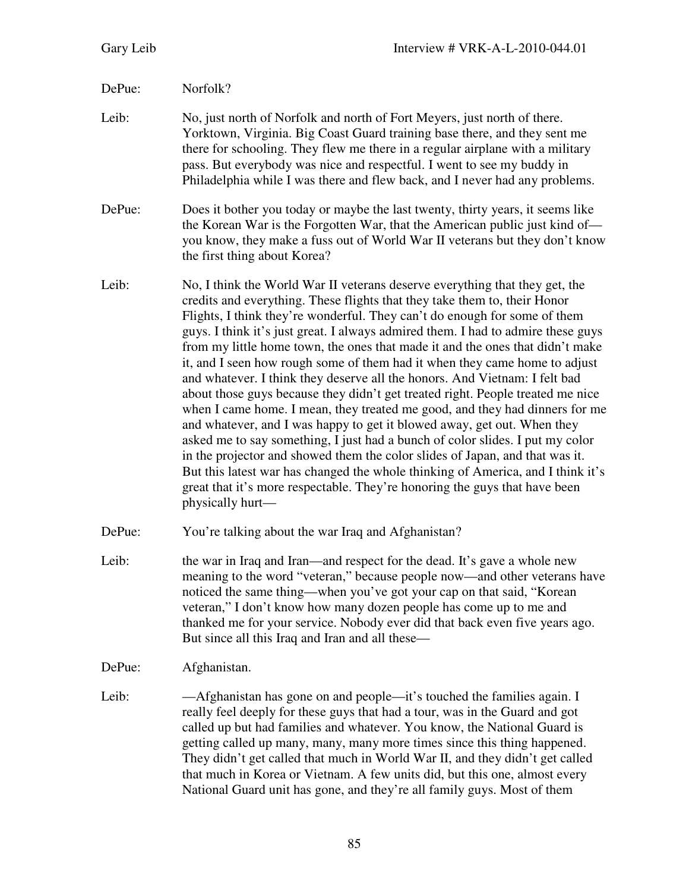DePue: Norfolk?

Leib: No, just north of Norfolk and north of Fort Meyers, just north of there. Yorktown, Virginia. Big Coast Guard training base there, and they sent me there for schooling. They flew me there in a regular airplane with a military pass. But everybody was nice and respectful. I went to see my buddy in Philadelphia while I was there and flew back, and I never had any problems.

DePue: Does it bother you today or maybe the last twenty, thirty years, it seems like the Korean War is the Forgotten War, that the American public just kind of—you know, they make a fuss out of World War II veterans but they don't know the first thing about Korea?

Leib: No, I think the World War II veterans deserve everything that they get, the credits and everything. These flights that they take them to, their Honor Flights, I think they're wonderful. They can't do enough for some of them guys. I think it's just great. I always admired them. I had to admire these guys from my little home town, the ones that made it and the ones that didn't make it, and I seen how rough some of them had it when they came home to adjust and whatever. I think they deserve all the honors. And Vietnam: I felt bad about those guys because they didn't get treated right. People treated me nice when I came home. I mean, they treated me good, and they had dinners for me and whatever, and I was happy to get it blowed away, get out. When they asked me to say something, I just had a bunch of color slides. I put my color in the projector and showed them the color slides of Japan, and that was it. But this latest war has changed the whole thinking of America, and I think it's great that it's more respectable. They're honoring the guys that have been physically hurt—

DePue: You're talking about the war Iraq and Afghanistan?

Leib: the war in Iraq and Iran—and respect for the dead. It's gave a whole new meaning to the word "veteran," because people now—and other veterans have noticed the same thing—when you've got your cap on that said, "Korean veteran," I don't know how many dozen people has come up to me and thanked me for your service. Nobody ever did that back even five years ago. But since all this Iraq and Iran and all these—

DePue: Afghanistan.

Leib: —Afghanistan has gone on and people—it's touched the families again. I really feel deeply for these guys that had a tour, was in the Guard and got called up but had families and whatever. You know, the National Guard is getting called up many, many, many more times since this thing happened. They didn't get called that much in World War II, and they didn't get called that much in Korea or Vietnam. A few units did, but this one, almost every National Guard unit has gone, and they're all family guys. Most of them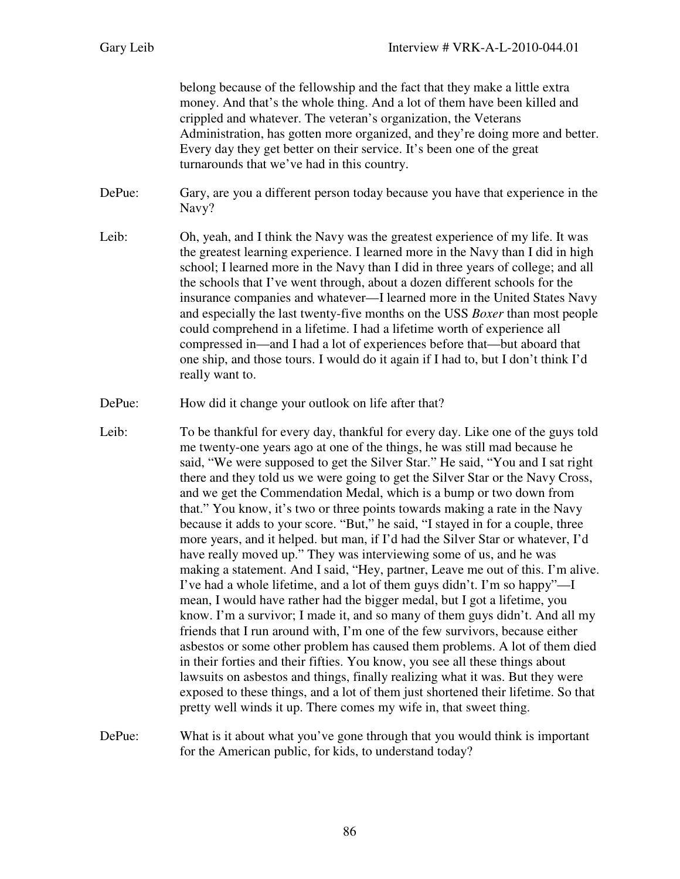belong because of the fellowship and the fact that they make a little extra money. And that's the whole thing. And a lot of them have been killed and crippled and whatever. The veteran's organization, the Veterans Administration, has gotten more organized, and they're doing more and better. Every day they get better on their service. It's been one of the great turnarounds that we've had in this country.

DePue: Gary, are you a different person today because you have that experience in the Navy?

Leib: Oh, yeah, and I think the Navy was the greatest experience of my life. It was the greatest learning experience. I learned more in the Navy than I did in high school; I learned more in the Navy than I did in three years of college; and all the schools that I've went through, about a dozen different schools for the insurance companies and whatever—I learned more in the United States Navy and especially the last twenty-five months on the USS *Boxer* than most people could comprehend in a lifetime. I had a lifetime worth of experience all compressed in—and I had a lot of experiences before that—but aboard that one ship, and those tours. I would do it again if I had to, but I don't think I'd really want to.

DePue: How did it change your outlook on life after that?

Leib: To be thankful for every day, thankful for every day. Like one of the guys told me twenty-one years ago at one of the things, he was still mad because he said, "We were supposed to get the Silver Star." He said, "You and I sat right there and they told us we were going to get the Silver Star or the Navy Cross, and we get the Commendation Medal, which is a bump or two down from that." You know, it's two or three points towards making a rate in the Navy because it adds to your score. "But," he said, "I stayed in for a couple, three more years, and it helped. but man, if I'd had the Silver Star or whatever, I'd have really moved up." They was interviewing some of us, and he was making a statement. And I said, "Hey, partner, Leave me out of this. I'm alive. I've had a whole lifetime, and a lot of them guys didn't. I'm so happy"—I mean, I would have rather had the bigger medal, but I got a lifetime, you know. I'm a survivor; I made it, and so many of them guys didn't. And all my friends that I run around with, I'm one of the few survivors, because either asbestos or some other problem has caused them problems. A lot of them died in their forties and their fifties. You know, you see all these things about lawsuits on asbestos and things, finally realizing what it was. But they were exposed to these things, and a lot of them just shortened their lifetime. So that pretty well winds it up. There comes my wife in, that sweet thing.

DePue: What is it about what you've gone through that you would think is important for the American public, for kids, to understand today?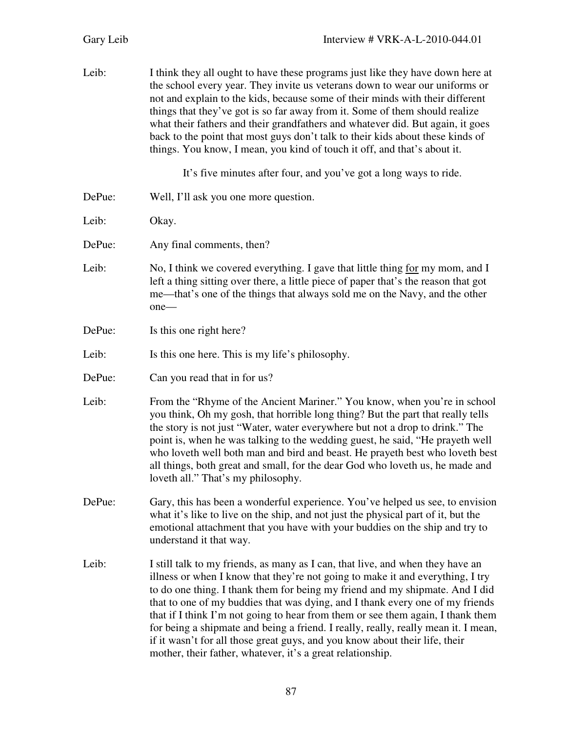Leib: I think they all ought to have these programs just like they have down here at the school every year. They invite us veterans down to wear our uniforms or not and explain to the kids, because some of their minds with their different things that they've got is so far away from it. Some of them should realize what their fathers and their grandfathers and whatever did. But again, it goes back to the point that most guys don't talk to their kids about these kinds of things. You know, I mean, you kind of touch it off, and that's about it.

It's five minutes after four, and you've got a long ways to ride.

DePue: Well, I'll ask you one more question.

Leib: Okay.

DePue: Any final comments, then?

Leib: No, I think we covered everything. I gave that little thing <u>for</u> my mom, and I left a thing sitting over there, a little piece of paper that's the reason that got me—that's one of the things that always sold me on the Navy, and the other one—

DePue: Is this one right here?

Leib: Is this one here. This is my life's philosophy.

DePue: Can you read that in for us?

Leib: From the "Rhyme of the Ancient Mariner." You know, when you're in school you think, Oh my gosh, that horrible long thing? But the part that really tells the story is not just "Water, water everywhere but not a drop to drink." The point is, when he was talking to the wedding guest, he said, "He prayeth well who loveth well both man and bird and beast. He prayeth best who loveth best all things, both great and small, for the dear God who loveth us, he made and loveth all." That's my philosophy.

DePue: Gary, this has been a wonderful experience. You've helped us see, to envision what it's like to live on the ship, and not just the physical part of it, but the emotional attachment that you have with your buddies on the ship and try to understand it that way.

Leib: I still talk to my friends, as many as I can, that live, and when they have an illness or when I know that they're not going to make it and everything, I try to do one thing. I thank them for being my friend and my shipmate. And I did that to one of my buddies that was dying, and I thank every one of my friends that if I think I'm not going to hear from them or see them again, I thank them for being a shipmate and being a friend. I really, really, really mean it. I mean, if it wasn't for all those great guys, and you know about their life, their mother, their father, whatever, it's a great relationship.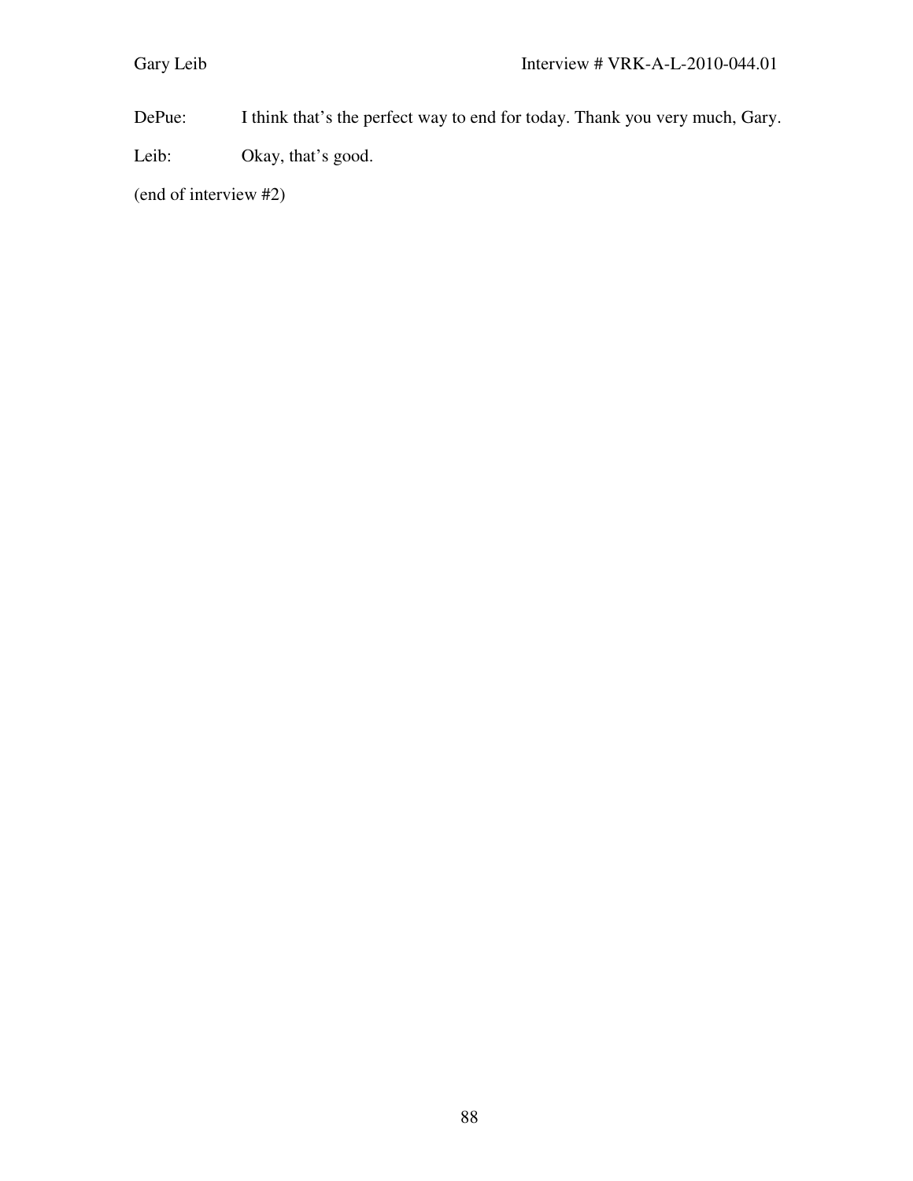DePue: I think that's the perfect way to end for today. Thank you very much, Gary.

Leib: Okay, that's good.

(end of interview #2)